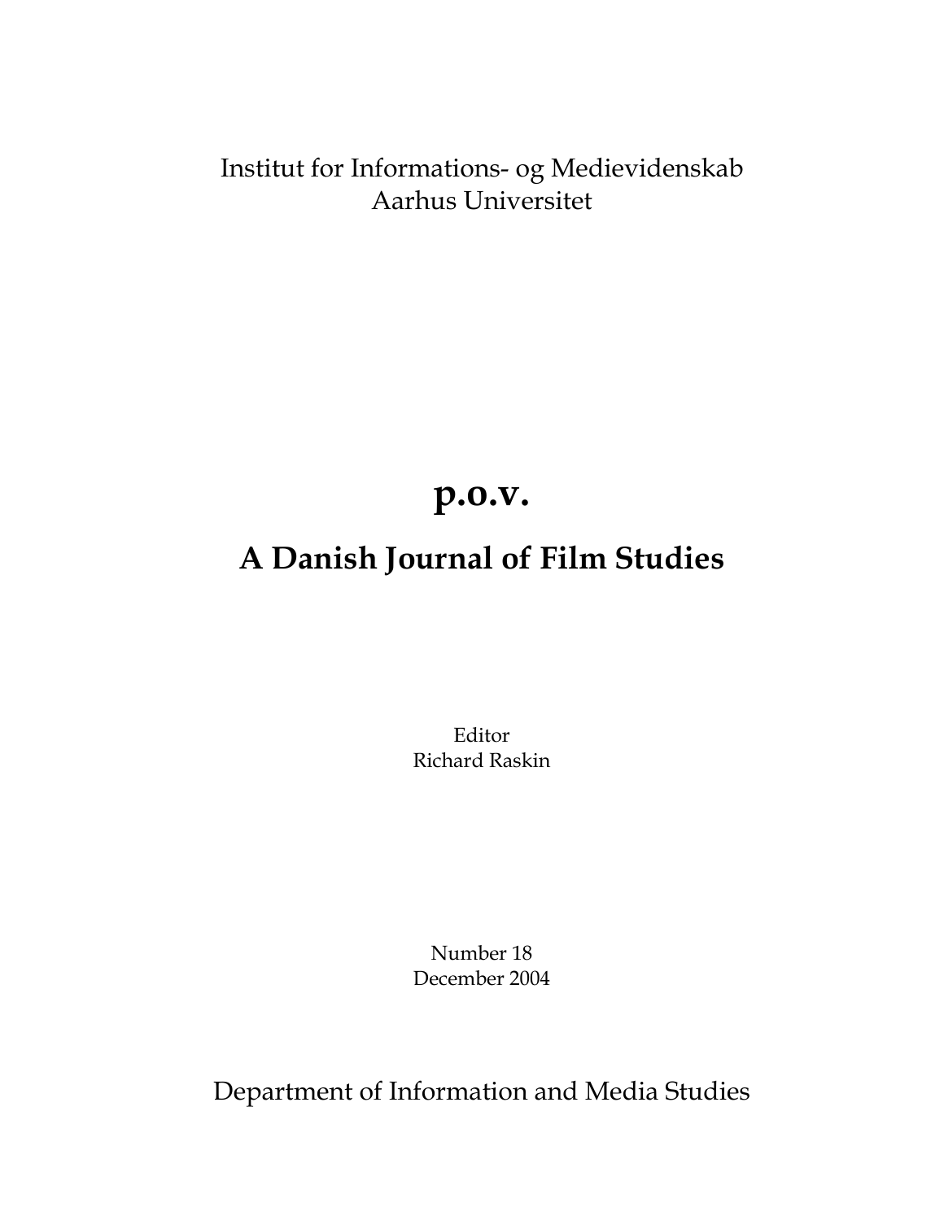Institut for Informations- og Medievidenskab
Aarhus Universitet

# p.o.v.

## A Danish Journal of Film Studies

Editor
Richard Raskin

Number 18
December 2004

Department of Information and Media Studies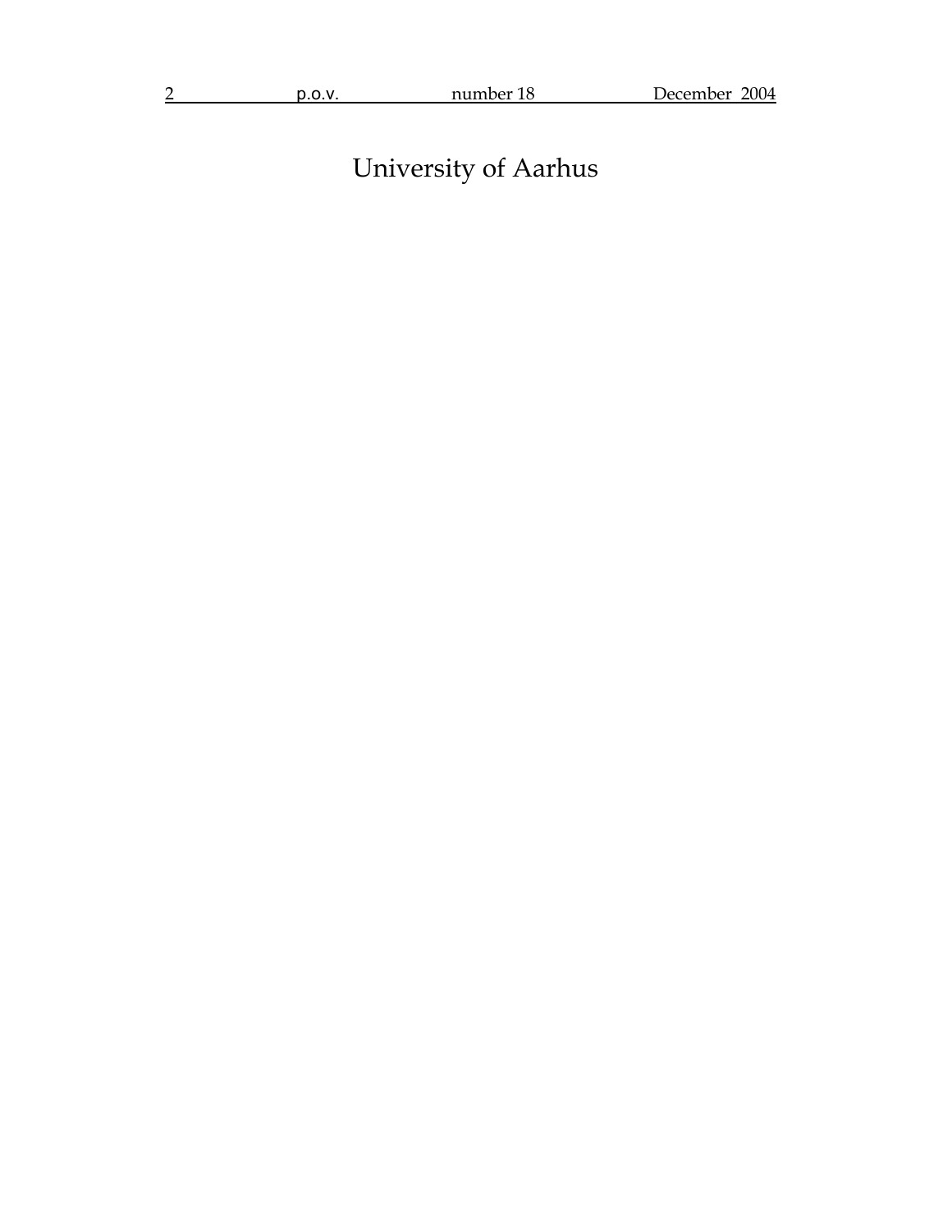University of Aarhus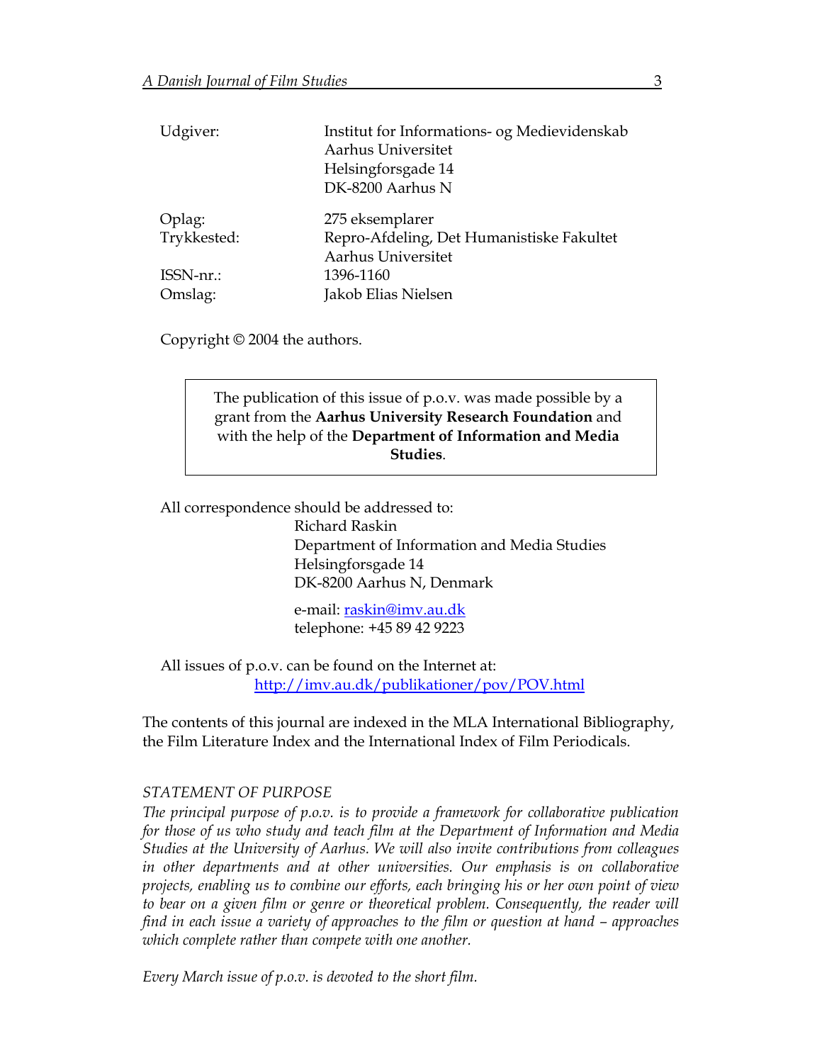| | |
|---|---|
| Udgiver: | Institut for Informations- og Medievidenskab<br>Aarhus Universitet<br>Helsingforsgade 14<br>DK-8200 Aarhus N |
| Oplag: | 275 eksemplarer |
| Trykkested: | Repro-Afdeling, Det Humanistiske Fakultet<br>Aarhus Universitet |
| ISSN-nr.: | 1396-1160 |
| Omslag: | Jakob Elias Nielsen |

Copyright © 2004 the authors.

> The publication of this issue of p.o.v. was made possible by a grant from the **Aarhus University Research Foundation** and with the help of the **Department of Information and Media Studies**.

All correspondence should be addressed to:

Richard Raskin
Department of Information and Media Studies
Helsingforsgade 14
DK-8200 Aarhus N, Denmark

e-mail: raskin@imv.au.dk
telephone: +45 89 42 9223

All issues of p.o.v. can be found on the Internet at:
http://imv.au.dk/publikationer/pov/POV.html

The contents of this journal are indexed in the MLA International Bibliography, the Film Literature Index and the International Index of Film Periodicals.

*STATEMENT OF PURPOSE*

*The principal purpose of p.o.v. is to provide a framework for collaborative publication for those of us who study and teach film at the Department of Information and Media Studies at the University of Aarhus. We will also invite contributions from colleagues in other departments and at other universities. Our emphasis is on collaborative projects, enabling us to combine our efforts, each bringing his or her own point of view to bear on a given film or genre or theoretical problem. Consequently, the reader will find in each issue a variety of approaches to the film or question at hand – approaches which complete rather than compete with one another.*

*Every March issue of p.o.v. is devoted to the short film.*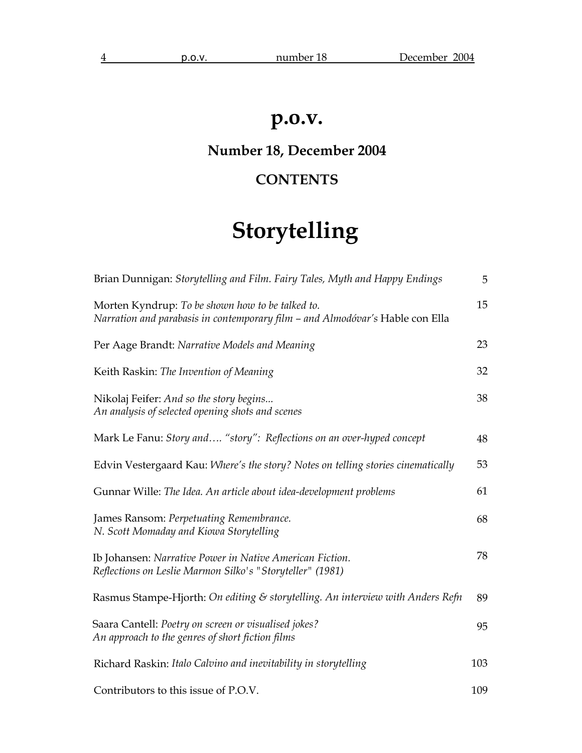# p.o.v.

## Number 18, December 2004

## CONTENTS

# Storytelling

| | |
|---|---|
| Brian Dunnigan: *Storytelling and Film. Fairy Tales, Myth and Happy Endings* | 5 |
| Morten Kyndrup: *To be shown how to be talked to. Narration and parabasis in contemporary film – and Almodóvar's* Hable con Ella | 15 |
| Per Aage Brandt: *Narrative Models and Meaning* | 23 |
| Keith Raskin: *The Invention of Meaning* | 32 |
| Nikolaj Feifer: *And so the story begins... An analysis of selected opening shots and scenes* | 38 |
| Mark Le Fanu: *Story and…. "story": Reflections on an over-hyped concept* | 48 |
| Edvin Vestergaard Kau: *Where's the story? Notes on telling stories cinematically* | 53 |
| Gunnar Wille: *The Idea. An article about idea-development problems* | 61 |
| James Ransom: *Perpetuating Remembrance. N. Scott Momaday and Kiowa Storytelling* | 68 |
| Ib Johansen: *Narrative Power in Native American Fiction. Reflections on Leslie Marmon Silko's "Storyteller" (1981)* | 78 |
| Rasmus Stampe-Hjorth: *On editing & storytelling. An interview with Anders Refn* | 89 |
| Saara Cantell: *Poetry on screen or visualised jokes? An approach to the genres of short fiction films* | 95 |
| Richard Raskin: *Italo Calvino and inevitability in storytelling* | 103 |
| Contributors to this issue of P.O.V. | 109 |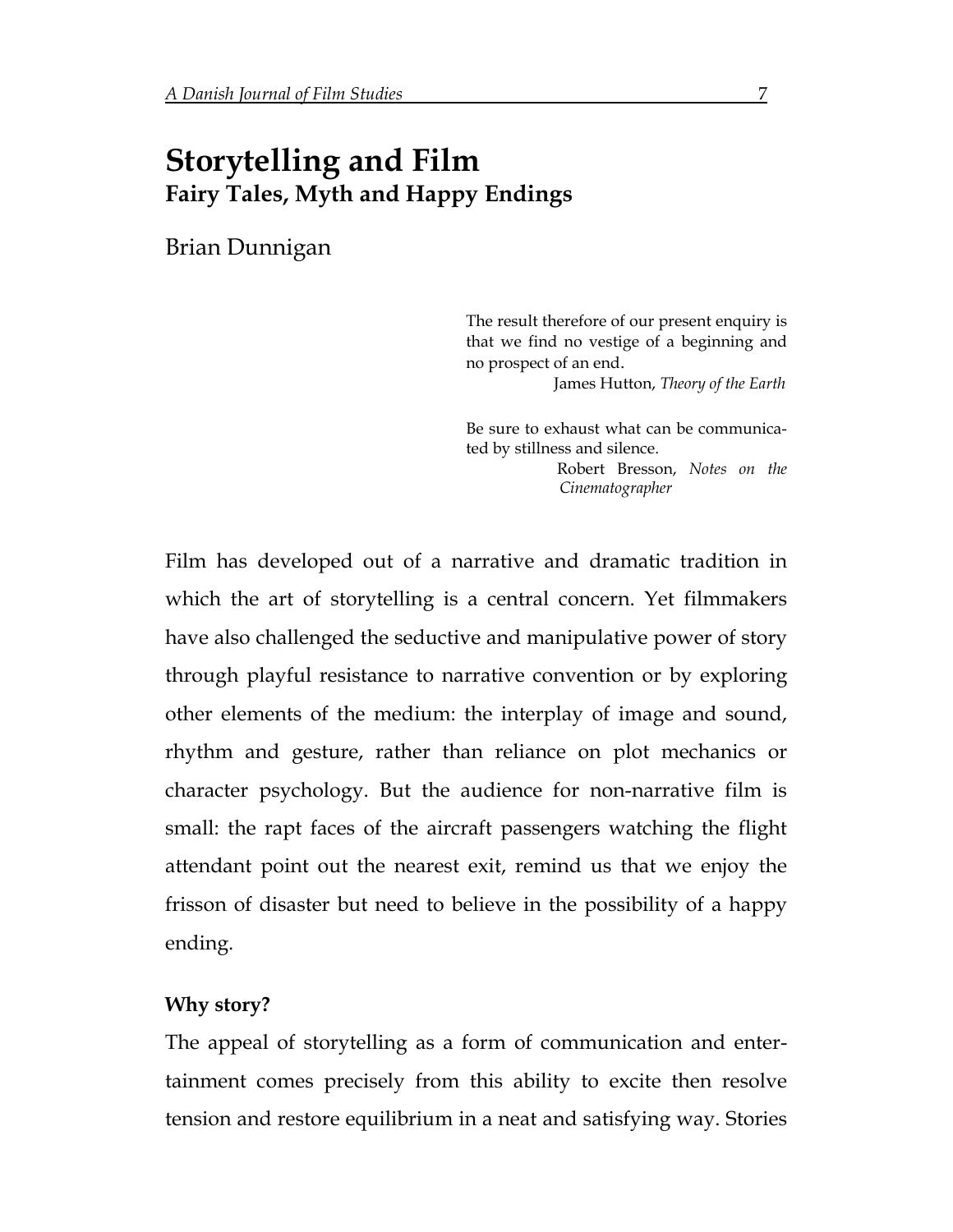# Storytelling and Film

## Fairy Tales, Myth and Happy Endings

Brian Dunnigan

> The result therefore of our present enquiry is that we find no vestige of a beginning and no prospect of an end.
>
> James Hutton, *Theory of the Earth*

> Be sure to exhaust what can be communicated by stillness and silence.
>
> Robert Bresson, *Notes on the Cinematographer*

Film has developed out of a narrative and dramatic tradition in which the art of storytelling is a central concern. Yet filmmakers have also challenged the seductive and manipulative power of story through playful resistance to narrative convention or by exploring other elements of the medium: the interplay of image and sound, rhythm and gesture, rather than reliance on plot mechanics or character psychology. But the audience for non-narrative film is small: the rapt faces of the aircraft passengers watching the flight attendant point out the nearest exit, remind us that we enjoy the frisson of disaster but need to believe in the possibility of a happy ending.

**Why story?**

The appeal of storytelling as a form of communication and entertainment comes precisely from this ability to excite then resolve tension and restore equilibrium in a neat and satisfying way. Stories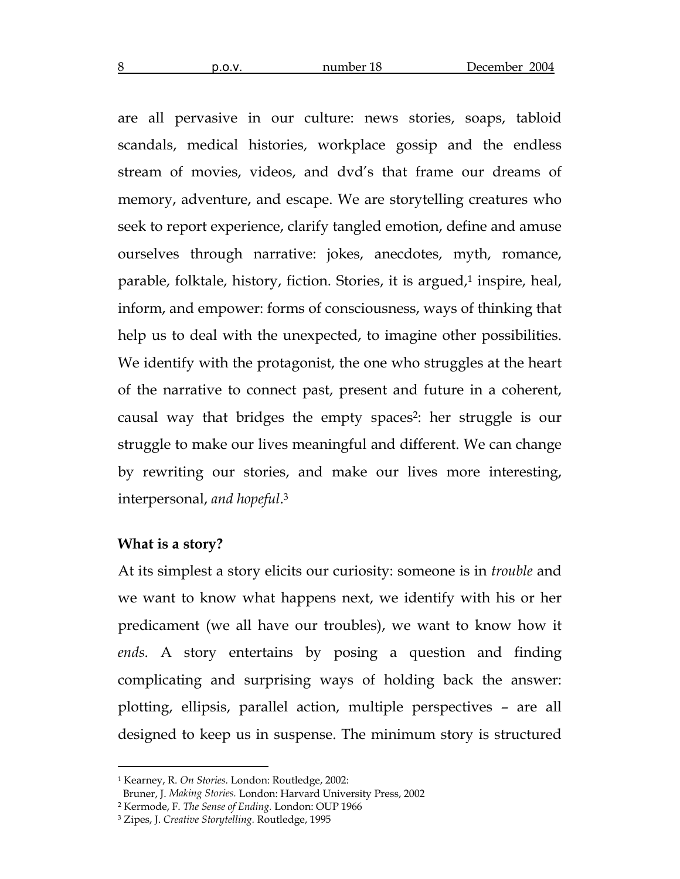are all pervasive in our culture: news stories, soaps, tabloid scandals, medical histories, workplace gossip and the endless stream of movies, videos, and dvd's that frame our dreams of memory, adventure, and escape. We are storytelling creatures who seek to report experience, clarify tangled emotion, define and amuse ourselves through narrative: jokes, anecdotes, myth, romance, parable, folktale, history, fiction. Stories, it is argued,[1] inspire, heal, inform, and empower: forms of consciousness, ways of thinking that help us to deal with the unexpected, to imagine other possibilities. We identify with the protagonist, the one who struggles at the heart of the narrative to connect past, present and future in a coherent, causal way that bridges the empty spaces[2]: her struggle is our struggle to make our lives meaningful and different. We can change by rewriting our stories, and make our lives more interesting, interpersonal, *and hopeful*.[3]

**What is a story?**

At its simplest a story elicits our curiosity: someone is in *trouble* and we want to know what happens next, we identify with his or her predicament (we all have our troubles), we want to know how it *ends*. A story entertains by posing a question and finding complicating and surprising ways of holding back the answer: plotting, ellipsis, parallel action, multiple perspectives – are all designed to keep us in suspense. The minimum story is structured

---

[1] Kearney, R. *On Stories.* London: Routledge, 2002:
Bruner, J. *Making Stories.* London: Harvard University Press, 2002

[2] Kermode, F. *The Sense of Ending.* London: OUP 1966

[3] Zipes, J. *Creative Storytelling.* Routledge, 1995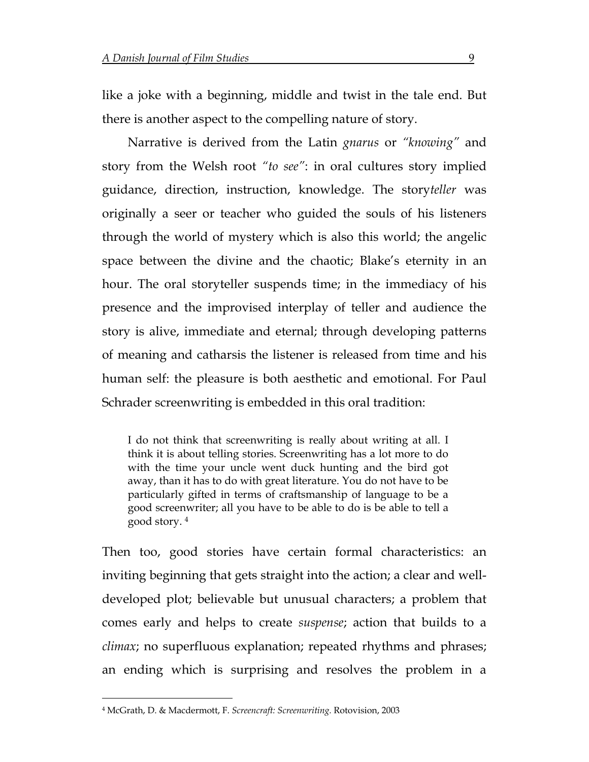like a joke with a beginning, middle and twist in the tale end. But there is another aspect to the compelling nature of story.

Narrative is derived from the Latin *gnarus* or *"knowing"* and story from the Welsh root *"to see"*: in oral cultures story implied guidance, direction, instruction, knowledge. The story*teller* was originally a seer or teacher who guided the souls of his listeners through the world of mystery which is also this world; the angelic space between the divine and the chaotic; Blake's eternity in an hour. The oral storyteller suspends time; in the immediacy of his presence and the improvised interplay of teller and audience the story is alive, immediate and eternal; through developing patterns of meaning and catharsis the listener is released from time and his human self: the pleasure is both aesthetic and emotional. For Paul Schrader screenwriting is embedded in this oral tradition:

> I do not think that screenwriting is really about writing at all. I think it is about telling stories. Screenwriting has a lot more to do with the time your uncle went duck hunting and the bird got away, than it has to do with great literature. You do not have to be particularly gifted in terms of craftsmanship of language to be a good screenwriter; all you have to be able to do is be able to tell a good story. [4]

Then too, good stories have certain formal characteristics: an inviting beginning that gets straight into the action; a clear and well-developed plot; believable but unusual characters; a problem that comes early and helps to create *suspense*; action that builds to a *climax*; no superfluous explanation; repeated rhythms and phrases; an ending which is surprising and resolves the problem in a

---

[4] McGrath, D. & Macdermott, F. *Screencraft: Screenwriting.* Rotovision, 2003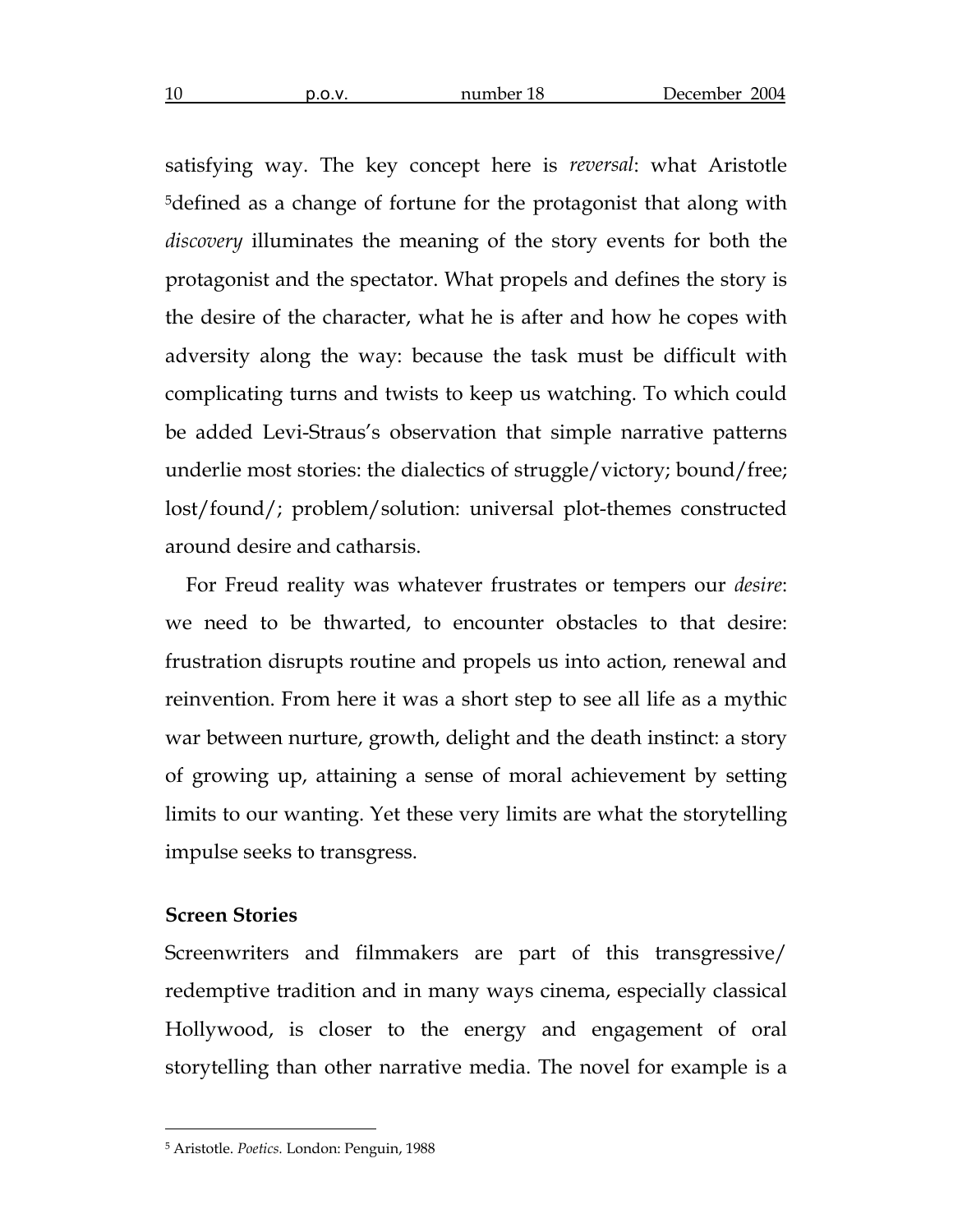satisfying way. The key concept here is *reversal*: what Aristotle [5]defined as a change of fortune for the protagonist that along with *discovery* illuminates the meaning of the story events for both the protagonist and the spectator. What propels and defines the story is the desire of the character, what he is after and how he copes with adversity along the way: because the task must be difficult with complicating turns and twists to keep us watching. To which could be added Levi-Straus's observation that simple narrative patterns underlie most stories: the dialectics of struggle/victory; bound/free; lost/found/; problem/solution: universal plot-themes constructed around desire and catharsis.

For Freud reality was whatever frustrates or tempers our *desire*: we need to be thwarted, to encounter obstacles to that desire: frustration disrupts routine and propels us into action, renewal and reinvention. From here it was a short step to see all life as a mythic war between nurture, growth, delight and the death instinct: a story of growing up, attaining a sense of moral achievement by setting limits to our wanting. Yet these very limits are what the storytelling impulse seeks to transgress.

**Screen Stories**

Screenwriters and filmmakers are part of this transgressive/ redemptive tradition and in many ways cinema, especially classical Hollywood, is closer to the energy and engagement of oral storytelling than other narrative media. The novel for example is a

---

[5] Aristotle. *Poetics.* London: Penguin, 1988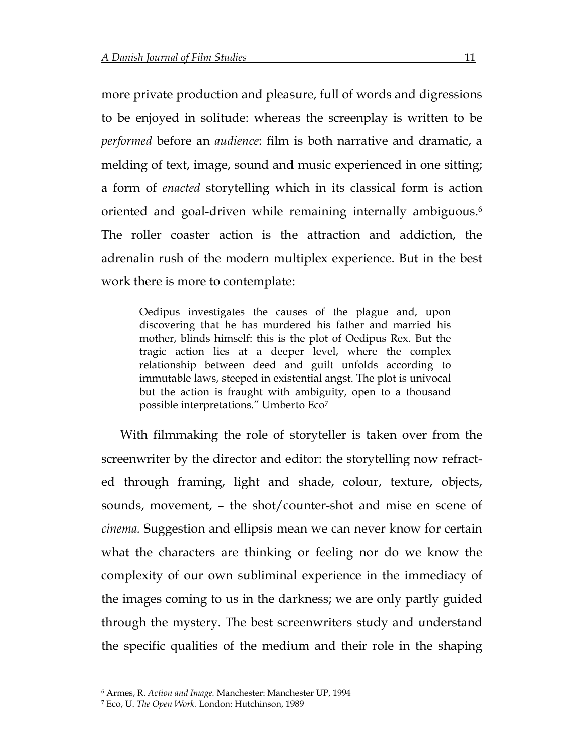more private production and pleasure, full of words and digressions to be enjoyed in solitude: whereas the screenplay is written to be *performed* before an *audience*: film is both narrative and dramatic, a melding of text, image, sound and music experienced in one sitting; a form of *enacted* storytelling which in its classical form is action oriented and goal-driven while remaining internally ambiguous.[6] The roller coaster action is the attraction and addiction, the adrenalin rush of the modern multiplex experience. But in the best work there is more to contemplate:

> Oedipus investigates the causes of the plague and, upon discovering that he has murdered his father and married his mother, blinds himself: this is the plot of Oedipus Rex. But the tragic action lies at a deeper level, where the complex relationship between deed and guilt unfolds according to immutable laws, steeped in existential angst. The plot is univocal but the action is fraught with ambiguity, open to a thousand possible interpretations." Umberto Eco[7]

With filmmaking the role of storyteller is taken over from the screenwriter by the director and editor: the storytelling now refracted through framing, light and shade, colour, texture, objects, sounds, movement, – the shot/counter-shot and mise en scene of *cinema.* Suggestion and ellipsis mean we can never know for certain what the characters are thinking or feeling nor do we know the complexity of our own subliminal experience in the immediacy of the images coming to us in the darkness; we are only partly guided through the mystery. The best screenwriters study and understand the specific qualities of the medium and their role in the shaping

---

[6] Armes, R. *Action and Image.* Manchester: Manchester UP, 1994

[7] Eco, U. *The Open Work.* London: Hutchinson, 1989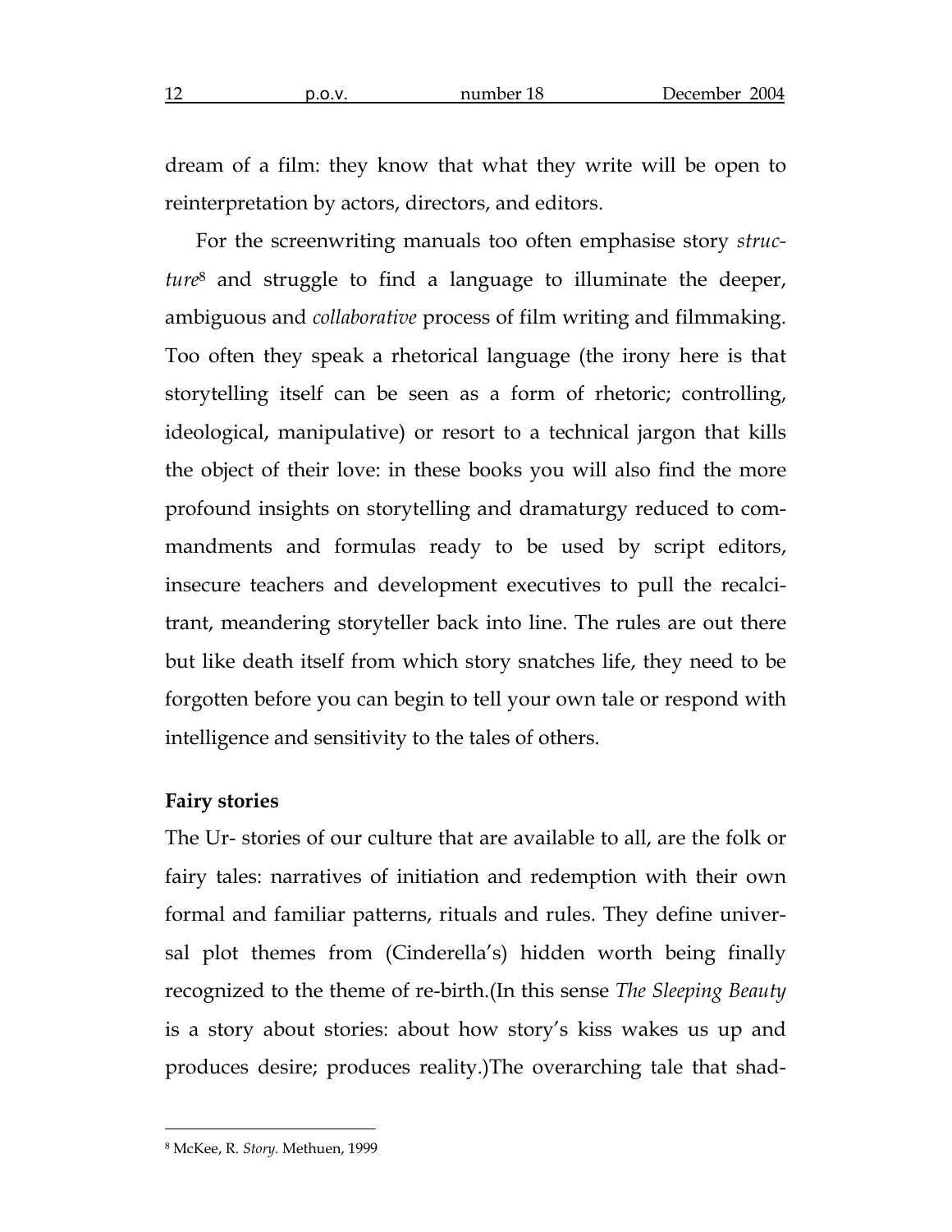dream of a film: they know that what they write will be open to reinterpretation by actors, directors, and editors.

For the screenwriting manuals too often emphasise story *structure*[8] and struggle to find a language to illuminate the deeper, ambiguous and *collaborative* process of film writing and filmmaking. Too often they speak a rhetorical language (the irony here is that storytelling itself can be seen as a form of rhetoric; controlling, ideological, manipulative) or resort to a technical jargon that kills the object of their love: in these books you will also find the more profound insights on storytelling and dramaturgy reduced to commandments and formulas ready to be used by script editors, insecure teachers and development executives to pull the recalcitrant, meandering storyteller back into line. The rules are out there but like death itself from which story snatches life, they need to be forgotten before you can begin to tell your own tale or respond with intelligence and sensitivity to the tales of others.

**Fairy stories**

The Ur- stories of our culture that are available to all, are the folk or fairy tales: narratives of initiation and redemption with their own formal and familiar patterns, rituals and rules. They define universal plot themes from (Cinderella's) hidden worth being finally recognized to the theme of re-birth.(In this sense *The Sleeping Beauty* is a story about stories: about how story's kiss wakes us up and produces desire; produces reality.)The overarching tale that shad-

[8] McKee, R. *Story.* Methuen, 1999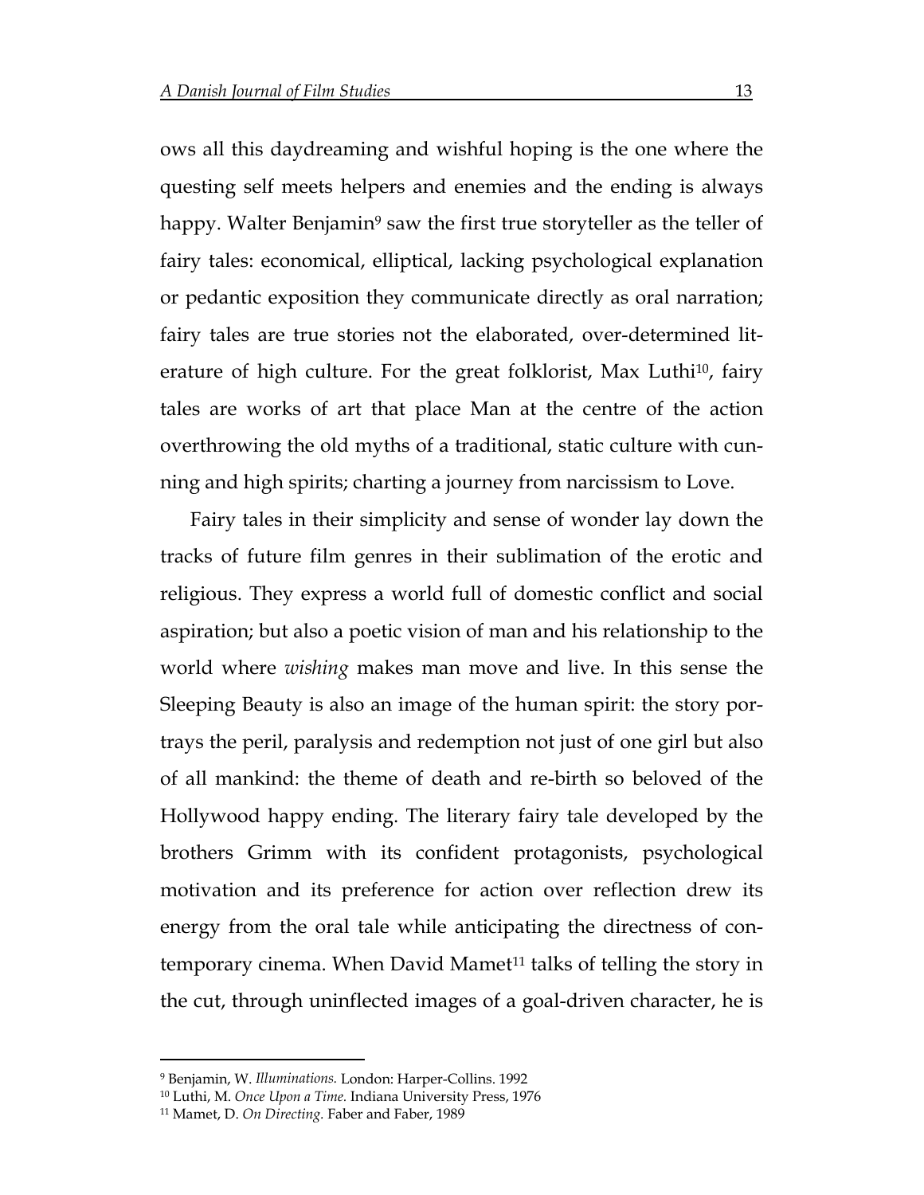ows all this daydreaming and wishful hoping is the one where the questing self meets helpers and enemies and the ending is always happy. Walter Benjamin[9] saw the first true storyteller as the teller of fairy tales: economical, elliptical, lacking psychological explanation or pedantic exposition they communicate directly as oral narration; fairy tales are true stories not the elaborated, over-determined literature of high culture. For the great folklorist, Max Luthi[10], fairy tales are works of art that place Man at the centre of the action overthrowing the old myths of a traditional, static culture with cunning and high spirits; charting a journey from narcissism to Love.

Fairy tales in their simplicity and sense of wonder lay down the tracks of future film genres in their sublimation of the erotic and religious. They express a world full of domestic conflict and social aspiration; but also a poetic vision of man and his relationship to the world where *wishing* makes man move and live. In this sense the Sleeping Beauty is also an image of the human spirit: the story portrays the peril, paralysis and redemption not just of one girl but also of all mankind: the theme of death and re-birth so beloved of the Hollywood happy ending. The literary fairy tale developed by the brothers Grimm with its confident protagonists, psychological motivation and its preference for action over reflection drew its energy from the oral tale while anticipating the directness of contemporary cinema. When David Mamet[11] talks of telling the story in the cut, through uninflected images of a goal-driven character, he is

---

[9] Benjamin, W. *Illuminations.* London: Harper-Collins. 1992

[10] Luthi, M. *Once Upon a Time.* Indiana University Press, 1976

[11] Mamet, D. *On Directing.* Faber and Faber, 1989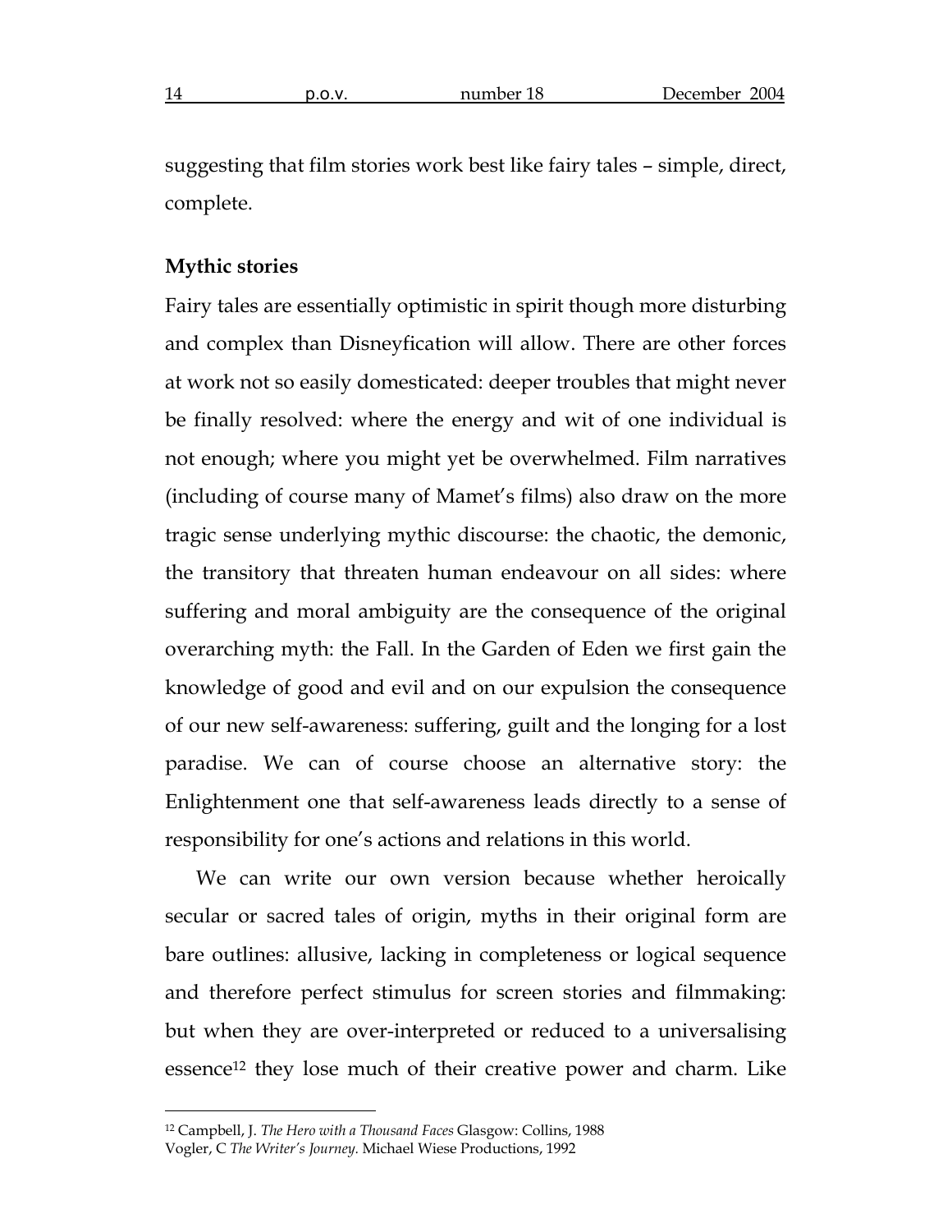suggesting that film stories work best like fairy tales – simple, direct, complete.

**Mythic stories**

Fairy tales are essentially optimistic in spirit though more disturbing and complex than Disneyfication will allow. There are other forces at work not so easily domesticated: deeper troubles that might never be finally resolved: where the energy and wit of one individual is not enough; where you might yet be overwhelmed. Film narratives (including of course many of Mamet's films) also draw on the more tragic sense underlying mythic discourse: the chaotic, the demonic, the transitory that threaten human endeavour on all sides: where suffering and moral ambiguity are the consequence of the original overarching myth: the Fall. In the Garden of Eden we first gain the knowledge of good and evil and on our expulsion the consequence of our new self-awareness: suffering, guilt and the longing for a lost paradise. We can of course choose an alternative story: the Enlightenment one that self-awareness leads directly to a sense of responsibility for one's actions and relations in this world.

We can write our own version because whether heroically secular or sacred tales of origin, myths in their original form are bare outlines: allusive, lacking in completeness or logical sequence and therefore perfect stimulus for screen stories and filmmaking: but when they are over-interpreted or reduced to a universalising essence[12] they lose much of their creative power and charm. Like

---

[12] Campbell, J. *The Hero with a Thousand Faces* Glasgow: Collins, 1988
Vogler, C *The Writer's Journey.* Michael Wiese Productions, 1992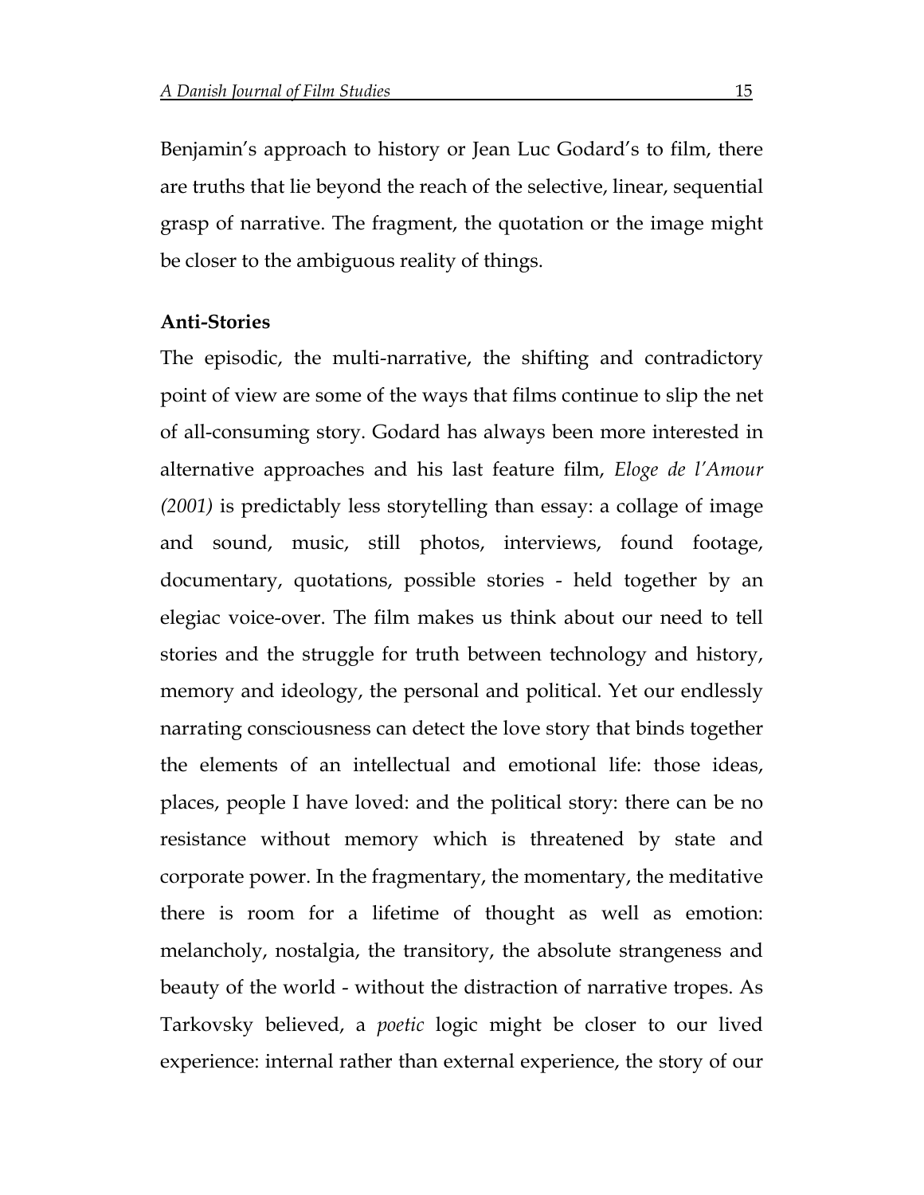Benjamin's approach to history or Jean Luc Godard's to film, there are truths that lie beyond the reach of the selective, linear, sequential grasp of narrative. The fragment, the quotation or the image might be closer to the ambiguous reality of things.

**Anti-Stories**

The episodic, the multi-narrative, the shifting and contradictory point of view are some of the ways that films continue to slip the net of all-consuming story. Godard has always been more interested in alternative approaches and his last feature film, *Eloge de l'Amour (2001)* is predictably less storytelling than essay: a collage of image and sound, music, still photos, interviews, found footage, documentary, quotations, possible stories - held together by an elegiac voice-over. The film makes us think about our need to tell stories and the struggle for truth between technology and history, memory and ideology, the personal and political. Yet our endlessly narrating consciousness can detect the love story that binds together the elements of an intellectual and emotional life: those ideas, places, people I have loved: and the political story: there can be no resistance without memory which is threatened by state and corporate power. In the fragmentary, the momentary, the meditative there is room for a lifetime of thought as well as emotion: melancholy, nostalgia, the transitory, the absolute strangeness and beauty of the world - without the distraction of narrative tropes. As Tarkovsky believed, a *poetic* logic might be closer to our lived experience: internal rather than external experience, the story of our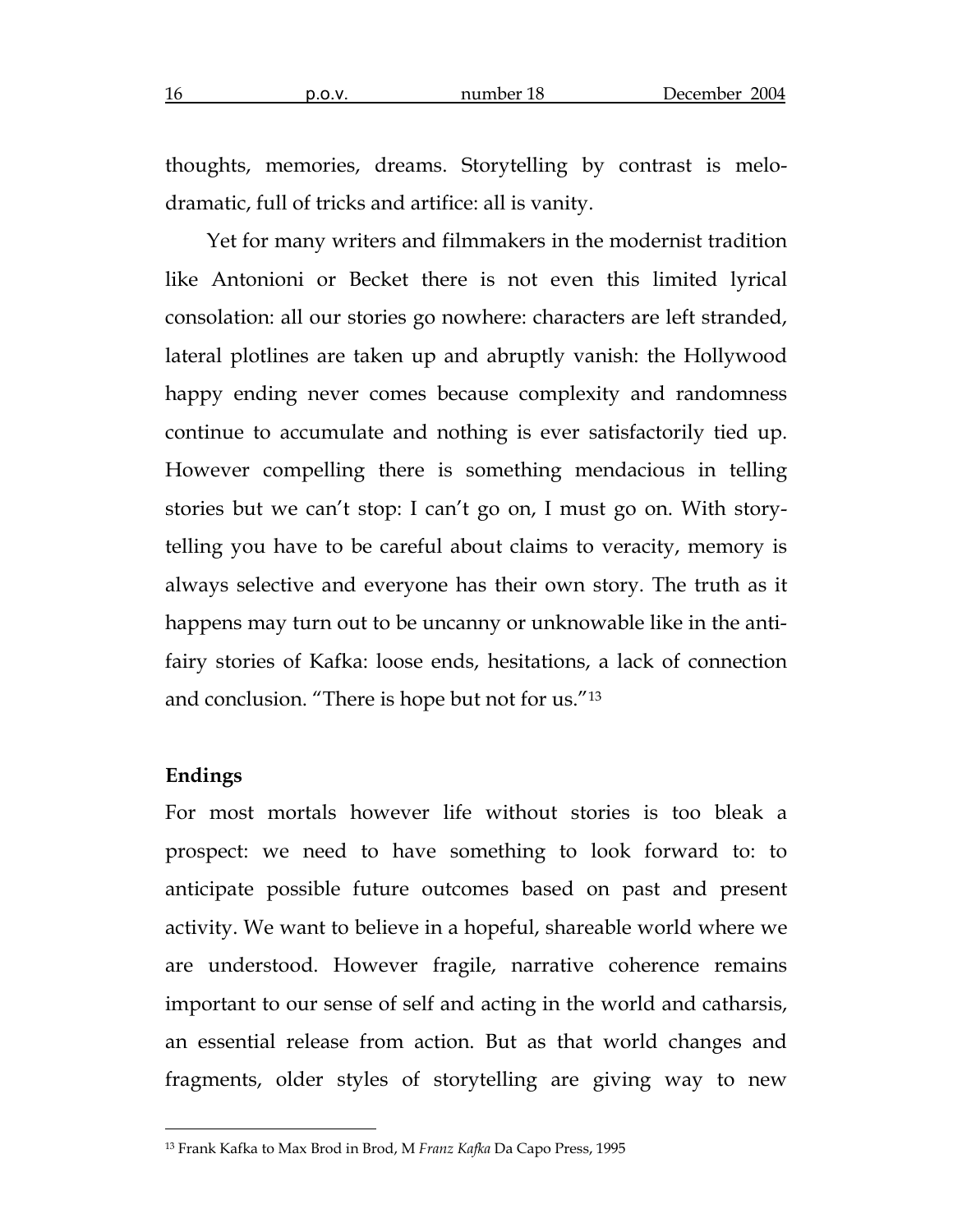thoughts, memories, dreams. Storytelling by contrast is melodramatic, full of tricks and artifice: all is vanity.

Yet for many writers and filmmakers in the modernist tradition like Antonioni or Becket there is not even this limited lyrical consolation: all our stories go nowhere: characters are left stranded, lateral plotlines are taken up and abruptly vanish: the Hollywood happy ending never comes because complexity and randomness continue to accumulate and nothing is ever satisfactorily tied up. However compelling there is something mendacious in telling stories but we can't stop: I can't go on, I must go on. With storytelling you have to be careful about claims to veracity, memory is always selective and everyone has their own story. The truth as it happens may turn out to be uncanny or unknowable like in the anti-fairy stories of Kafka: loose ends, hesitations, a lack of connection and conclusion. "There is hope but not for us."[13]

**Endings**

For most mortals however life without stories is too bleak a prospect: we need to have something to look forward to: to anticipate possible future outcomes based on past and present activity. We want to believe in a hopeful, shareable world where we are understood. However fragile, narrative coherence remains important to our sense of self and acting in the world and catharsis, an essential release from action. But as that world changes and fragments, older styles of storytelling are giving way to new

[13] Frank Kafka to Max Brod in Brod, M *Franz Kafka* Da Capo Press, 1995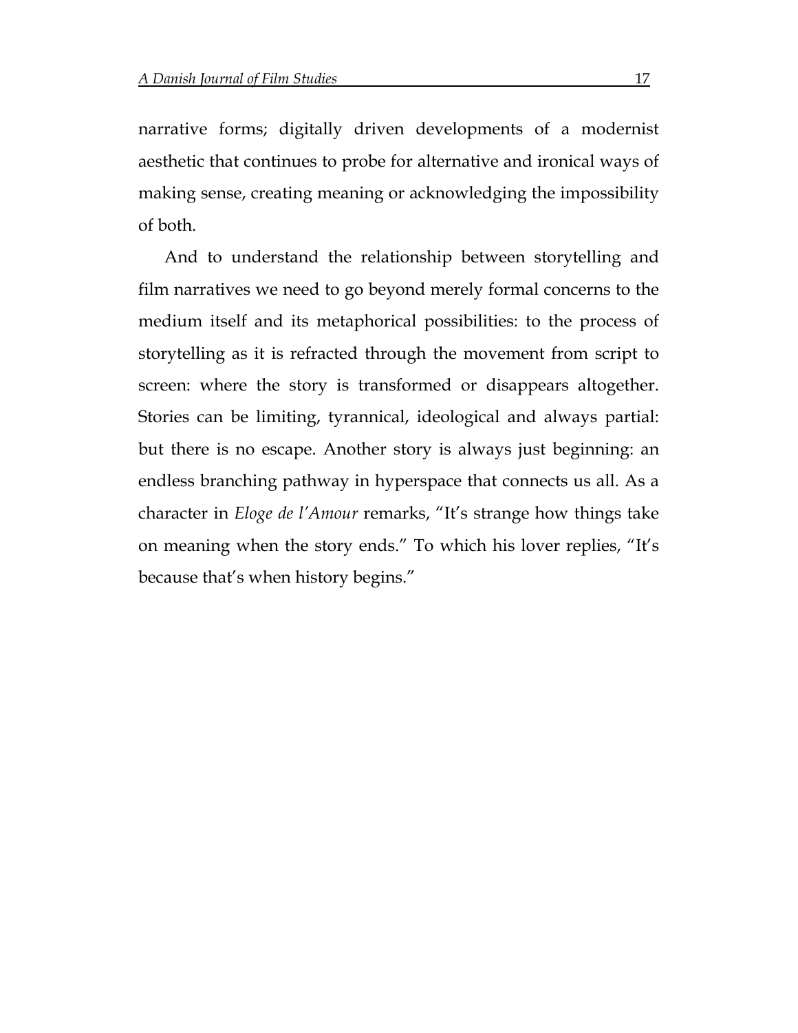narrative forms; digitally driven developments of a modernist aesthetic that continues to probe for alternative and ironical ways of making sense, creating meaning or acknowledging the impossibility of both.

And to understand the relationship between storytelling and film narratives we need to go beyond merely formal concerns to the medium itself and its metaphorical possibilities: to the process of storytelling as it is refracted through the movement from script to screen: where the story is transformed or disappears altogether. Stories can be limiting, tyrannical, ideological and always partial: but there is no escape. Another story is always just beginning: an endless branching pathway in hyperspace that connects us all. As a character in *Eloge de l'Amour* remarks, "It's strange how things take on meaning when the story ends." To which his lover replies, "It's because that's when history begins."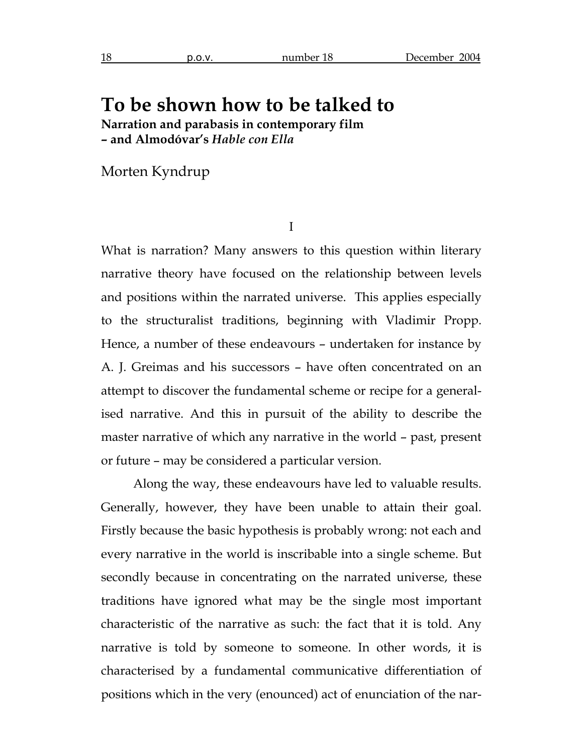# To be shown how to be talked to

**Narration and parabasis in contemporary film – and Almodóvar's *Hable con Ella***

Morten Kyndrup

I

What is narration? Many answers to this question within literary narrative theory have focused on the relationship between levels and positions within the narrated universe. This applies especially to the structuralist traditions, beginning with Vladimir Propp. Hence, a number of these endeavours – undertaken for instance by A. J. Greimas and his successors – have often concentrated on an attempt to discover the fundamental scheme or recipe for a generalised narrative. And this in pursuit of the ability to describe the master narrative of which any narrative in the world – past, present or future – may be considered a particular version.

Along the way, these endeavours have led to valuable results. Generally, however, they have been unable to attain their goal. Firstly because the basic hypothesis is probably wrong: not each and every narrative in the world is inscribable into a single scheme. But secondly because in concentrating on the narrated universe, these traditions have ignored what may be the single most important characteristic of the narrative as such: the fact that it is told. Any narrative is told by someone to someone. In other words, it is characterised by a fundamental communicative differentiation of positions which in the very (enounced) act of enunciation of the nar-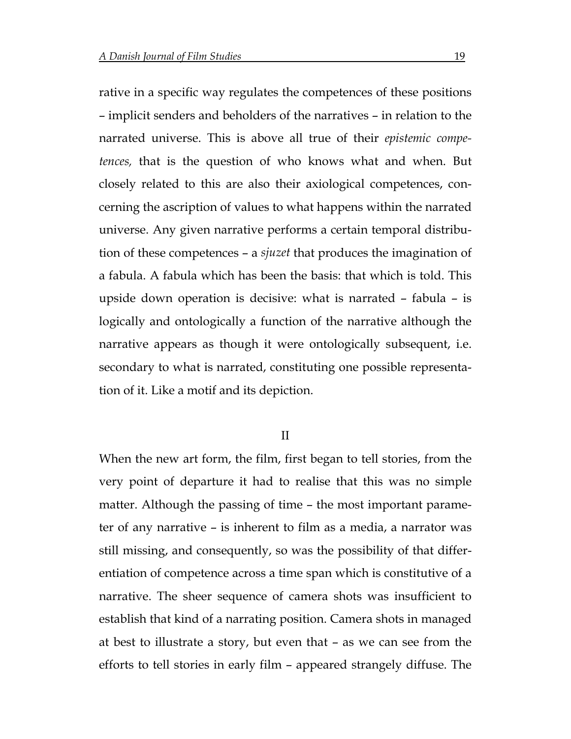rative in a specific way regulates the competences of these positions – implicit senders and beholders of the narratives – in relation to the narrated universe. This is above all true of their *epistemic competences,* that is the question of who knows what and when. But closely related to this are also their axiological competences, concerning the ascription of values to what happens within the narrated universe. Any given narrative performs a certain temporal distribution of these competences – a *sjuzet* that produces the imagination of a fabula. A fabula which has been the basis: that which is told. This upside down operation is decisive: what is narrated – fabula – is logically and ontologically a function of the narrative although the narrative appears as though it were ontologically subsequent, i.e. secondary to what is narrated, constituting one possible representation of it. Like a motif and its depiction.

## II

When the new art form, the film, first began to tell stories, from the very point of departure it had to realise that this was no simple matter. Although the passing of time – the most important parameter of any narrative – is inherent to film as a media, a narrator was still missing, and consequently, so was the possibility of that differentiation of competence across a time span which is constitutive of a narrative. The sheer sequence of camera shots was insufficient to establish that kind of a narrating position. Camera shots in managed at best to illustrate a story, but even that – as we can see from the efforts to tell stories in early film – appeared strangely diffuse. The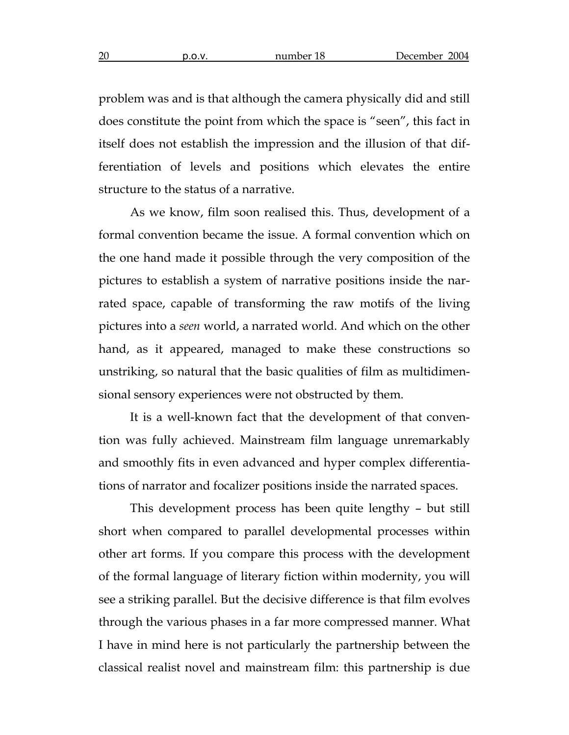problem was and is that although the camera physically did and still does constitute the point from which the space is "seen", this fact in itself does not establish the impression and the illusion of that differentiation of levels and positions which elevates the entire structure to the status of a narrative.

As we know, film soon realised this. Thus, development of a formal convention became the issue. A formal convention which on the one hand made it possible through the very composition of the pictures to establish a system of narrative positions inside the narrated space, capable of transforming the raw motifs of the living pictures into a *seen* world, a narrated world. And which on the other hand, as it appeared, managed to make these constructions so unstriking, so natural that the basic qualities of film as multidimensional sensory experiences were not obstructed by them.

It is a well-known fact that the development of that convention was fully achieved. Mainstream film language unremarkably and smoothly fits in even advanced and hyper complex differentiations of narrator and focalizer positions inside the narrated spaces.

This development process has been quite lengthy – but still short when compared to parallel developmental processes within other art forms. If you compare this process with the development of the formal language of literary fiction within modernity, you will see a striking parallel. But the decisive difference is that film evolves through the various phases in a far more compressed manner. What I have in mind here is not particularly the partnership between the classical realist novel and mainstream film: this partnership is due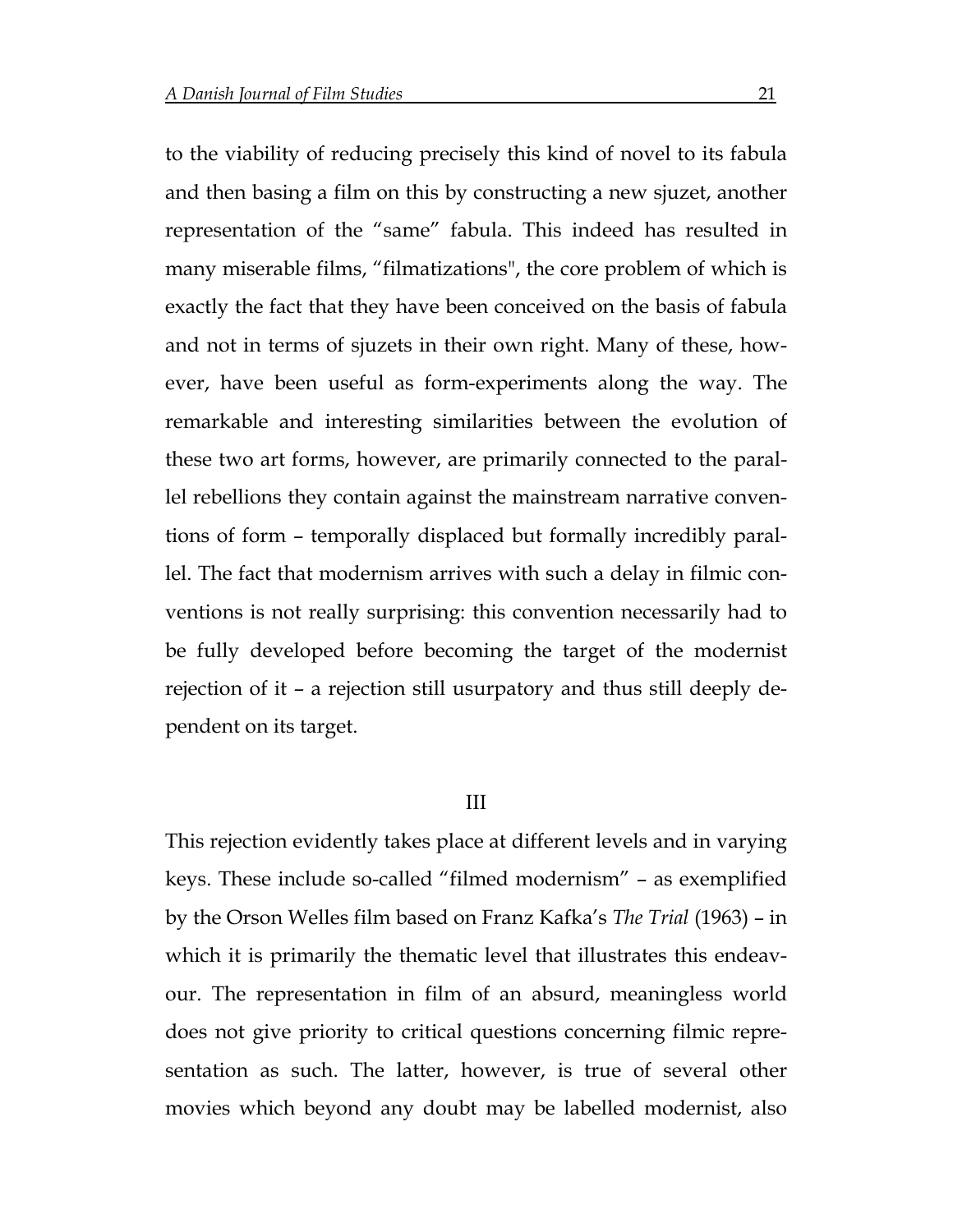to the viability of reducing precisely this kind of novel to its fabula and then basing a film on this by constructing a new sjuzet, another representation of the "same" fabula. This indeed has resulted in many miserable films, "filmatizations", the core problem of which is exactly the fact that they have been conceived on the basis of fabula and not in terms of sjuzets in their own right. Many of these, however, have been useful as form-experiments along the way. The remarkable and interesting similarities between the evolution of these two art forms, however, are primarily connected to the parallel rebellions they contain against the mainstream narrative conventions of form – temporally displaced but formally incredibly parallel. The fact that modernism arrives with such a delay in filmic conventions is not really surprising: this convention necessarily had to be fully developed before becoming the target of the modernist rejection of it – a rejection still usurpatory and thus still deeply dependent on its target.

## III

This rejection evidently takes place at different levels and in varying keys. These include so-called "filmed modernism" – as exemplified by the Orson Welles film based on Franz Kafka's *The Trial* (1963) – in which it is primarily the thematic level that illustrates this endeavour. The representation in film of an absurd, meaningless world does not give priority to critical questions concerning filmic representation as such. The latter, however, is true of several other movies which beyond any doubt may be labelled modernist, also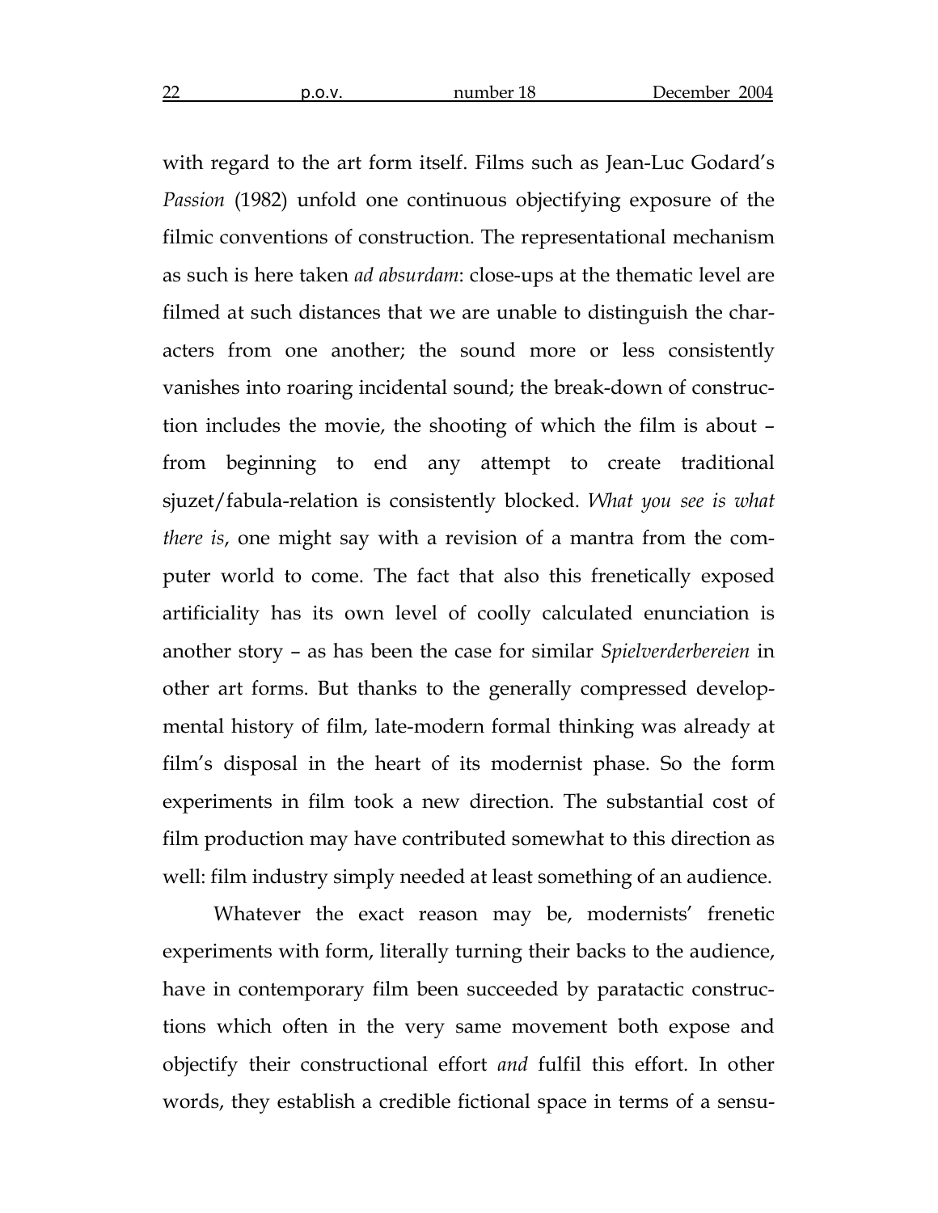with regard to the art form itself. Films such as Jean-Luc Godard's *Passion* (1982) unfold one continuous objectifying exposure of the filmic conventions of construction. The representational mechanism as such is here taken *ad absurdam*: close-ups at the thematic level are filmed at such distances that we are unable to distinguish the characters from one another; the sound more or less consistently vanishes into roaring incidental sound; the break-down of construction includes the movie, the shooting of which the film is about – from beginning to end any attempt to create traditional sjuzet/fabula-relation is consistently blocked. *What you see is what there is*, one might say with a revision of a mantra from the computer world to come. The fact that also this frenetically exposed artificiality has its own level of coolly calculated enunciation is another story – as has been the case for similar *Spielverderbereien* in other art forms. But thanks to the generally compressed developmental history of film, late-modern formal thinking was already at film's disposal in the heart of its modernist phase. So the form experiments in film took a new direction. The substantial cost of film production may have contributed somewhat to this direction as well: film industry simply needed at least something of an audience.

Whatever the exact reason may be, modernists' frenetic experiments with form, literally turning their backs to the audience, have in contemporary film been succeeded by paratactic constructions which often in the very same movement both expose and objectify their constructional effort *and* fulfil this effort. In other words, they establish a credible fictional space in terms of a sensu-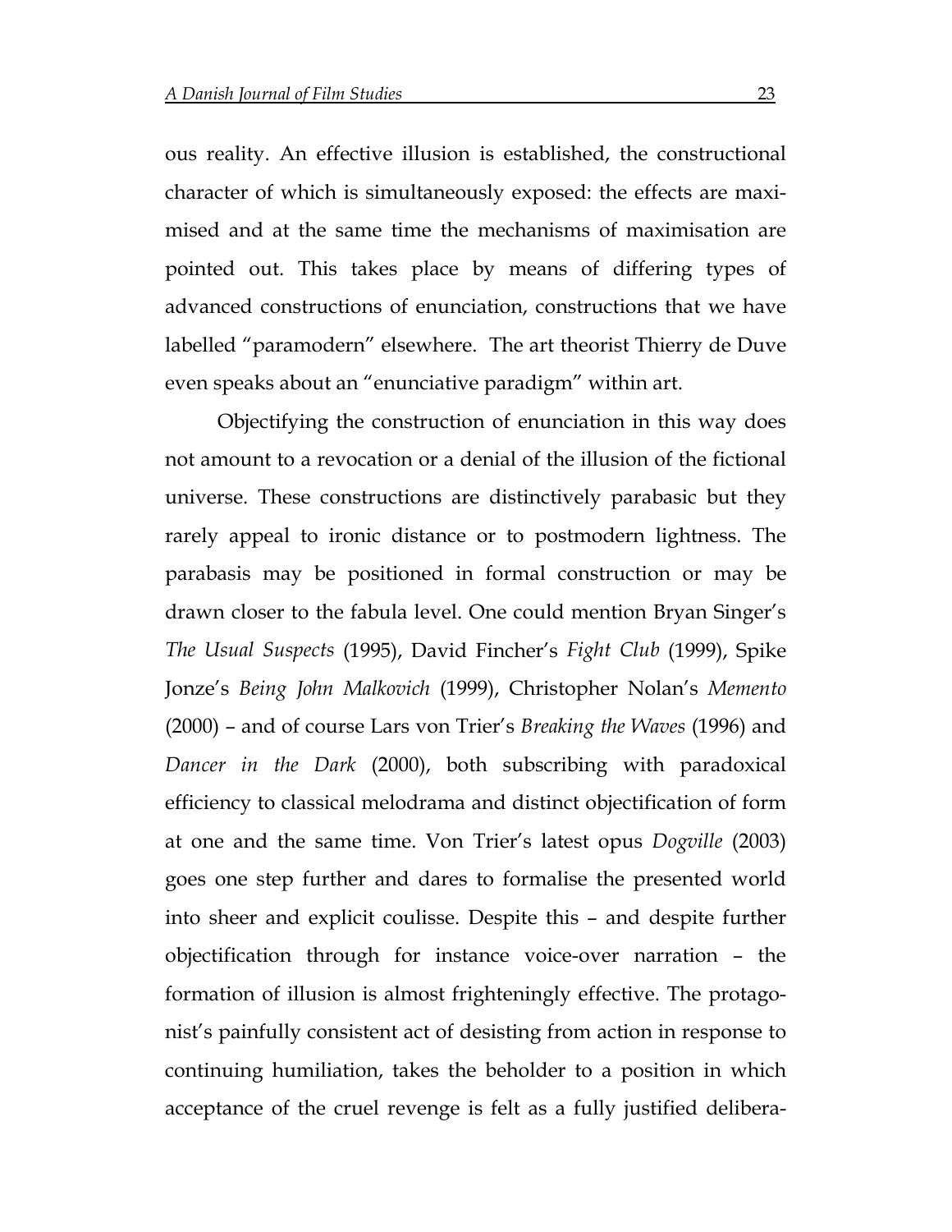ous reality. An effective illusion is established, the constructional character of which is simultaneously exposed: the effects are maximised and at the same time the mechanisms of maximisation are pointed out. This takes place by means of differing types of advanced constructions of enunciation, constructions that we have labelled "paramodern" elsewhere. The art theorist Thierry de Duve even speaks about an "enunciative paradigm" within art.

Objectifying the construction of enunciation in this way does not amount to a revocation or a denial of the illusion of the fictional universe. These constructions are distinctively parabasic but they rarely appeal to ironic distance or to postmodern lightness. The parabasis may be positioned in formal construction or may be drawn closer to the fabula level. One could mention Bryan Singer's *The Usual Suspects* (1995), David Fincher's *Fight Club* (1999), Spike Jonze's *Being John Malkovich* (1999), Christopher Nolan's *Memento* (2000) – and of course Lars von Trier's *Breaking the Waves* (1996) and *Dancer in the Dark* (2000), both subscribing with paradoxical efficiency to classical melodrama and distinct objectification of form at one and the same time. Von Trier's latest opus *Dogville* (2003) goes one step further and dares to formalise the presented world into sheer and explicit coulisse. Despite this – and despite further objectification through for instance voice-over narration – the formation of illusion is almost frighteningly effective. The protagonist's painfully consistent act of desisting from action in response to continuing humiliation, takes the beholder to a position in which acceptance of the cruel revenge is felt as a fully justified delibera-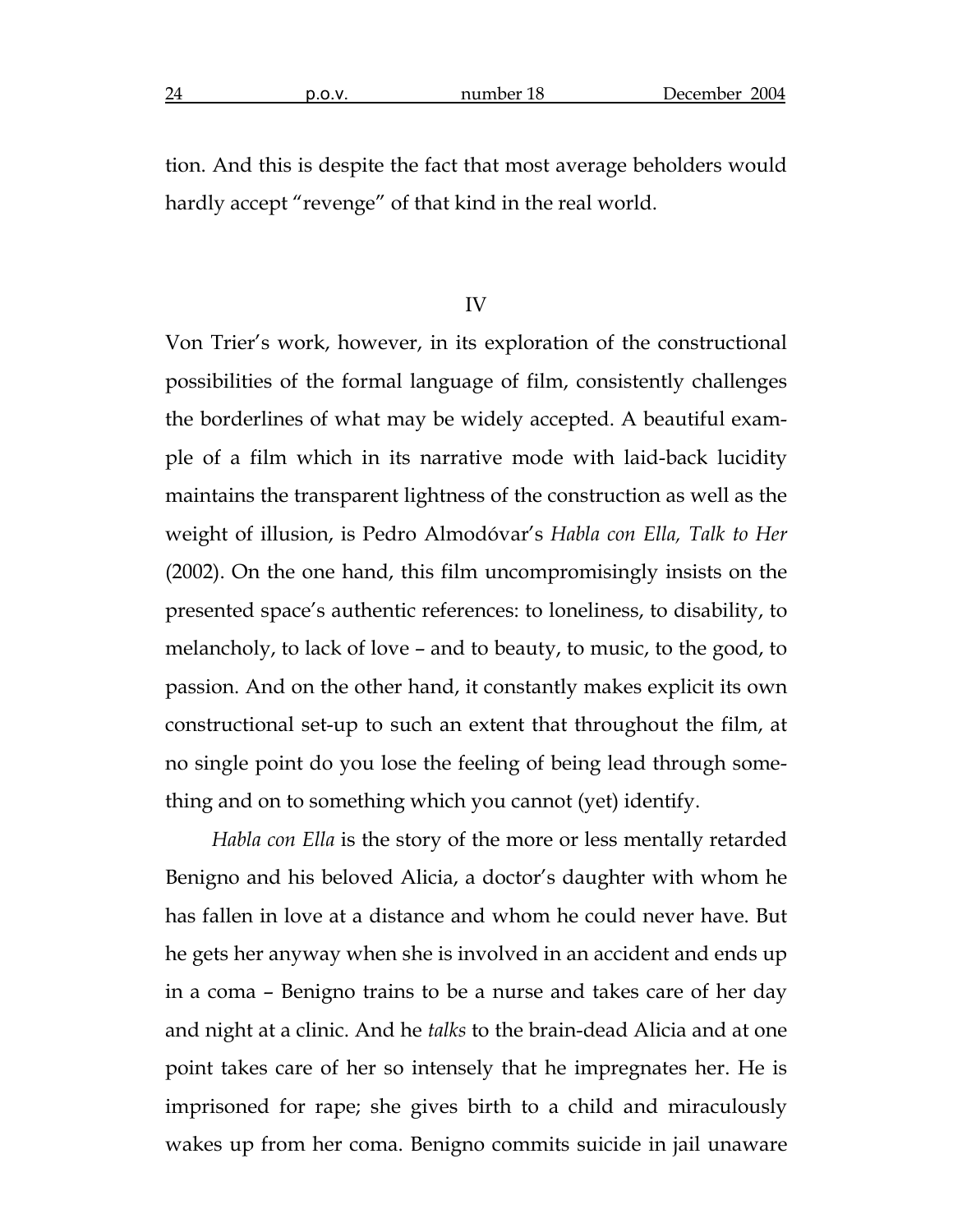tion. And this is despite the fact that most average beholders would hardly accept "revenge" of that kind in the real world.

## IV

Von Trier's work, however, in its exploration of the constructional possibilities of the formal language of film, consistently challenges the borderlines of what may be widely accepted. A beautiful example of a film which in its narrative mode with laid-back lucidity maintains the transparent lightness of the construction as well as the weight of illusion, is Pedro Almodóvar's *Habla con Ella, Talk to Her* (2002). On the one hand, this film uncompromisingly insists on the presented space's authentic references: to loneliness, to disability, to melancholy, to lack of love – and to beauty, to music, to the good, to passion. And on the other hand, it constantly makes explicit its own constructional set-up to such an extent that throughout the film, at no single point do you lose the feeling of being lead through something and on to something which you cannot (yet) identify.

*Habla con Ella* is the story of the more or less mentally retarded Benigno and his beloved Alicia, a doctor's daughter with whom he has fallen in love at a distance and whom he could never have. But he gets her anyway when she is involved in an accident and ends up in a coma – Benigno trains to be a nurse and takes care of her day and night at a clinic. And he *talks* to the brain-dead Alicia and at one point takes care of her so intensely that he impregnates her. He is imprisoned for rape; she gives birth to a child and miraculously wakes up from her coma. Benigno commits suicide in jail unaware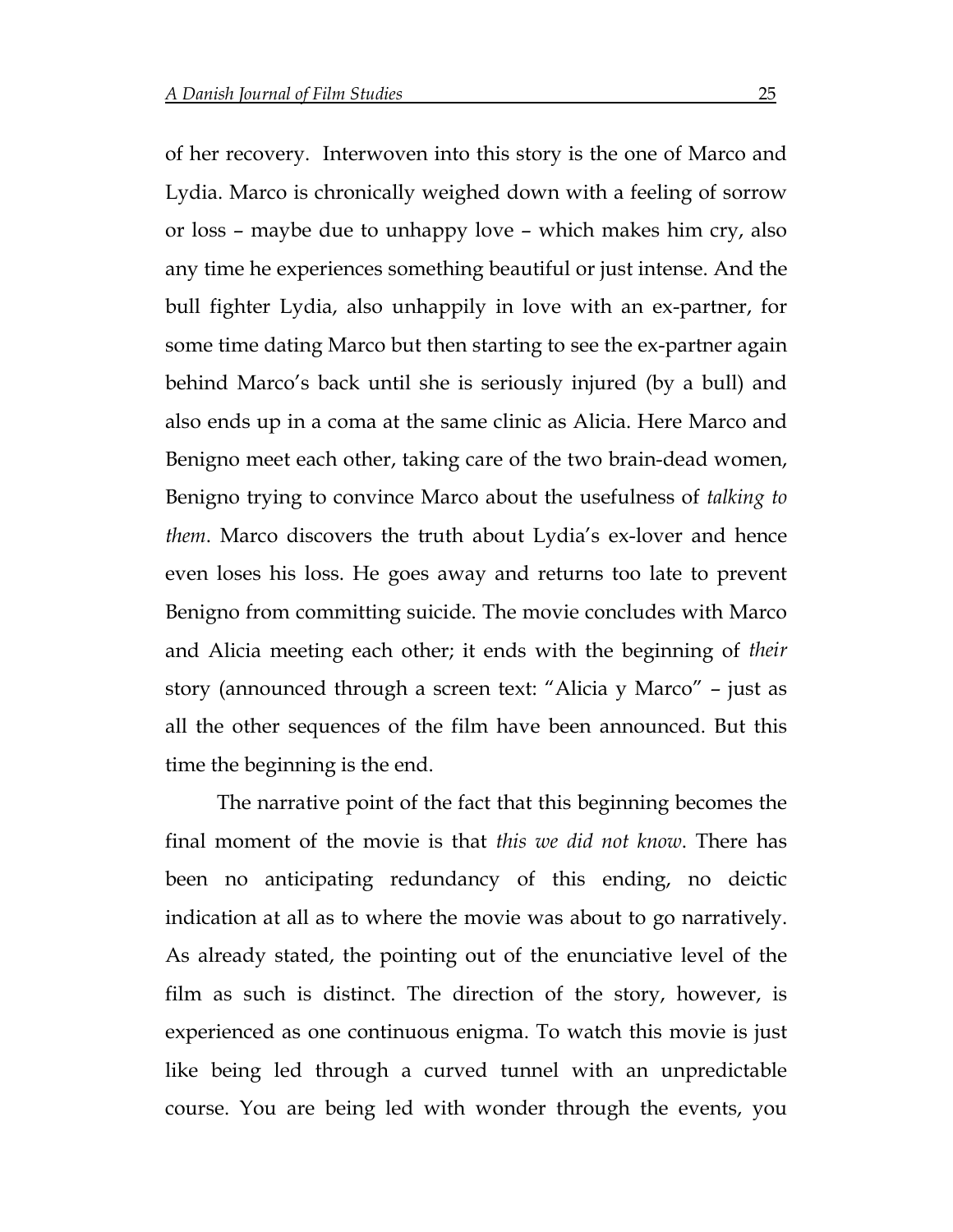of her recovery. Interwoven into this story is the one of Marco and Lydia. Marco is chronically weighed down with a feeling of sorrow or loss – maybe due to unhappy love – which makes him cry, also any time he experiences something beautiful or just intense. And the bull fighter Lydia, also unhappily in love with an ex-partner, for some time dating Marco but then starting to see the ex-partner again behind Marco's back until she is seriously injured (by a bull) and also ends up in a coma at the same clinic as Alicia. Here Marco and Benigno meet each other, taking care of the two brain-dead women, Benigno trying to convince Marco about the usefulness of *talking to them*. Marco discovers the truth about Lydia's ex-lover and hence even loses his loss. He goes away and returns too late to prevent Benigno from committing suicide. The movie concludes with Marco and Alicia meeting each other; it ends with the beginning of *their* story (announced through a screen text: "Alicia y Marco" – just as all the other sequences of the film have been announced. But this time the beginning is the end.

The narrative point of the fact that this beginning becomes the final moment of the movie is that *this we did not know*. There has been no anticipating redundancy of this ending, no deictic indication at all as to where the movie was about to go narratively. As already stated, the pointing out of the enunciative level of the film as such is distinct. The direction of the story, however, is experienced as one continuous enigma. To watch this movie is just like being led through a curved tunnel with an unpredictable course. You are being led with wonder through the events, you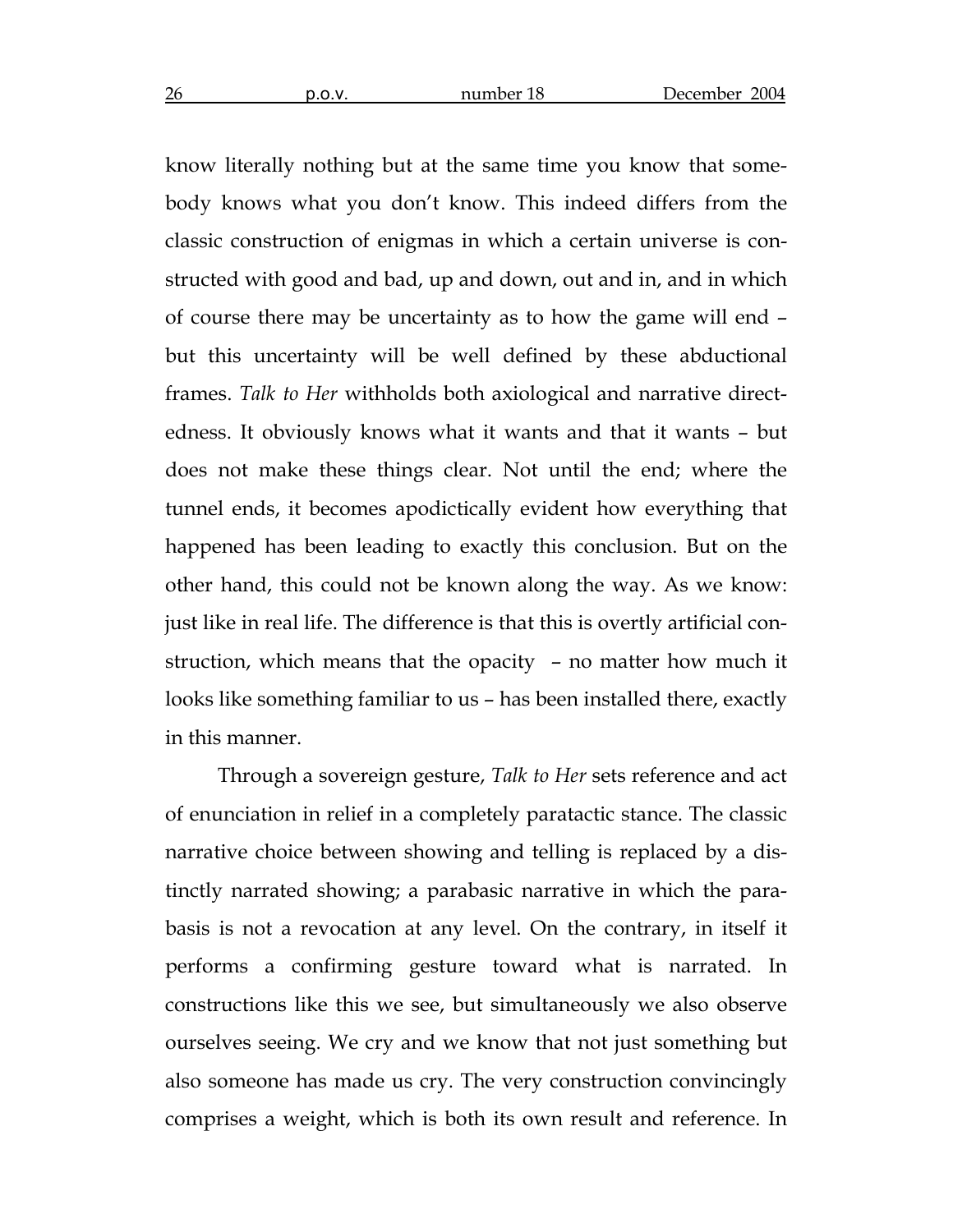know literally nothing but at the same time you know that somebody knows what you don't know. This indeed differs from the classic construction of enigmas in which a certain universe is constructed with good and bad, up and down, out and in, and in which of course there may be uncertainty as to how the game will end – but this uncertainty will be well defined by these abductional frames. *Talk to Her* withholds both axiological and narrative directedness. It obviously knows what it wants and that it wants – but does not make these things clear. Not until the end; where the tunnel ends, it becomes apodictically evident how everything that happened has been leading to exactly this conclusion. But on the other hand, this could not be known along the way. As we know: just like in real life. The difference is that this is overtly artificial construction, which means that the opacity – no matter how much it looks like something familiar to us – has been installed there, exactly in this manner.

Through a sovereign gesture, *Talk to Her* sets reference and act of enunciation in relief in a completely paratactic stance. The classic narrative choice between showing and telling is replaced by a distinctly narrated showing; a parabasic narrative in which the parabasis is not a revocation at any level. On the contrary, in itself it performs a confirming gesture toward what is narrated. In constructions like this we see, but simultaneously we also observe ourselves seeing. We cry and we know that not just something but also someone has made us cry. The very construction convincingly comprises a weight, which is both its own result and reference. In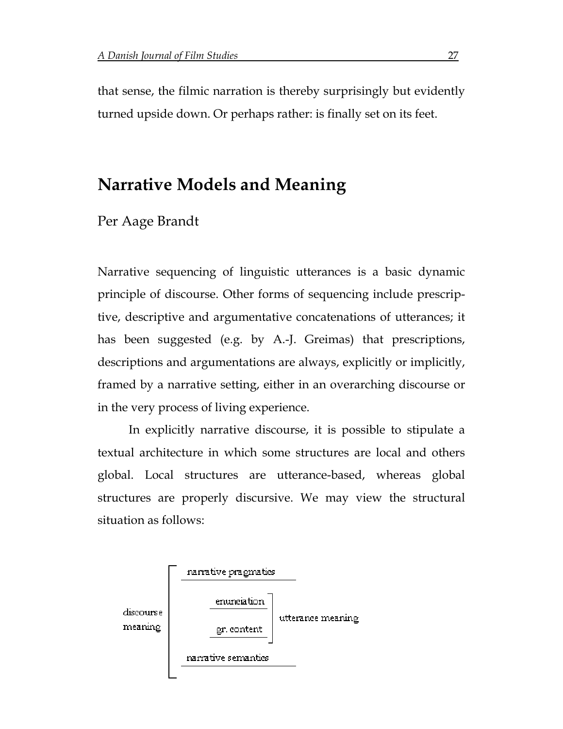that sense, the filmic narration is thereby surprisingly but evidently turned upside down. Or perhaps rather: is finally set on its feet.

## Narrative Models and Meaning

Per Aage Brandt

Narrative sequencing of linguistic utterances is a basic dynamic principle of discourse. Other forms of sequencing include prescriptive, descriptive and argumentative concatenations of utterances; it has been suggested (e.g. by A.-J. Greimas) that prescriptions, descriptions and argumentations are always, explicitly or implicitly, framed by a narrative setting, either in an overarching discourse or in the very process of living experience.

In explicitly narrative discourse, it is possible to stipulate a textual architecture in which some structures are local and others global. Local structures are utterance-based, whereas global structures are properly discursive. We may view the structural situation as follows:

```
            ┌  narrative pragmatics
            │
            │       enunciation    ┐
discourse   │                      │ utterance meaning
meaning     │       gr. content    ┘
            │
            │  narrative semantics
            └
```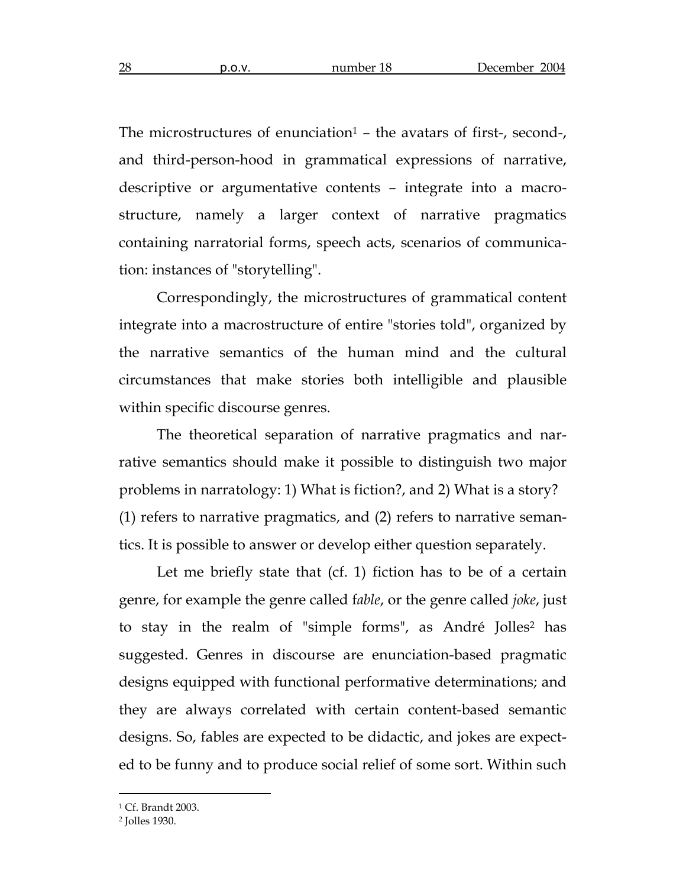The microstructures of enunciation[1] – the avatars of first-, second-, and third-person-hood in grammatical expressions of narrative, descriptive or argumentative contents – integrate into a macro-structure, namely a larger context of narrative pragmatics containing narratorial forms, speech acts, scenarios of communication: instances of "storytelling".

Correspondingly, the microstructures of grammatical content integrate into a macrostructure of entire "stories told", organized by the narrative semantics of the human mind and the cultural circumstances that make stories both intelligible and plausible within specific discourse genres.

The theoretical separation of narrative pragmatics and narrative semantics should make it possible to distinguish two major problems in narratology: 1) What is fiction?, and 2) What is a story? (1) refers to narrative pragmatics, and (2) refers to narrative semantics. It is possible to answer or develop either question separately.

Let me briefly state that (cf. 1) fiction has to be of a certain genre, for example the genre called f*able*, or the genre called *joke*, just to stay in the realm of "simple forms", as André Jolles[2] has suggested. Genres in discourse are enunciation-based pragmatic designs equipped with functional performative determinations; and they are always correlated with certain content-based semantic designs. So, fables are expected to be didactic, and jokes are expected to be funny and to produce social relief of some sort. Within such

---

[1] Cf. Brandt 2003.

[2] Jolles 1930.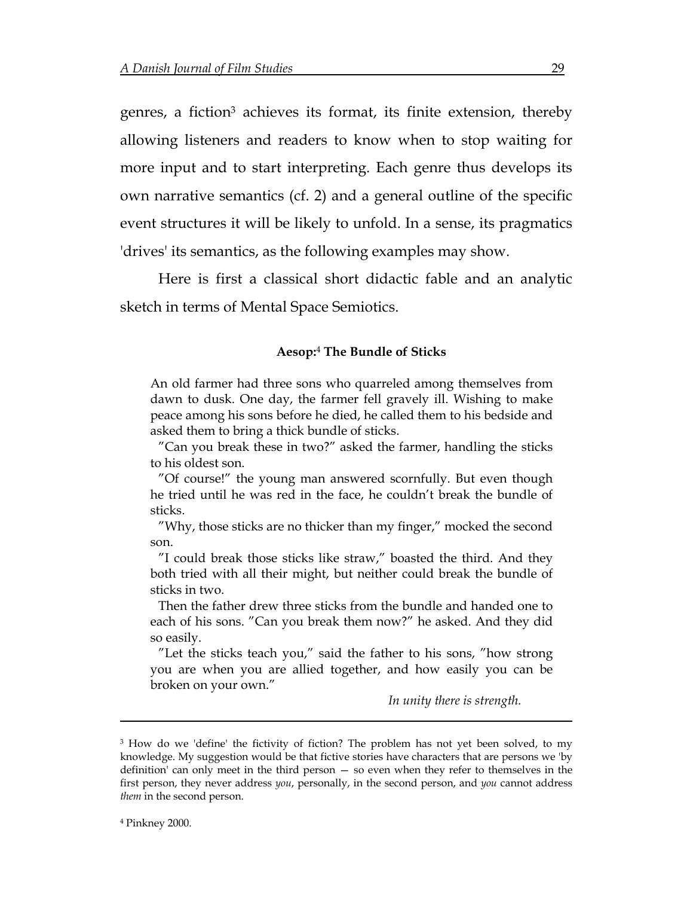genres, a fiction[3] achieves its format, its finite extension, thereby allowing listeners and readers to know when to stop waiting for more input and to start interpreting. Each genre thus develops its own narrative semantics (cf. 2) and a general outline of the specific event structures it will be likely to unfold. In a sense, its pragmatics 'drives' its semantics, as the following examples may show.

Here is first a classical short didactic fable and an analytic sketch in terms of Mental Space Semiotics.

**Aesop:[4] The Bundle of Sticks**

> An old farmer had three sons who quarreled among themselves from dawn to dusk. One day, the farmer fell gravely ill. Wishing to make peace among his sons before he died, he called them to his bedside and asked them to bring a thick bundle of sticks.
>
> "Can you break these in two?" asked the farmer, handling the sticks to his oldest son.
>
> "Of course!" the young man answered scornfully. But even though he tried until he was red in the face, he couldn't break the bundle of sticks.
>
> "Why, those sticks are no thicker than my finger," mocked the second son.
>
> "I could break those sticks like straw," boasted the third. And they both tried with all their might, but neither could break the bundle of sticks in two.
>
> Then the father drew three sticks from the bundle and handed one to each of his sons. "Can you break them now?" he asked. And they did so easily.
>
> "Let the sticks teach you," said the father to his sons, "how strong you are when you are allied together, and how easily you can be broken on your own."
>
> *In unity there is strength.*

---

[3] How do we 'define' the fictivity of fiction? The problem has not yet been solved, to my knowledge. My suggestion would be that fictive stories have characters that are persons we 'by definition' can only meet in the third person — so even when they refer to themselves in the first person, they never address *you*, personally, in the second person, and *you* cannot address *them* in the second person.

[4] Pinkney 2000.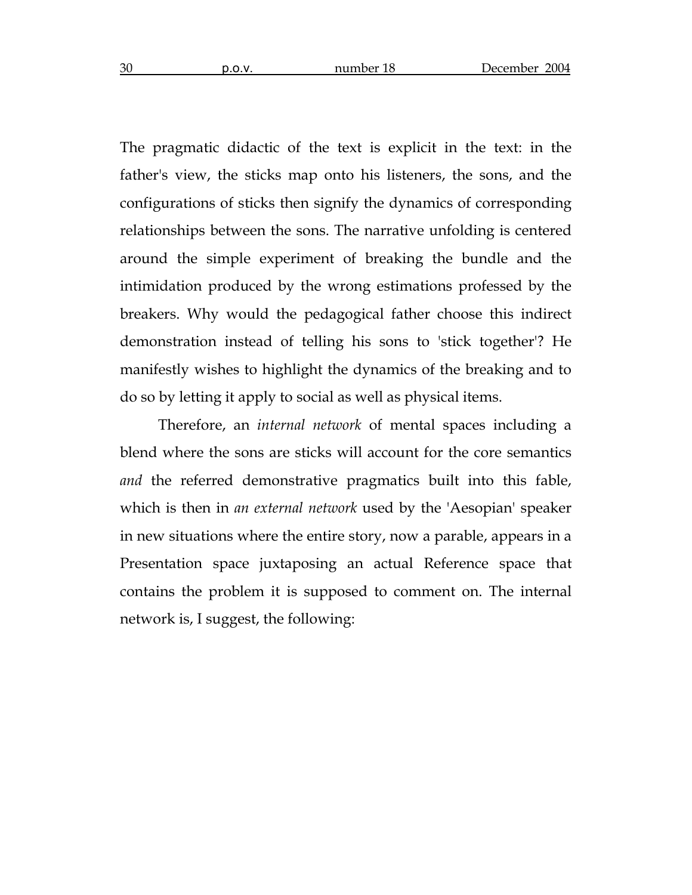The pragmatic didactic of the text is explicit in the text: in the father's view, the sticks map onto his listeners, the sons, and the configurations of sticks then signify the dynamics of corresponding relationships between the sons. The narrative unfolding is centered around the simple experiment of breaking the bundle and the intimidation produced by the wrong estimations professed by the breakers. Why would the pedagogical father choose this indirect demonstration instead of telling his sons to 'stick together'? He manifestly wishes to highlight the dynamics of the breaking and to do so by letting it apply to social as well as physical items.

Therefore, an *internal network* of mental spaces including a blend where the sons are sticks will account for the core semantics *and* the referred demonstrative pragmatics built into this fable, which is then in *an external network* used by the 'Aesopian' speaker in new situations where the entire story, now a parable, appears in a Presentation space juxtaposing an actual Reference space that contains the problem it is supposed to comment on. The internal network is, I suggest, the following: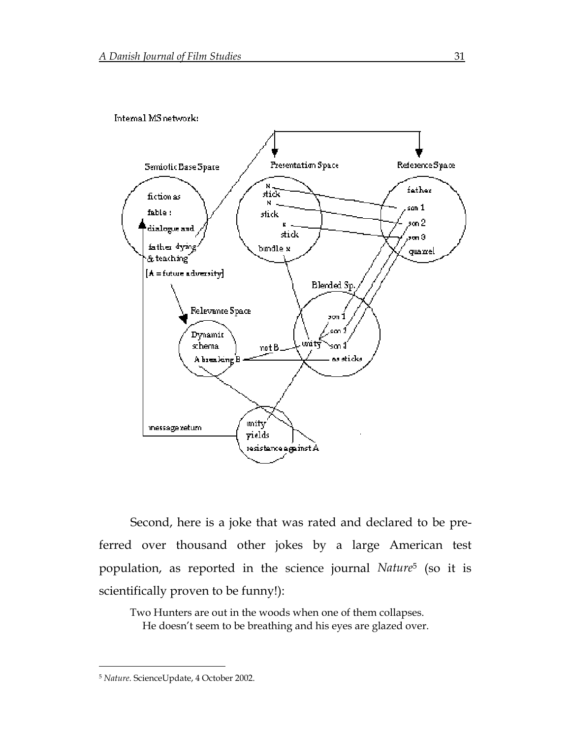Internal MS network:

Semiotic Base Space: fiction as fable: dialogue and father dying & teaching [A = future adversity]

Presentation Space: x stick, x stick, x stick, bundle x

Reference Space: father, son 1, son 2, son 3, quarrel

Blended Sp.: son 1, son 1, son 1, unity, as sticks

Relevance Space: Dynamic schema A breaking B

not B

unity yields resistance against A

message return

Second, here is a joke that was rated and declared to be preferred over thousand other jokes by a large American test population, as reported in the science journal *Nature*[5] (so it is scientifically proven to be funny!):

> Two Hunters are out in the woods when one of them collapses.
> He doesn't seem to be breathing and his eyes are glazed over.

[5] *Nature*. ScienceUpdate, 4 October 2002.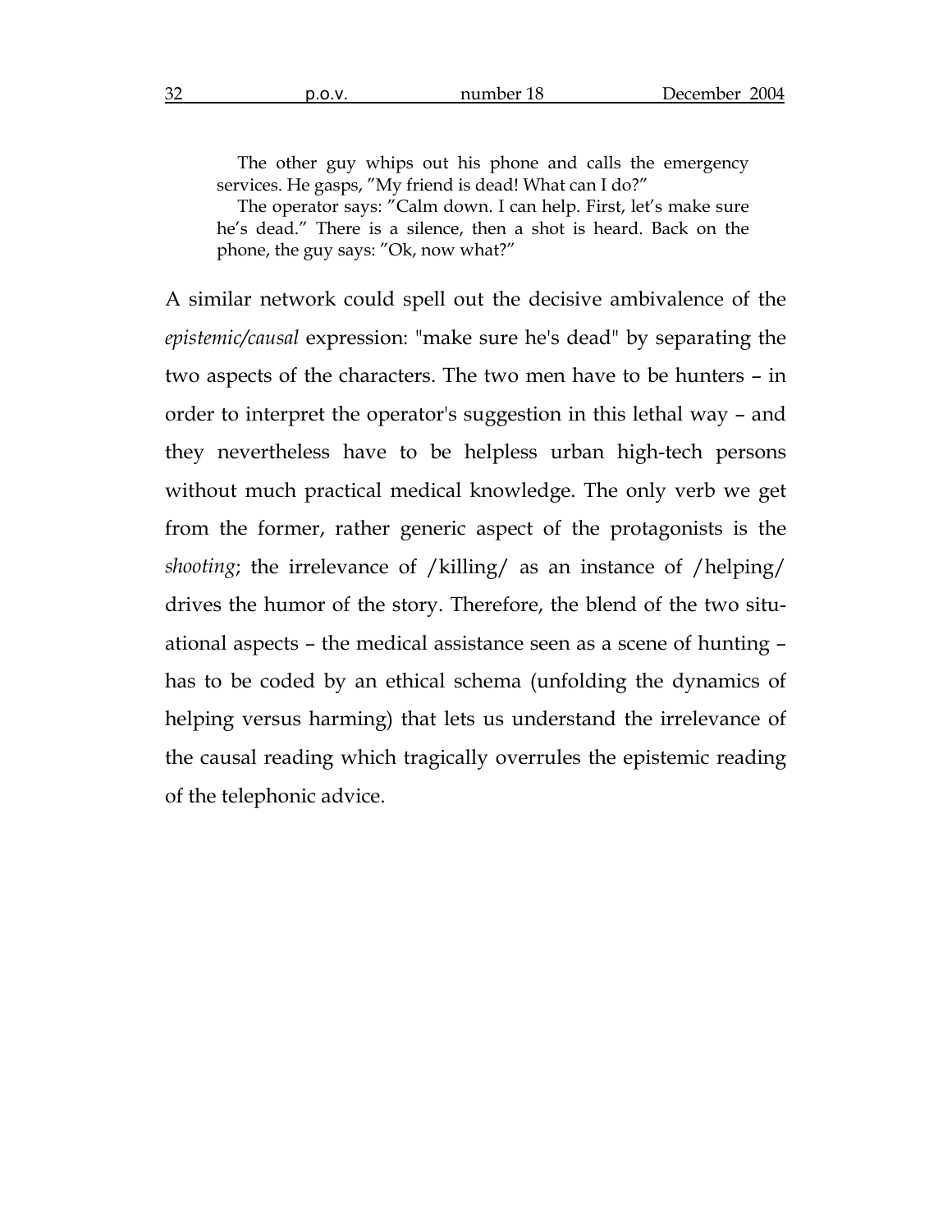> The other guy whips out his phone and calls the emergency services. He gasps, "My friend is dead! What can I do?"
>
> The operator says: "Calm down. I can help. First, let's make sure he's dead." There is a silence, then a shot is heard. Back on the phone, the guy says: "Ok, now what?"

A similar network could spell out the decisive ambivalence of the *epistemic/causal* expression: "make sure he's dead" by separating the two aspects of the characters. The two men have to be hunters – in order to interpret the operator's suggestion in this lethal way – and they nevertheless have to be helpless urban high-tech persons without much practical medical knowledge. The only verb we get from the former, rather generic aspect of the protagonists is the *shooting*; the irrelevance of /killing/ as an instance of /helping/ drives the humor of the story. Therefore, the blend of the two situational aspects – the medical assistance seen as a scene of hunting – has to be coded by an ethical schema (unfolding the dynamics of helping versus harming) that lets us understand the irrelevance of the causal reading which tragically overrules the epistemic reading of the telephonic advice.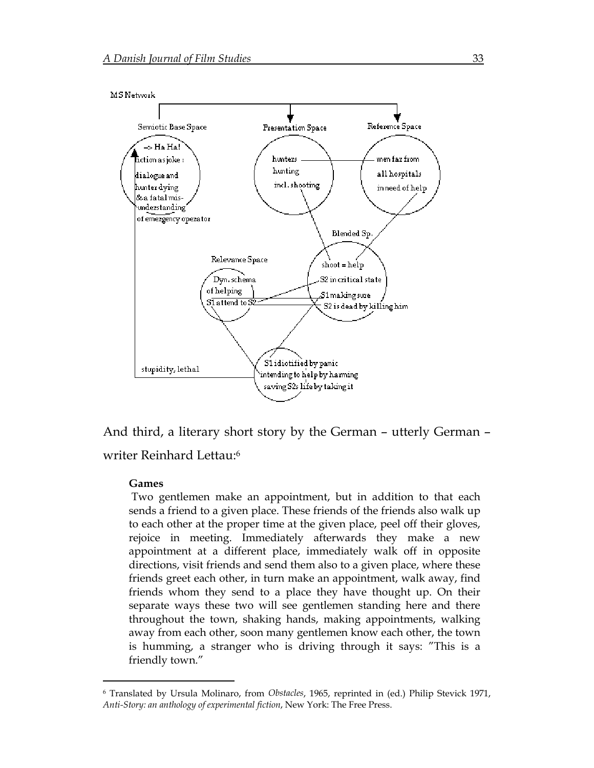MS Network

Semiotic Base Space: –> Ha Ha! fiction as joke: dialogue and hunter dying & a fatal misunderstanding of emergency operator

Presentation Space: hunters hunting incl. shooting

Reference Space: men far from all hospitals in need of help

Blended Sp.: shoot = help; S2 in critical state; S1 making sure S2 is dead by killing him

Relevance Space: Dyn. schema of helping; S1 attend to S2

S1 idiotified by panic intending to help by harming saving S2s life by taking it

stupidity, lethal

And third, a literary short story by the German – utterly German – writer Reinhard Lettau:[6]

> **Games**
>
> Two gentlemen make an appointment, but in addition to that each sends a friend to a given place. These friends of the friends also walk up to each other at the proper time at the given place, peel off their gloves, rejoice in meeting. Immediately afterwards they make a new appointment at a different place, immediately walk off in opposite directions, visit friends and send them also to a given place, where these friends greet each other, in turn make an appointment, walk away, find friends whom they send to a place they have thought up. On their separate ways these two will see gentlemen standing here and there throughout the town, shaking hands, making appointments, walking away from each other, soon many gentlemen know each other, the town is humming, a stranger who is driving through it says: "This is a friendly town."

---

[6] Translated by Ursula Molinaro, from *Obstacles*, 1965, reprinted in (ed.) Philip Stevick 1971, *Anti-Story: an anthology of experimental fiction*, New York: The Free Press.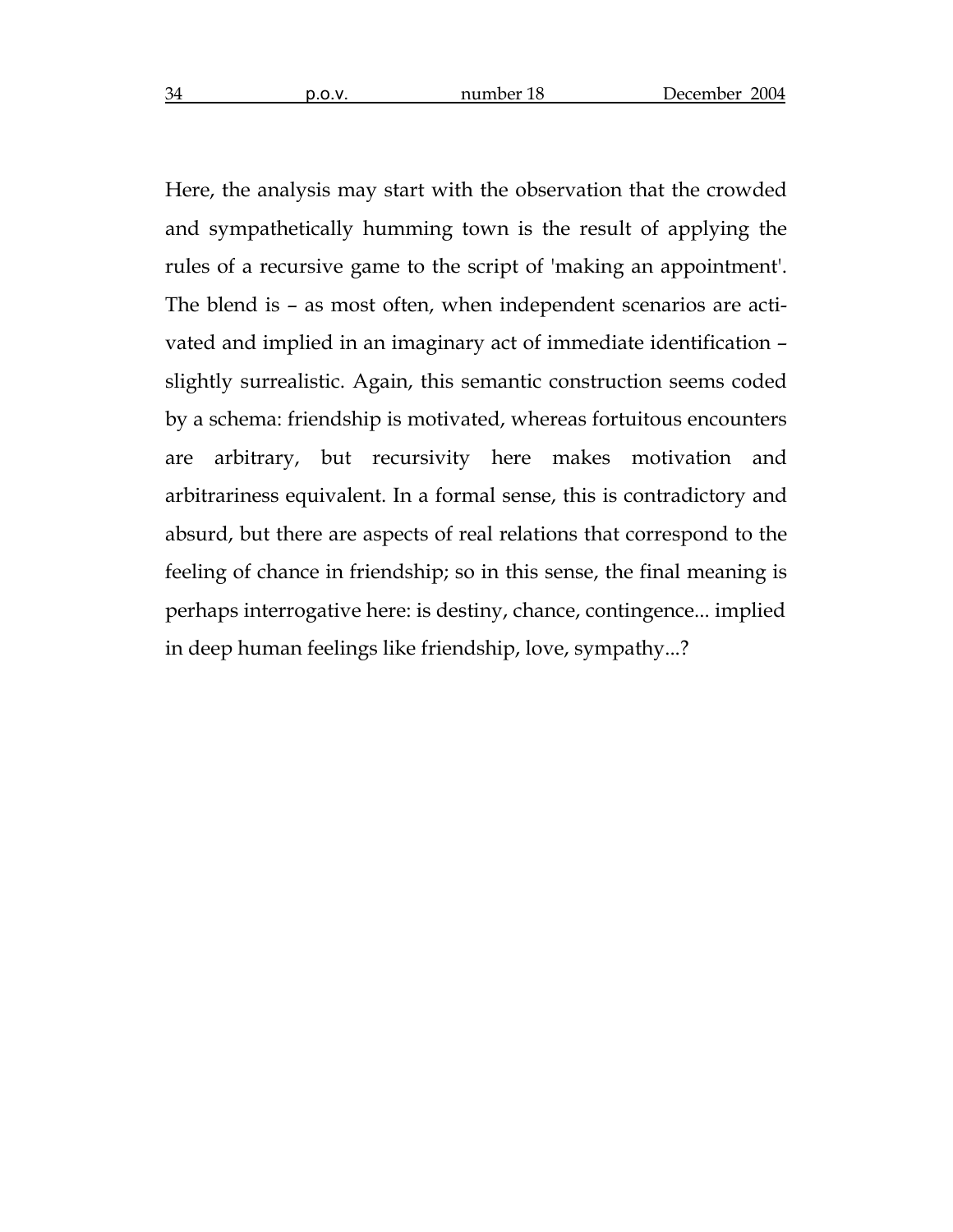Here, the analysis may start with the observation that the crowded and sympathetically humming town is the result of applying the rules of a recursive game to the script of 'making an appointment'. The blend is – as most often, when independent scenarios are activated and implied in an imaginary act of immediate identification – slightly surrealistic. Again, this semantic construction seems coded by a schema: friendship is motivated, whereas fortuitous encounters are arbitrary, but recursivity here makes motivation and arbitrariness equivalent. In a formal sense, this is contradictory and absurd, but there are aspects of real relations that correspond to the feeling of chance in friendship; so in this sense, the final meaning is perhaps interrogative here: is destiny, chance, contingence... implied in deep human feelings like friendship, love, sympathy...?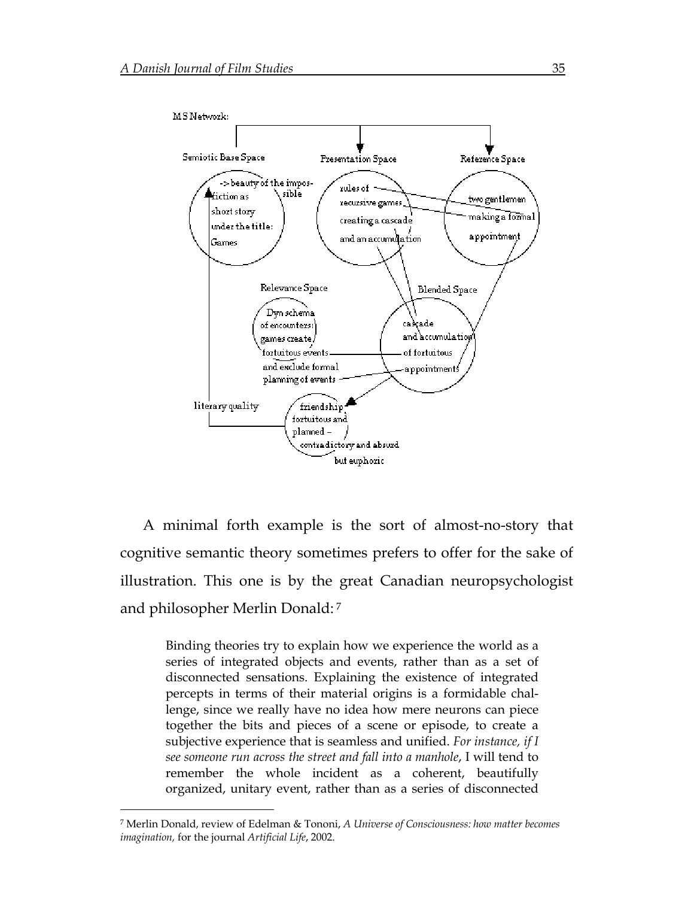A minimal forth example is the sort of almost-no-story that cognitive semantic theory sometimes prefers to offer for the sake of illustration. This one is by the great Canadian neuropsychologist and philosopher Merlin Donald: [7]

> Binding theories try to explain how we experience the world as a series of integrated objects and events, rather than as a set of disconnected sensations. Explaining the existence of integrated percepts in terms of their material origins is a formidable challenge, since we really have no idea how mere neurons can piece together the bits and pieces of a scene or episode, to create a subjective experience that is seamless and unified. *For instance, if I see someone run across the street and fall into a manhole*, I will tend to remember the whole incident as a coherent, beautifully organized, unitary event, rather than as a series of disconnected

[7] Merlin Donald, review of Edelman & Tononi, *A Universe of Consciousness: how matter becomes imagination,* for the journal *Artificial Life*, 2002.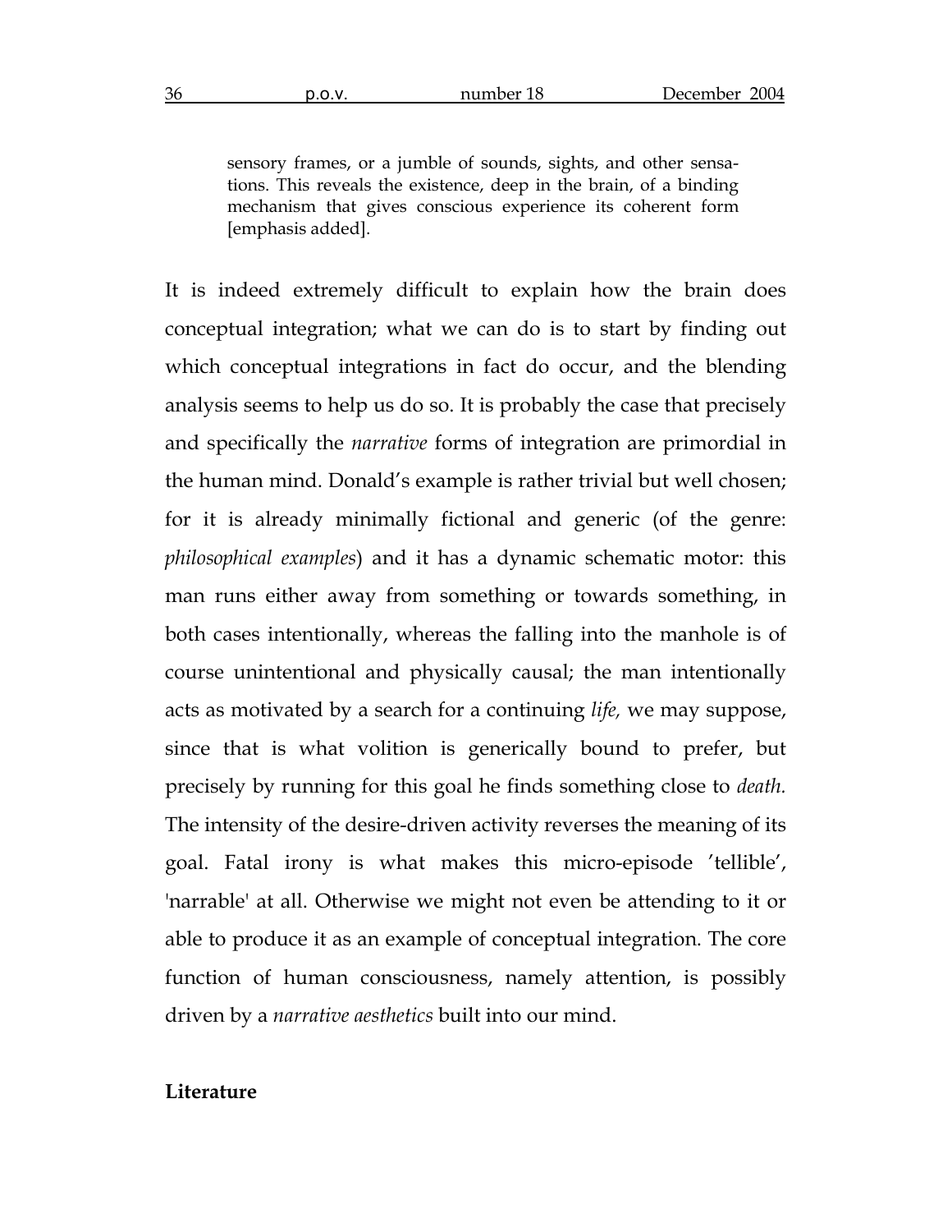> sensory frames, or a jumble of sounds, sights, and other sensations. This reveals the existence, deep in the brain, of a binding mechanism that gives conscious experience its coherent form [emphasis added].

It is indeed extremely difficult to explain how the brain does conceptual integration; what we can do is to start by finding out which conceptual integrations in fact do occur, and the blending analysis seems to help us do so. It is probably the case that precisely and specifically the *narrative* forms of integration are primordial in the human mind. Donald's example is rather trivial but well chosen; for it is already minimally fictional and generic (of the genre: *philosophical examples*) and it has a dynamic schematic motor: this man runs either away from something or towards something, in both cases intentionally, whereas the falling into the manhole is of course unintentional and physically causal; the man intentionally acts as motivated by a search for a continuing *life,* we may suppose, since that is what volition is generically bound to prefer, but precisely by running for this goal he finds something close to *death.* The intensity of the desire-driven activity reverses the meaning of its goal. Fatal irony is what makes this micro-episode 'tellible', 'narrable' at all. Otherwise we might not even be attending to it or able to produce it as an example of conceptual integration. The core function of human consciousness, namely attention, is possibly driven by a *narrative aesthetics* built into our mind.

**Literature**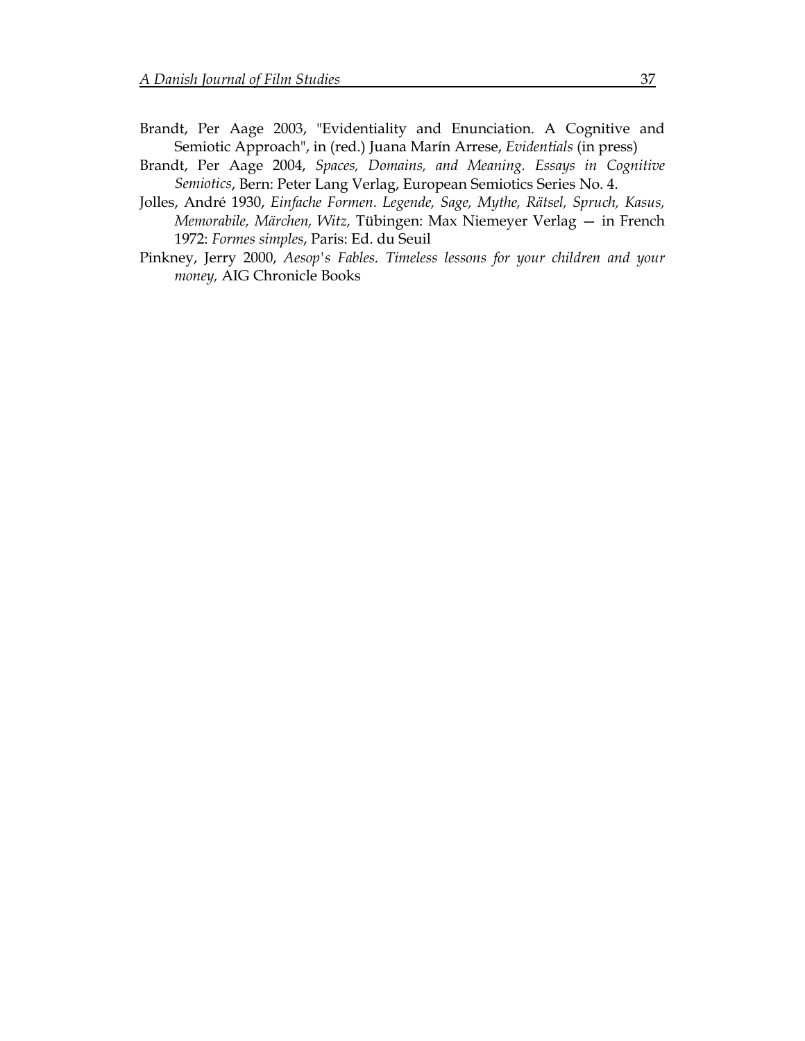Brandt, Per Aage 2003, "Evidentiality and Enunciation. A Cognitive and Semiotic Approach", in (red.) Juana Marín Arrese, *Evidentials* (in press)

Brandt, Per Aage 2004, *Spaces, Domains, and Meaning. Essays in Cognitive Semiotics*, Bern: Peter Lang Verlag, European Semiotics Series No. 4.

Jolles, André 1930, *Einfache Formen. Legende, Sage, Mythe, Rätsel, Spruch, Kasus, Memorabile, Märchen, Witz,* Tübingen: Max Niemeyer Verlag — in French 1972: *Formes simples*, Paris: Ed. du Seuil

Pinkney, Jerry 2000, *Aesop's Fables. Timeless lessons for your children and your money,* AIG Chronicle Books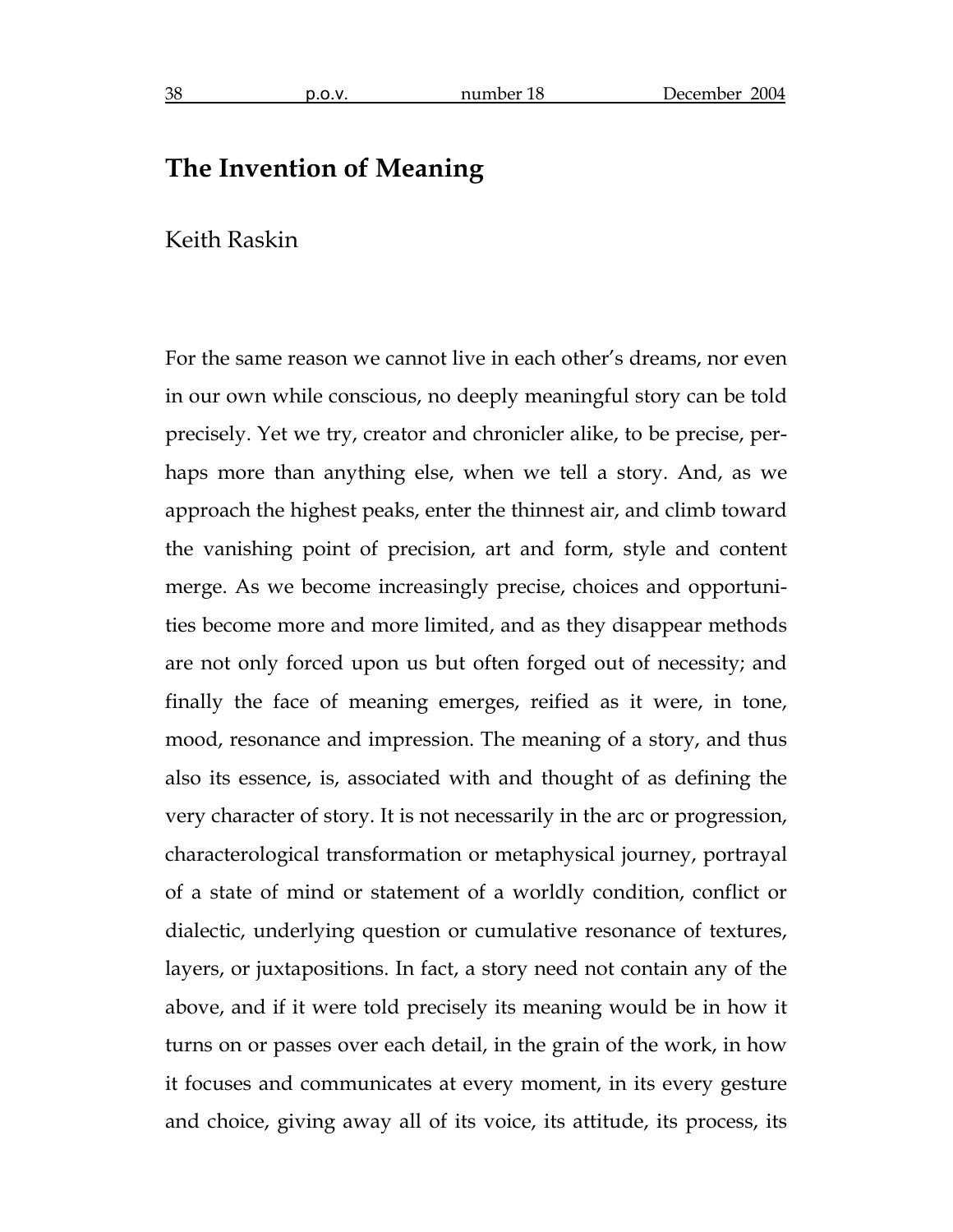# The Invention of Meaning

Keith Raskin

For the same reason we cannot live in each other's dreams, nor even in our own while conscious, no deeply meaningful story can be told precisely. Yet we try, creator and chronicler alike, to be precise, perhaps more than anything else, when we tell a story. And, as we approach the highest peaks, enter the thinnest air, and climb toward the vanishing point of precision, art and form, style and content merge. As we become increasingly precise, choices and opportunities become more and more limited, and as they disappear methods are not only forced upon us but often forged out of necessity; and finally the face of meaning emerges, reified as it were, in tone, mood, resonance and impression. The meaning of a story, and thus also its essence, is, associated with and thought of as defining the very character of story. It is not necessarily in the arc or progression, characterological transformation or metaphysical journey, portrayal of a state of mind or statement of a worldly condition, conflict or dialectic, underlying question or cumulative resonance of textures, layers, or juxtapositions. In fact, a story need not contain any of the above, and if it were told precisely its meaning would be in how it turns on or passes over each detail, in the grain of the work, in how it focuses and communicates at every moment, in its every gesture and choice, giving away all of its voice, its attitude, its process, its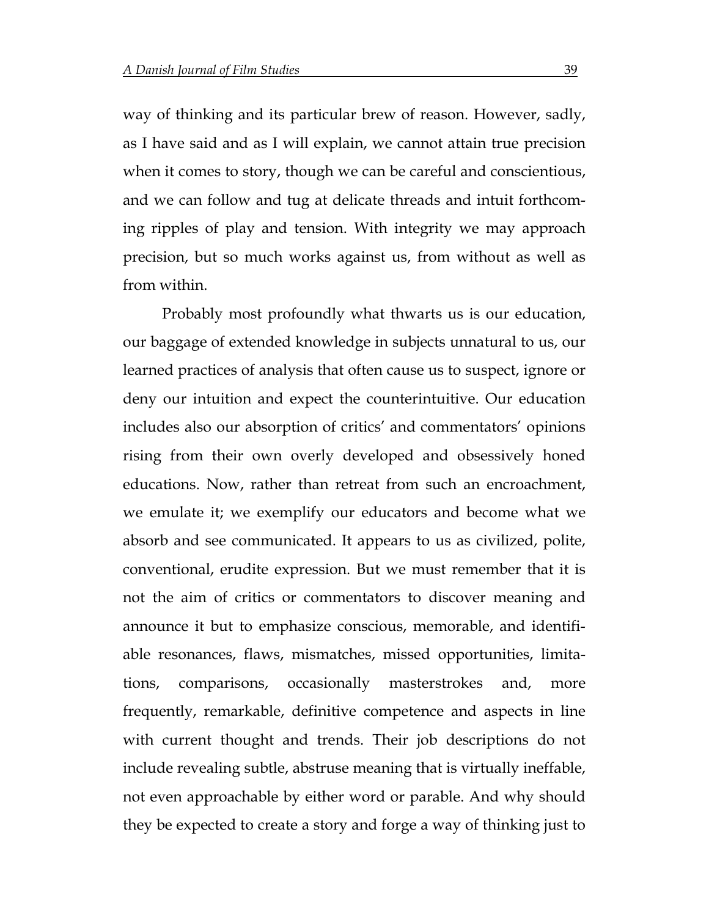way of thinking and its particular brew of reason. However, sadly, as I have said and as I will explain, we cannot attain true precision when it comes to story, though we can be careful and conscientious, and we can follow and tug at delicate threads and intuit forthcoming ripples of play and tension. With integrity we may approach precision, but so much works against us, from without as well as from within.

Probably most profoundly what thwarts us is our education, our baggage of extended knowledge in subjects unnatural to us, our learned practices of analysis that often cause us to suspect, ignore or deny our intuition and expect the counterintuitive. Our education includes also our absorption of critics' and commentators' opinions rising from their own overly developed and obsessively honed educations. Now, rather than retreat from such an encroachment, we emulate it; we exemplify our educators and become what we absorb and see communicated. It appears to us as civilized, polite, conventional, erudite expression. But we must remember that it is not the aim of critics or commentators to discover meaning and announce it but to emphasize conscious, memorable, and identifiable resonances, flaws, mismatches, missed opportunities, limitations, comparisons, occasionally masterstrokes and, more frequently, remarkable, definitive competence and aspects in line with current thought and trends. Their job descriptions do not include revealing subtle, abstruse meaning that is virtually ineffable, not even approachable by either word or parable. And why should they be expected to create a story and forge a way of thinking just to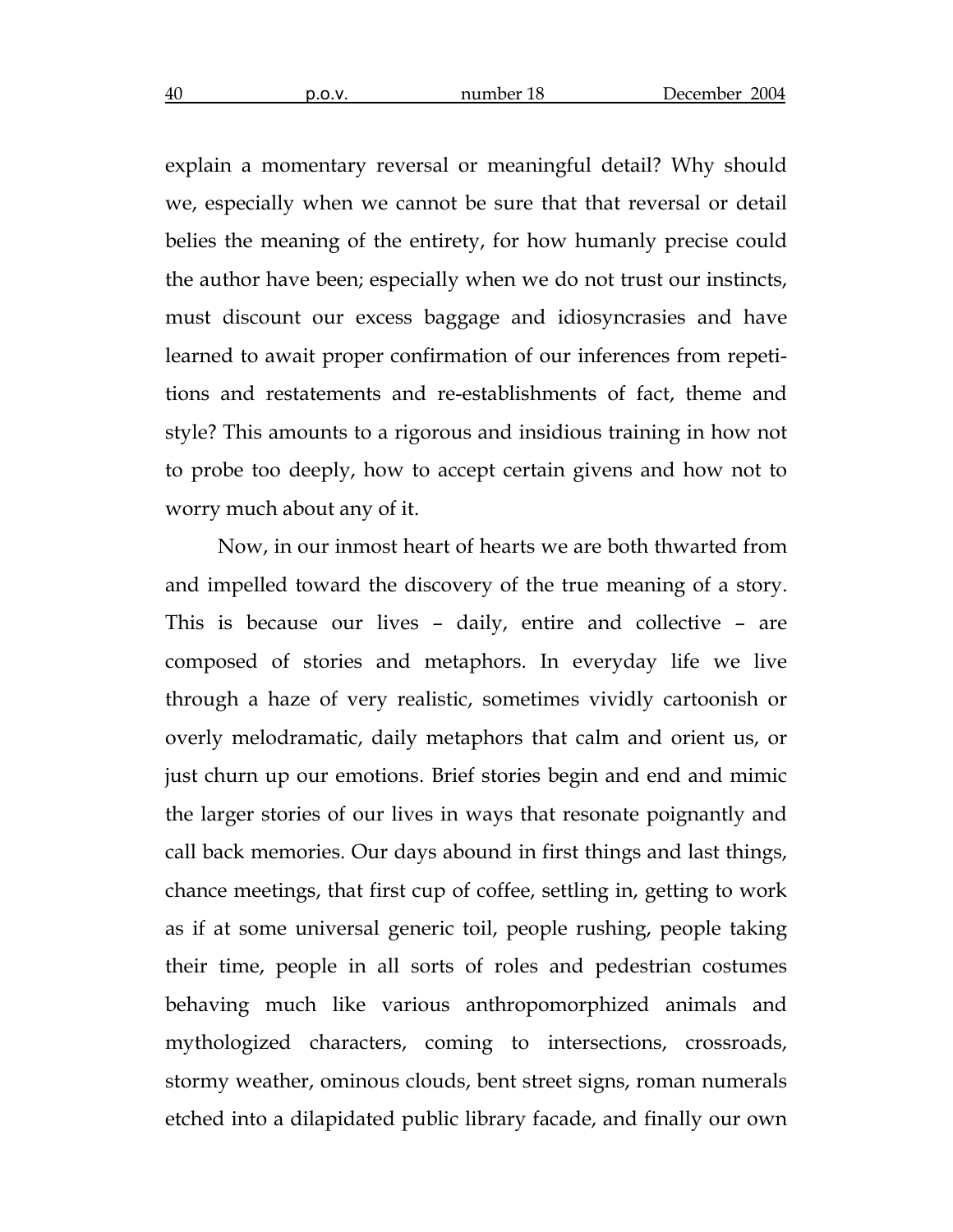explain a momentary reversal or meaningful detail? Why should we, especially when we cannot be sure that that reversal or detail belies the meaning of the entirety, for how humanly precise could the author have been; especially when we do not trust our instincts, must discount our excess baggage and idiosyncrasies and have learned to await proper confirmation of our inferences from repetitions and restatements and re-establishments of fact, theme and style? This amounts to a rigorous and insidious training in how not to probe too deeply, how to accept certain givens and how not to worry much about any of it.

Now, in our inmost heart of hearts we are both thwarted from and impelled toward the discovery of the true meaning of a story. This is because our lives – daily, entire and collective – are composed of stories and metaphors. In everyday life we live through a haze of very realistic, sometimes vividly cartoonish or overly melodramatic, daily metaphors that calm and orient us, or just churn up our emotions. Brief stories begin and end and mimic the larger stories of our lives in ways that resonate poignantly and call back memories. Our days abound in first things and last things, chance meetings, that first cup of coffee, settling in, getting to work as if at some universal generic toil, people rushing, people taking their time, people in all sorts of roles and pedestrian costumes behaving much like various anthropomorphized animals and mythologized characters, coming to intersections, crossroads, stormy weather, ominous clouds, bent street signs, roman numerals etched into a dilapidated public library facade, and finally our own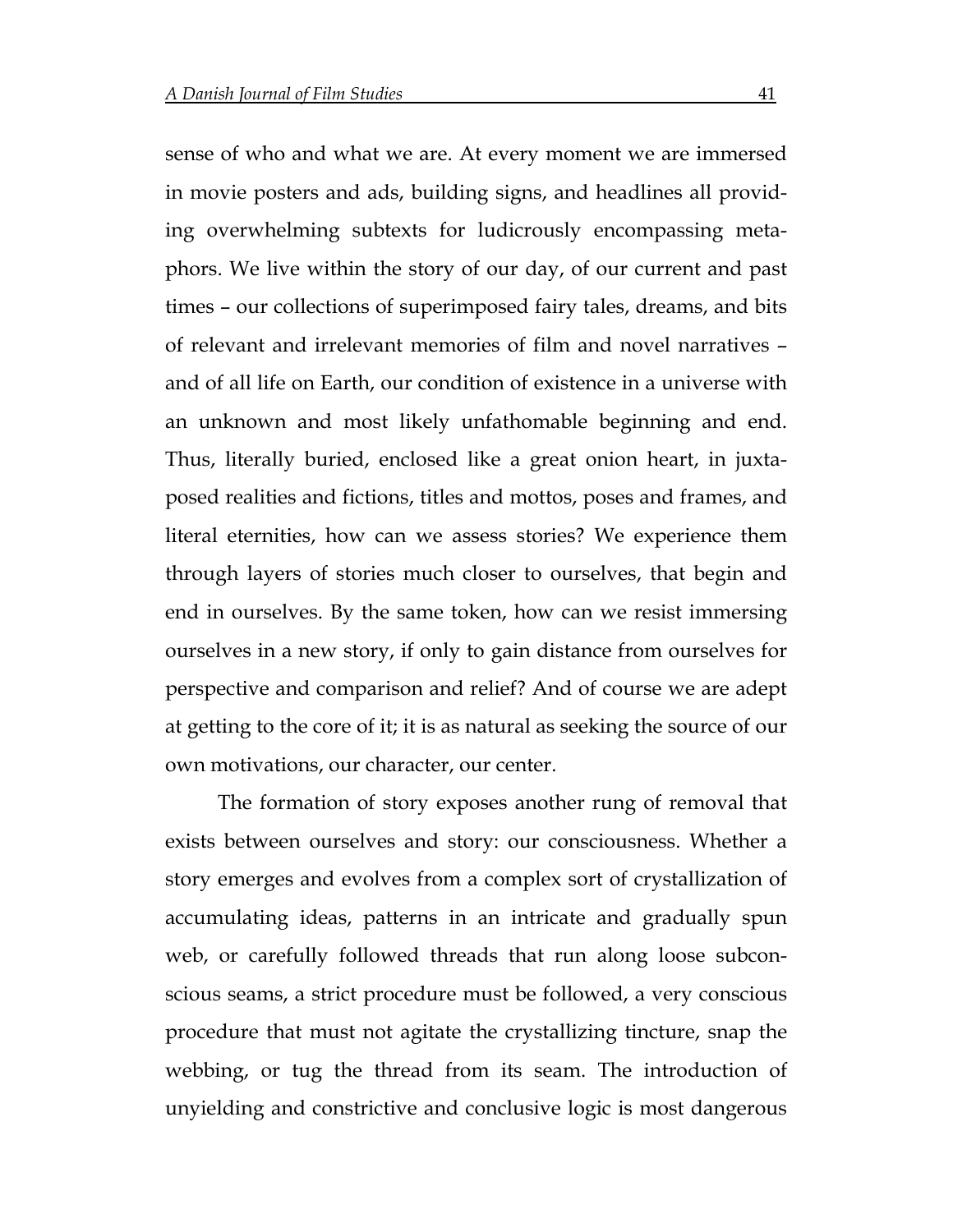sense of who and what we are. At every moment we are immersed in movie posters and ads, building signs, and headlines all providing overwhelming subtexts for ludicrously encompassing metaphors. We live within the story of our day, of our current and past times – our collections of superimposed fairy tales, dreams, and bits of relevant and irrelevant memories of film and novel narratives – and of all life on Earth, our condition of existence in a universe with an unknown and most likely unfathomable beginning and end. Thus, literally buried, enclosed like a great onion heart, in juxtaposed realities and fictions, titles and mottos, poses and frames, and literal eternities, how can we assess stories? We experience them through layers of stories much closer to ourselves, that begin and end in ourselves. By the same token, how can we resist immersing ourselves in a new story, if only to gain distance from ourselves for perspective and comparison and relief? And of course we are adept at getting to the core of it; it is as natural as seeking the source of our own motivations, our character, our center.

The formation of story exposes another rung of removal that exists between ourselves and story: our consciousness. Whether a story emerges and evolves from a complex sort of crystallization of accumulating ideas, patterns in an intricate and gradually spun web, or carefully followed threads that run along loose subconscious seams, a strict procedure must be followed, a very conscious procedure that must not agitate the crystallizing tincture, snap the webbing, or tug the thread from its seam. The introduction of unyielding and constrictive and conclusive logic is most dangerous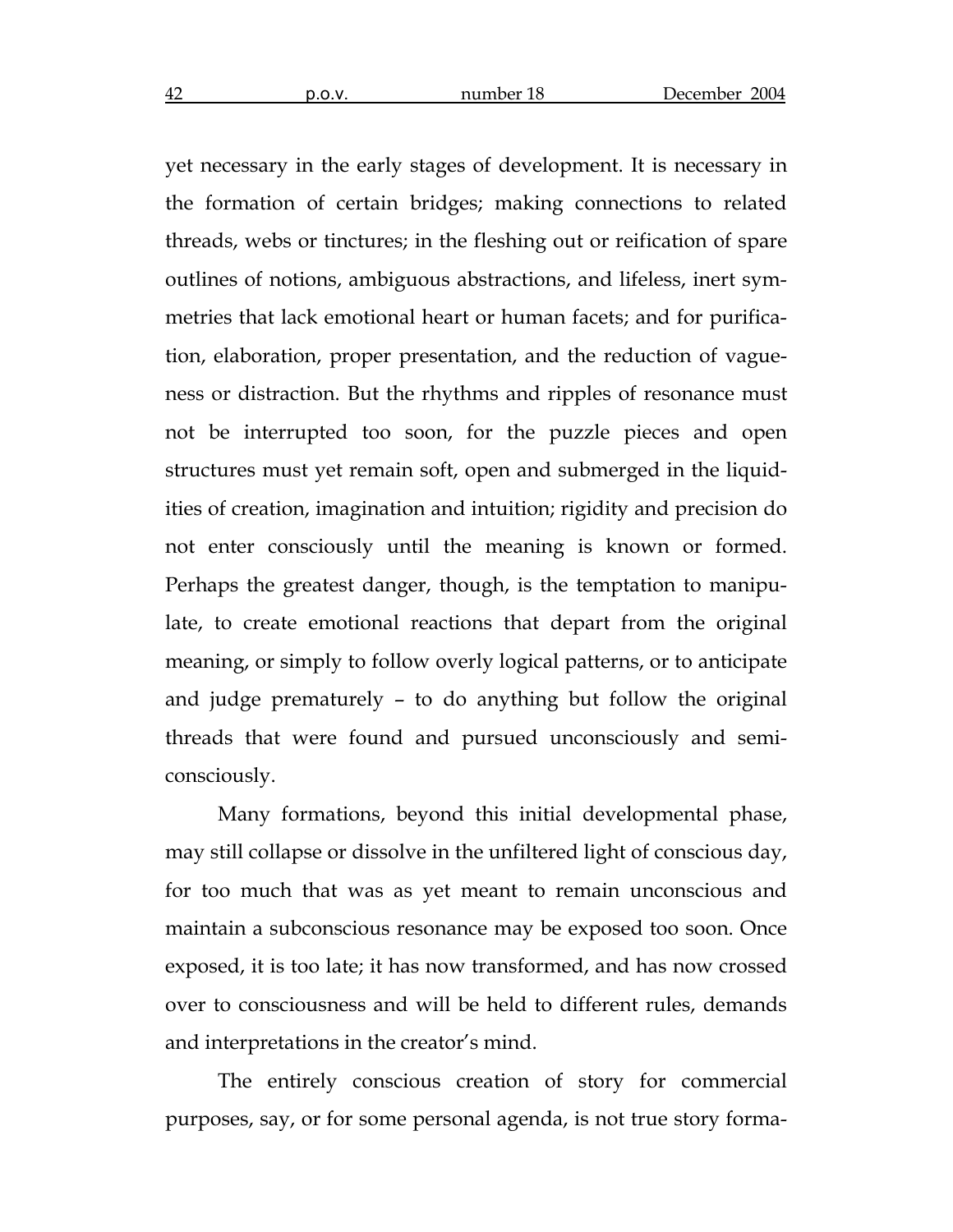yet necessary in the early stages of development. It is necessary in the formation of certain bridges; making connections to related threads, webs or tinctures; in the fleshing out or reification of spare outlines of notions, ambiguous abstractions, and lifeless, inert symmetries that lack emotional heart or human facets; and for purification, elaboration, proper presentation, and the reduction of vagueness or distraction. But the rhythms and ripples of resonance must not be interrupted too soon, for the puzzle pieces and open structures must yet remain soft, open and submerged in the liquidities of creation, imagination and intuition; rigidity and precision do not enter consciously until the meaning is known or formed. Perhaps the greatest danger, though, is the temptation to manipulate, to create emotional reactions that depart from the original meaning, or simply to follow overly logical patterns, or to anticipate and judge prematurely – to do anything but follow the original threads that were found and pursued unconsciously and semi-consciously.

Many formations, beyond this initial developmental phase, may still collapse or dissolve in the unfiltered light of conscious day, for too much that was as yet meant to remain unconscious and maintain a subconscious resonance may be exposed too soon. Once exposed, it is too late; it has now transformed, and has now crossed over to consciousness and will be held to different rules, demands and interpretations in the creator's mind.

The entirely conscious creation of story for commercial purposes, say, or for some personal agenda, is not true story forma-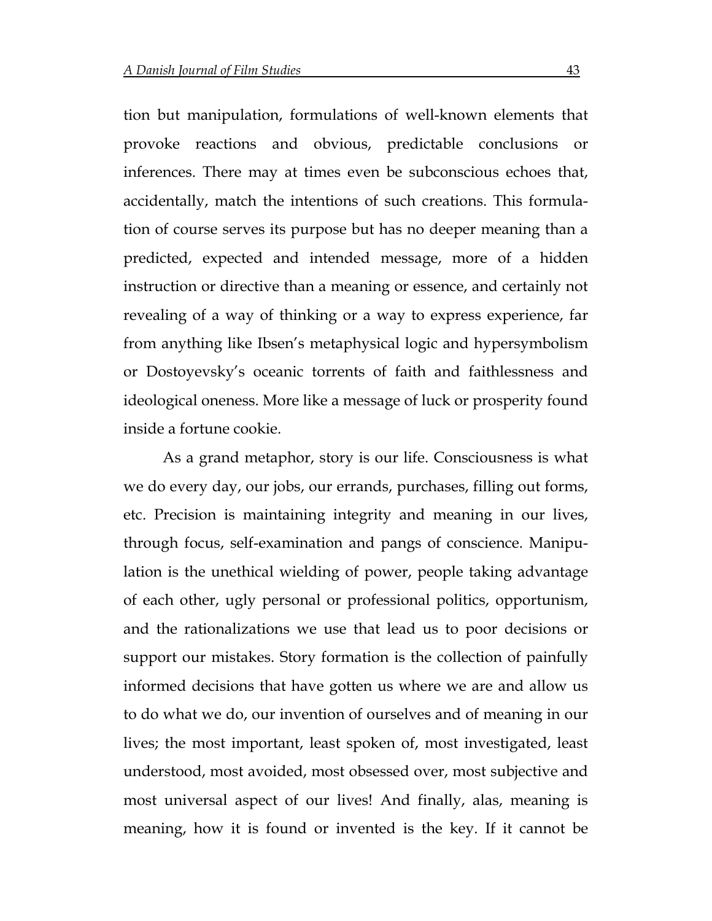tion but manipulation, formulations of well-known elements that provoke reactions and obvious, predictable conclusions or inferences. There may at times even be subconscious echoes that, accidentally, match the intentions of such creations. This formulation of course serves its purpose but has no deeper meaning than a predicted, expected and intended message, more of a hidden instruction or directive than a meaning or essence, and certainly not revealing of a way of thinking or a way to express experience, far from anything like Ibsen's metaphysical logic and hypersymbolism or Dostoyevsky's oceanic torrents of faith and faithlessness and ideological oneness. More like a message of luck or prosperity found inside a fortune cookie.

As a grand metaphor, story is our life. Consciousness is what we do every day, our jobs, our errands, purchases, filling out forms, etc. Precision is maintaining integrity and meaning in our lives, through focus, self-examination and pangs of conscience. Manipulation is the unethical wielding of power, people taking advantage of each other, ugly personal or professional politics, opportunism, and the rationalizations we use that lead us to poor decisions or support our mistakes. Story formation is the collection of painfully informed decisions that have gotten us where we are and allow us to do what we do, our invention of ourselves and of meaning in our lives; the most important, least spoken of, most investigated, least understood, most avoided, most obsessed over, most subjective and most universal aspect of our lives! And finally, alas, meaning is meaning, how it is found or invented is the key. If it cannot be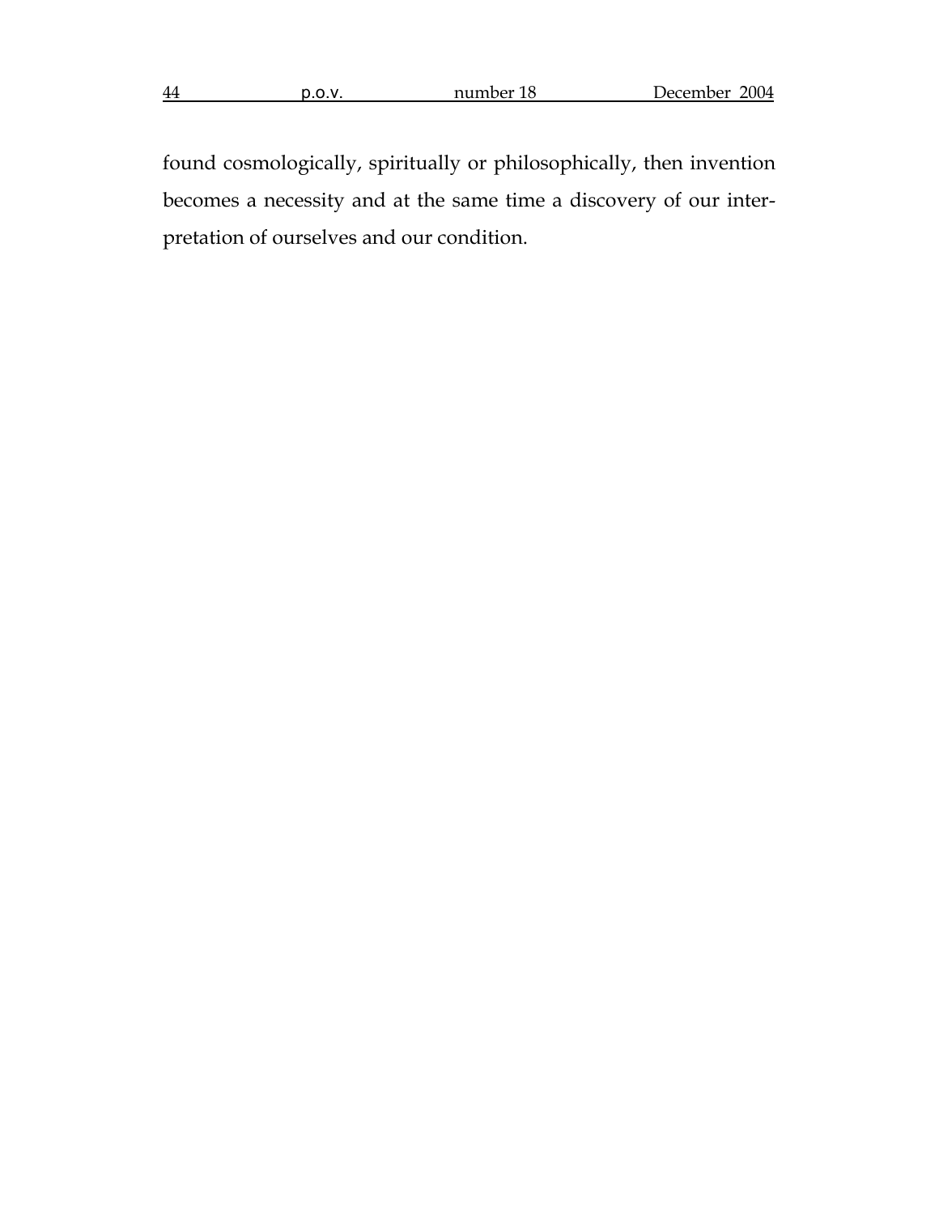found cosmologically, spiritually or philosophically, then invention becomes a necessity and at the same time a discovery of our interpretation of ourselves and our condition.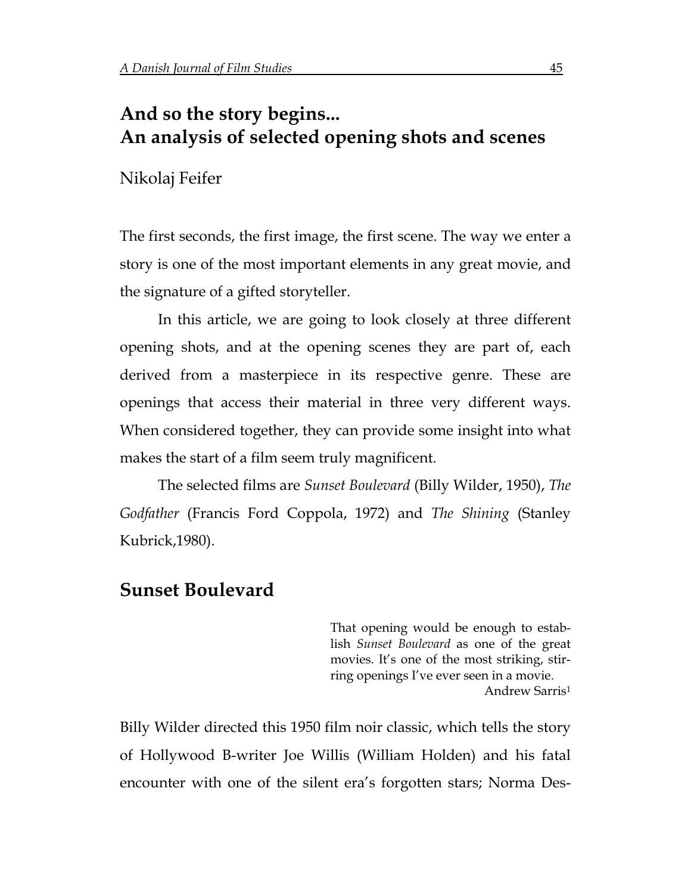# And so the story begins...
# An analysis of selected opening shots and scenes

Nikolaj Feifer

The first seconds, the first image, the first scene. The way we enter a story is one of the most important elements in any great movie, and the signature of a gifted storyteller.

In this article, we are going to look closely at three different opening shots, and at the opening scenes they are part of, each derived from a masterpiece in its respective genre. These are openings that access their material in three very different ways. When considered together, they can provide some insight into what makes the start of a film seem truly magnificent.

The selected films are *Sunset Boulevard* (Billy Wilder, 1950), *The Godfather* (Francis Ford Coppola, 1972) and *The Shining* (Stanley Kubrick,1980).

## Sunset Boulevard

> That opening would be enough to establish *Sunset Boulevard* as one of the great movies. It's one of the most striking, stirring openings I've ever seen in a movie.
>
> Andrew Sarris[1]

Billy Wilder directed this 1950 film noir classic, which tells the story of Hollywood B-writer Joe Willis (William Holden) and his fatal encounter with one of the silent era's forgotten stars; Norma Des-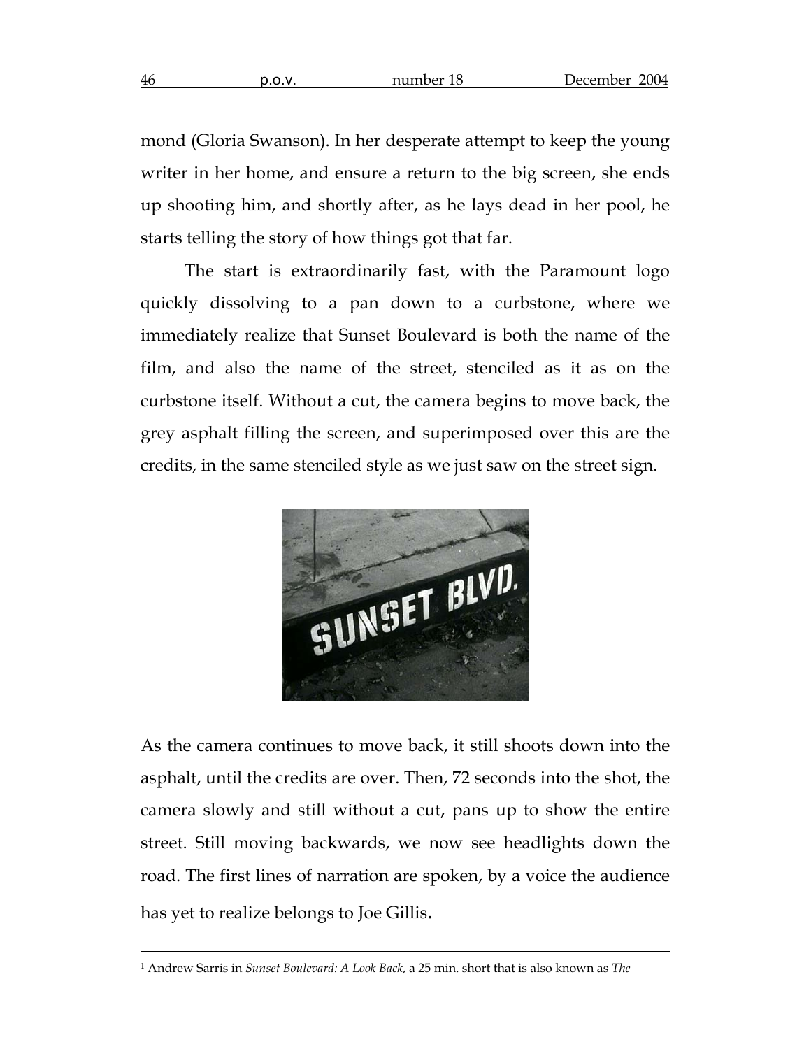mond (Gloria Swanson). In her desperate attempt to keep the young writer in her home, and ensure a return to the big screen, she ends up shooting him, and shortly after, as he lays dead in her pool, he starts telling the story of how things got that far.

The start is extraordinarily fast, with the Paramount logo quickly dissolving to a pan down to a curbstone, where we immediately realize that Sunset Boulevard is both the name of the film, and also the name of the street, stenciled as it as on the curbstone itself. Without a cut, the camera begins to move back, the grey asphalt filling the screen, and superimposed over this are the credits, in the same stenciled style as we just saw on the street sign.

As the camera continues to move back, it still shoots down into the asphalt, until the credits are over. Then, 72 seconds into the shot, the camera slowly and still without a cut, pans up to show the entire street. Still moving backwards, we now see headlights down the road. The first lines of narration are spoken, by a voice the audience has yet to realize belongs to Joe Gillis.

---

[1] Andrew Sarris in *Sunset Boulevard: A Look Back*, a 25 min. short that is also known as *The*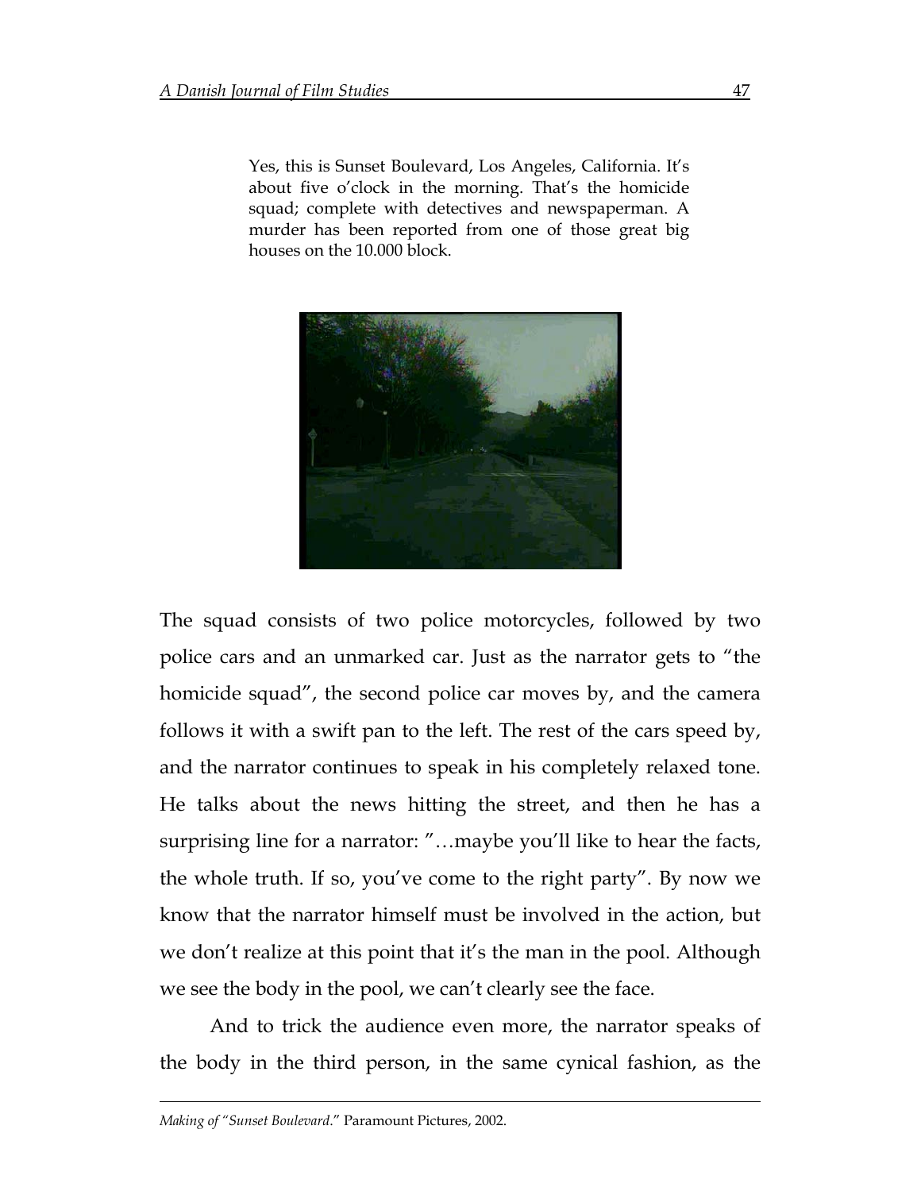> Yes, this is Sunset Boulevard, Los Angeles, California. It's about five o'clock in the morning. That's the homicide squad; complete with detectives and newspaperman. A murder has been reported from one of those great big houses on the 10.000 block.

The squad consists of two police motorcycles, followed by two police cars and an unmarked car. Just as the narrator gets to "the homicide squad", the second police car moves by, and the camera follows it with a swift pan to the left. The rest of the cars speed by, and the narrator continues to speak in his completely relaxed tone. He talks about the news hitting the street, and then he has a surprising line for a narrator: "…maybe you'll like to hear the facts, the whole truth. If so, you've come to the right party". By now we know that the narrator himself must be involved in the action, but we don't realize at this point that it's the man in the pool. Although we see the body in the pool, we can't clearly see the face.

And to trick the audience even more, the narrator speaks of the body in the third person, in the same cynical fashion, as the

---

*Making of "Sunset Boulevard*." Paramount Pictures, 2002.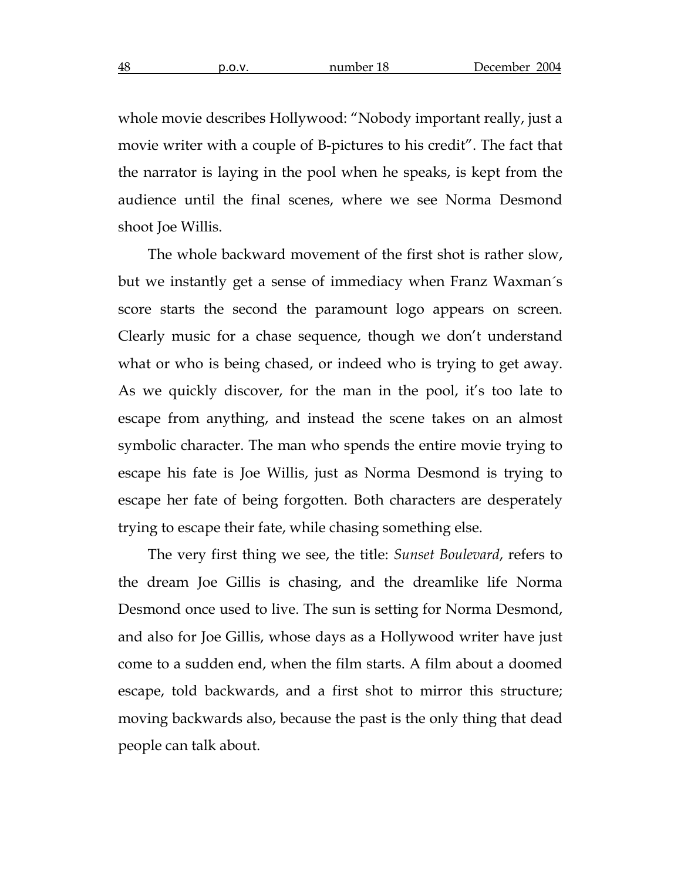whole movie describes Hollywood: "Nobody important really, just a movie writer with a couple of B-pictures to his credit". The fact that the narrator is laying in the pool when he speaks, is kept from the audience until the final scenes, where we see Norma Desmond shoot Joe Willis.

The whole backward movement of the first shot is rather slow, but we instantly get a sense of immediacy when Franz Waxman´s score starts the second the paramount logo appears on screen. Clearly music for a chase sequence, though we don't understand what or who is being chased, or indeed who is trying to get away. As we quickly discover, for the man in the pool, it's too late to escape from anything, and instead the scene takes on an almost symbolic character. The man who spends the entire movie trying to escape his fate is Joe Willis, just as Norma Desmond is trying to escape her fate of being forgotten. Both characters are desperately trying to escape their fate, while chasing something else.

The very first thing we see, the title: *Sunset Boulevard*, refers to the dream Joe Gillis is chasing, and the dreamlike life Norma Desmond once used to live. The sun is setting for Norma Desmond, and also for Joe Gillis, whose days as a Hollywood writer have just come to a sudden end, when the film starts. A film about a doomed escape, told backwards, and a first shot to mirror this structure; moving backwards also, because the past is the only thing that dead people can talk about.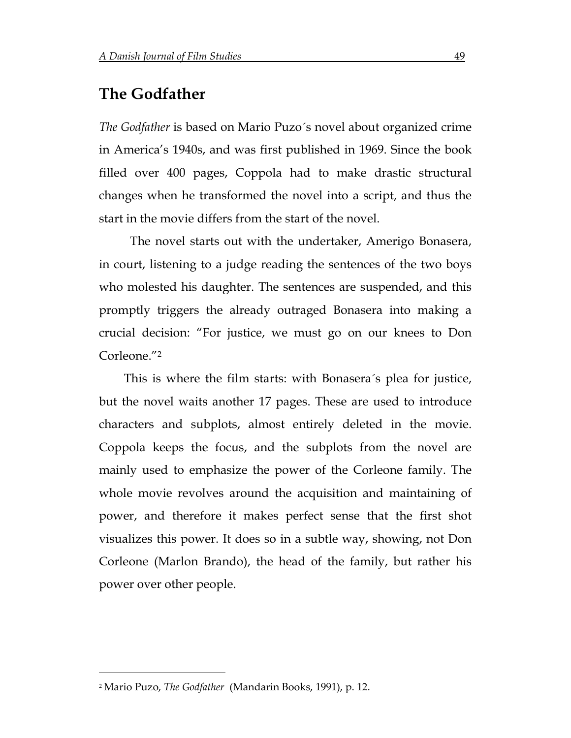## The Godfather

*The Godfather* is based on Mario Puzo´s novel about organized crime in America's 1940s, and was first published in 1969. Since the book filled over 400 pages, Coppola had to make drastic structural changes when he transformed the novel into a script, and thus the start in the movie differs from the start of the novel.

The novel starts out with the undertaker, Amerigo Bonasera, in court, listening to a judge reading the sentences of the two boys who molested his daughter. The sentences are suspended, and this promptly triggers the already outraged Bonasera into making a crucial decision: "For justice, we must go on our knees to Don Corleone."[2]

This is where the film starts: with Bonasera´s plea for justice, but the novel waits another 17 pages. These are used to introduce characters and subplots, almost entirely deleted in the movie. Coppola keeps the focus, and the subplots from the novel are mainly used to emphasize the power of the Corleone family. The whole movie revolves around the acquisition and maintaining of power, and therefore it makes perfect sense that the first shot visualizes this power. It does so in a subtle way, showing, not Don Corleone (Marlon Brando), the head of the family, but rather his power over other people.

---

[2] Mario Puzo, *The Godfather* (Mandarin Books, 1991), p. 12.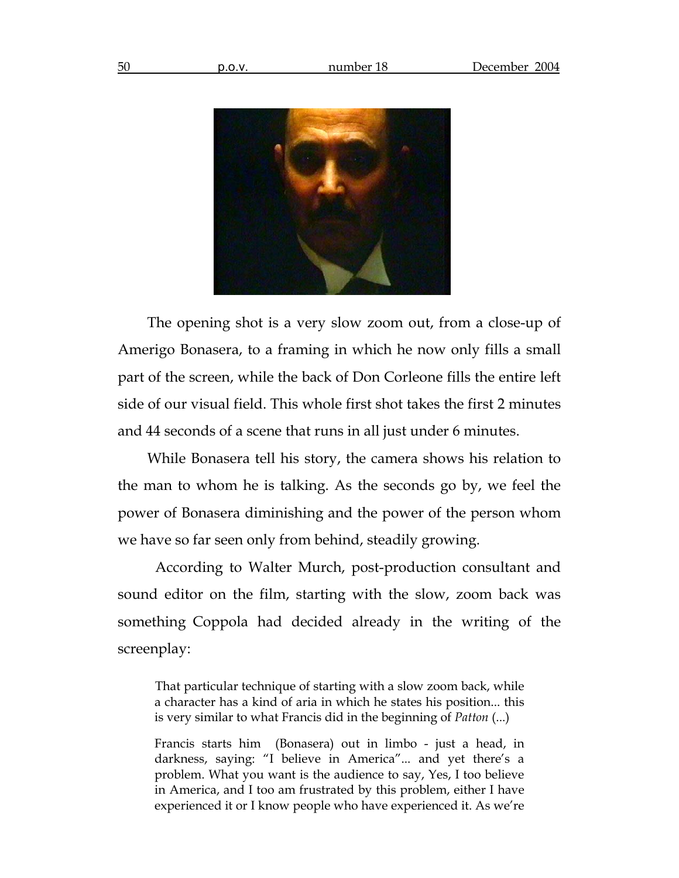The opening shot is a very slow zoom out, from a close-up of Amerigo Bonasera, to a framing in which he now only fills a small part of the screen, while the back of Don Corleone fills the entire left side of our visual field. This whole first shot takes the first 2 minutes and 44 seconds of a scene that runs in all just under 6 minutes.

While Bonasera tell his story, the camera shows his relation to the man to whom he is talking. As the seconds go by, we feel the power of Bonasera diminishing and the power of the person whom we have so far seen only from behind, steadily growing.

According to Walter Murch, post-production consultant and sound editor on the film, starting with the slow, zoom back was something Coppola had decided already in the writing of the screenplay:

> That particular technique of starting with a slow zoom back, while a character has a kind of aria in which he states his position... this is very similar to what Francis did in the beginning of *Patton* (...)
>
> Francis starts him (Bonasera) out in limbo - just a head, in darkness, saying: "I believe in America"... and yet there's a problem. What you want is the audience to say, Yes, I too believe in America, and I too am frustrated by this problem, either I have experienced it or I know people who have experienced it. As we're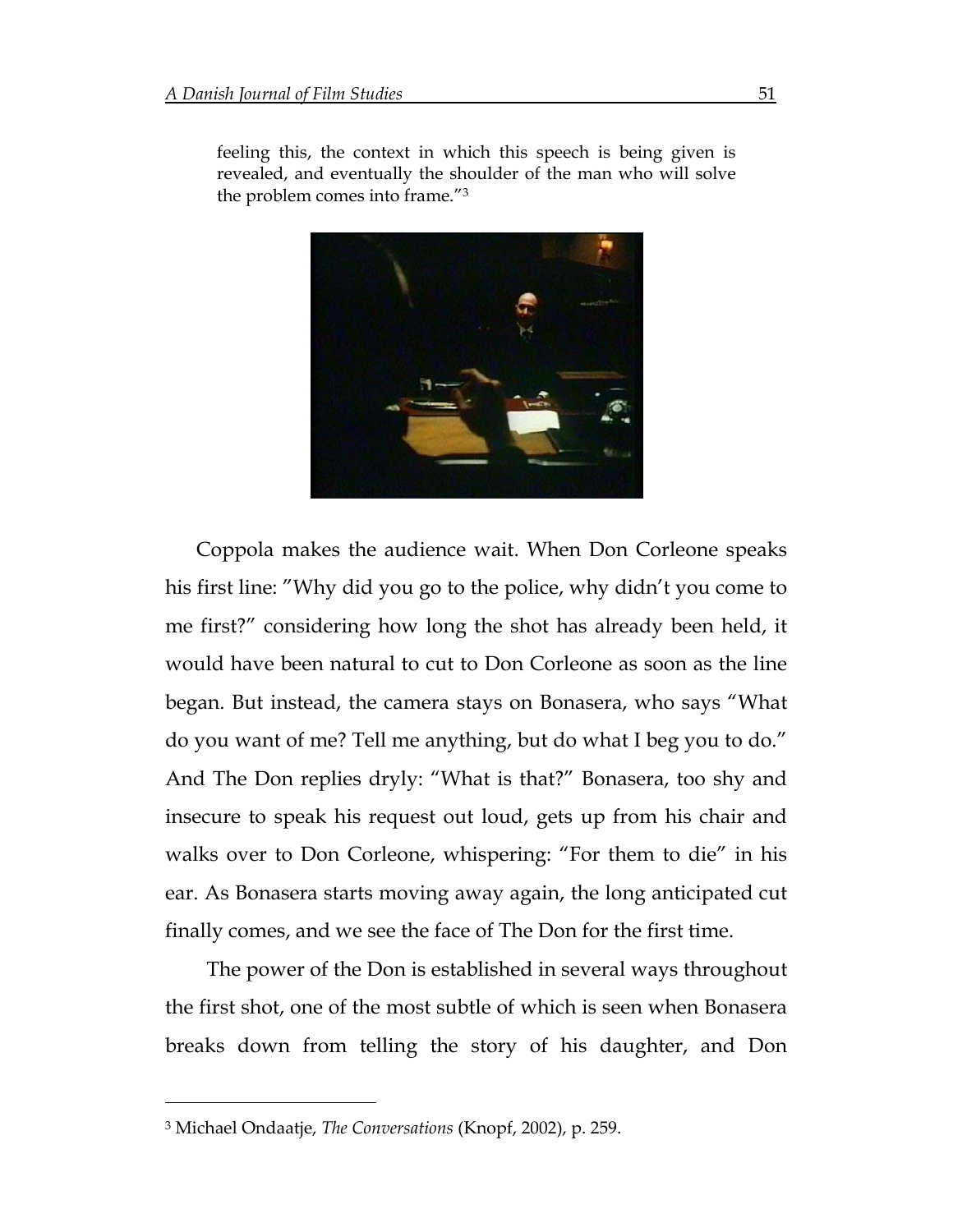> feeling this, the context in which this speech is being given is revealed, and eventually the shoulder of the man who will solve the problem comes into frame."[3]

Coppola makes the audience wait. When Don Corleone speaks his first line: "Why did you go to the police, why didn't you come to me first?" considering how long the shot has already been held, it would have been natural to cut to Don Corleone as soon as the line began. But instead, the camera stays on Bonasera, who says "What do you want of me? Tell me anything, but do what I beg you to do." And The Don replies dryly: "What is that?" Bonasera, too shy and insecure to speak his request out loud, gets up from his chair and walks over to Don Corleone, whispering: "For them to die" in his ear. As Bonasera starts moving away again, the long anticipated cut finally comes, and we see the face of The Don for the first time.

The power of the Don is established in several ways throughout the first shot, one of the most subtle of which is seen when Bonasera breaks down from telling the story of his daughter, and Don

---

[3] Michael Ondaatje, *The Conversations* (Knopf, 2002), p. 259.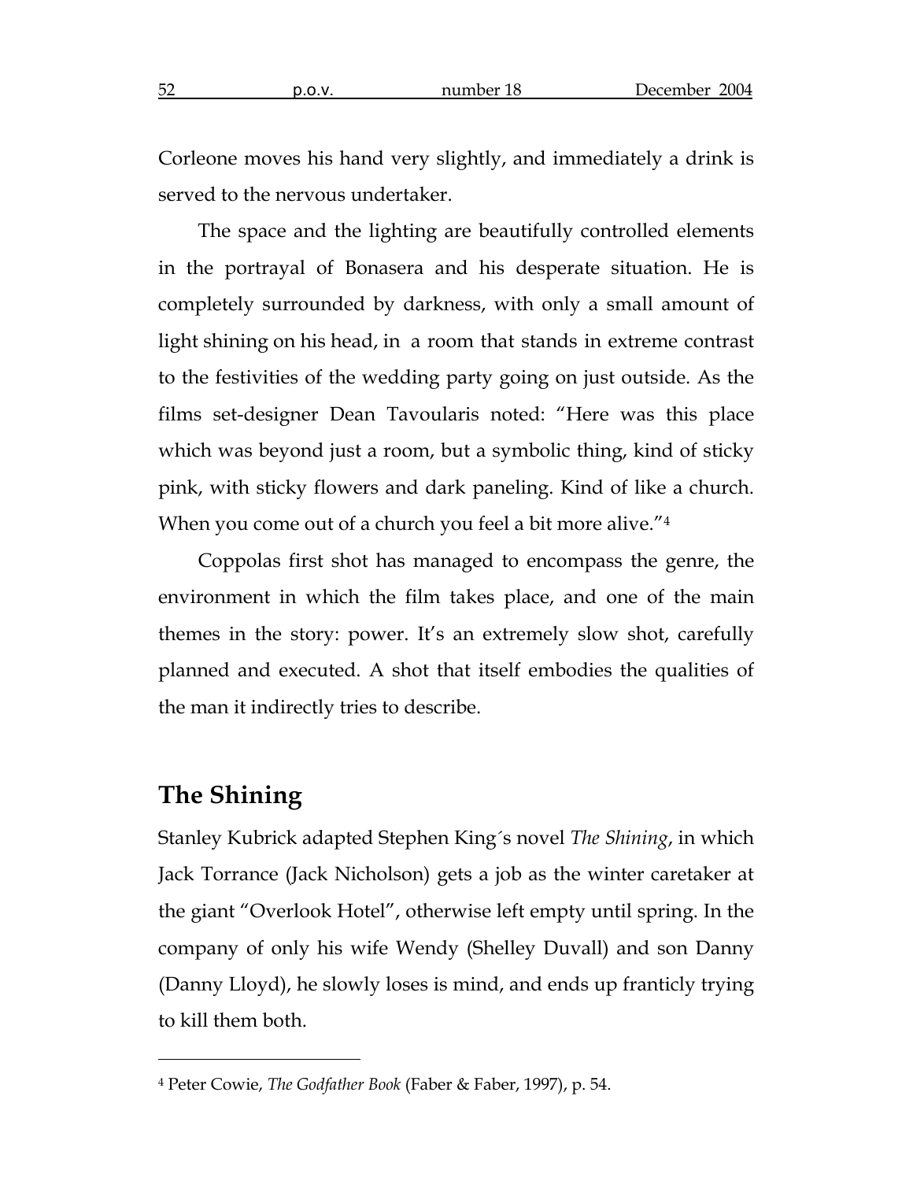Corleone moves his hand very slightly, and immediately a drink is served to the nervous undertaker.

The space and the lighting are beautifully controlled elements in the portrayal of Bonasera and his desperate situation. He is completely surrounded by darkness, with only a small amount of light shining on his head, in a room that stands in extreme contrast to the festivities of the wedding party going on just outside. As the films set-designer Dean Tavoularis noted: "Here was this place which was beyond just a room, but a symbolic thing, kind of sticky pink, with sticky flowers and dark paneling. Kind of like a church. When you come out of a church you feel a bit more alive."[4]

Coppolas first shot has managed to encompass the genre, the environment in which the film takes place, and one of the main themes in the story: power. It's an extremely slow shot, carefully planned and executed. A shot that itself embodies the qualities of the man it indirectly tries to describe.

## The Shining

Stanley Kubrick adapted Stephen King´s novel *The Shining*, in which Jack Torrance (Jack Nicholson) gets a job as the winter caretaker at the giant "Overlook Hotel", otherwise left empty until spring. In the company of only his wife Wendy (Shelley Duvall) and son Danny (Danny Lloyd), he slowly loses is mind, and ends up franticly trying to kill them both.

---

[4] Peter Cowie, *The Godfather Book* (Faber & Faber, 1997), p. 54.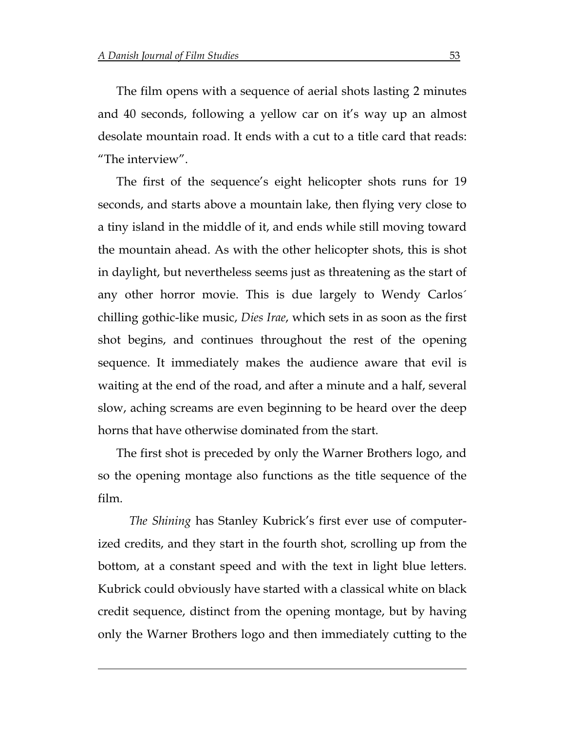The film opens with a sequence of aerial shots lasting 2 minutes and 40 seconds, following a yellow car on it's way up an almost desolate mountain road. It ends with a cut to a title card that reads: "The interview".

The first of the sequence's eight helicopter shots runs for 19 seconds, and starts above a mountain lake, then flying very close to a tiny island in the middle of it, and ends while still moving toward the mountain ahead. As with the other helicopter shots, this is shot in daylight, but nevertheless seems just as threatening as the start of any other horror movie. This is due largely to Wendy Carlos´ chilling gothic-like music, *Dies Irae*, which sets in as soon as the first shot begins, and continues throughout the rest of the opening sequence. It immediately makes the audience aware that evil is waiting at the end of the road, and after a minute and a half, several slow, aching screams are even beginning to be heard over the deep horns that have otherwise dominated from the start.

The first shot is preceded by only the Warner Brothers logo, and so the opening montage also functions as the title sequence of the film.

*The Shining* has Stanley Kubrick's first ever use of computerized credits, and they start in the fourth shot, scrolling up from the bottom, at a constant speed and with the text in light blue letters. Kubrick could obviously have started with a classical white on black credit sequence, distinct from the opening montage, but by having only the Warner Brothers logo and then immediately cutting to the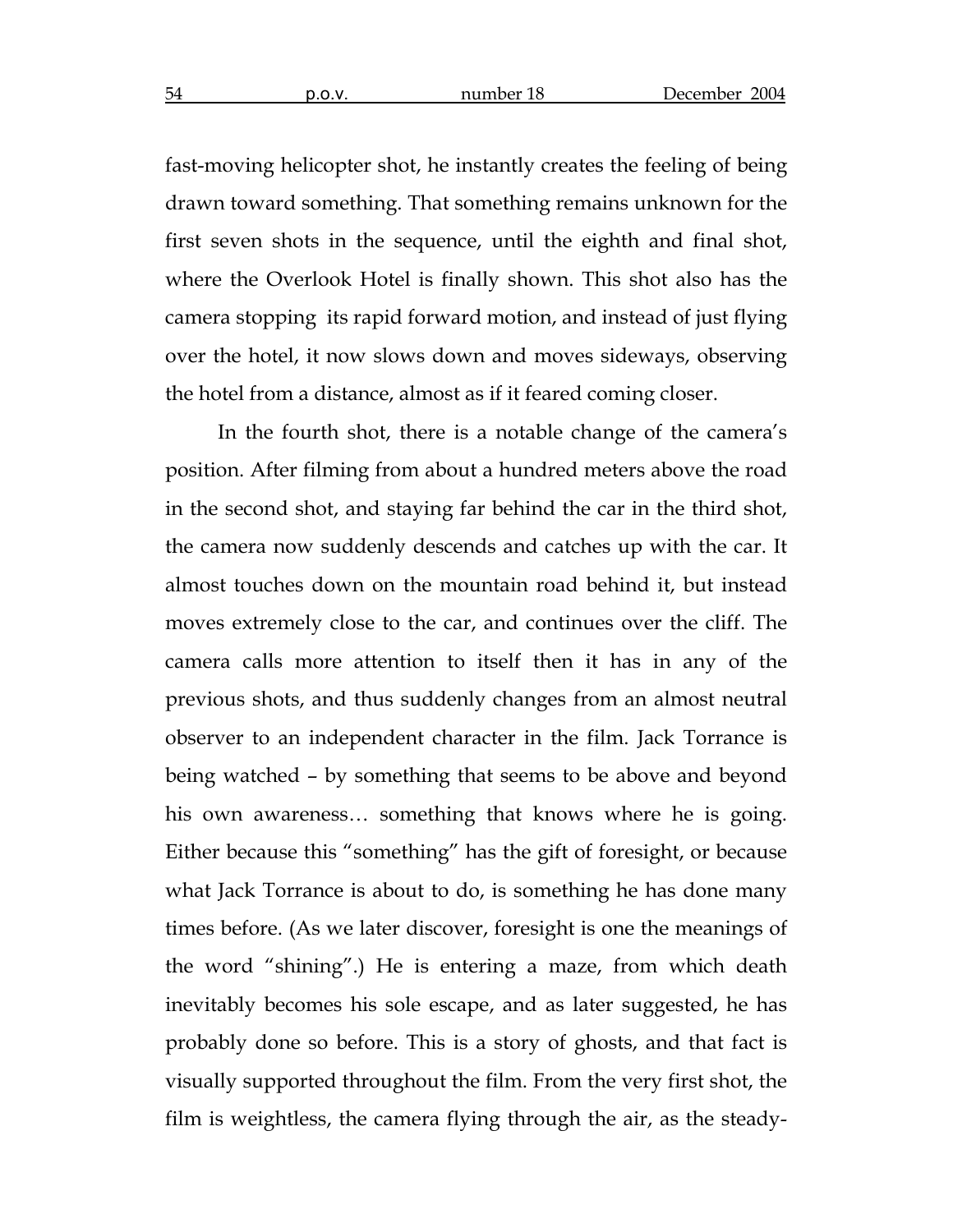fast-moving helicopter shot, he instantly creates the feeling of being drawn toward something. That something remains unknown for the first seven shots in the sequence, until the eighth and final shot, where the Overlook Hotel is finally shown. This shot also has the camera stopping its rapid forward motion, and instead of just flying over the hotel, it now slows down and moves sideways, observing the hotel from a distance, almost as if it feared coming closer.

In the fourth shot, there is a notable change of the camera's position. After filming from about a hundred meters above the road in the second shot, and staying far behind the car in the third shot, the camera now suddenly descends and catches up with the car. It almost touches down on the mountain road behind it, but instead moves extremely close to the car, and continues over the cliff. The camera calls more attention to itself then it has in any of the previous shots, and thus suddenly changes from an almost neutral observer to an independent character in the film. Jack Torrance is being watched – by something that seems to be above and beyond his own awareness… something that knows where he is going. Either because this "something" has the gift of foresight, or because what Jack Torrance is about to do, is something he has done many times before. (As we later discover, foresight is one the meanings of the word "shining".) He is entering a maze, from which death inevitably becomes his sole escape, and as later suggested, he has probably done so before. This is a story of ghosts, and that fact is visually supported throughout the film. From the very first shot, the film is weightless, the camera flying through the air, as the steady-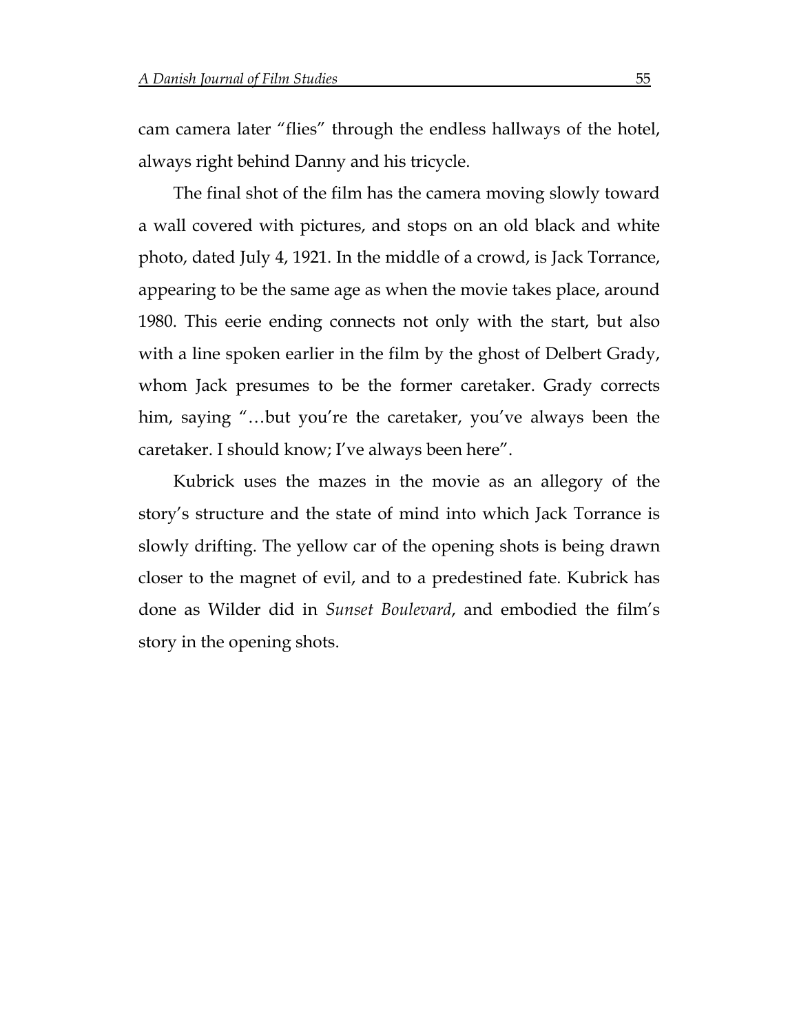cam camera later "flies" through the endless hallways of the hotel, always right behind Danny and his tricycle.

The final shot of the film has the camera moving slowly toward a wall covered with pictures, and stops on an old black and white photo, dated July 4, 1921. In the middle of a crowd, is Jack Torrance, appearing to be the same age as when the movie takes place, around 1980. This eerie ending connects not only with the start, but also with a line spoken earlier in the film by the ghost of Delbert Grady, whom Jack presumes to be the former caretaker. Grady corrects him, saying "…but you're the caretaker, you've always been the caretaker. I should know; I've always been here".

Kubrick uses the mazes in the movie as an allegory of the story's structure and the state of mind into which Jack Torrance is slowly drifting. The yellow car of the opening shots is being drawn closer to the magnet of evil, and to a predestined fate. Kubrick has done as Wilder did in *Sunset Boulevard*, and embodied the film's story in the opening shots.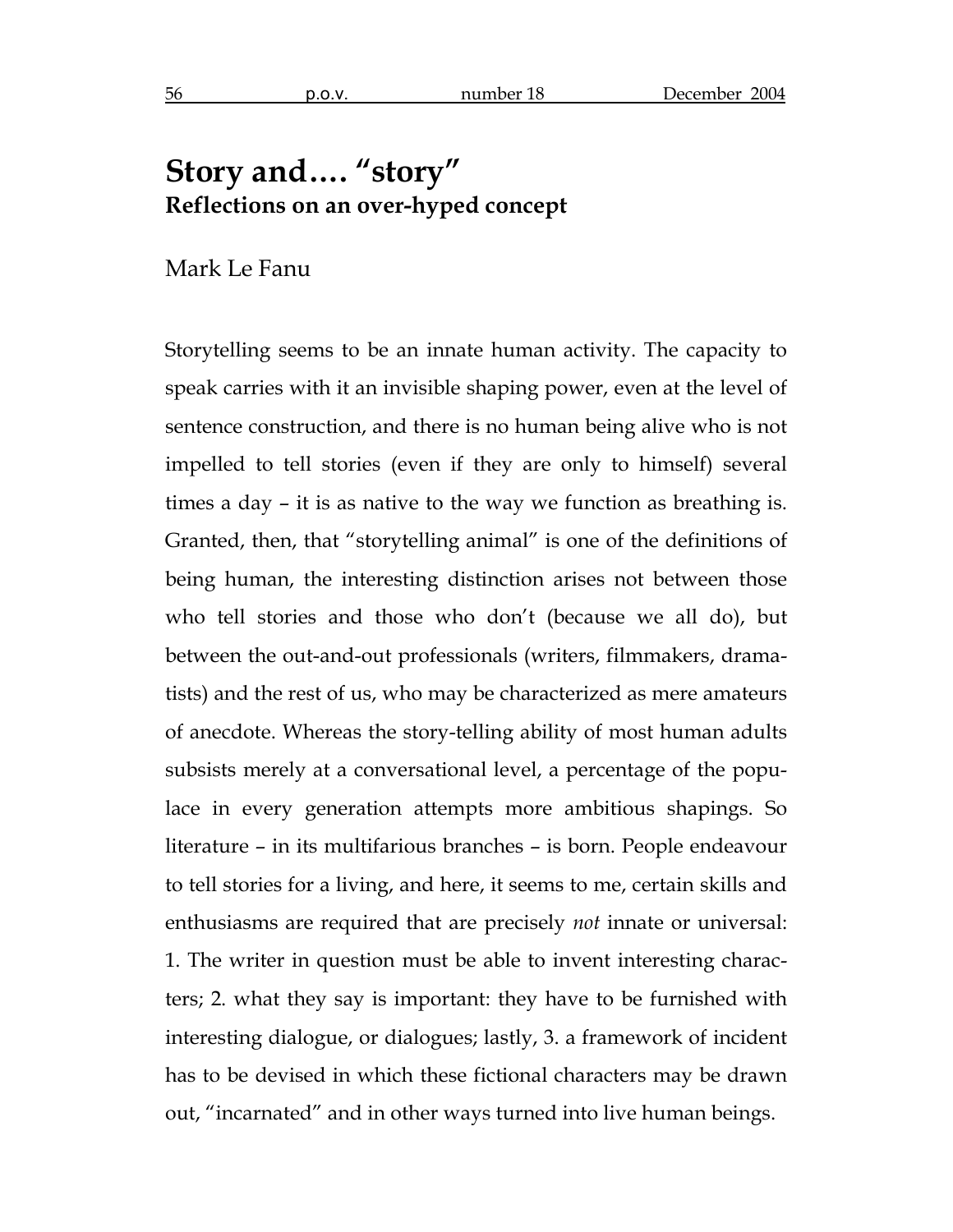# Story and…. "story"
## Reflections on an over-hyped concept

Mark Le Fanu

Storytelling seems to be an innate human activity. The capacity to speak carries with it an invisible shaping power, even at the level of sentence construction, and there is no human being alive who is not impelled to tell stories (even if they are only to himself) several times a day – it is as native to the way we function as breathing is. Granted, then, that "storytelling animal" is one of the definitions of being human, the interesting distinction arises not between those who tell stories and those who don't (because we all do), but between the out-and-out professionals (writers, filmmakers, dramatists) and the rest of us, who may be characterized as mere amateurs of anecdote. Whereas the story-telling ability of most human adults subsists merely at a conversational level, a percentage of the populace in every generation attempts more ambitious shapings. So literature – in its multifarious branches – is born. People endeavour to tell stories for a living, and here, it seems to me, certain skills and enthusiasms are required that are precisely *not* innate or universal: 1. The writer in question must be able to invent interesting characters; 2. what they say is important: they have to be furnished with interesting dialogue, or dialogues; lastly, 3. a framework of incident has to be devised in which these fictional characters may be drawn out, "incarnated" and in other ways turned into live human beings.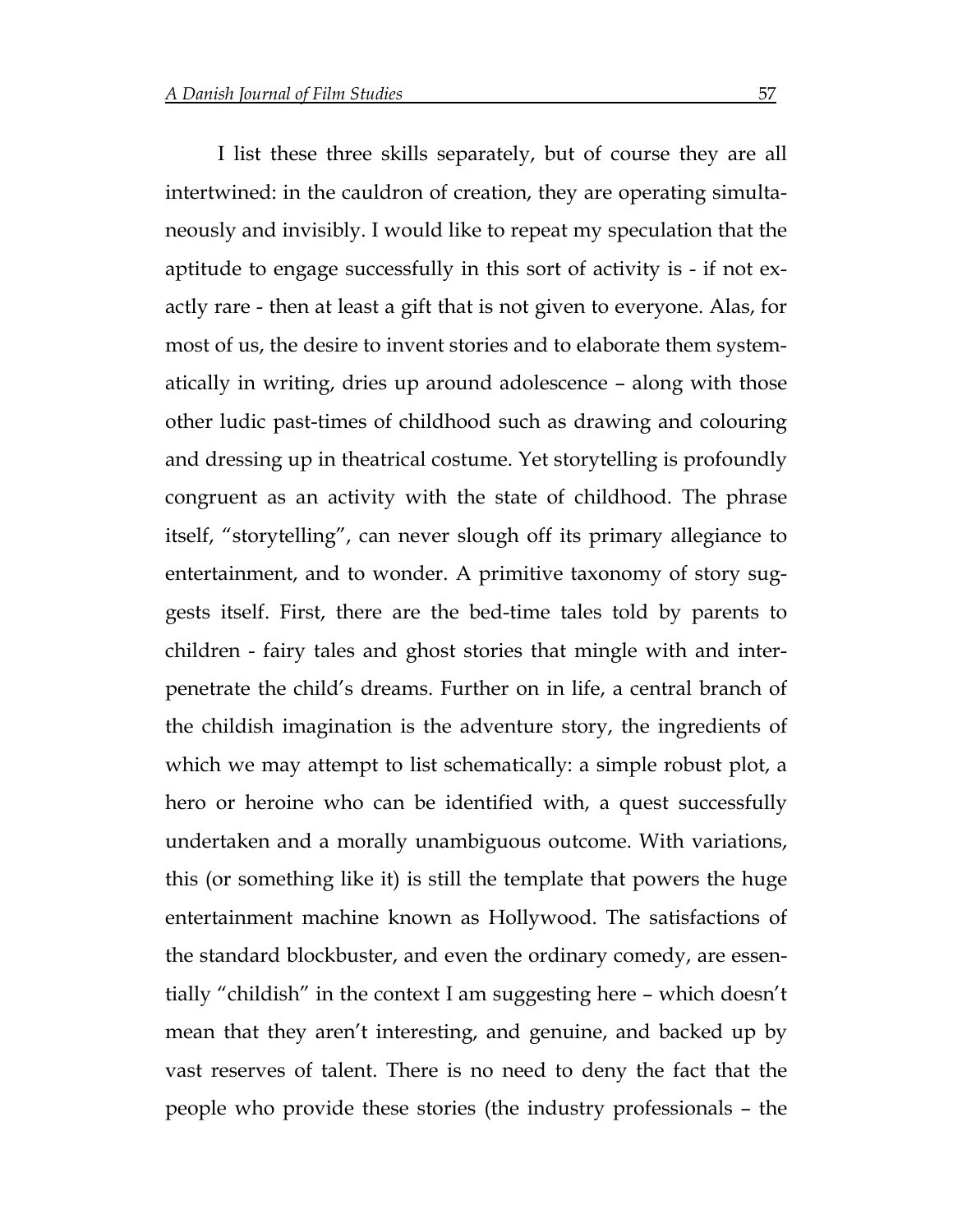I list these three skills separately, but of course they are all intertwined: in the cauldron of creation, they are operating simultaneously and invisibly. I would like to repeat my speculation that the aptitude to engage successfully in this sort of activity is - if not exactly rare - then at least a gift that is not given to everyone. Alas, for most of us, the desire to invent stories and to elaborate them systematically in writing, dries up around adolescence – along with those other ludic past-times of childhood such as drawing and colouring and dressing up in theatrical costume. Yet storytelling is profoundly congruent as an activity with the state of childhood. The phrase itself, "storytelling", can never slough off its primary allegiance to entertainment, and to wonder. A primitive taxonomy of story suggests itself. First, there are the bed-time tales told by parents to children - fairy tales and ghost stories that mingle with and interpenetrate the child's dreams. Further on in life, a central branch of the childish imagination is the adventure story, the ingredients of which we may attempt to list schematically: a simple robust plot, a hero or heroine who can be identified with, a quest successfully undertaken and a morally unambiguous outcome. With variations, this (or something like it) is still the template that powers the huge entertainment machine known as Hollywood. The satisfactions of the standard blockbuster, and even the ordinary comedy, are essentially "childish" in the context I am suggesting here – which doesn't mean that they aren't interesting, and genuine, and backed up by vast reserves of talent. There is no need to deny the fact that the people who provide these stories (the industry professionals – the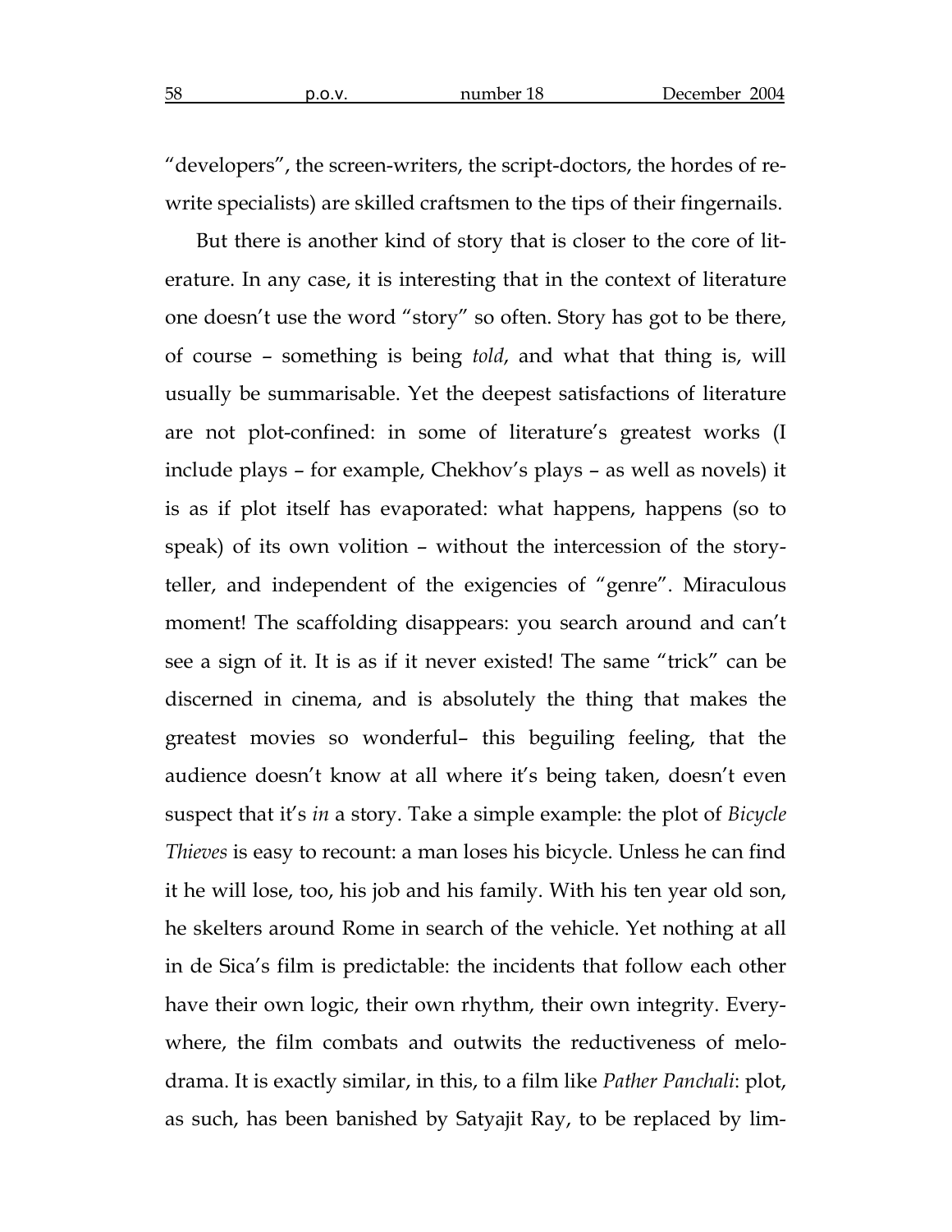"developers", the screen-writers, the script-doctors, the hordes of re-write specialists) are skilled craftsmen to the tips of their fingernails.

But there is another kind of story that is closer to the core of literature. In any case, it is interesting that in the context of literature one doesn't use the word "story" so often. Story has got to be there, of course – something is being *told*, and what that thing is, will usually be summarisable. Yet the deepest satisfactions of literature are not plot-confined: in some of literature's greatest works (I include plays – for example, Chekhov's plays – as well as novels) it is as if plot itself has evaporated: what happens, happens (so to speak) of its own volition – without the intercession of the story-teller, and independent of the exigencies of "genre". Miraculous moment! The scaffolding disappears: you search around and can't see a sign of it. It is as if it never existed! The same "trick" can be discerned in cinema, and is absolutely the thing that makes the greatest movies so wonderful– this beguiling feeling, that the audience doesn't know at all where it's being taken, doesn't even suspect that it's *in* a story. Take a simple example: the plot of *Bicycle Thieves* is easy to recount: a man loses his bicycle. Unless he can find it he will lose, too, his job and his family. With his ten year old son, he skelters around Rome in search of the vehicle. Yet nothing at all in de Sica's film is predictable: the incidents that follow each other have their own logic, their own rhythm, their own integrity. Everywhere, the film combats and outwits the reductiveness of melodrama. It is exactly similar, in this, to a film like *Pather Panchali*: plot, as such, has been banished by Satyajit Ray, to be replaced by lim-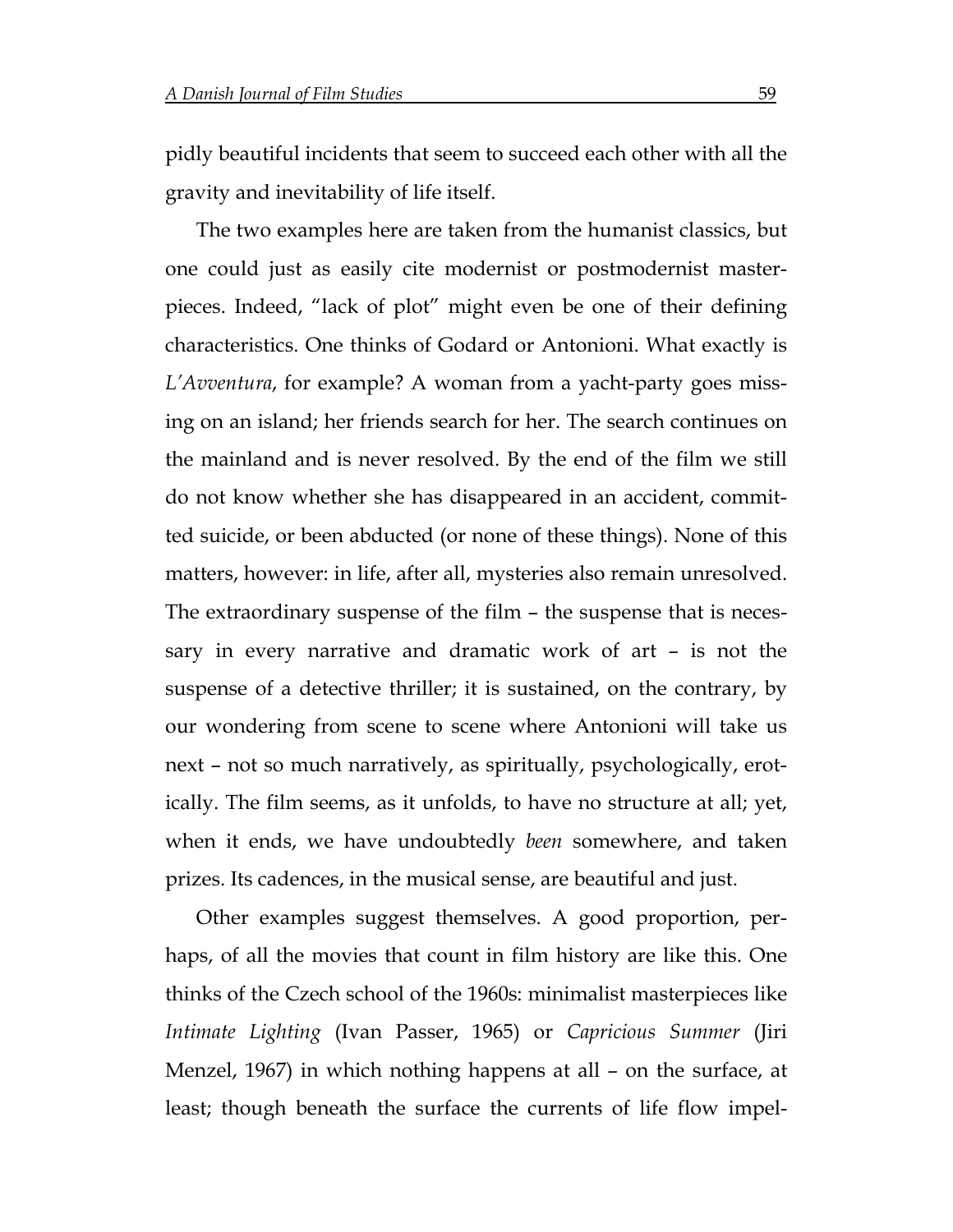pidly beautiful incidents that seem to succeed each other with all the gravity and inevitability of life itself.

The two examples here are taken from the humanist classics, but one could just as easily cite modernist or postmodernist masterpieces. Indeed, "lack of plot" might even be one of their defining characteristics. One thinks of Godard or Antonioni. What exactly is *L'Avventura*, for example? A woman from a yacht-party goes missing on an island; her friends search for her. The search continues on the mainland and is never resolved. By the end of the film we still do not know whether she has disappeared in an accident, committed suicide, or been abducted (or none of these things). None of this matters, however: in life, after all, mysteries also remain unresolved. The extraordinary suspense of the film – the suspense that is necessary in every narrative and dramatic work of art – is not the suspense of a detective thriller; it is sustained, on the contrary, by our wondering from scene to scene where Antonioni will take us next – not so much narratively, as spiritually, psychologically, erotically. The film seems, as it unfolds, to have no structure at all; yet, when it ends, we have undoubtedly *been* somewhere, and taken prizes. Its cadences, in the musical sense, are beautiful and just.

Other examples suggest themselves. A good proportion, perhaps, of all the movies that count in film history are like this. One thinks of the Czech school of the 1960s: minimalist masterpieces like *Intimate Lighting* (Ivan Passer, 1965) or *Capricious Summer* (Jiri Menzel, 1967) in which nothing happens at all – on the surface, at least; though beneath the surface the currents of life flow impel-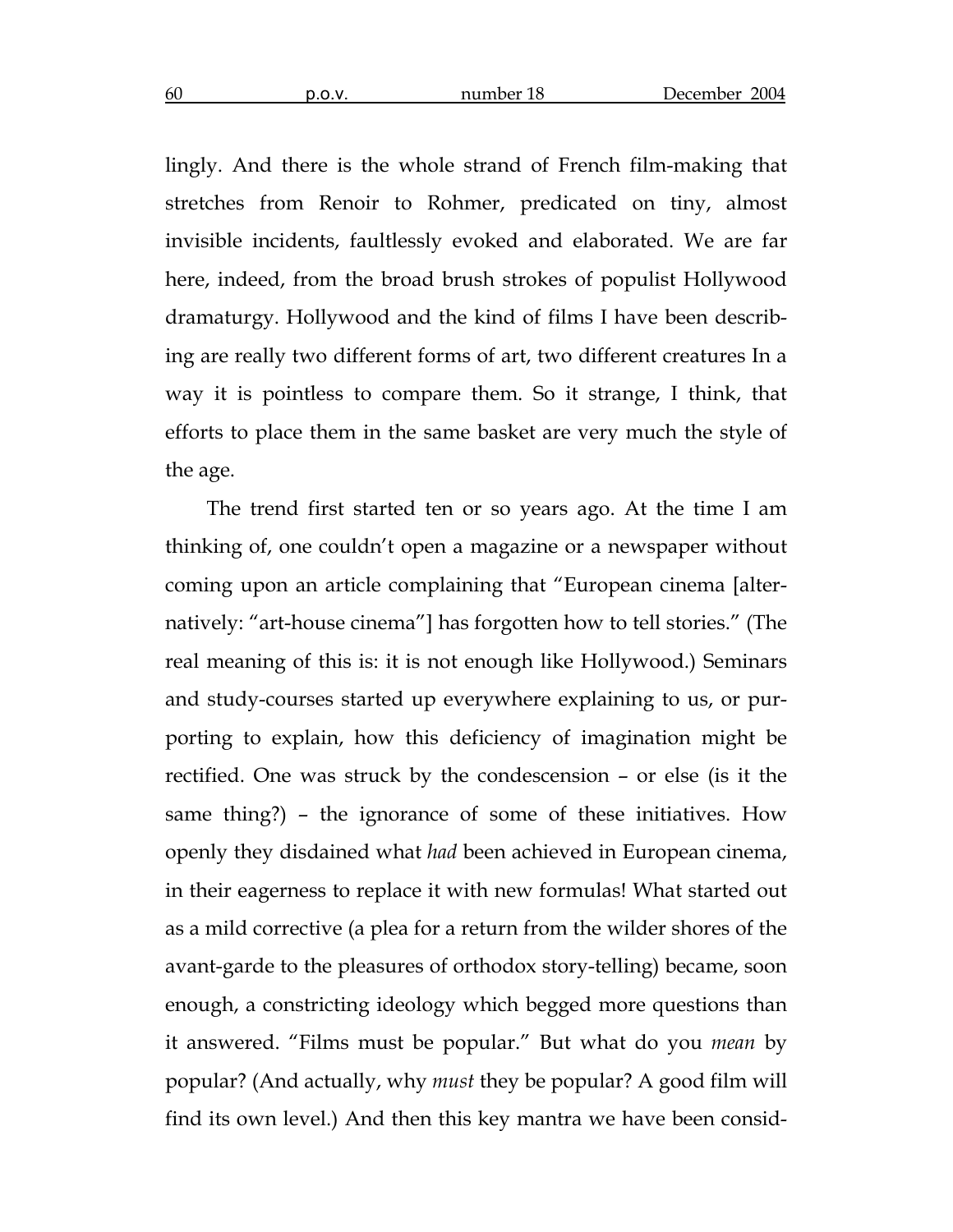lingly. And there is the whole strand of French film-making that stretches from Renoir to Rohmer, predicated on tiny, almost invisible incidents, faultlessly evoked and elaborated. We are far here, indeed, from the broad brush strokes of populist Hollywood dramaturgy. Hollywood and the kind of films I have been describing are really two different forms of art, two different creatures In a way it is pointless to compare them. So it strange, I think, that efforts to place them in the same basket are very much the style of the age.

The trend first started ten or so years ago. At the time I am thinking of, one couldn't open a magazine or a newspaper without coming upon an article complaining that "European cinema [alternatively: "art-house cinema"] has forgotten how to tell stories." (The real meaning of this is: it is not enough like Hollywood.) Seminars and study-courses started up everywhere explaining to us, or purporting to explain, how this deficiency of imagination might be rectified. One was struck by the condescension – or else (is it the same thing?) – the ignorance of some of these initiatives. How openly they disdained what *had* been achieved in European cinema, in their eagerness to replace it with new formulas! What started out as a mild corrective (a plea for a return from the wilder shores of the avant-garde to the pleasures of orthodox story-telling) became, soon enough, a constricting ideology which begged more questions than it answered. "Films must be popular." But what do you *mean* by popular? (And actually, why *must* they be popular? A good film will find its own level.) And then this key mantra we have been consid-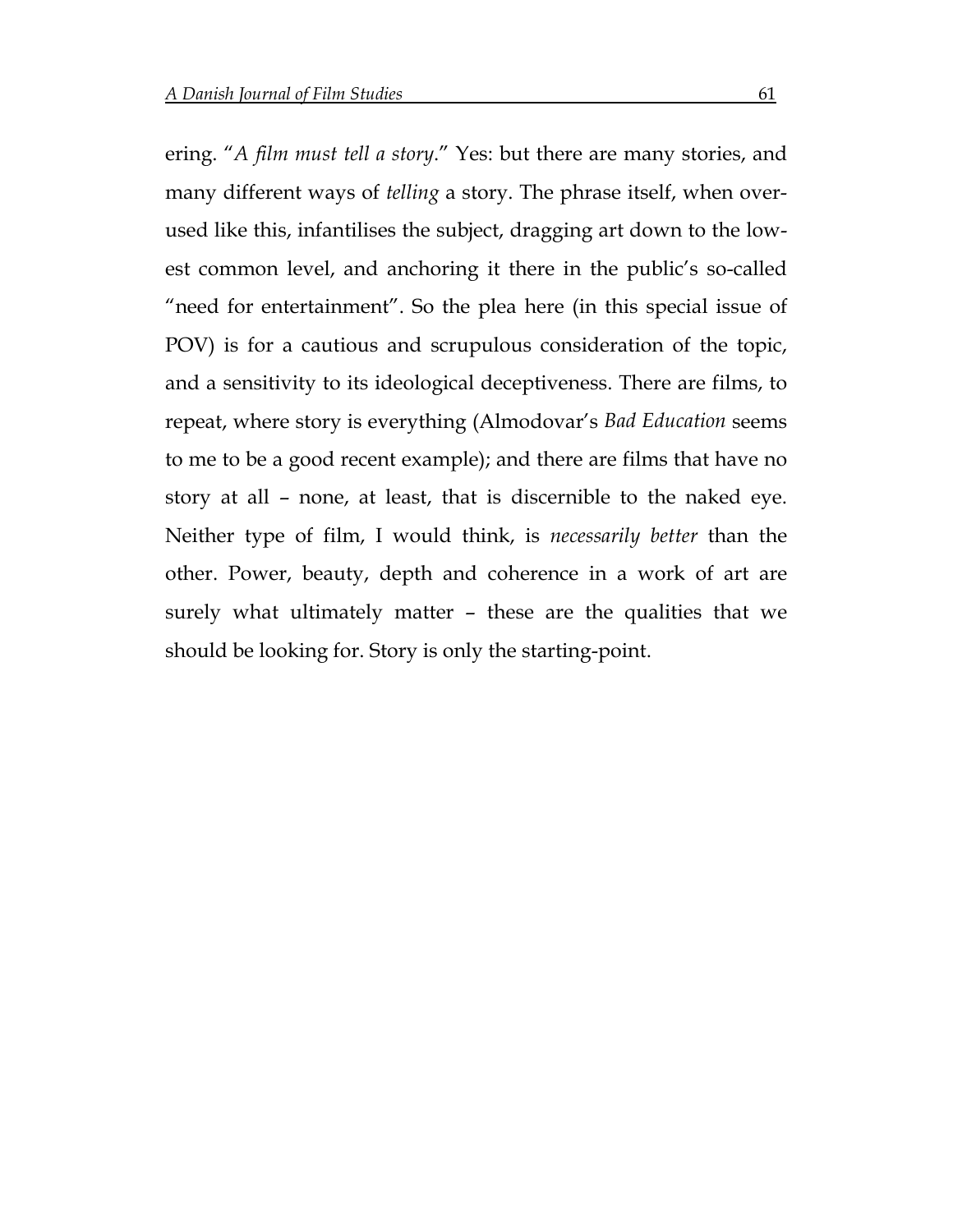ering. "*A film must tell a story*." Yes: but there are many stories, and many different ways of *telling* a story. The phrase itself, when overused like this, infantilises the subject, dragging art down to the lowest common level, and anchoring it there in the public's so-called "need for entertainment". So the plea here (in this special issue of POV) is for a cautious and scrupulous consideration of the topic, and a sensitivity to its ideological deceptiveness. There are films, to repeat, where story is everything (Almodovar's *Bad Education* seems to me to be a good recent example); and there are films that have no story at all – none, at least, that is discernible to the naked eye. Neither type of film, I would think, is *necessarily better* than the other. Power, beauty, depth and coherence in a work of art are surely what ultimately matter – these are the qualities that we should be looking for. Story is only the starting-point.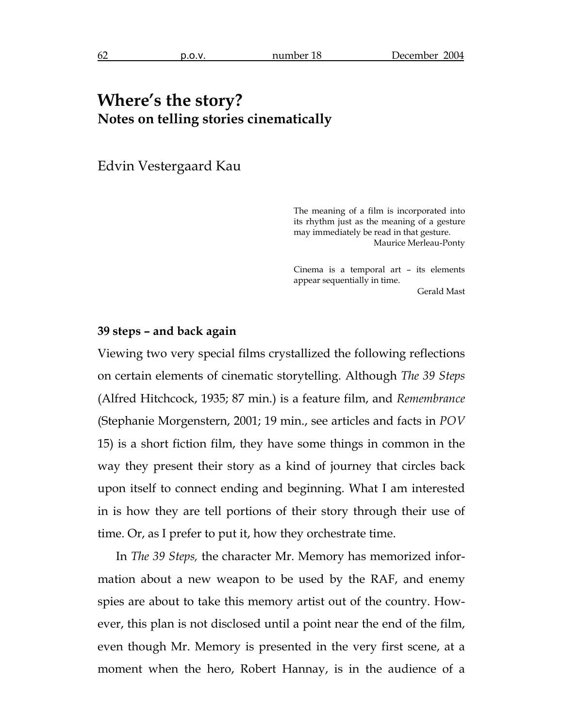# Where's the story?
## Notes on telling stories cinematically

Edvin Vestergaard Kau

> The meaning of a film is incorporated into its rhythm just as the meaning of a gesture may immediately be read in that gesture.
>
> Maurice Merleau-Ponty

> Cinema is a temporal art – its elements appear sequentially in time.
>
> Gerald Mast

### 39 steps – and back again

Viewing two very special films crystallized the following reflections on certain elements of cinematic storytelling. Although *The 39 Steps* (Alfred Hitchcock, 1935; 87 min.) is a feature film, and *Remembrance* (Stephanie Morgenstern, 2001; 19 min., see articles and facts in *POV* 15) is a short fiction film, they have some things in common in the way they present their story as a kind of journey that circles back upon itself to connect ending and beginning. What I am interested in is how they are tell portions of their story through their use of time. Or, as I prefer to put it, how they orchestrate time.

In *The 39 Steps,* the character Mr. Memory has memorized information about a new weapon to be used by the RAF, and enemy spies are about to take this memory artist out of the country. However, this plan is not disclosed until a point near the end of the film, even though Mr. Memory is presented in the very first scene, at a moment when the hero, Robert Hannay, is in the audience of a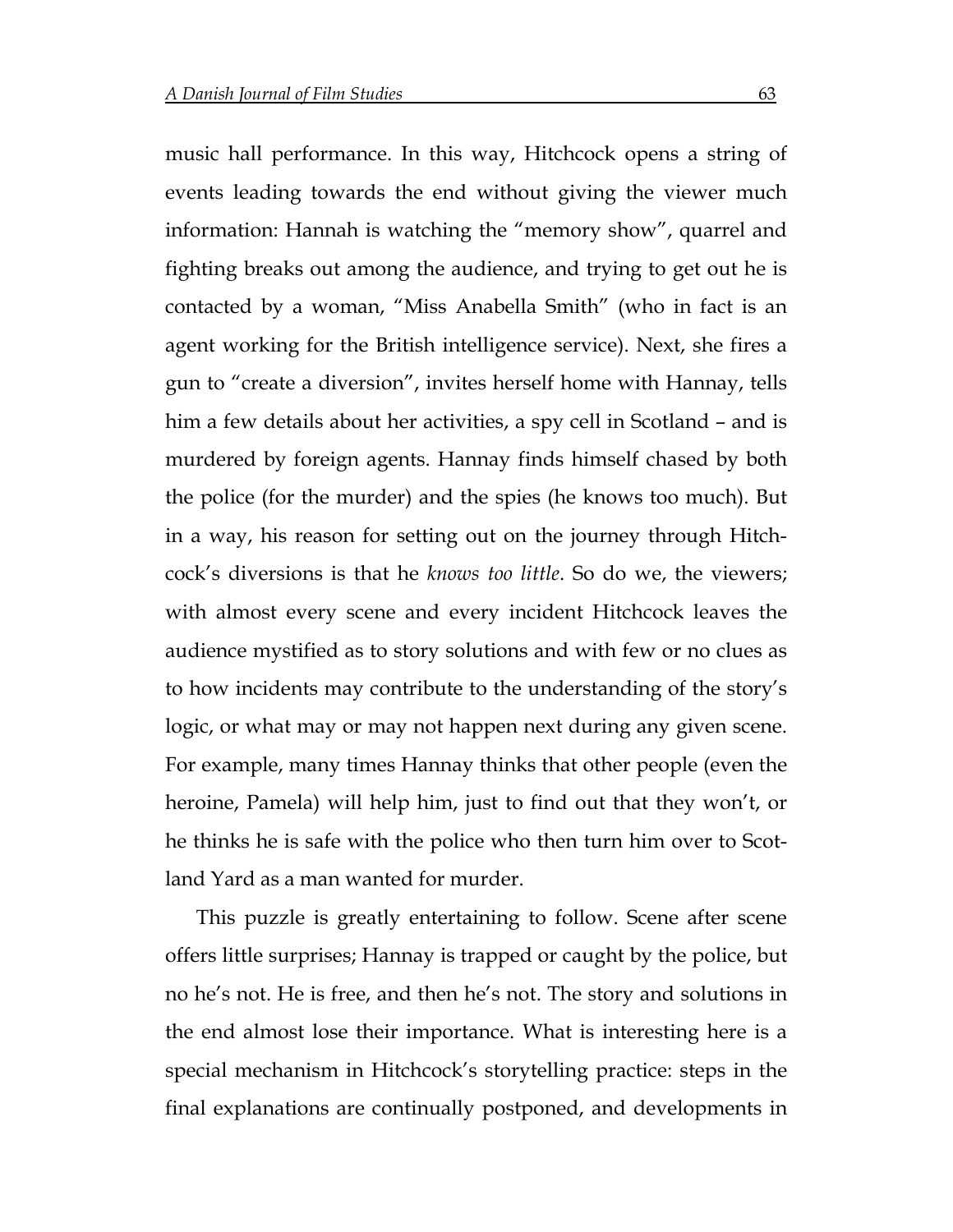music hall performance. In this way, Hitchcock opens a string of events leading towards the end without giving the viewer much information: Hannah is watching the "memory show", quarrel and fighting breaks out among the audience, and trying to get out he is contacted by a woman, "Miss Anabella Smith" (who in fact is an agent working for the British intelligence service). Next, she fires a gun to "create a diversion", invites herself home with Hannay, tells him a few details about her activities, a spy cell in Scotland – and is murdered by foreign agents. Hannay finds himself chased by both the police (for the murder) and the spies (he knows too much). But in a way, his reason for setting out on the journey through Hitchcock's diversions is that he *knows too little*. So do we, the viewers; with almost every scene and every incident Hitchcock leaves the audience mystified as to story solutions and with few or no clues as to how incidents may contribute to the understanding of the story's logic, or what may or may not happen next during any given scene. For example, many times Hannay thinks that other people (even the heroine, Pamela) will help him, just to find out that they won't, or he thinks he is safe with the police who then turn him over to Scotland Yard as a man wanted for murder.

This puzzle is greatly entertaining to follow. Scene after scene offers little surprises; Hannay is trapped or caught by the police, but no he's not. He is free, and then he's not. The story and solutions in the end almost lose their importance. What is interesting here is a special mechanism in Hitchcock's storytelling practice: steps in the final explanations are continually postponed, and developments in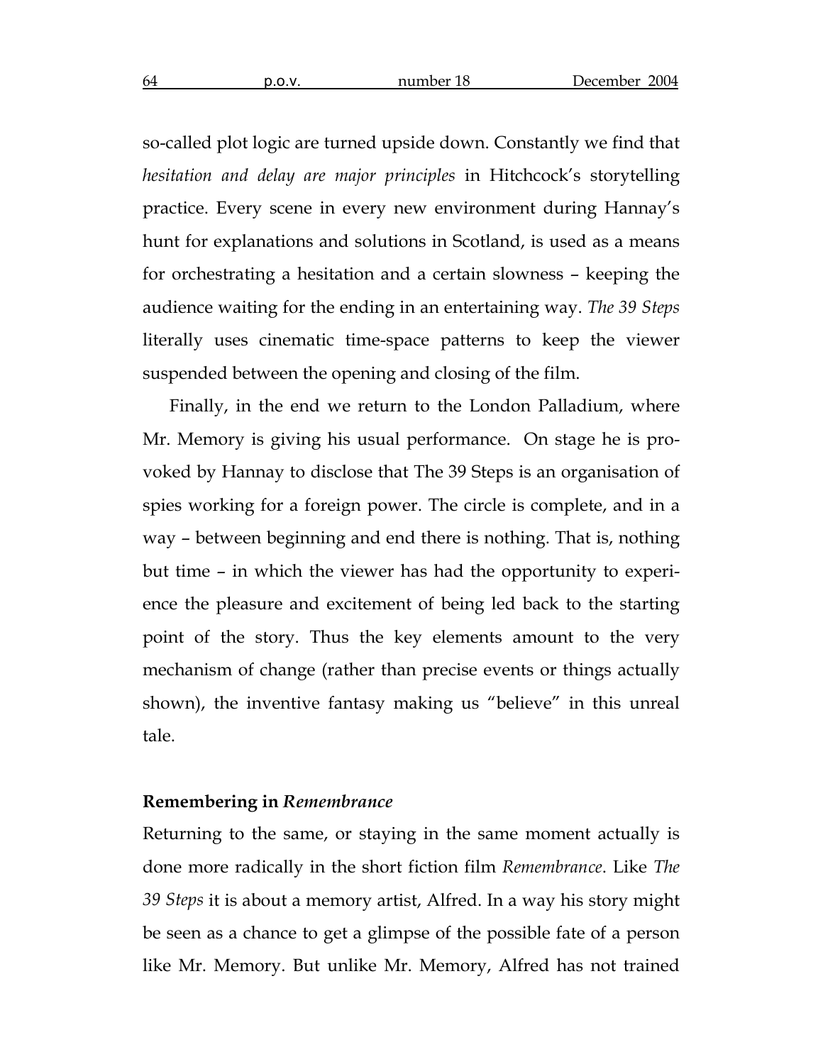so-called plot logic are turned upside down. Constantly we find that *hesitation and delay are major principles* in Hitchcock's storytelling practice. Every scene in every new environment during Hannay's hunt for explanations and solutions in Scotland, is used as a means for orchestrating a hesitation and a certain slowness – keeping the audience waiting for the ending in an entertaining way. *The 39 Steps* literally uses cinematic time-space patterns to keep the viewer suspended between the opening and closing of the film.

Finally, in the end we return to the London Palladium, where Mr. Memory is giving his usual performance. On stage he is provoked by Hannay to disclose that The 39 Steps is an organisation of spies working for a foreign power. The circle is complete, and in a way – between beginning and end there is nothing. That is, nothing but time – in which the viewer has had the opportunity to experience the pleasure and excitement of being led back to the starting point of the story. Thus the key elements amount to the very mechanism of change (rather than precise events or things actually shown), the inventive fantasy making us "believe" in this unreal tale.

**Remembering in *Remembrance***

Returning to the same, or staying in the same moment actually is done more radically in the short fiction film *Remembrance*. Like *The 39 Steps* it is about a memory artist, Alfred. In a way his story might be seen as a chance to get a glimpse of the possible fate of a person like Mr. Memory. But unlike Mr. Memory, Alfred has not trained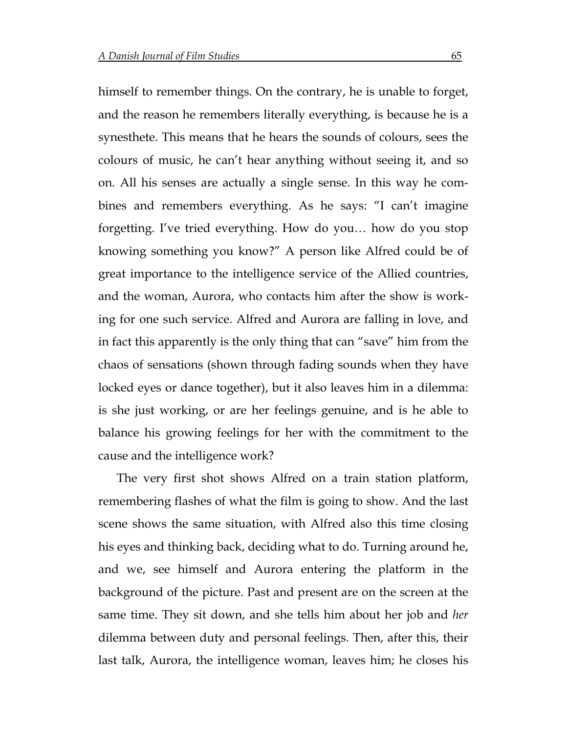himself to remember things. On the contrary, he is unable to forget, and the reason he remembers literally everything, is because he is a synesthete. This means that he hears the sounds of colours, sees the colours of music, he can't hear anything without seeing it, and so on. All his senses are actually a single sense. In this way he combines and remembers everything. As he says: "I can't imagine forgetting. I've tried everything. How do you… how do you stop knowing something you know?" A person like Alfred could be of great importance to the intelligence service of the Allied countries, and the woman, Aurora, who contacts him after the show is working for one such service. Alfred and Aurora are falling in love, and in fact this apparently is the only thing that can "save" him from the chaos of sensations (shown through fading sounds when they have locked eyes or dance together), but it also leaves him in a dilemma: is she just working, or are her feelings genuine, and is he able to balance his growing feelings for her with the commitment to the cause and the intelligence work?

The very first shot shows Alfred on a train station platform, remembering flashes of what the film is going to show. And the last scene shows the same situation, with Alfred also this time closing his eyes and thinking back, deciding what to do. Turning around he, and we, see himself and Aurora entering the platform in the background of the picture. Past and present are on the screen at the same time. They sit down, and she tells him about her job and *her* dilemma between duty and personal feelings. Then, after this, their last talk, Aurora, the intelligence woman, leaves him; he closes his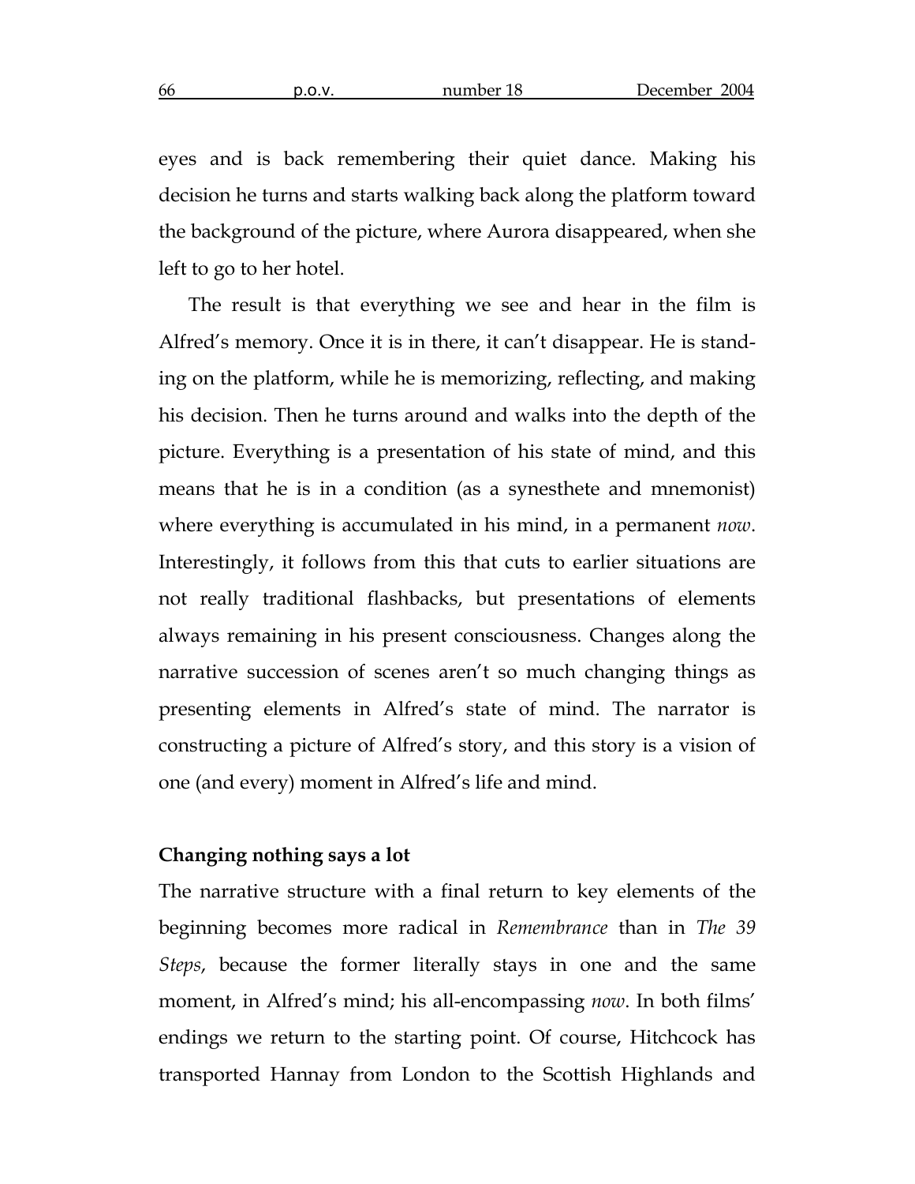eyes and is back remembering their quiet dance. Making his decision he turns and starts walking back along the platform toward the background of the picture, where Aurora disappeared, when she left to go to her hotel.

The result is that everything we see and hear in the film is Alfred's memory. Once it is in there, it can't disappear. He is standing on the platform, while he is memorizing, reflecting, and making his decision. Then he turns around and walks into the depth of the picture. Everything is a presentation of his state of mind, and this means that he is in a condition (as a synesthete and mnemonist) where everything is accumulated in his mind, in a permanent *now*. Interestingly, it follows from this that cuts to earlier situations are not really traditional flashbacks, but presentations of elements always remaining in his present consciousness. Changes along the narrative succession of scenes aren't so much changing things as presenting elements in Alfred's state of mind. The narrator is constructing a picture of Alfred's story, and this story is a vision of one (and every) moment in Alfred's life and mind.

**Changing nothing says a lot**

The narrative structure with a final return to key elements of the beginning becomes more radical in *Remembrance* than in *The 39 Steps*, because the former literally stays in one and the same moment, in Alfred's mind; his all-encompassing *now*. In both films' endings we return to the starting point. Of course, Hitchcock has transported Hannay from London to the Scottish Highlands and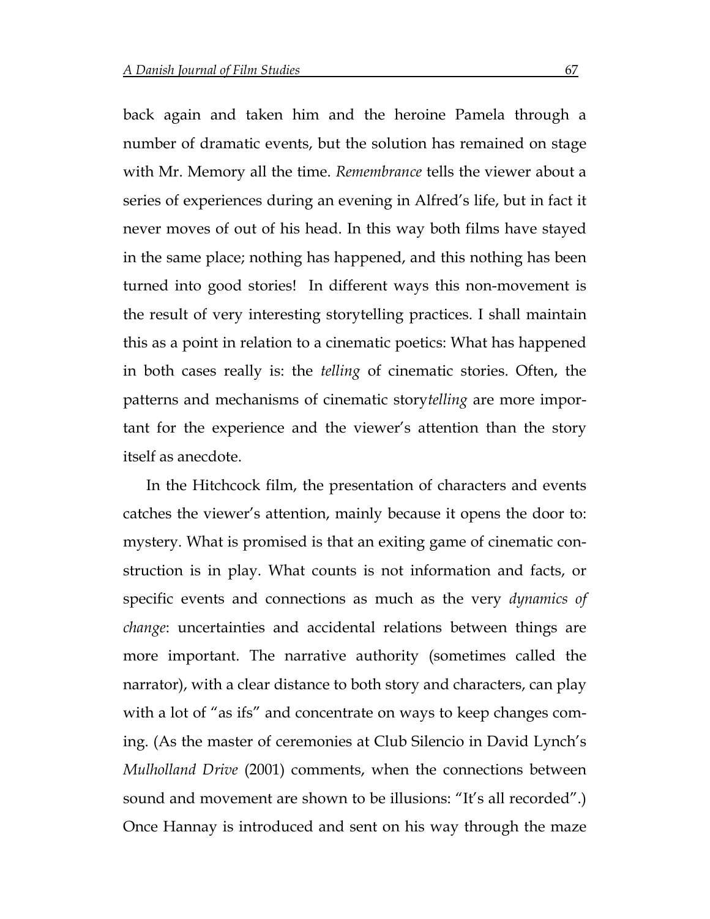back again and taken him and the heroine Pamela through a number of dramatic events, but the solution has remained on stage with Mr. Memory all the time. *Remembrance* tells the viewer about a series of experiences during an evening in Alfred's life, but in fact it never moves of out of his head. In this way both films have stayed in the same place; nothing has happened, and this nothing has been turned into good stories! In different ways this non-movement is the result of very interesting storytelling practices. I shall maintain this as a point in relation to a cinematic poetics: What has happened in both cases really is: the *telling* of cinematic stories. Often, the patterns and mechanisms of cinematic story*telling* are more important for the experience and the viewer's attention than the story itself as anecdote.

In the Hitchcock film, the presentation of characters and events catches the viewer's attention, mainly because it opens the door to: mystery. What is promised is that an exiting game of cinematic construction is in play. What counts is not information and facts, or specific events and connections as much as the very *dynamics of change*: uncertainties and accidental relations between things are more important. The narrative authority (sometimes called the narrator), with a clear distance to both story and characters, can play with a lot of "as ifs" and concentrate on ways to keep changes coming. (As the master of ceremonies at Club Silencio in David Lynch's *Mulholland Drive* (2001) comments, when the connections between sound and movement are shown to be illusions: "It's all recorded".) Once Hannay is introduced and sent on his way through the maze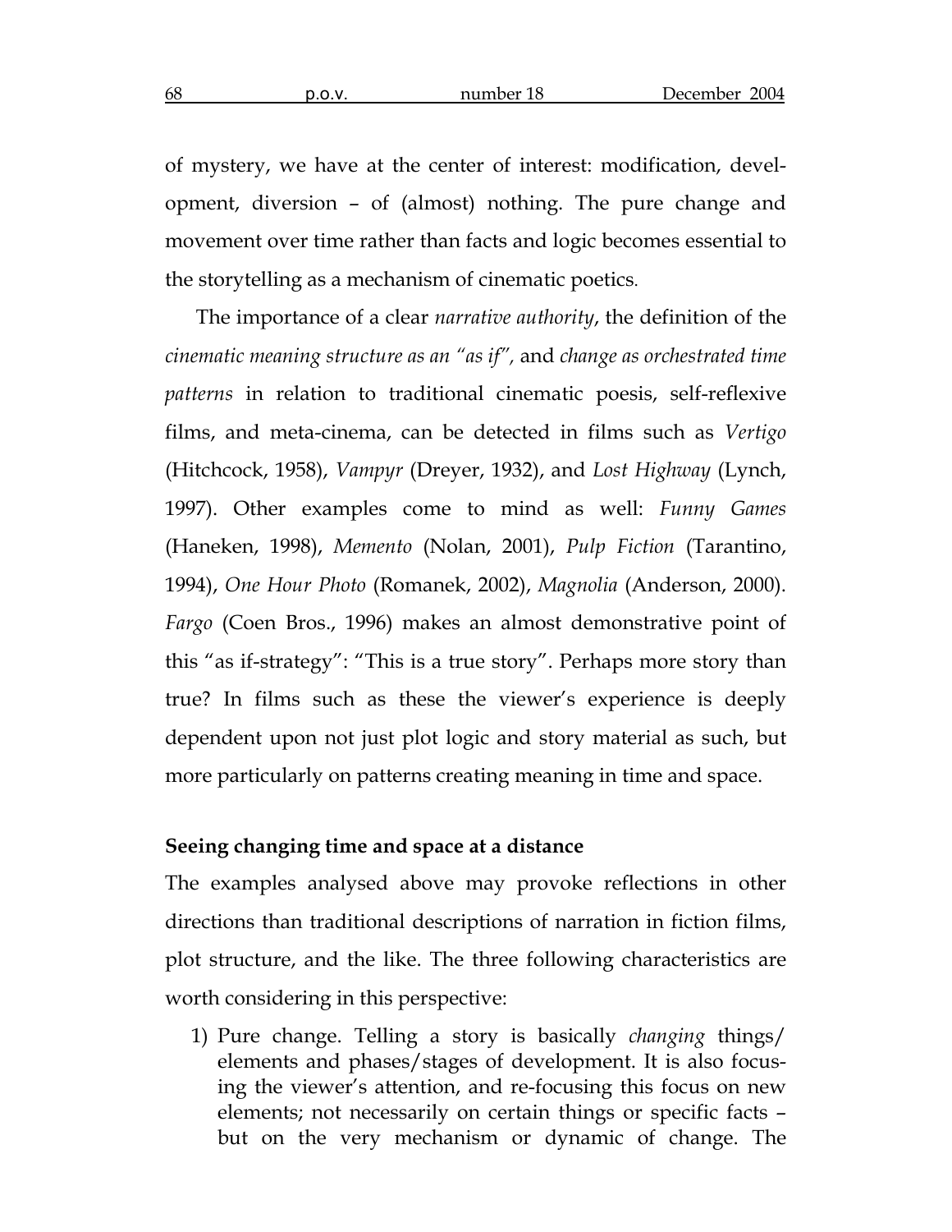of mystery, we have at the center of interest: modification, development, diversion – of (almost) nothing. The pure change and movement over time rather than facts and logic becomes essential to the storytelling as a mechanism of cinematic poetics.

The importance of a clear *narrative authority*, the definition of the *cinematic meaning structure as an "as if"*, and *change as orchestrated time patterns* in relation to traditional cinematic poesis, self-reflexive films, and meta-cinema, can be detected in films such as *Vertigo* (Hitchcock, 1958), *Vampyr* (Dreyer, 1932), and *Lost Highway* (Lynch, 1997). Other examples come to mind as well: *Funny Games* (Haneken, 1998), *Memento* (Nolan, 2001), *Pulp Fiction* (Tarantino, 1994), *One Hour Photo* (Romanek, 2002), *Magnolia* (Anderson, 2000). *Fargo* (Coen Bros., 1996) makes an almost demonstrative point of this "as if-strategy": "This is a true story". Perhaps more story than true? In films such as these the viewer's experience is deeply dependent upon not just plot logic and story material as such, but more particularly on patterns creating meaning in time and space.

**Seeing changing time and space at a distance**

The examples analysed above may provoke reflections in other directions than traditional descriptions of narration in fiction films, plot structure, and the like. The three following characteristics are worth considering in this perspective:

1) Pure change. Telling a story is basically *changing* things/ elements and phases/stages of development. It is also focusing the viewer's attention, and re-focusing this focus on new elements; not necessarily on certain things or specific facts – but on the very mechanism or dynamic of change. The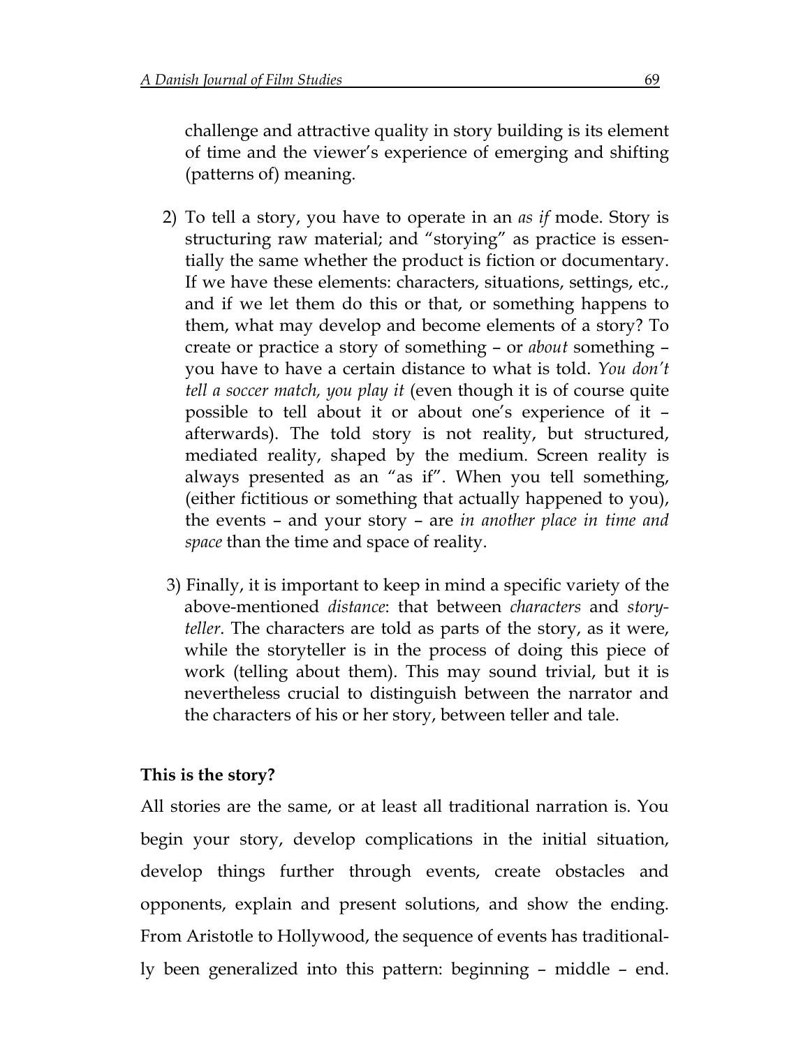challenge and attractive quality in story building is its element of time and the viewer's experience of emerging and shifting (patterns of) meaning.

2) To tell a story, you have to operate in an *as if* mode. Story is structuring raw material; and "storying" as practice is essentially the same whether the product is fiction or documentary. If we have these elements: characters, situations, settings, etc., and if we let them do this or that, or something happens to them, what may develop and become elements of a story? To create or practice a story of something – or *about* something – you have to have a certain distance to what is told. *You don't tell a soccer match, you play it* (even though it is of course quite possible to tell about it or about one's experience of it – afterwards). The told story is not reality, but structured, mediated reality, shaped by the medium. Screen reality is always presented as an "as if". When you tell something, (either fictitious or something that actually happened to you), the events – and your story – are *in another place in time and space* than the time and space of reality.

3) Finally, it is important to keep in mind a specific variety of the above-mentioned *distance*: that between *characters* and *storyteller*. The characters are told as parts of the story, as it were, while the storyteller is in the process of doing this piece of work (telling about them). This may sound trivial, but it is nevertheless crucial to distinguish between the narrator and the characters of his or her story, between teller and tale.

**This is the story?**

All stories are the same, or at least all traditional narration is. You begin your story, develop complications in the initial situation, develop things further through events, create obstacles and opponents, explain and present solutions, and show the ending. From Aristotle to Hollywood, the sequence of events has traditionally been generalized into this pattern: beginning – middle – end.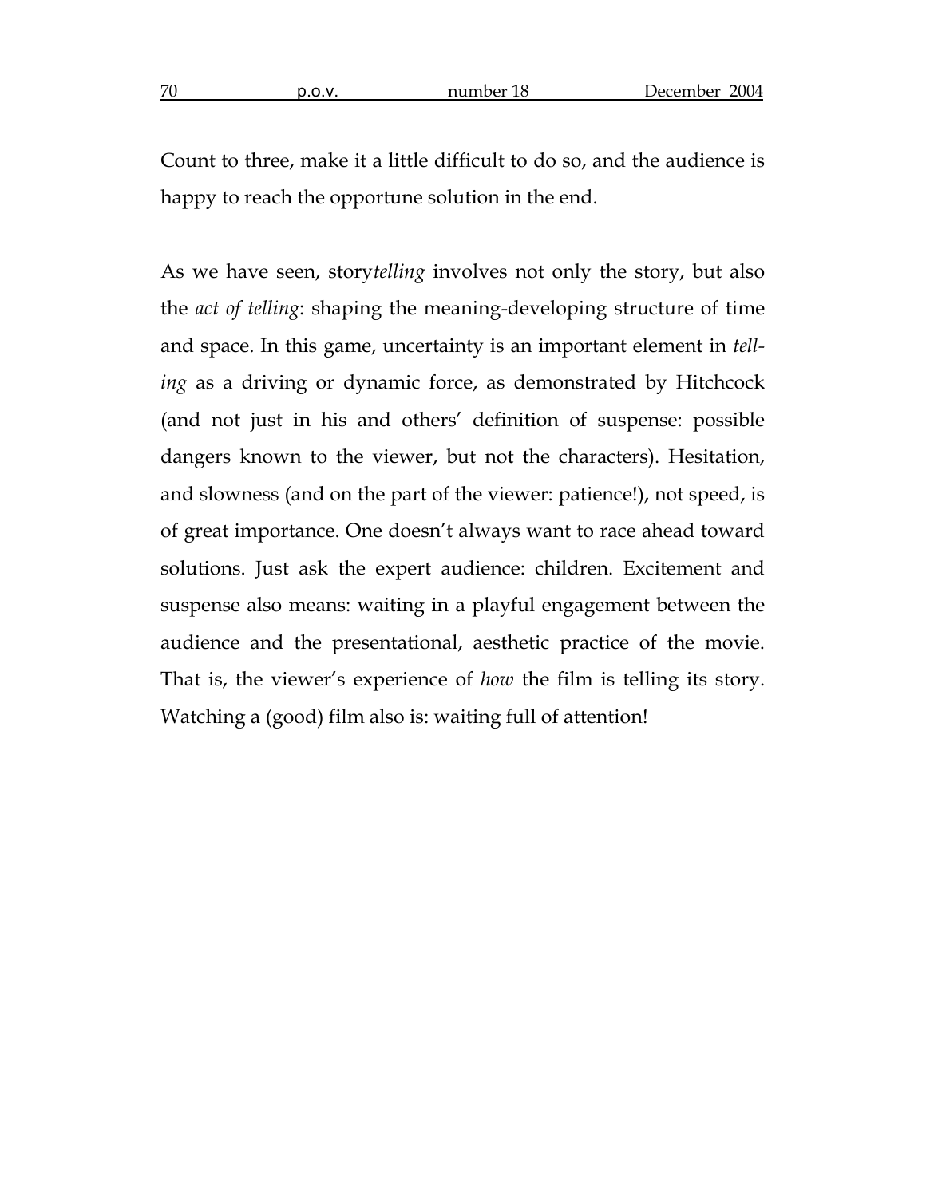Count to three, make it a little difficult to do so, and the audience is happy to reach the opportune solution in the end.

As we have seen, story*telling* involves not only the story, but also the *act of telling*: shaping the meaning-developing structure of time and space. In this game, uncertainty is an important element in *telling* as a driving or dynamic force, as demonstrated by Hitchcock (and not just in his and others' definition of suspense: possible dangers known to the viewer, but not the characters). Hesitation, and slowness (and on the part of the viewer: patience!), not speed, is of great importance. One doesn't always want to race ahead toward solutions. Just ask the expert audience: children. Excitement and suspense also means: waiting in a playful engagement between the audience and the presentational, aesthetic practice of the movie. That is, the viewer's experience of *how* the film is telling its story. Watching a (good) film also is: waiting full of attention!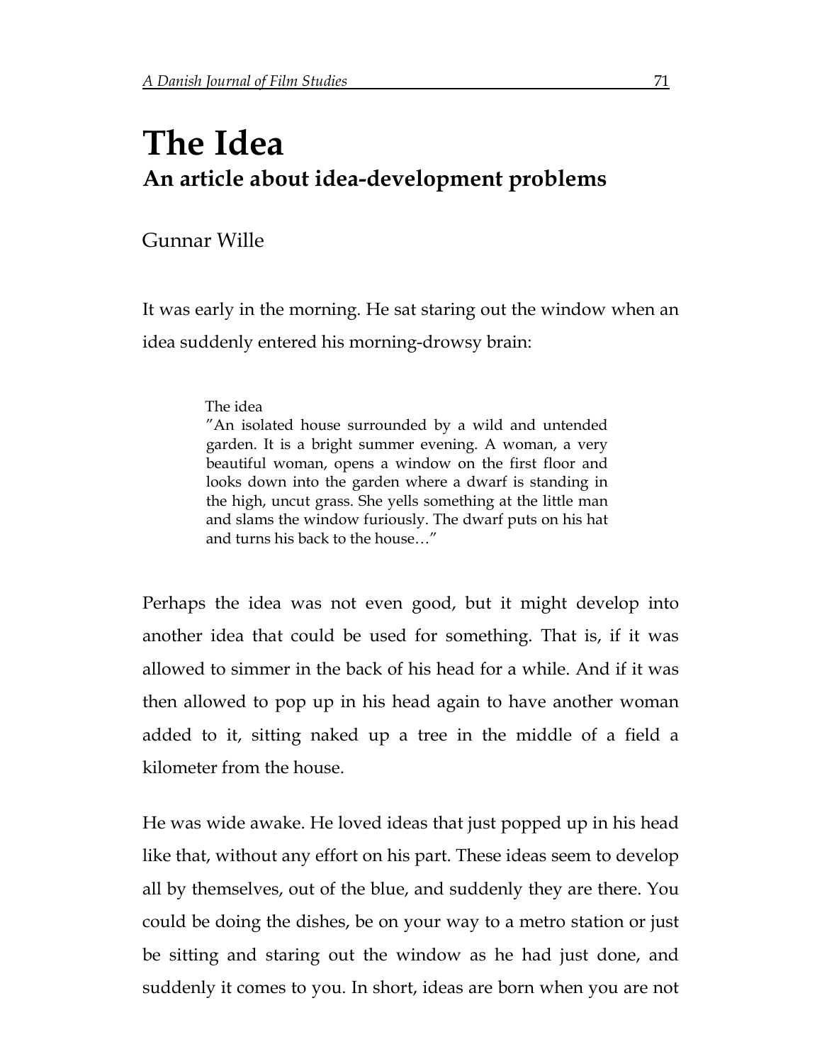# The Idea

## An article about idea-development problems

Gunnar Wille

It was early in the morning. He sat staring out the window when an idea suddenly entered his morning-drowsy brain:

> The idea
> ”An isolated house surrounded by a wild and untended garden. It is a bright summer evening. A woman, a very beautiful woman, opens a window on the first floor and looks down into the garden where a dwarf is standing in the high, uncut grass. She yells something at the little man and slams the window furiously. The dwarf puts on his hat and turns his back to the house…”

Perhaps the idea was not even good, but it might develop into another idea that could be used for something. That is, if it was allowed to simmer in the back of his head for a while. And if it was then allowed to pop up in his head again to have another woman added to it, sitting naked up a tree in the middle of a field a kilometer from the house.

He was wide awake. He loved ideas that just popped up in his head like that, without any effort on his part. These ideas seem to develop all by themselves, out of the blue, and suddenly they are there. You could be doing the dishes, be on your way to a metro station or just be sitting and staring out the window as he had just done, and suddenly it comes to you. In short, ideas are born when you are not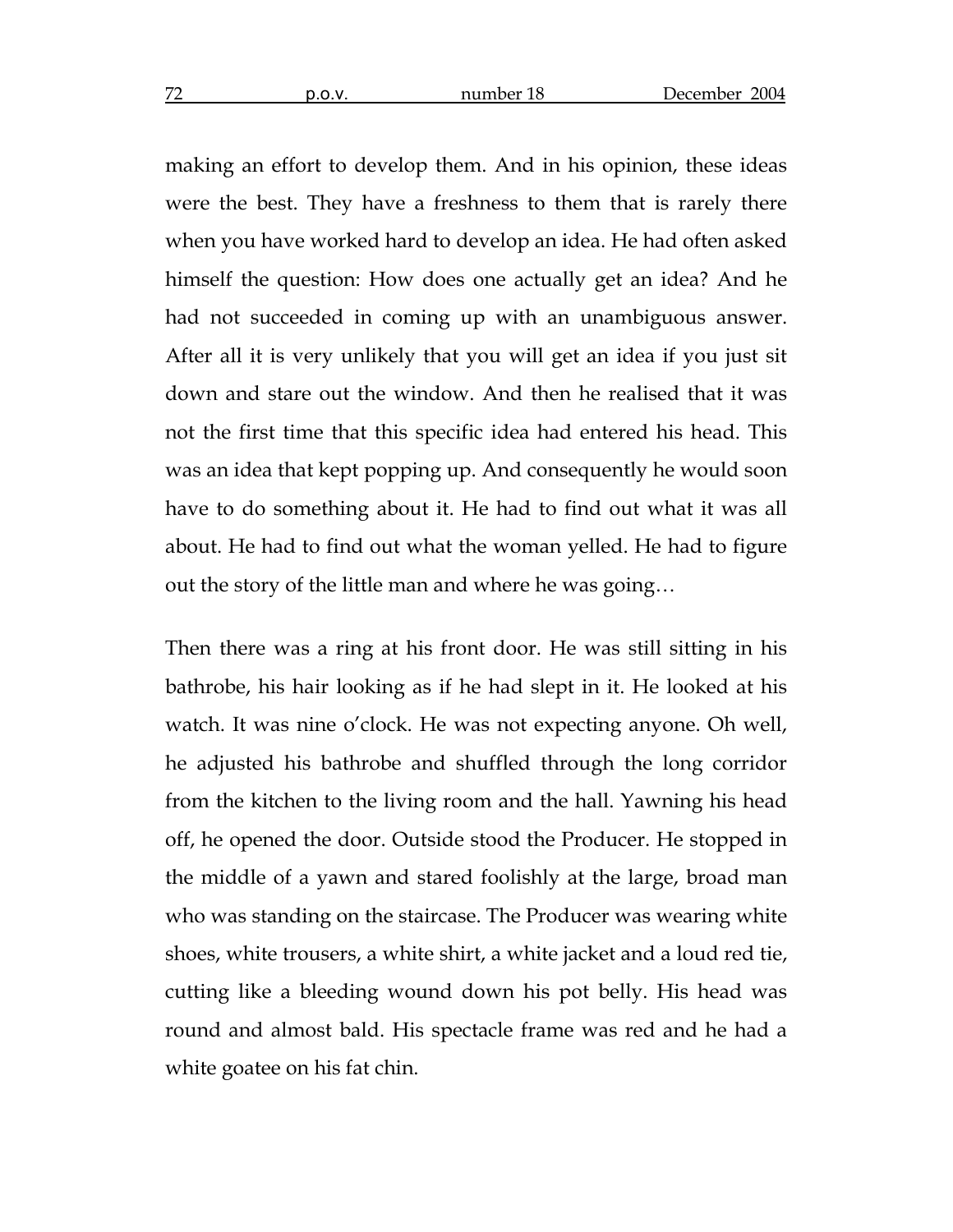making an effort to develop them. And in his opinion, these ideas were the best. They have a freshness to them that is rarely there when you have worked hard to develop an idea. He had often asked himself the question: How does one actually get an idea? And he had not succeeded in coming up with an unambiguous answer. After all it is very unlikely that you will get an idea if you just sit down and stare out the window. And then he realised that it was not the first time that this specific idea had entered his head. This was an idea that kept popping up. And consequently he would soon have to do something about it. He had to find out what it was all about. He had to find out what the woman yelled. He had to figure out the story of the little man and where he was going…

Then there was a ring at his front door. He was still sitting in his bathrobe, his hair looking as if he had slept in it. He looked at his watch. It was nine o'clock. He was not expecting anyone. Oh well, he adjusted his bathrobe and shuffled through the long corridor from the kitchen to the living room and the hall. Yawning his head off, he opened the door. Outside stood the Producer. He stopped in the middle of a yawn and stared foolishly at the large, broad man who was standing on the staircase. The Producer was wearing white shoes, white trousers, a white shirt, a white jacket and a loud red tie, cutting like a bleeding wound down his pot belly. His head was round and almost bald. His spectacle frame was red and he had a white goatee on his fat chin.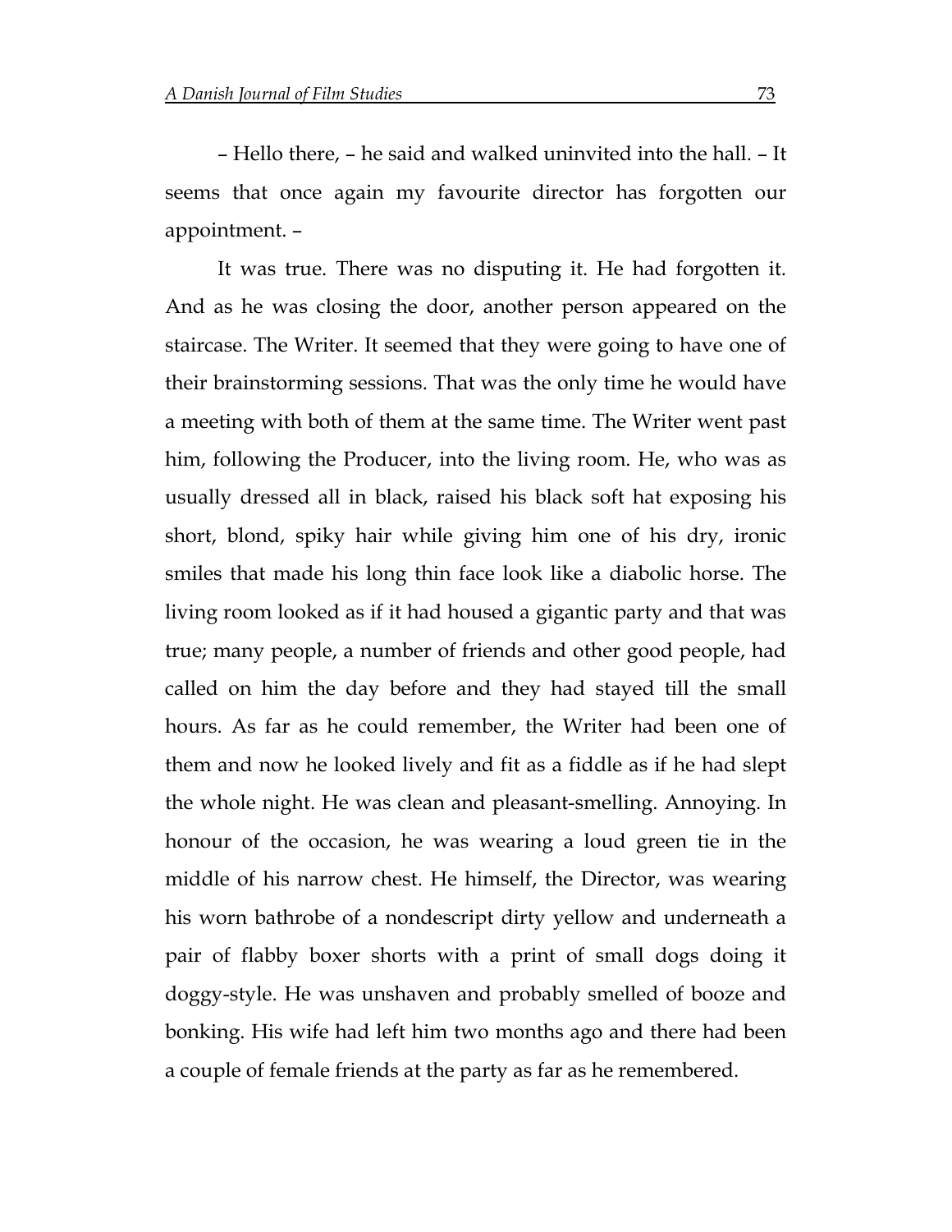– Hello there, – he said and walked uninvited into the hall. – It seems that once again my favourite director has forgotten our appointment. –

It was true. There was no disputing it. He had forgotten it. And as he was closing the door, another person appeared on the staircase. The Writer. It seemed that they were going to have one of their brainstorming sessions. That was the only time he would have a meeting with both of them at the same time. The Writer went past him, following the Producer, into the living room. He, who was as usually dressed all in black, raised his black soft hat exposing his short, blond, spiky hair while giving him one of his dry, ironic smiles that made his long thin face look like a diabolic horse. The living room looked as if it had housed a gigantic party and that was true; many people, a number of friends and other good people, had called on him the day before and they had stayed till the small hours. As far as he could remember, the Writer had been one of them and now he looked lively and fit as a fiddle as if he had slept the whole night. He was clean and pleasant-smelling. Annoying. In honour of the occasion, he was wearing a loud green tie in the middle of his narrow chest. He himself, the Director, was wearing his worn bathrobe of a nondescript dirty yellow and underneath a pair of flabby boxer shorts with a print of small dogs doing it doggy-style. He was unshaven and probably smelled of booze and bonking. His wife had left him two months ago and there had been a couple of female friends at the party as far as he remembered.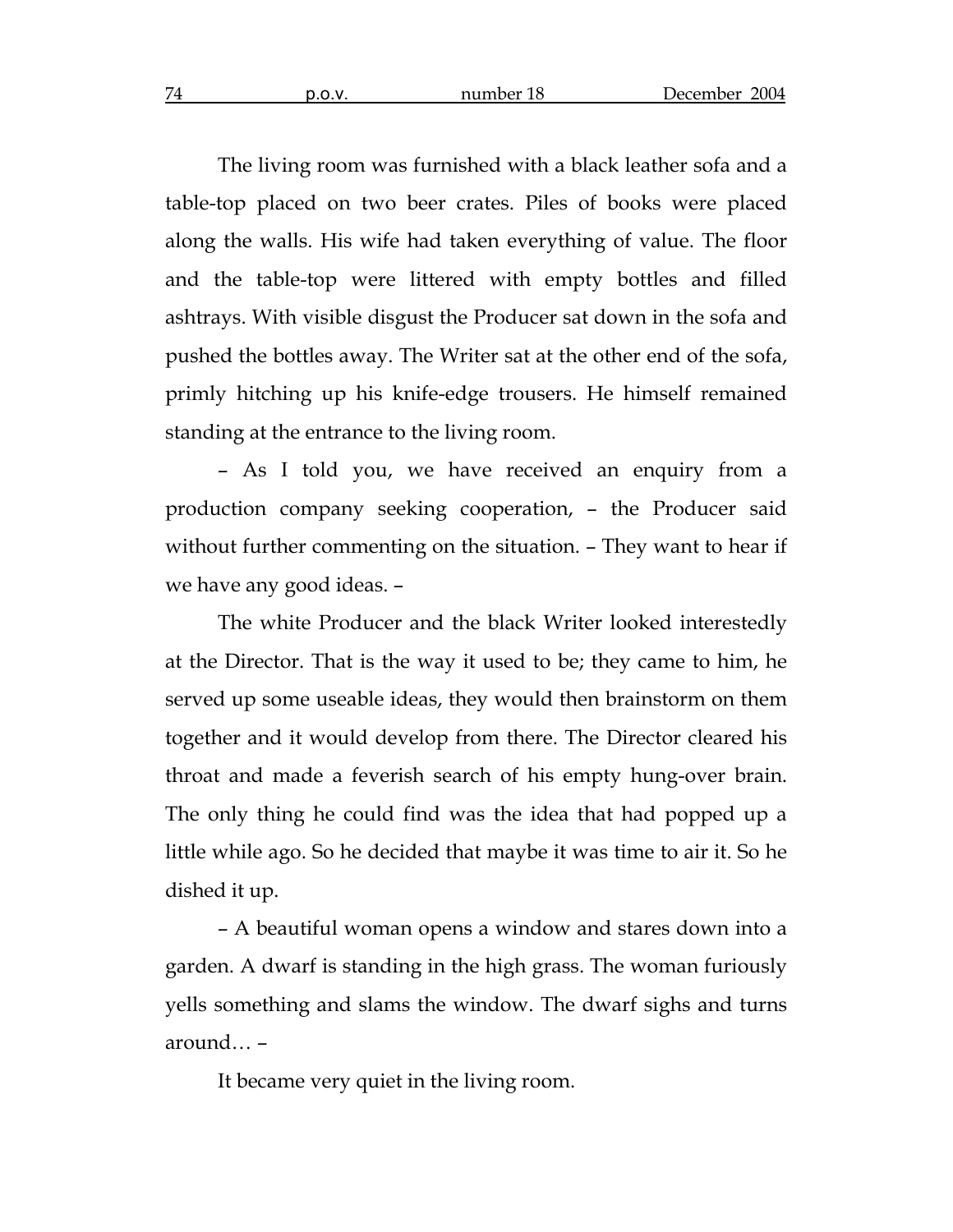The living room was furnished with a black leather sofa and a table-top placed on two beer crates. Piles of books were placed along the walls. His wife had taken everything of value. The floor and the table-top were littered with empty bottles and filled ashtrays. With visible disgust the Producer sat down in the sofa and pushed the bottles away. The Writer sat at the other end of the sofa, primly hitching up his knife-edge trousers. He himself remained standing at the entrance to the living room.

– As I told you, we have received an enquiry from a production company seeking cooperation, – the Producer said without further commenting on the situation. – They want to hear if we have any good ideas. –

The white Producer and the black Writer looked interestedly at the Director. That is the way it used to be; they came to him, he served up some useable ideas, they would then brainstorm on them together and it would develop from there. The Director cleared his throat and made a feverish search of his empty hung-over brain. The only thing he could find was the idea that had popped up a little while ago. So he decided that maybe it was time to air it. So he dished it up.

– A beautiful woman opens a window and stares down into a garden. A dwarf is standing in the high grass. The woman furiously yells something and slams the window. The dwarf sighs and turns around… –

It became very quiet in the living room.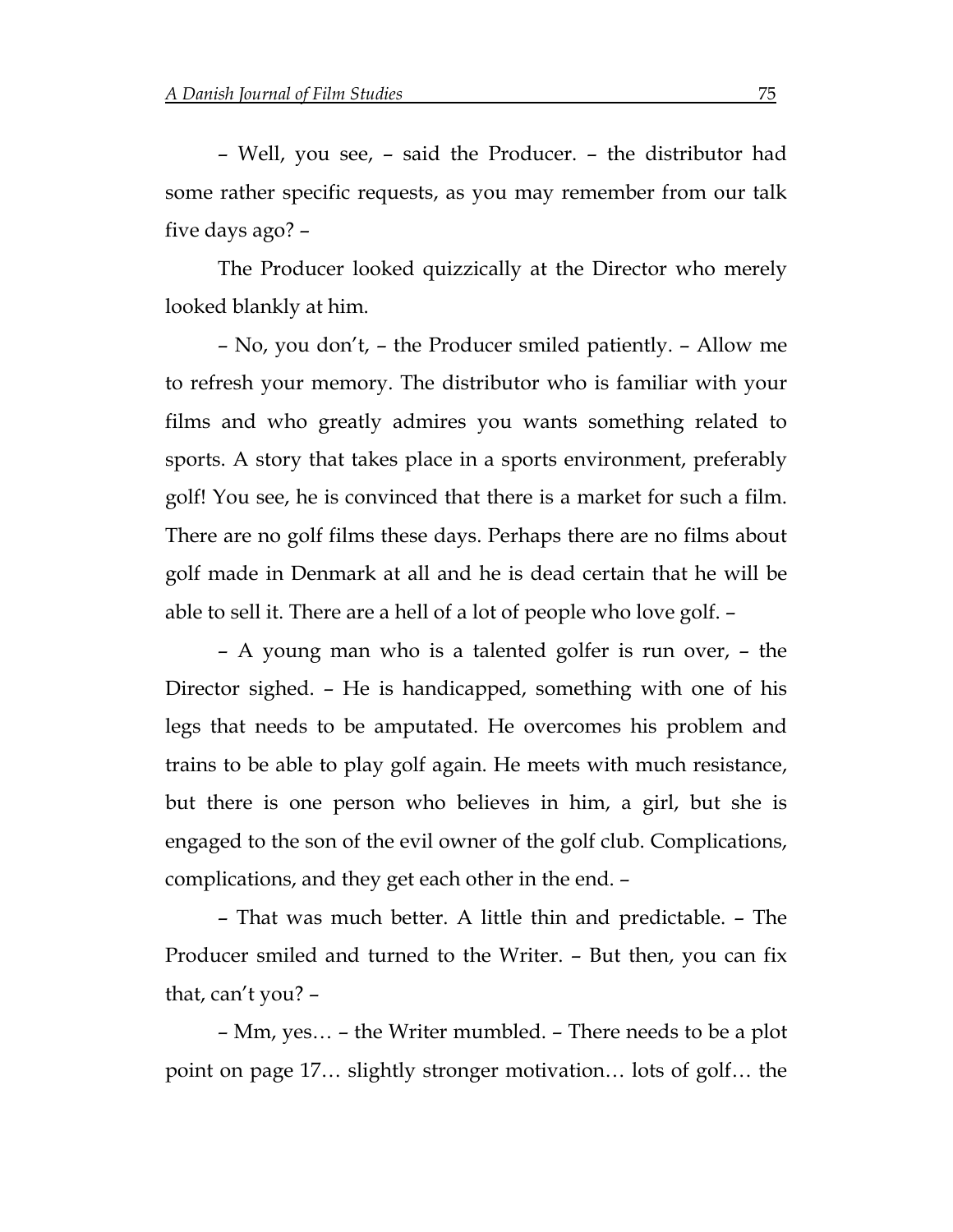– Well, you see, – said the Producer. – the distributor had some rather specific requests, as you may remember from our talk five days ago? –

The Producer looked quizzically at the Director who merely looked blankly at him.

– No, you don't, – the Producer smiled patiently. – Allow me to refresh your memory. The distributor who is familiar with your films and who greatly admires you wants something related to sports. A story that takes place in a sports environment, preferably golf! You see, he is convinced that there is a market for such a film. There are no golf films these days. Perhaps there are no films about golf made in Denmark at all and he is dead certain that he will be able to sell it. There are a hell of a lot of people who love golf. –

– A young man who is a talented golfer is run over, – the Director sighed. – He is handicapped, something with one of his legs that needs to be amputated. He overcomes his problem and trains to be able to play golf again. He meets with much resistance, but there is one person who believes in him, a girl, but she is engaged to the son of the evil owner of the golf club. Complications, complications, and they get each other in the end. –

– That was much better. A little thin and predictable. – The Producer smiled and turned to the Writer. – But then, you can fix that, can't you? –

– Mm, yes… – the Writer mumbled. – There needs to be a plot point on page 17… slightly stronger motivation… lots of golf… the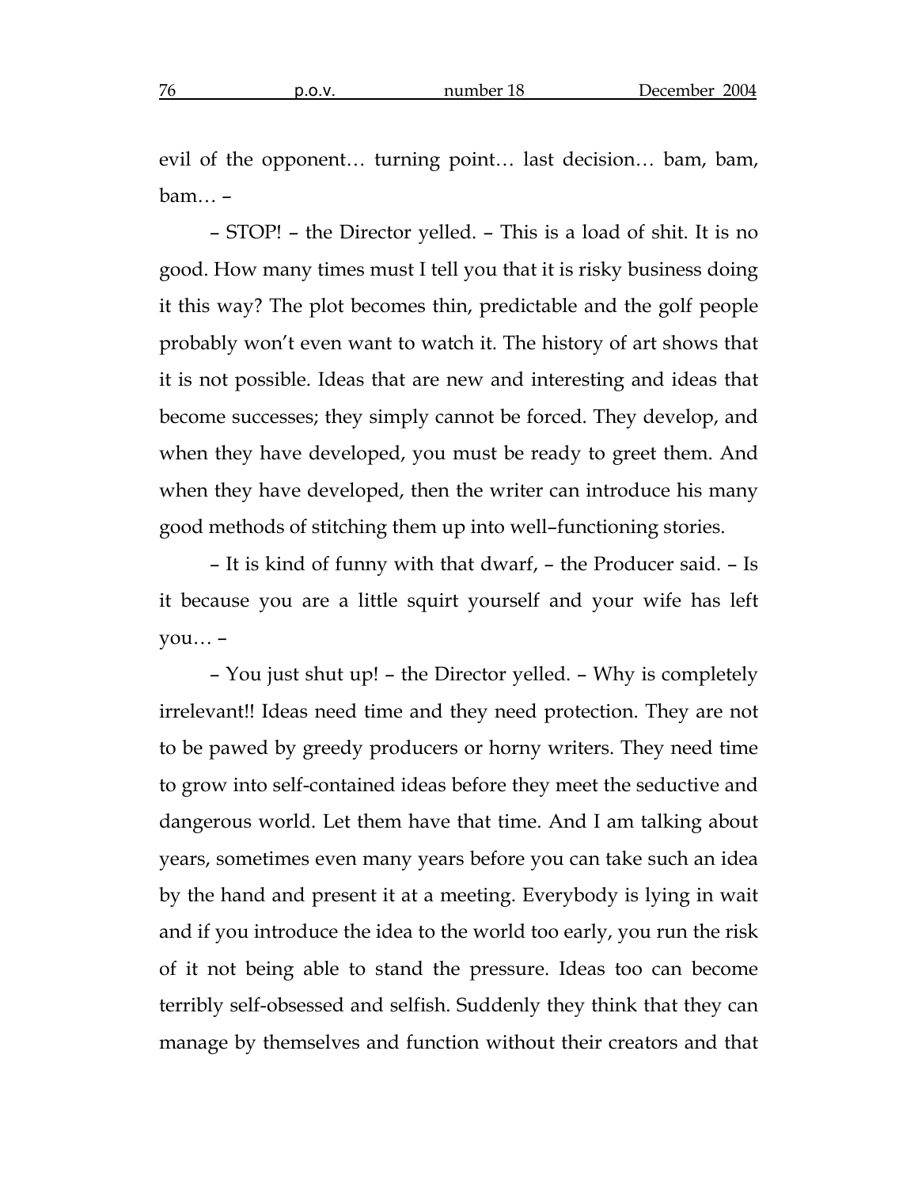evil of the opponent… turning point… last decision… bam, bam, bam… –

– STOP! – the Director yelled. – This is a load of shit. It is no good. How many times must I tell you that it is risky business doing it this way? The plot becomes thin, predictable and the golf people probably won't even want to watch it. The history of art shows that it is not possible. Ideas that are new and interesting and ideas that become successes; they simply cannot be forced. They develop, and when they have developed, you must be ready to greet them. And when they have developed, then the writer can introduce his many good methods of stitching them up into well–functioning stories.

– It is kind of funny with that dwarf, – the Producer said. – Is it because you are a little squirt yourself and your wife has left you… –

– You just shut up! – the Director yelled. – Why is completely irrelevant!! Ideas need time and they need protection. They are not to be pawed by greedy producers or horny writers. They need time to grow into self-contained ideas before they meet the seductive and dangerous world. Let them have that time. And I am talking about years, sometimes even many years before you can take such an idea by the hand and present it at a meeting. Everybody is lying in wait and if you introduce the idea to the world too early, you run the risk of it not being able to stand the pressure. Ideas too can become terribly self-obsessed and selfish. Suddenly they think that they can manage by themselves and function without their creators and that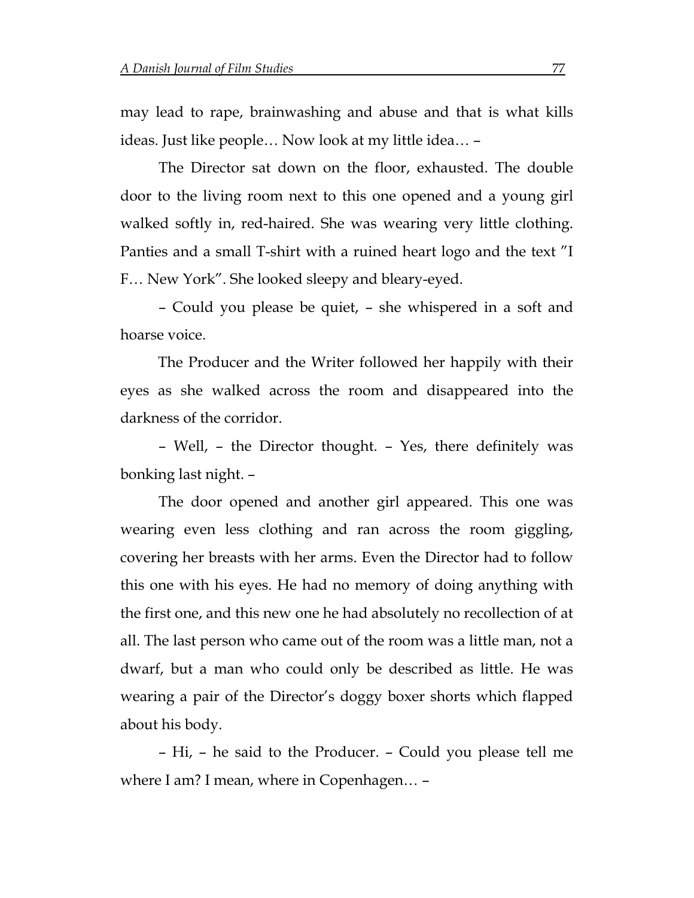may lead to rape, brainwashing and abuse and that is what kills ideas. Just like people… Now look at my little idea… –

The Director sat down on the floor, exhausted. The double door to the living room next to this one opened and a young girl walked softly in, red-haired. She was wearing very little clothing. Panties and a small T-shirt with a ruined heart logo and the text "I F… New York". She looked sleepy and bleary-eyed.

– Could you please be quiet, – she whispered in a soft and hoarse voice.

The Producer and the Writer followed her happily with their eyes as she walked across the room and disappeared into the darkness of the corridor.

– Well, – the Director thought. – Yes, there definitely was bonking last night. –

The door opened and another girl appeared. This one was wearing even less clothing and ran across the room giggling, covering her breasts with her arms. Even the Director had to follow this one with his eyes. He had no memory of doing anything with the first one, and this new one he had absolutely no recollection of at all. The last person who came out of the room was a little man, not a dwarf, but a man who could only be described as little. He was wearing a pair of the Director's doggy boxer shorts which flapped about his body.

– Hi, – he said to the Producer. – Could you please tell me where I am? I mean, where in Copenhagen… –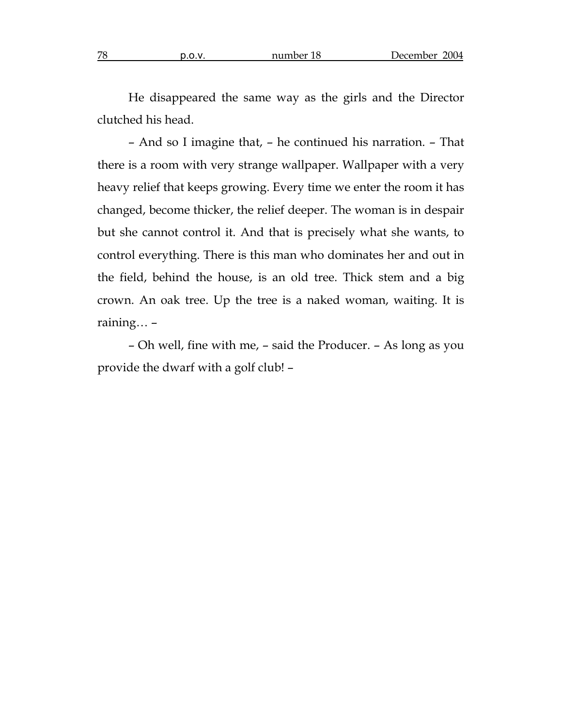He disappeared the same way as the girls and the Director clutched his head.

– And so I imagine that, – he continued his narration. – That there is a room with very strange wallpaper. Wallpaper with a very heavy relief that keeps growing. Every time we enter the room it has changed, become thicker, the relief deeper. The woman is in despair but she cannot control it. And that is precisely what she wants, to control everything. There is this man who dominates her and out in the field, behind the house, is an old tree. Thick stem and a big crown. An oak tree. Up the tree is a naked woman, waiting. It is raining… –

– Oh well, fine with me, – said the Producer. – As long as you provide the dwarf with a golf club! –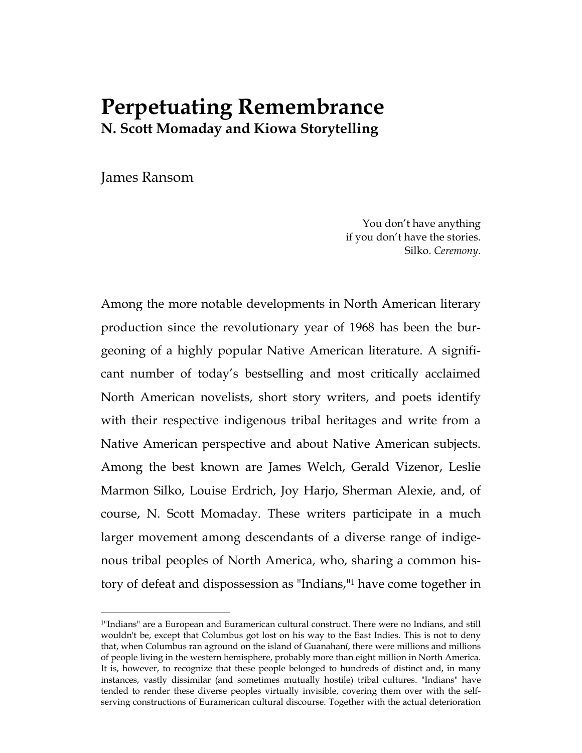# Perpetuating Remembrance

## N. Scott Momaday and Kiowa Storytelling

James Ransom

> You don't have anything
> if you don't have the stories.
> Silko. *Ceremony*.

Among the more notable developments in North American literary production since the revolutionary year of 1968 has been the burgeoning of a highly popular Native American literature. A significant number of today's bestselling and most critically acclaimed North American novelists, short story writers, and poets identify with their respective indigenous tribal heritages and write from a Native American perspective and about Native American subjects. Among the best known are James Welch, Gerald Vizenor, Leslie Marmon Silko, Louise Erdrich, Joy Harjo, Sherman Alexie, and, of course, N. Scott Momaday. These writers participate in a much larger movement among descendants of a diverse range of indigenous tribal peoples of North America, who, sharing a common history of defeat and dispossession as "Indians,"[1] have come together in

---

[1]"Indians" are a European and Euramerican cultural construct. There were no Indians, and still wouldn't be, except that Columbus got lost on his way to the East Indies. This is not to deny that, when Columbus ran aground on the island of Guanahaní, there were millions and millions of people living in the western hemisphere, probably more than eight million in North America. It is, however, to recognize that these people belonged to hundreds of distinct and, in many instances, vastly dissimilar (and sometimes mutually hostile) tribal cultures. "Indians" have tended to render these diverse peoples virtually invisible, covering them over with the self-serving constructions of Euramerican cultural discourse. Together with the actual deterioration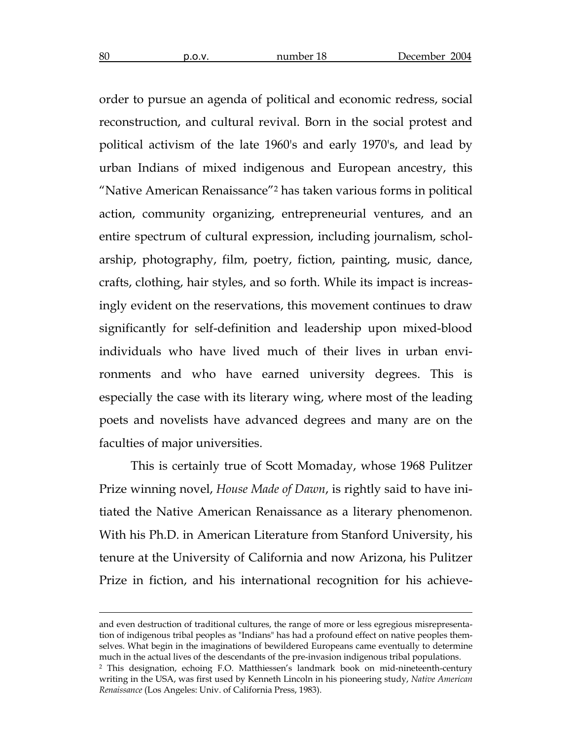order to pursue an agenda of political and economic redress, social reconstruction, and cultural revival. Born in the social protest and political activism of the late 1960's and early 1970's, and lead by urban Indians of mixed indigenous and European ancestry, this "Native American Renaissance"[2] has taken various forms in political action, community organizing, entrepreneurial ventures, and an entire spectrum of cultural expression, including journalism, scholarship, photography, film, poetry, fiction, painting, music, dance, crafts, clothing, hair styles, and so forth. While its impact is increasingly evident on the reservations, this movement continues to draw significantly for self-definition and leadership upon mixed-blood individuals who have lived much of their lives in urban environments and who have earned university degrees. This is especially the case with its literary wing, where most of the leading poets and novelists have advanced degrees and many are on the faculties of major universities.

This is certainly true of Scott Momaday, whose 1968 Pulitzer Prize winning novel, *House Made of Dawn*, is rightly said to have initiated the Native American Renaissance as a literary phenomenon. With his Ph.D. in American Literature from Stanford University, his tenure at the University of California and now Arizona, his Pulitzer Prize in fiction, and his international recognition for his achieve-

---

and even destruction of traditional cultures, the range of more or less egregious misrepresentation of indigenous tribal peoples as "Indians" has had a profound effect on native peoples themselves. What begin in the imaginations of bewildered Europeans came eventually to determine much in the actual lives of the descendants of the pre-invasion indigenous tribal populations.

[2] This designation, echoing F.O. Matthiessen's landmark book on mid-nineteenth-century writing in the USA, was first used by Kenneth Lincoln in his pioneering study, *Native American Renaissance* (Los Angeles: Univ. of California Press, 1983).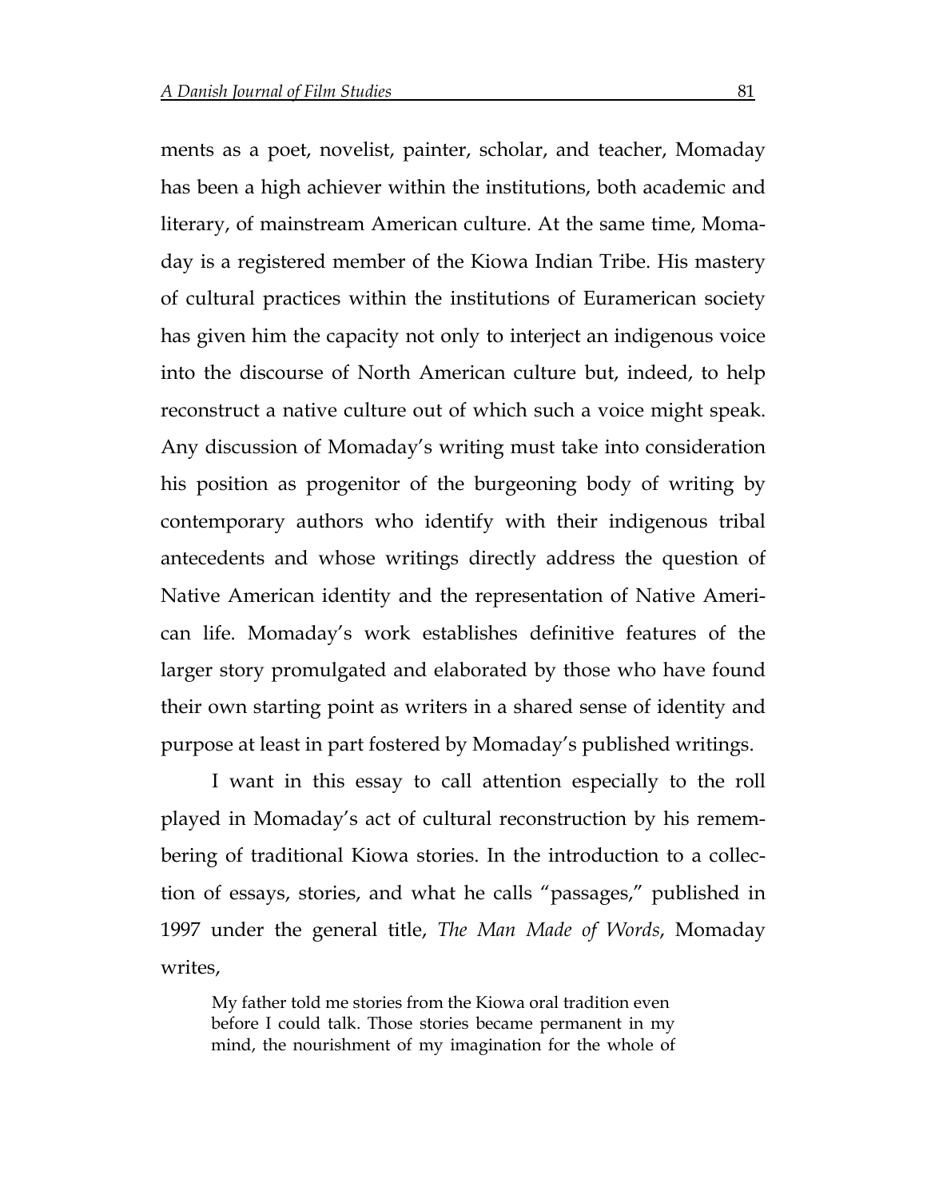ments as a poet, novelist, painter, scholar, and teacher, Momaday has been a high achiever within the institutions, both academic and literary, of mainstream American culture. At the same time, Momaday is a registered member of the Kiowa Indian Tribe. His mastery of cultural practices within the institutions of Euramerican society has given him the capacity not only to interject an indigenous voice into the discourse of North American culture but, indeed, to help reconstruct a native culture out of which such a voice might speak. Any discussion of Momaday's writing must take into consideration his position as progenitor of the burgeoning body of writing by contemporary authors who identify with their indigenous tribal antecedents and whose writings directly address the question of Native American identity and the representation of Native American life. Momaday's work establishes definitive features of the larger story promulgated and elaborated by those who have found their own starting point as writers in a shared sense of identity and purpose at least in part fostered by Momaday's published writings.

I want in this essay to call attention especially to the roll played in Momaday's act of cultural reconstruction by his remembering of traditional Kiowa stories. In the introduction to a collection of essays, stories, and what he calls "passages," published in 1997 under the general title, *The Man Made of Words*, Momaday writes,

> My father told me stories from the Kiowa oral tradition even before I could talk. Those stories became permanent in my mind, the nourishment of my imagination for the whole of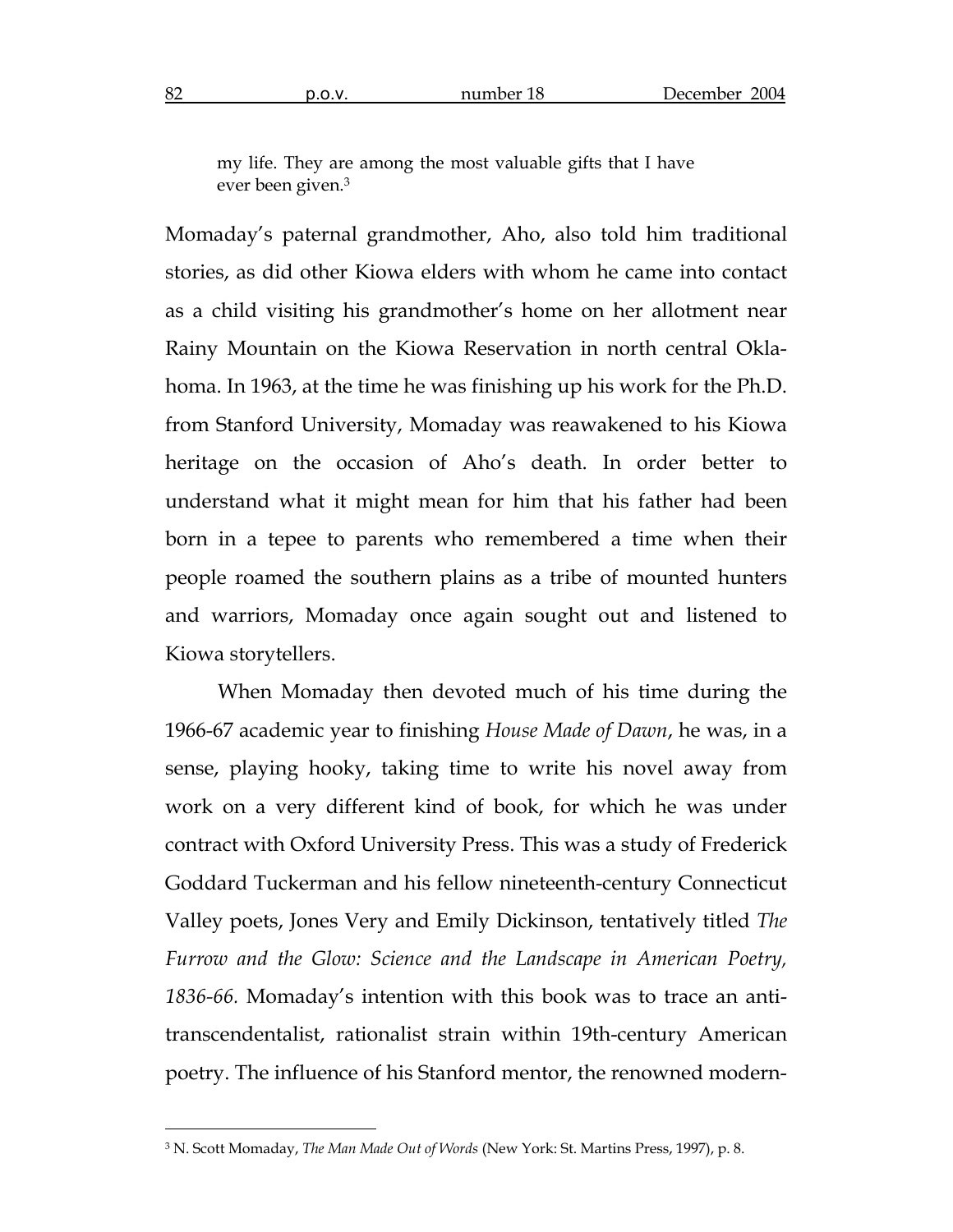> my life. They are among the most valuable gifts that I have ever been given.[3]

Momaday's paternal grandmother, Aho, also told him traditional stories, as did other Kiowa elders with whom he came into contact as a child visiting his grandmother's home on her allotment near Rainy Mountain on the Kiowa Reservation in north central Oklahoma. In 1963, at the time he was finishing up his work for the Ph.D. from Stanford University, Momaday was reawakened to his Kiowa heritage on the occasion of Aho's death. In order better to understand what it might mean for him that his father had been born in a tepee to parents who remembered a time when their people roamed the southern plains as a tribe of mounted hunters and warriors, Momaday once again sought out and listened to Kiowa storytellers.

When Momaday then devoted much of his time during the 1966-67 academic year to finishing *House Made of Dawn*, he was, in a sense, playing hooky, taking time to write his novel away from work on a very different kind of book, for which he was under contract with Oxford University Press. This was a study of Frederick Goddard Tuckerman and his fellow nineteenth-century Connecticut Valley poets, Jones Very and Emily Dickinson, tentatively titled *The Furrow and the Glow: Science and the Landscape in American Poetry, 1836-66*. Momaday's intention with this book was to trace an anti-transcendentalist, rationalist strain within 19th-century American poetry. The influence of his Stanford mentor, the renowned modern-

---

[3] N. Scott Momaday, *The Man Made Out of Words* (New York: St. Martins Press, 1997), p. 8.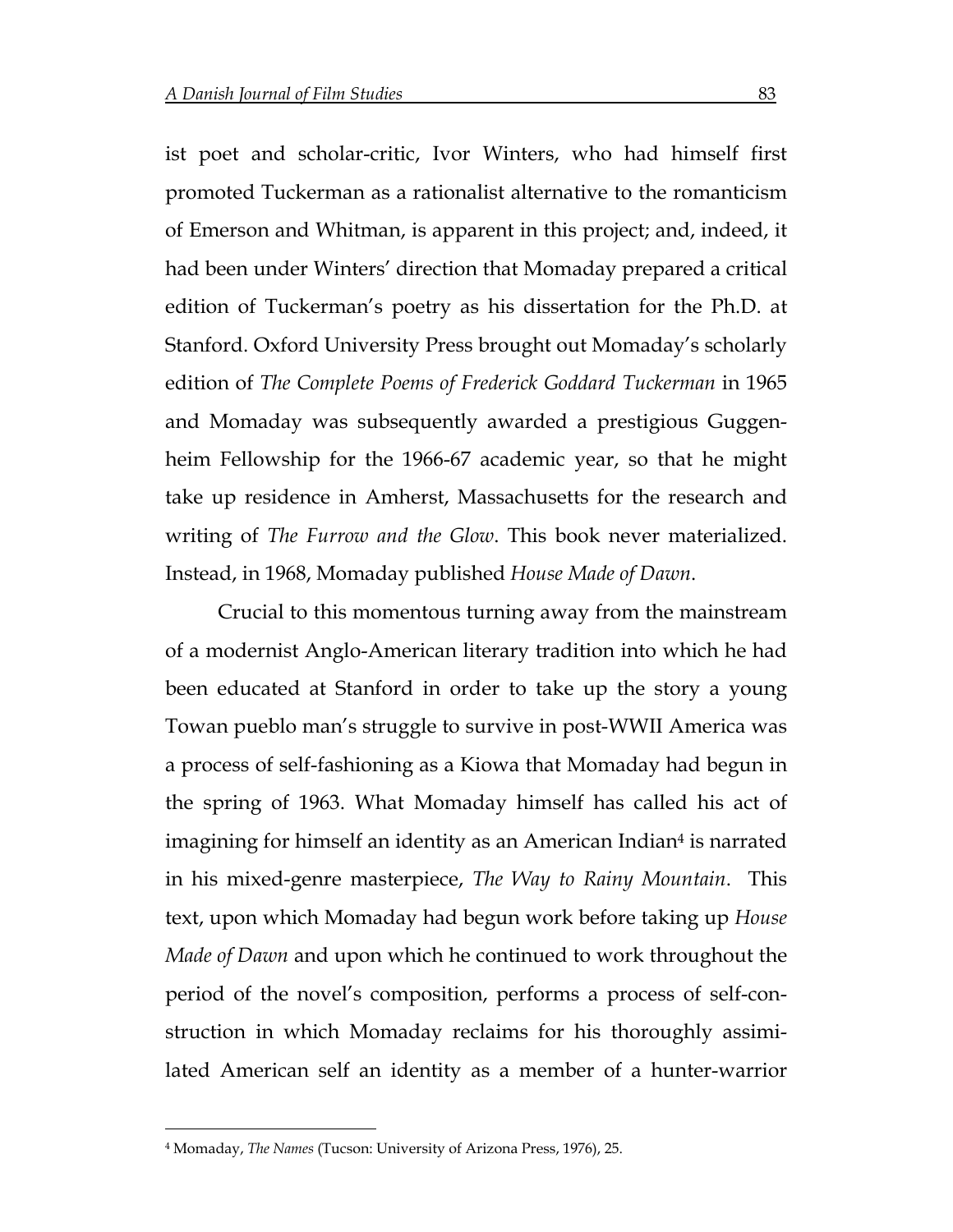ist poet and scholar-critic, Ivor Winters, who had himself first promoted Tuckerman as a rationalist alternative to the romanticism of Emerson and Whitman, is apparent in this project; and, indeed, it had been under Winters' direction that Momaday prepared a critical edition of Tuckerman's poetry as his dissertation for the Ph.D. at Stanford. Oxford University Press brought out Momaday's scholarly edition of *The Complete Poems of Frederick Goddard Tuckerman* in 1965 and Momaday was subsequently awarded a prestigious Guggenheim Fellowship for the 1966-67 academic year, so that he might take up residence in Amherst, Massachusetts for the research and writing of *The Furrow and the Glow*. This book never materialized. Instead, in 1968, Momaday published *House Made of Dawn*.

Crucial to this momentous turning away from the mainstream of a modernist Anglo-American literary tradition into which he had been educated at Stanford in order to take up the story a young Towan pueblo man's struggle to survive in post-WWII America was a process of self-fashioning as a Kiowa that Momaday had begun in the spring of 1963. What Momaday himself has called his act of imagining for himself an identity as an American Indian[4] is narrated in his mixed-genre masterpiece, *The Way to Rainy Mountain*. This text, upon which Momaday had begun work before taking up *House Made of Dawn* and upon which he continued to work throughout the period of the novel's composition, performs a process of self-construction in which Momaday reclaims for his thoroughly assimilated American self an identity as a member of a hunter-warrior

[4] Momaday, *The Names* (Tucson: University of Arizona Press, 1976), 25.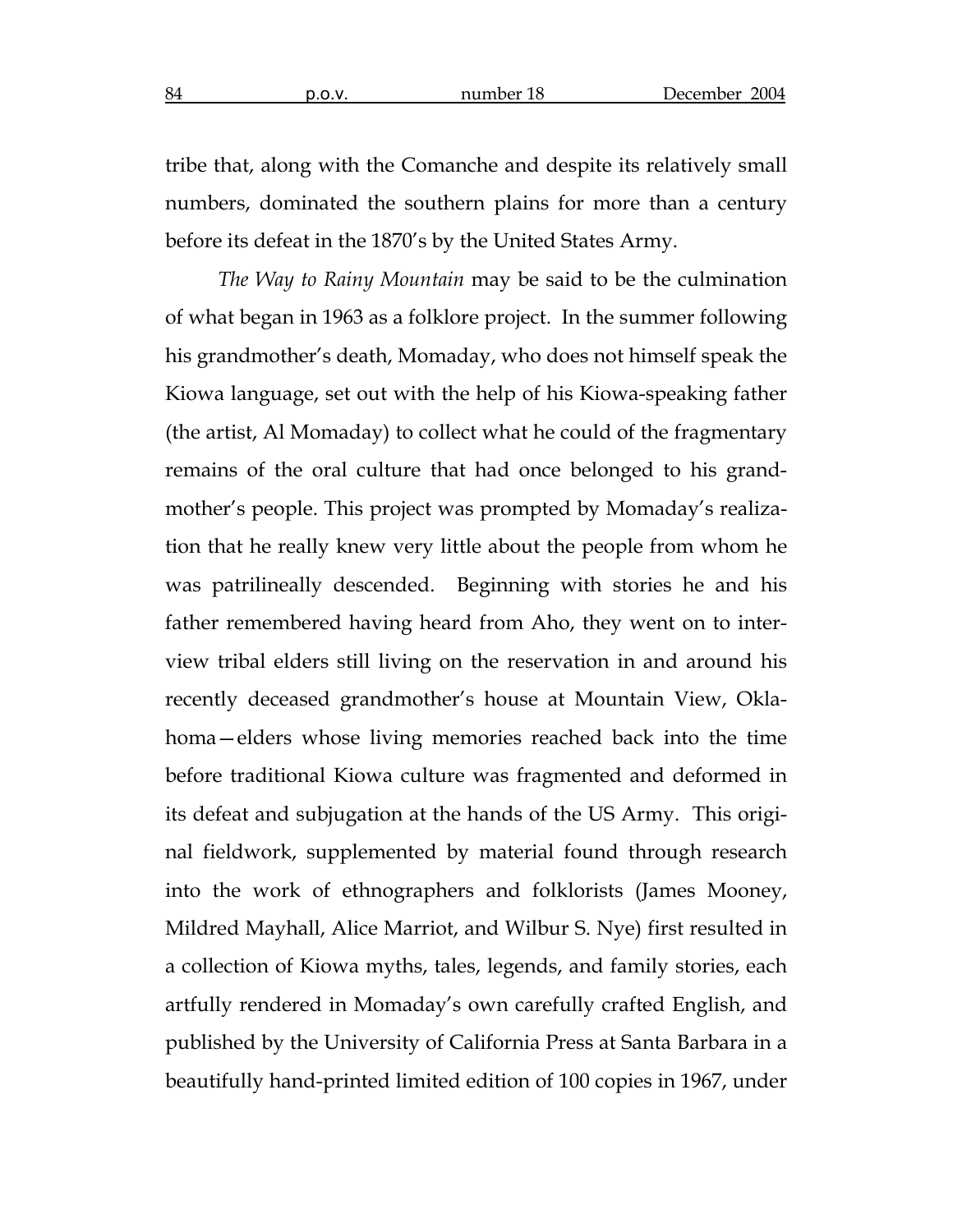tribe that, along with the Comanche and despite its relatively small numbers, dominated the southern plains for more than a century before its defeat in the 1870's by the United States Army.

*The Way to Rainy Mountain* may be said to be the culmination of what began in 1963 as a folklore project. In the summer following his grandmother's death, Momaday, who does not himself speak the Kiowa language, set out with the help of his Kiowa-speaking father (the artist, Al Momaday) to collect what he could of the fragmentary remains of the oral culture that had once belonged to his grandmother's people. This project was prompted by Momaday's realization that he really knew very little about the people from whom he was patrilineally descended. Beginning with stories he and his father remembered having heard from Aho, they went on to interview tribal elders still living on the reservation in and around his recently deceased grandmother's house at Mountain View, Oklahoma—elders whose living memories reached back into the time before traditional Kiowa culture was fragmented and deformed in its defeat and subjugation at the hands of the US Army. This original fieldwork, supplemented by material found through research into the work of ethnographers and folklorists (James Mooney, Mildred Mayhall, Alice Marriot, and Wilbur S. Nye) first resulted in a collection of Kiowa myths, tales, legends, and family stories, each artfully rendered in Momaday's own carefully crafted English, and published by the University of California Press at Santa Barbara in a beautifully hand-printed limited edition of 100 copies in 1967, under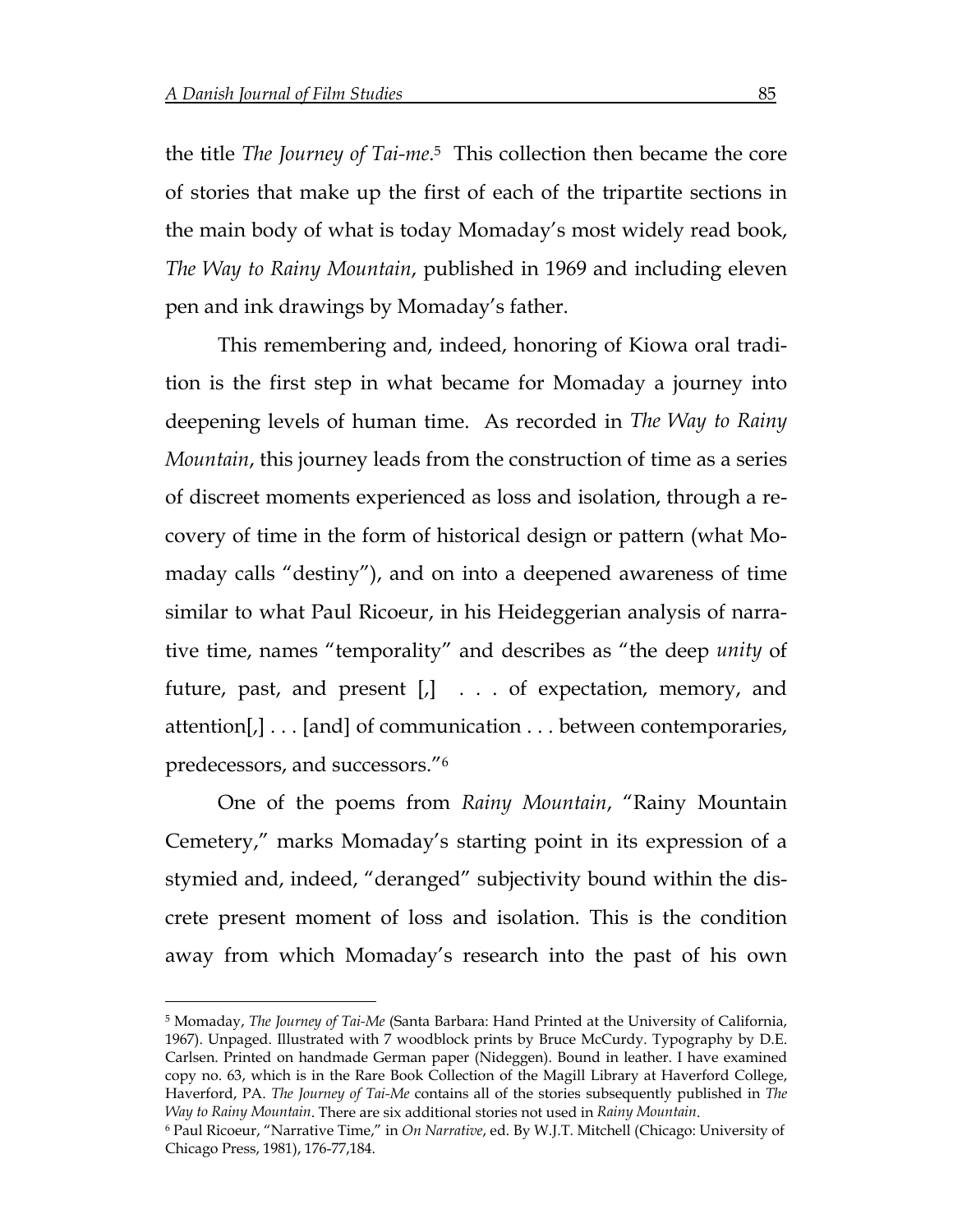the title *The Journey of Tai-me*.[5] This collection then became the core of stories that make up the first of each of the tripartite sections in the main body of what is today Momaday's most widely read book, *The Way to Rainy Mountain*, published in 1969 and including eleven pen and ink drawings by Momaday's father.

This remembering and, indeed, honoring of Kiowa oral tradition is the first step in what became for Momaday a journey into deepening levels of human time. As recorded in *The Way to Rainy Mountain*, this journey leads from the construction of time as a series of discreet moments experienced as loss and isolation, through a recovery of time in the form of historical design or pattern (what Momaday calls "destiny"), and on into a deepened awareness of time similar to what Paul Ricoeur, in his Heideggerian analysis of narrative time, names "temporality" and describes as "the deep *unity* of future, past, and present [,] . . . of expectation, memory, and attention[,] . . . [and] of communication . . . between contemporaries, predecessors, and successors."[6]

One of the poems from *Rainy Mountain*, "Rainy Mountain Cemetery," marks Momaday's starting point in its expression of a stymied and, indeed, "deranged" subjectivity bound within the discrete present moment of loss and isolation. This is the condition away from which Momaday's research into the past of his own

---

[5] Momaday, *The Journey of Tai-Me* (Santa Barbara: Hand Printed at the University of California, 1967). Unpaged. Illustrated with 7 woodblock prints by Bruce McCurdy. Typography by D.E. Carlsen. Printed on handmade German paper (Nideggen). Bound in leather. I have examined copy no. 63, which is in the Rare Book Collection of the Magill Library at Haverford College, Haverford, PA. *The Journey of Tai-Me* contains all of the stories subsequently published in *The Way to Rainy Mountain*. There are six additional stories not used in *Rainy Mountain*.

[6] Paul Ricoeur, "Narrative Time," in *On Narrative*, ed. By W.J.T. Mitchell (Chicago: University of Chicago Press, 1981), 176-77,184.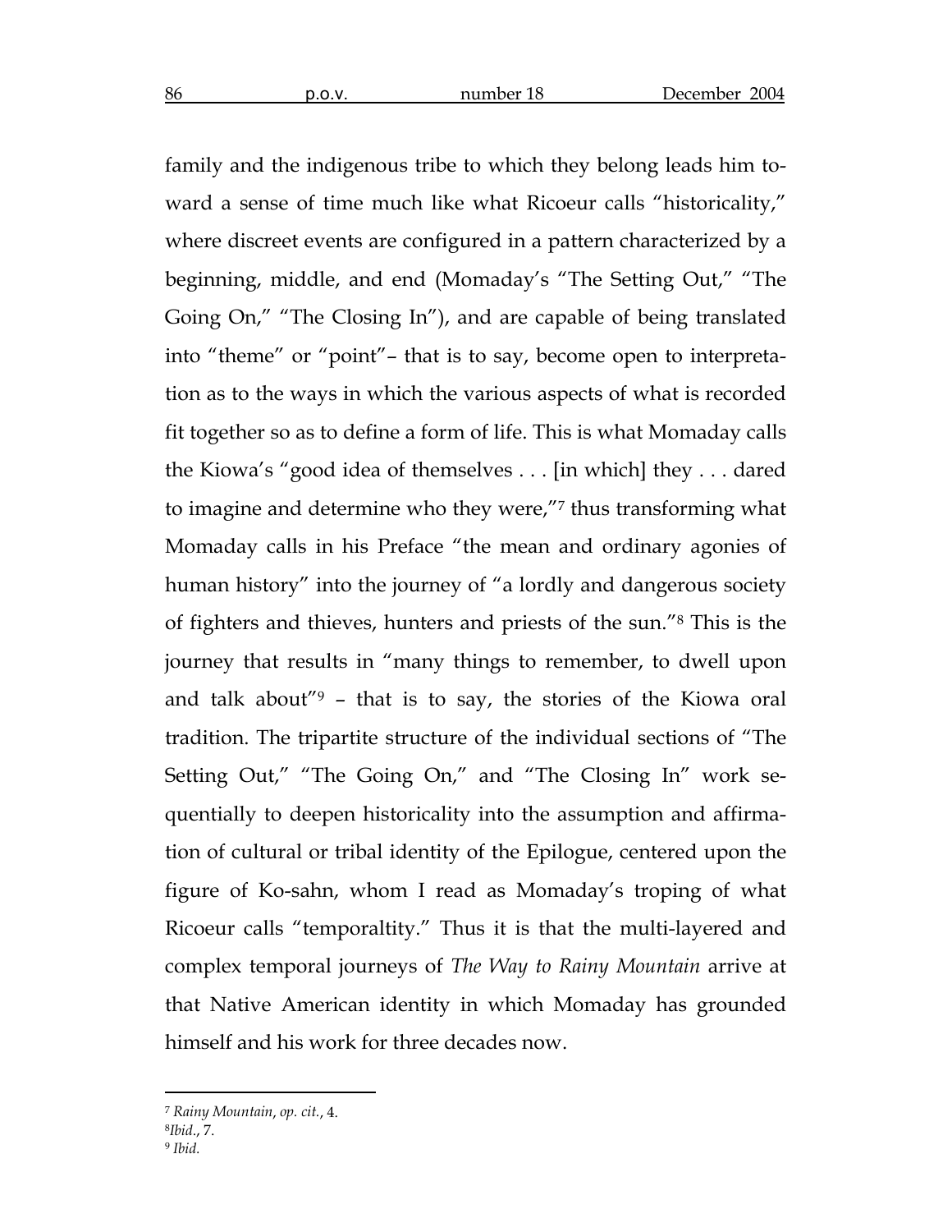family and the indigenous tribe to which they belong leads him toward a sense of time much like what Ricoeur calls "historicality," where discreet events are configured in a pattern characterized by a beginning, middle, and end (Momaday's "The Setting Out," "The Going On," "The Closing In"), and are capable of being translated into "theme" or "point"– that is to say, become open to interpretation as to the ways in which the various aspects of what is recorded fit together so as to define a form of life. This is what Momaday calls the Kiowa's "good idea of themselves . . . [in which] they . . . dared to imagine and determine who they were,"[7] thus transforming what Momaday calls in his Preface "the mean and ordinary agonies of human history" into the journey of "a lordly and dangerous society of fighters and thieves, hunters and priests of the sun."[8] This is the journey that results in "many things to remember, to dwell upon and talk about"[9] – that is to say, the stories of the Kiowa oral tradition. The tripartite structure of the individual sections of "The Setting Out," "The Going On," and "The Closing In" work sequentially to deepen historicality into the assumption and affirmation of cultural or tribal identity of the Epilogue, centered upon the figure of Ko-sahn, whom I read as Momaday's troping of what Ricoeur calls "temporaltity." Thus it is that the multi-layered and complex temporal journeys of *The Way to Rainy Mountain* arrive at that Native American identity in which Momaday has grounded himself and his work for three decades now.

---

[7] *Rainy Mountain*, *op. cit.*, 4.

[8] *Ibid.*, 7.

[9] *Ibid.*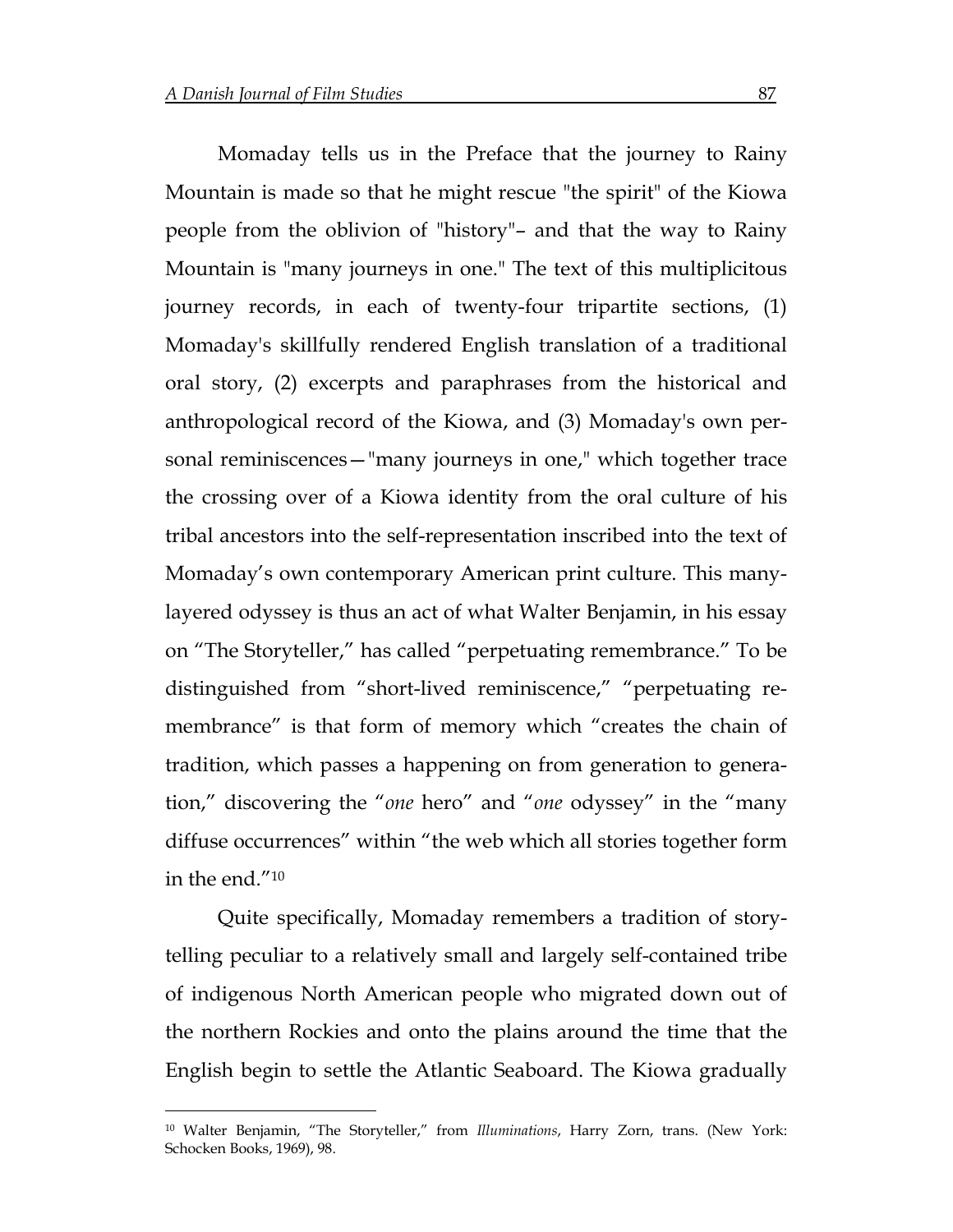Momaday tells us in the Preface that the journey to Rainy Mountain is made so that he might rescue "the spirit" of the Kiowa people from the oblivion of "history"– and that the way to Rainy Mountain is "many journeys in one." The text of this multiplicitous journey records, in each of twenty-four tripartite sections, (1) Momaday's skillfully rendered English translation of a traditional oral story, (2) excerpts and paraphrases from the historical and anthropological record of the Kiowa, and (3) Momaday's own personal reminiscences—"many journeys in one," which together trace the crossing over of a Kiowa identity from the oral culture of his tribal ancestors into the self-representation inscribed into the text of Momaday's own contemporary American print culture. This many-layered odyssey is thus an act of what Walter Benjamin, in his essay on "The Storyteller," has called "perpetuating remembrance." To be distinguished from "short-lived reminiscence," "perpetuating remembrance" is that form of memory which "creates the chain of tradition, which passes a happening on from generation to generation," discovering the "*one* hero" and "*one* odyssey" in the "many diffuse occurrences" within "the web which all stories together form in the end."[10]

Quite specifically, Momaday remembers a tradition of storytelling peculiar to a relatively small and largely self-contained tribe of indigenous North American people who migrated down out of the northern Rockies and onto the plains around the time that the English begin to settle the Atlantic Seaboard. The Kiowa gradually

---

[10] Walter Benjamin, "The Storyteller," from *Illuminations*, Harry Zorn, trans. (New York: Schocken Books, 1969), 98.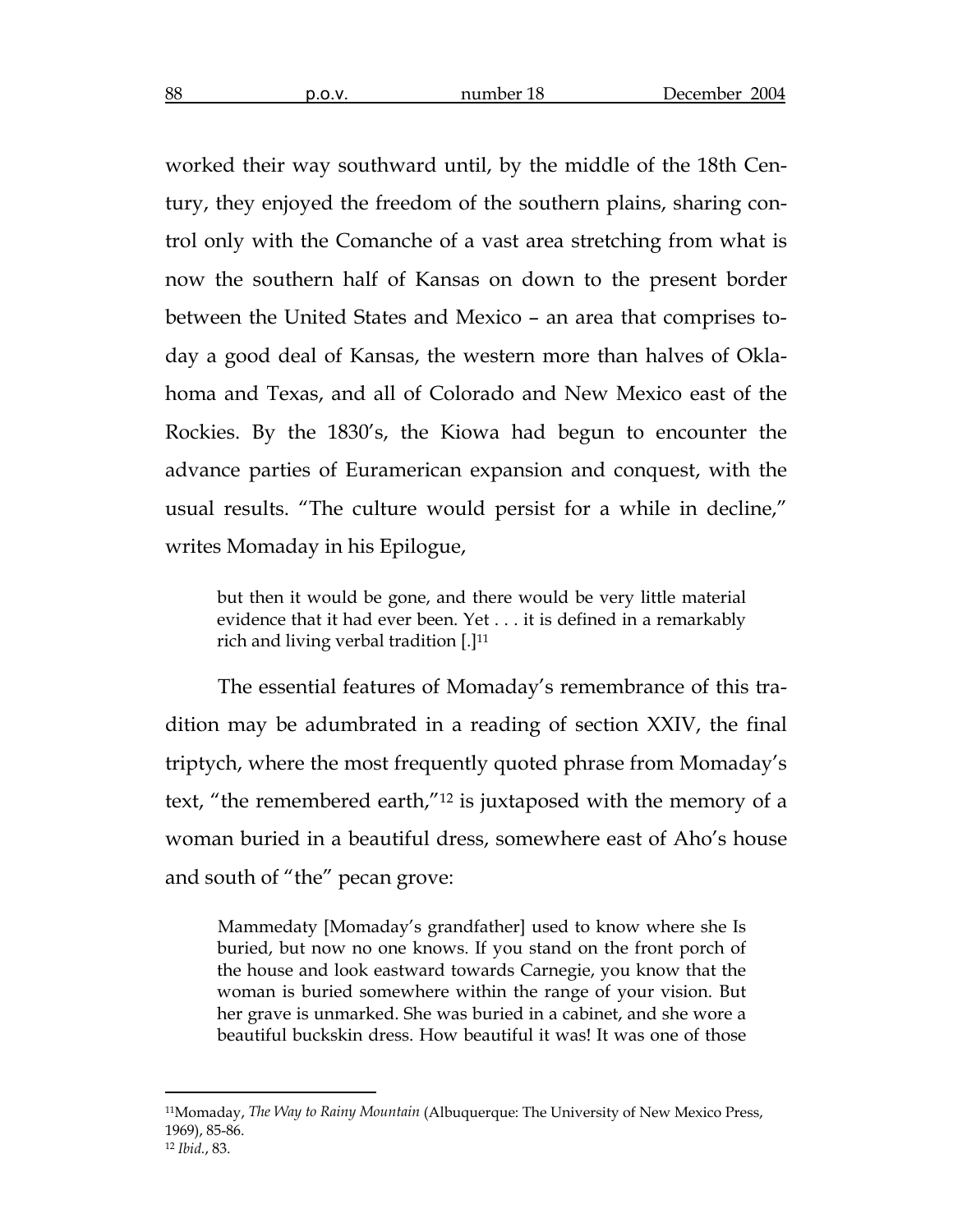worked their way southward until, by the middle of the 18th Century, they enjoyed the freedom of the southern plains, sharing control only with the Comanche of a vast area stretching from what is now the southern half of Kansas on down to the present border between the United States and Mexico – an area that comprises today a good deal of Kansas, the western more than halves of Oklahoma and Texas, and all of Colorado and New Mexico east of the Rockies. By the 1830's, the Kiowa had begun to encounter the advance parties of Euramerican expansion and conquest, with the usual results. "The culture would persist for a while in decline," writes Momaday in his Epilogue,

> but then it would be gone, and there would be very little material evidence that it had ever been. Yet . . . it is defined in a remarkably rich and living verbal tradition [.][11]

The essential features of Momaday's remembrance of this tradition may be adumbrated in a reading of section XXIV, the final triptych, where the most frequently quoted phrase from Momaday's text, "the remembered earth,"[12] is juxtaposed with the memory of a woman buried in a beautiful dress, somewhere east of Aho's house and south of "the" pecan grove:

> Mammedaty [Momaday's grandfather] used to know where she Is buried, but now no one knows. If you stand on the front porch of the house and look eastward towards Carnegie, you know that the woman is buried somewhere within the range of your vision. But her grave is unmarked. She was buried in a cabinet, and she wore a beautiful buckskin dress. How beautiful it was! It was one of those

---

[11]Momaday, *The Way to Rainy Mountain* (Albuquerque: The University of New Mexico Press, 1969), 85-86.

[12] *Ibid.*, 83.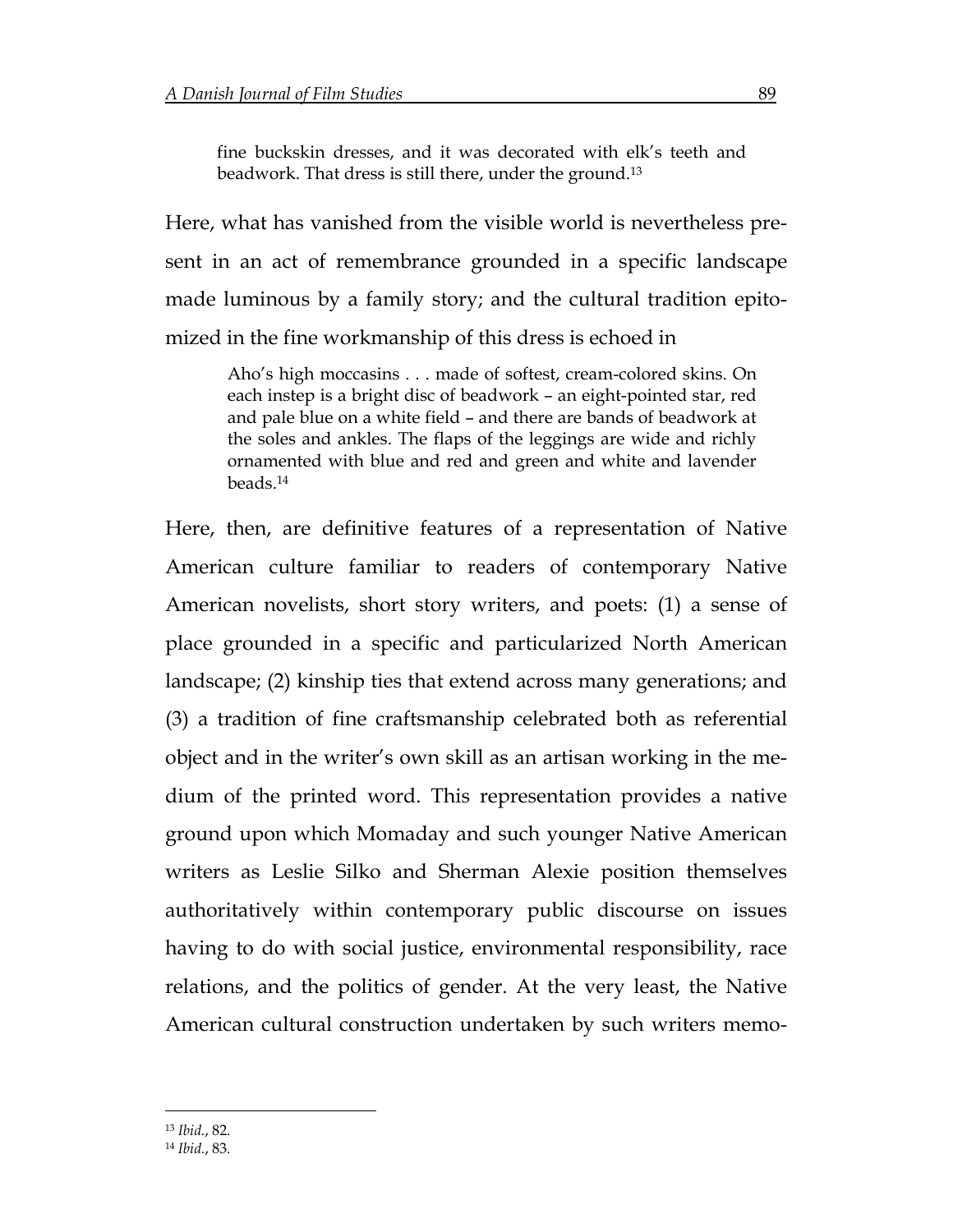> fine buckskin dresses, and it was decorated with elk's teeth and beadwork. That dress is still there, under the ground.[13]

Here, what has vanished from the visible world is nevertheless present in an act of remembrance grounded in a specific landscape made luminous by a family story; and the cultural tradition epitomized in the fine workmanship of this dress is echoed in

> Aho's high moccasins . . . made of softest, cream-colored skins. On each instep is a bright disc of beadwork – an eight-pointed star, red and pale blue on a white field – and there are bands of beadwork at the soles and ankles. The flaps of the leggings are wide and richly ornamented with blue and red and green and white and lavender beads.[14]

Here, then, are definitive features of a representation of Native American culture familiar to readers of contemporary Native American novelists, short story writers, and poets: (1) a sense of place grounded in a specific and particularized North American landscape; (2) kinship ties that extend across many generations; and (3) a tradition of fine craftsmanship celebrated both as referential object and in the writer's own skill as an artisan working in the medium of the printed word. This representation provides a native ground upon which Momaday and such younger Native American writers as Leslie Silko and Sherman Alexie position themselves authoritatively within contemporary public discourse on issues having to do with social justice, environmental responsibility, race relations, and the politics of gender. At the very least, the Native American cultural construction undertaken by such writers memo-

---

[13] *Ibid.*, 82.

[14] *Ibid.*, 83.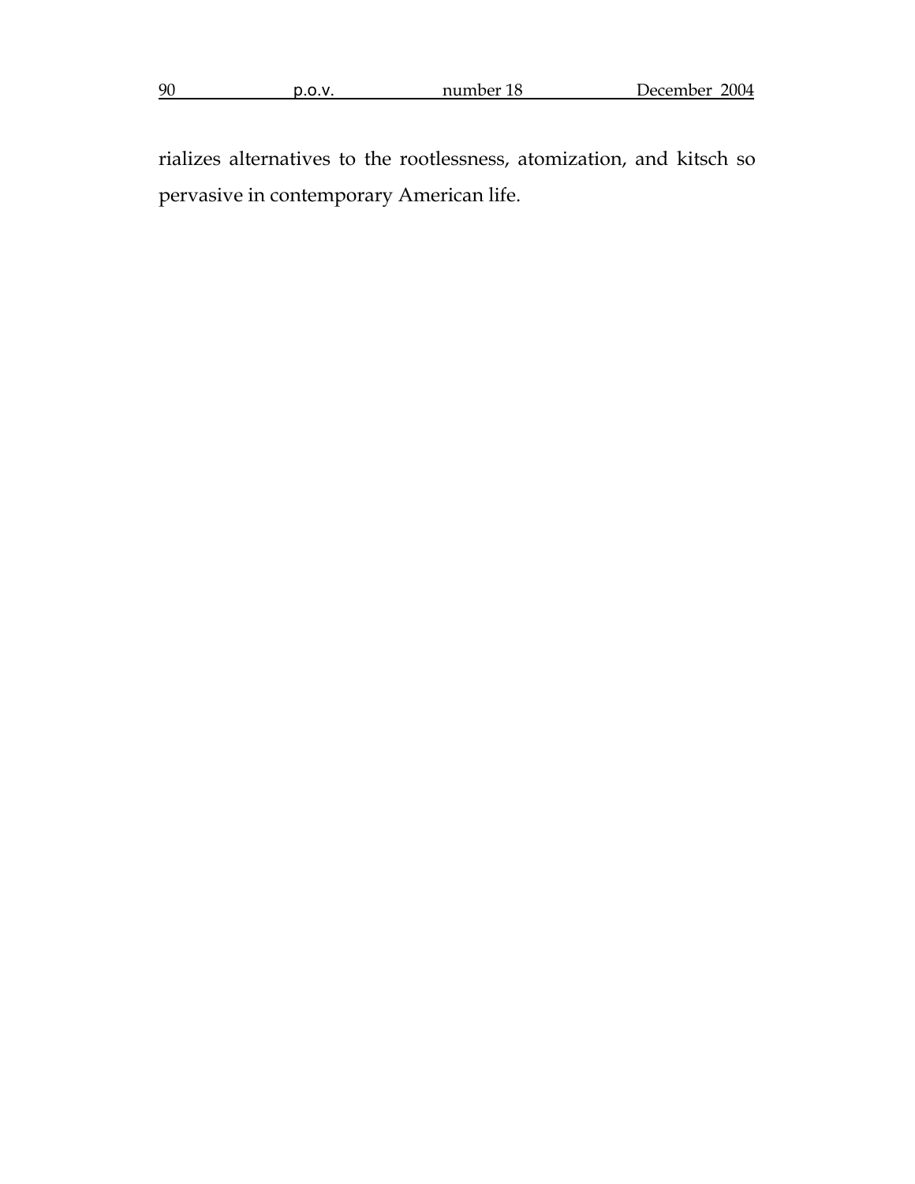rializes alternatives to the rootlessness, atomization, and kitsch so pervasive in contemporary American life.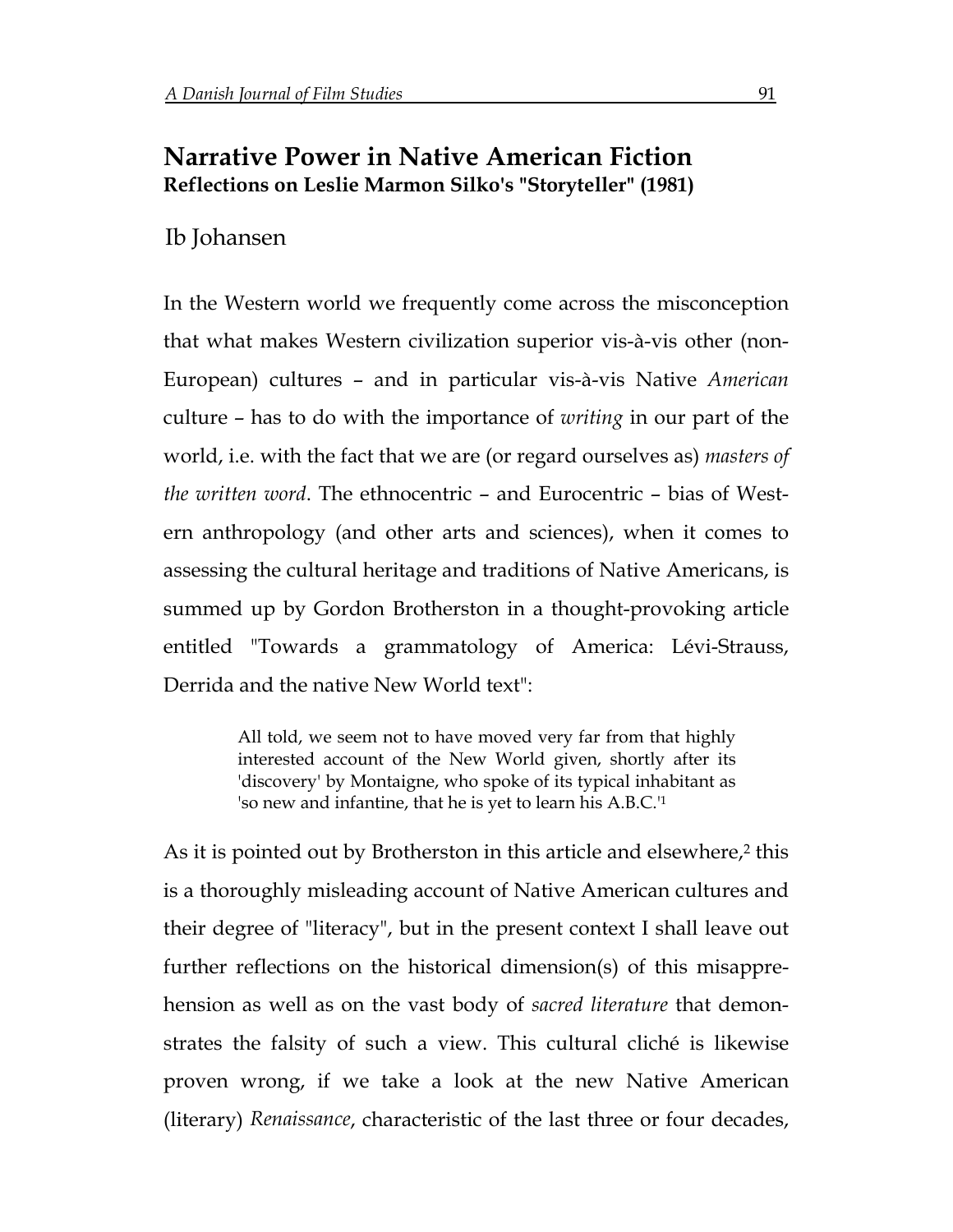# Narrative Power in Native American Fiction

**Reflections on Leslie Marmon Silko's "Storyteller" (1981)**

Ib Johansen

In the Western world we frequently come across the misconception that what makes Western civilization superior vis-à-vis other (non-European) cultures – and in particular vis-à-vis Native *American* culture – has to do with the importance of *writing* in our part of the world, i.e. with the fact that we are (or regard ourselves as) *masters of the written word*. The ethnocentric – and Eurocentric – bias of Western anthropology (and other arts and sciences), when it comes to assessing the cultural heritage and traditions of Native Americans, is summed up by Gordon Brotherston in a thought-provoking article entitled "Towards a grammatology of America: Lévi-Strauss, Derrida and the native New World text":

> All told, we seem not to have moved very far from that highly interested account of the New World given, shortly after its 'discovery' by Montaigne, who spoke of its typical inhabitant as 'so new and infantine, that he is yet to learn his A.B.C.'[1]

As it is pointed out by Brotherston in this article and elsewhere,[2] this is a thoroughly misleading account of Native American cultures and their degree of "literacy", but in the present context I shall leave out further reflections on the historical dimension(s) of this misapprehension as well as on the vast body of *sacred literature* that demonstrates the falsity of such a view. This cultural cliché is likewise proven wrong, if we take a look at the new Native American (literary) *Renaissance*, characteristic of the last three or four decades,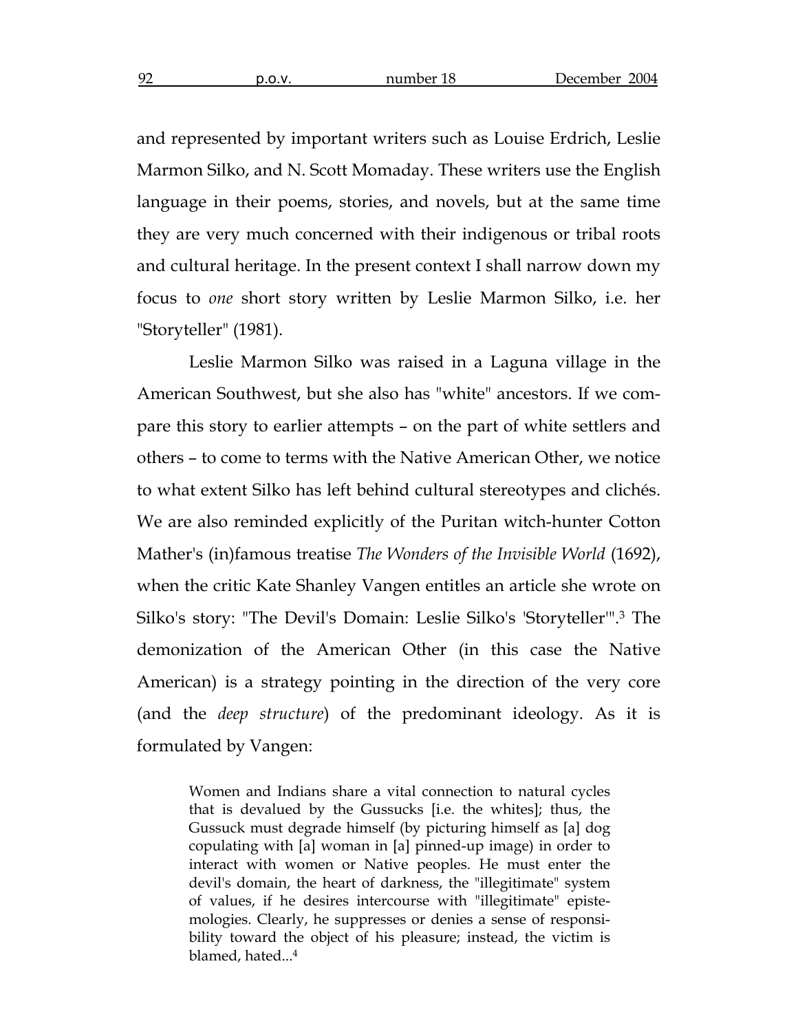and represented by important writers such as Louise Erdrich, Leslie Marmon Silko, and N. Scott Momaday. These writers use the English language in their poems, stories, and novels, but at the same time they are very much concerned with their indigenous or tribal roots and cultural heritage. In the present context I shall narrow down my focus to *one* short story written by Leslie Marmon Silko, i.e. her "Storyteller" (1981).

Leslie Marmon Silko was raised in a Laguna village in the American Southwest, but she also has "white" ancestors. If we compare this story to earlier attempts – on the part of white settlers and others – to come to terms with the Native American Other, we notice to what extent Silko has left behind cultural stereotypes and clichés. We are also reminded explicitly of the Puritan witch-hunter Cotton Mather's (in)famous treatise *The Wonders of the Invisible World* (1692), when the critic Kate Shanley Vangen entitles an article she wrote on Silko's story: "The Devil's Domain: Leslie Silko's 'Storyteller'".[3] The demonization of the American Other (in this case the Native American) is a strategy pointing in the direction of the very core (and the *deep structure*) of the predominant ideology. As it is formulated by Vangen:

> Women and Indians share a vital connection to natural cycles that is devalued by the Gussucks [i.e. the whites]; thus, the Gussuck must degrade himself (by picturing himself as [a] dog copulating with [a] woman in [a] pinned-up image) in order to interact with women or Native peoples. He must enter the devil's domain, the heart of darkness, the "illegitimate" system of values, if he desires intercourse with "illegitimate" epistemologies. Clearly, he suppresses or denies a sense of responsibility toward the object of his pleasure; instead, the victim is blamed, hated...[4]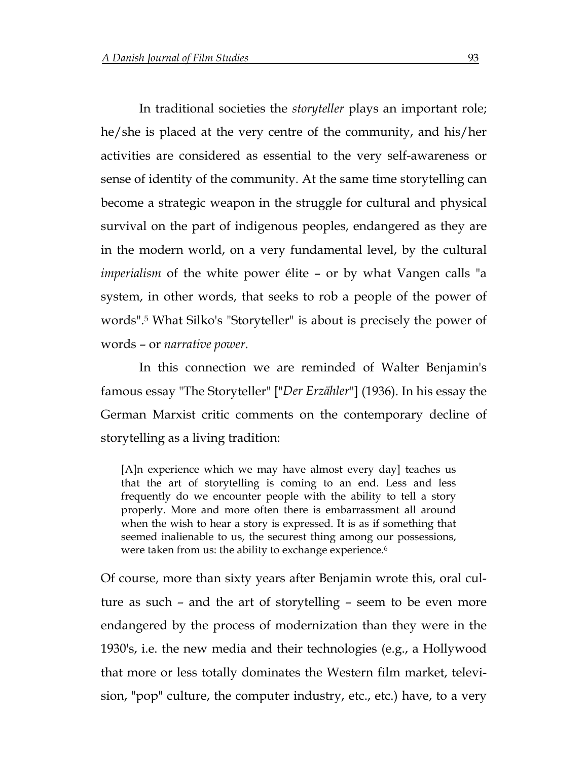In traditional societies the *storyteller* plays an important role; he/she is placed at the very centre of the community, and his/her activities are considered as essential to the very self-awareness or sense of identity of the community. At the same time storytelling can become a strategic weapon in the struggle for cultural and physical survival on the part of indigenous peoples, endangered as they are in the modern world, on a very fundamental level, by the cultural *imperialism* of the white power élite – or by what Vangen calls "a system, in other words, that seeks to rob a people of the power of words".[5] What Silko's "Storyteller" is about is precisely the power of words – or *narrative power*.

In this connection we are reminded of Walter Benjamin's famous essay "The Storyteller" ["*Der Erzähler*"] (1936). In his essay the German Marxist critic comments on the contemporary decline of storytelling as a living tradition:

> [A]n experience which we may have almost every day] teaches us that the art of storytelling is coming to an end. Less and less frequently do we encounter people with the ability to tell a story properly. More and more often there is embarrassment all around when the wish to hear a story is expressed. It is as if something that seemed inalienable to us, the securest thing among our possessions, were taken from us: the ability to exchange experience.[6]

Of course, more than sixty years after Benjamin wrote this, oral culture as such – and the art of storytelling – seem to be even more endangered by the process of modernization than they were in the 1930's, i.e. the new media and their technologies (e.g., a Hollywood that more or less totally dominates the Western film market, television, "pop" culture, the computer industry, etc., etc.) have, to a very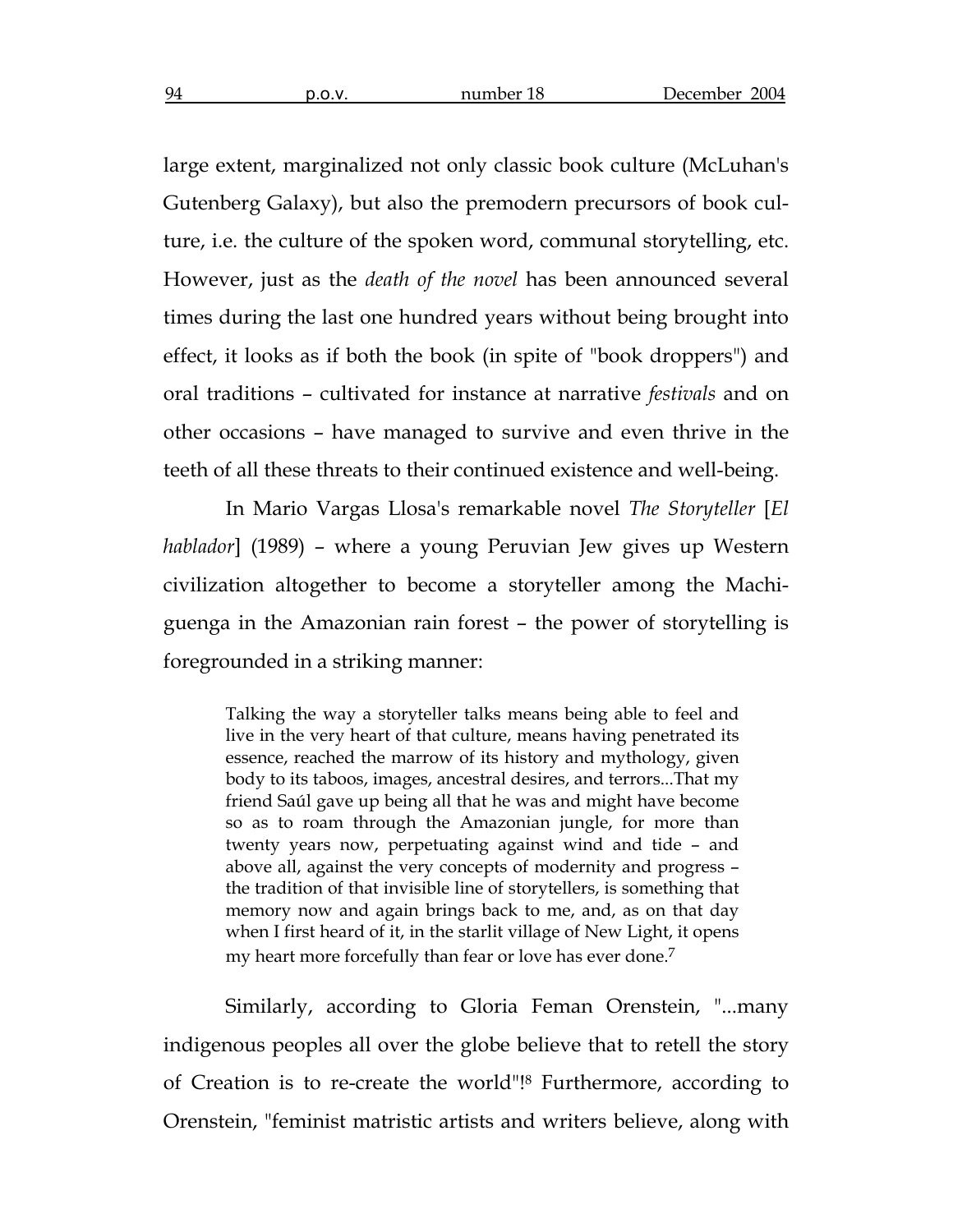large extent, marginalized not only classic book culture (McLuhan's Gutenberg Galaxy), but also the premodern precursors of book culture, i.e. the culture of the spoken word, communal storytelling, etc. However, just as the *death of the novel* has been announced several times during the last one hundred years without being brought into effect, it looks as if both the book (in spite of "book droppers") and oral traditions – cultivated for instance at narrative *festivals* and on other occasions – have managed to survive and even thrive in the teeth of all these threats to their continued existence and well-being.

In Mario Vargas Llosa's remarkable novel *The Storyteller* [*El hablador*] (1989) – where a young Peruvian Jew gives up Western civilization altogether to become a storyteller among the Machiguenga in the Amazonian rain forest – the power of storytelling is foregrounded in a striking manner:

> Talking the way a storyteller talks means being able to feel and live in the very heart of that culture, means having penetrated its essence, reached the marrow of its history and mythology, given body to its taboos, images, ancestral desires, and terrors...That my friend Saúl gave up being all that he was and might have become so as to roam through the Amazonian jungle, for more than twenty years now, perpetuating against wind and tide – and above all, against the very concepts of modernity and progress – the tradition of that invisible line of storytellers, is something that memory now and again brings back to me, and, as on that day when I first heard of it, in the starlit village of New Light, it opens my heart more forcefully than fear or love has ever done.[7]

Similarly, according to Gloria Feman Orenstein, "...many indigenous peoples all over the globe believe that to retell the story of Creation is to re-create the world"![8] Furthermore, according to Orenstein, "feminist matristic artists and writers believe, along with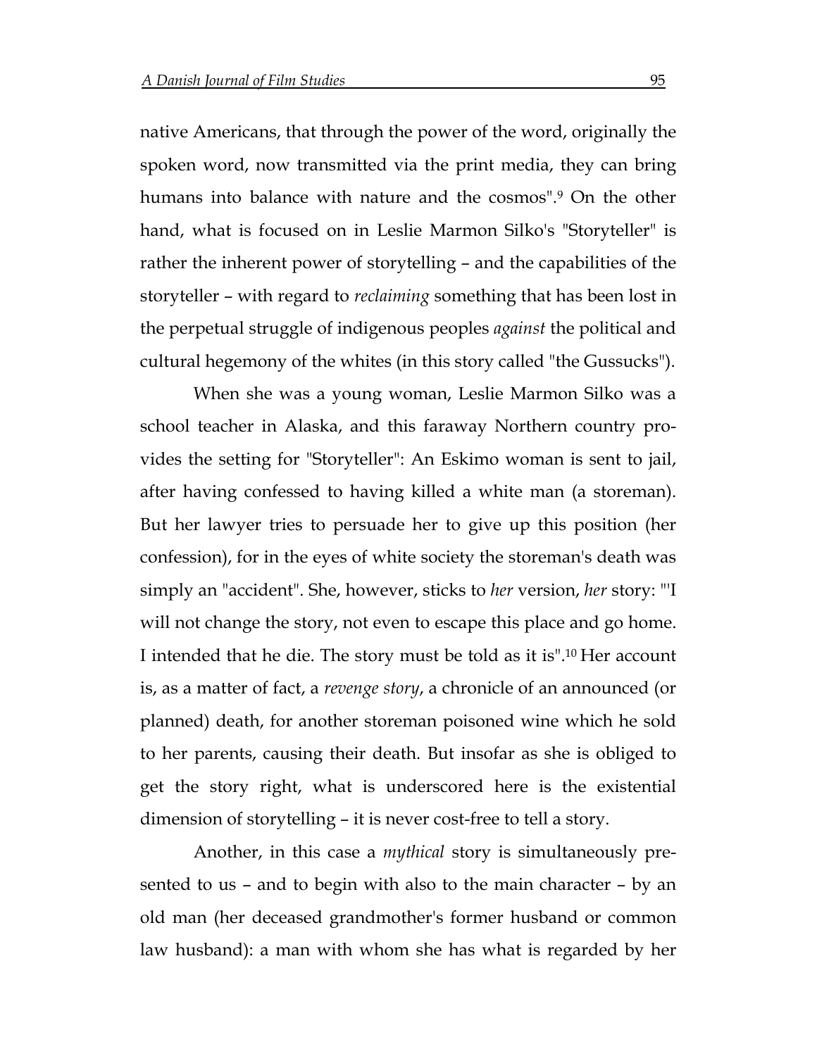native Americans, that through the power of the word, originally the spoken word, now transmitted via the print media, they can bring humans into balance with nature and the cosmos".[9] On the other hand, what is focused on in Leslie Marmon Silko's "Storyteller" is rather the inherent power of storytelling – and the capabilities of the storyteller – with regard to *reclaiming* something that has been lost in the perpetual struggle of indigenous peoples *against* the political and cultural hegemony of the whites (in this story called "the Gussucks").

When she was a young woman, Leslie Marmon Silko was a school teacher in Alaska, and this faraway Northern country provides the setting for "Storyteller": An Eskimo woman is sent to jail, after having confessed to having killed a white man (a storeman). But her lawyer tries to persuade her to give up this position (her confession), for in the eyes of white society the storeman's death was simply an "accident". She, however, sticks to *her* version, *her* story: "'I will not change the story, not even to escape this place and go home. I intended that he die. The story must be told as it is".[10] Her account is, as a matter of fact, a *revenge story*, a chronicle of an announced (or planned) death, for another storeman poisoned wine which he sold to her parents, causing their death. But insofar as she is obliged to get the story right, what is underscored here is the existential dimension of storytelling – it is never cost-free to tell a story.

Another, in this case a *mythical* story is simultaneously presented to us – and to begin with also to the main character – by an old man (her deceased grandmother's former husband or common law husband): a man with whom she has what is regarded by her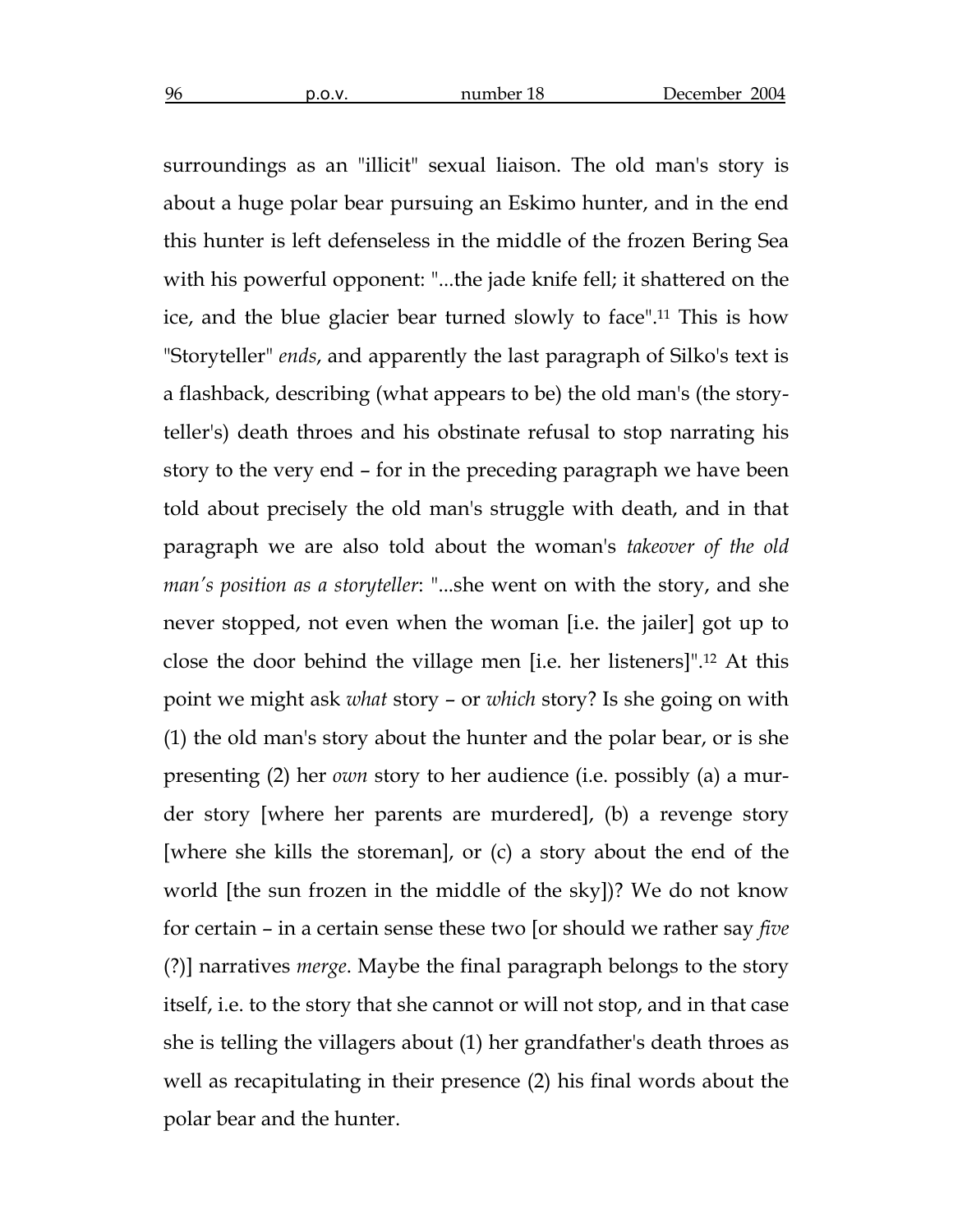surroundings as an "illicit" sexual liaison. The old man's story is about a huge polar bear pursuing an Eskimo hunter, and in the end this hunter is left defenseless in the middle of the frozen Bering Sea with his powerful opponent: "...the jade knife fell; it shattered on the ice, and the blue glacier bear turned slowly to face".[11] This is how "Storyteller" *ends*, and apparently the last paragraph of Silko's text is a flashback, describing (what appears to be) the old man's (the storyteller's) death throes and his obstinate refusal to stop narrating his story to the very end – for in the preceding paragraph we have been told about precisely the old man's struggle with death, and in that paragraph we are also told about the woman's *takeover of the old man's position as a storyteller*: "...she went on with the story, and she never stopped, not even when the woman [i.e. the jailer] got up to close the door behind the village men [i.e. her listeners]".[12] At this point we might ask *what* story – or *which* story? Is she going on with (1) the old man's story about the hunter and the polar bear, or is she presenting (2) her *own* story to her audience (i.e. possibly (a) a murder story [where her parents are murdered], (b) a revenge story [where she kills the storeman], or (c) a story about the end of the world [the sun frozen in the middle of the sky])? We do not know for certain – in a certain sense these two [or should we rather say *five* (?)] narratives *merge*. Maybe the final paragraph belongs to the story itself, i.e. to the story that she cannot or will not stop, and in that case she is telling the villagers about (1) her grandfather's death throes as well as recapitulating in their presence (2) his final words about the polar bear and the hunter.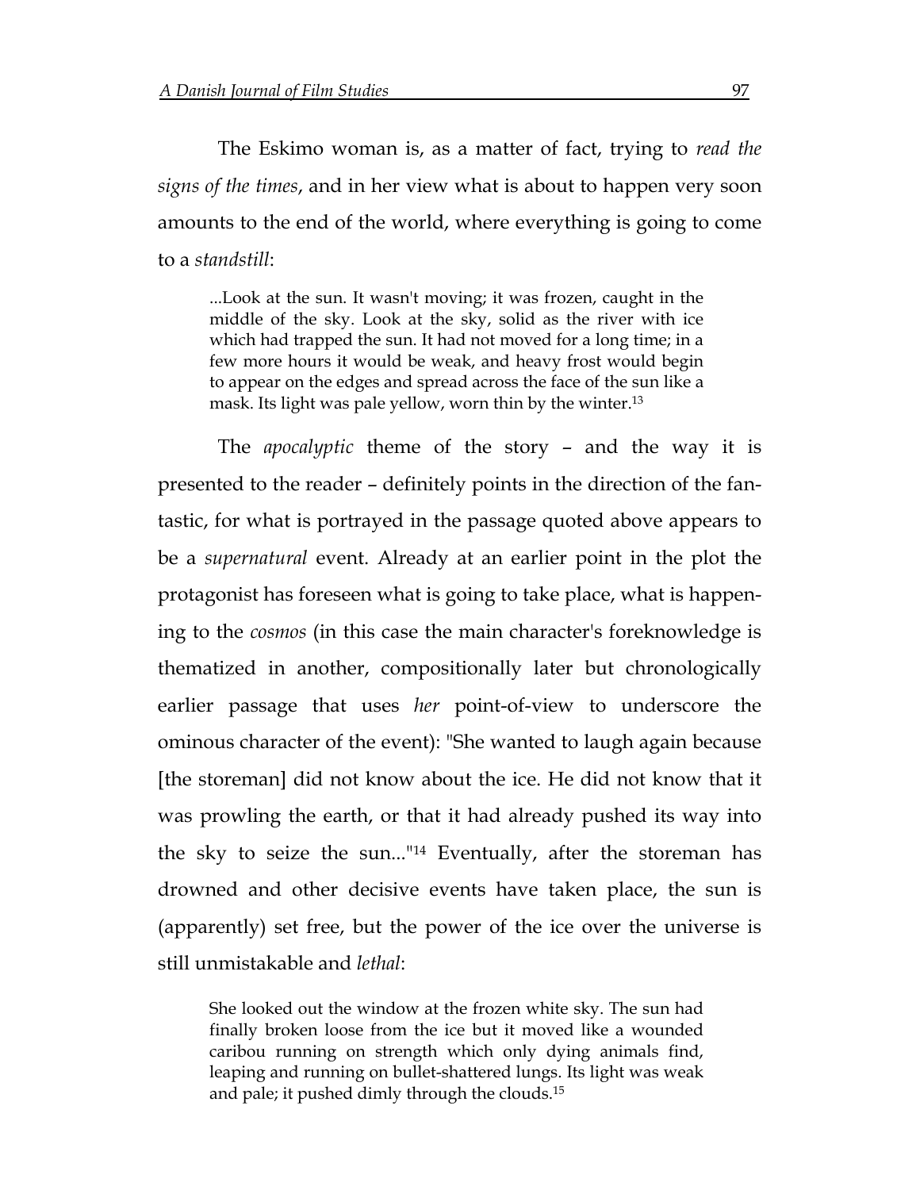The Eskimo woman is, as a matter of fact, trying to *read the signs of the times*, and in her view what is about to happen very soon amounts to the end of the world, where everything is going to come to a *standstill*:

> ...Look at the sun. It wasn't moving; it was frozen, caught in the middle of the sky. Look at the sky, solid as the river with ice which had trapped the sun. It had not moved for a long time; in a few more hours it would be weak, and heavy frost would begin to appear on the edges and spread across the face of the sun like a mask. Its light was pale yellow, worn thin by the winter.[13]

The *apocalyptic* theme of the story – and the way it is presented to the reader – definitely points in the direction of the fantastic, for what is portrayed in the passage quoted above appears to be a *supernatural* event. Already at an earlier point in the plot the protagonist has foreseen what is going to take place, what is happening to the *cosmos* (in this case the main character's foreknowledge is thematized in another, compositionally later but chronologically earlier passage that uses *her* point-of-view to underscore the ominous character of the event): "She wanted to laugh again because [the storeman] did not know about the ice. He did not know that it was prowling the earth, or that it had already pushed its way into the sky to seize the sun..."[14] Eventually, after the storeman has drowned and other decisive events have taken place, the sun is (apparently) set free, but the power of the ice over the universe is still unmistakable and *lethal*:

> She looked out the window at the frozen white sky. The sun had finally broken loose from the ice but it moved like a wounded caribou running on strength which only dying animals find, leaping and running on bullet-shattered lungs. Its light was weak and pale; it pushed dimly through the clouds.[15]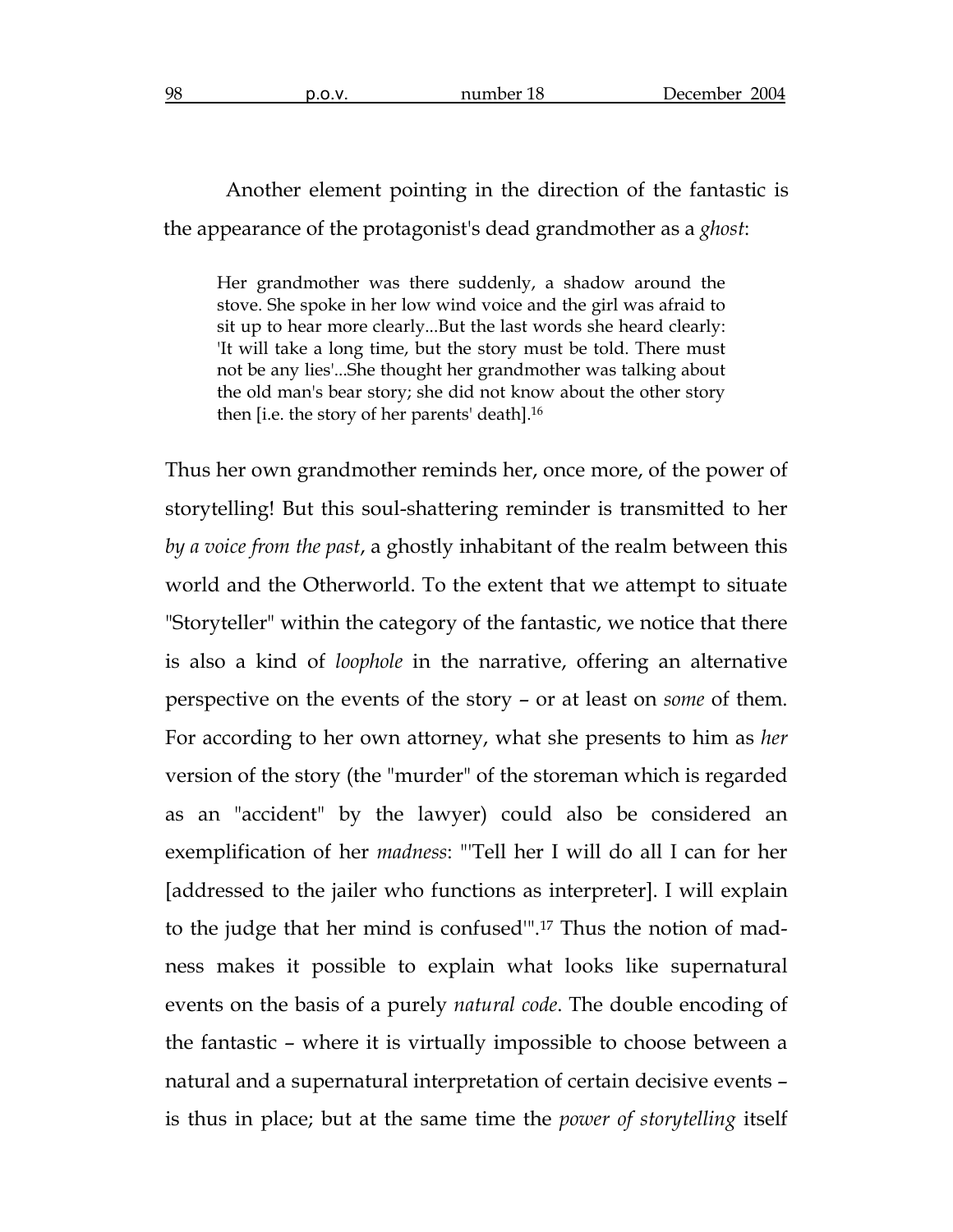Another element pointing in the direction of the fantastic is the appearance of the protagonist's dead grandmother as a *ghost*:

> Her grandmother was there suddenly, a shadow around the stove. She spoke in her low wind voice and the girl was afraid to sit up to hear more clearly...But the last words she heard clearly: 'It will take a long time, but the story must be told. There must not be any lies'...She thought her grandmother was talking about the old man's bear story; she did not know about the other story then [i.e. the story of her parents' death].[16]

Thus her own grandmother reminds her, once more, of the power of storytelling! But this soul-shattering reminder is transmitted to her *by a voice from the past*, a ghostly inhabitant of the realm between this world and the Otherworld. To the extent that we attempt to situate "Storyteller" within the category of the fantastic, we notice that there is also a kind of *loophole* in the narrative, offering an alternative perspective on the events of the story – or at least on *some* of them. For according to her own attorney, what she presents to him as *her* version of the story (the "murder" of the storeman which is regarded as an "accident" by the lawyer) could also be considered an exemplification of her *madness*: "'Tell her I will do all I can for her [addressed to the jailer who functions as interpreter]. I will explain to the judge that her mind is confused'".[17] Thus the notion of madness makes it possible to explain what looks like supernatural events on the basis of a purely *natural code*. The double encoding of the fantastic – where it is virtually impossible to choose between a natural and a supernatural interpretation of certain decisive events – is thus in place; but at the same time the *power of storytelling* itself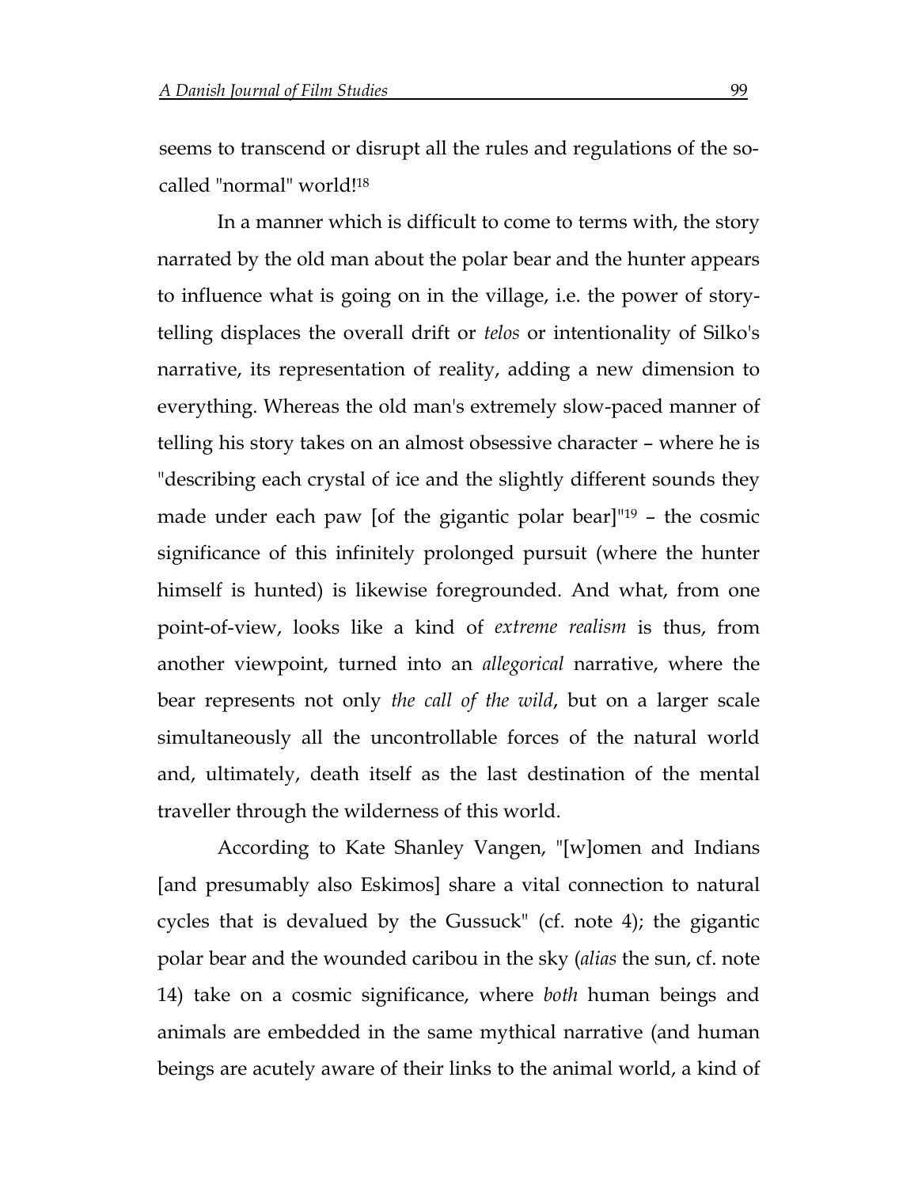seems to transcend or disrupt all the rules and regulations of the so-called "normal" world![18]

In a manner which is difficult to come to terms with, the story narrated by the old man about the polar bear and the hunter appears to influence what is going on in the village, i.e. the power of story-telling displaces the overall drift or *telos* or intentionality of Silko's narrative, its representation of reality, adding a new dimension to everything. Whereas the old man's extremely slow-paced manner of telling his story takes on an almost obsessive character – where he is "describing each crystal of ice and the slightly different sounds they made under each paw [of the gigantic polar bear]"[19] – the cosmic significance of this infinitely prolonged pursuit (where the hunter himself is hunted) is likewise foregrounded. And what, from one point-of-view, looks like a kind of *extreme realism* is thus, from another viewpoint, turned into an *allegorical* narrative, where the bear represents not only *the call of the wild*, but on a larger scale simultaneously all the uncontrollable forces of the natural world and, ultimately, death itself as the last destination of the mental traveller through the wilderness of this world.

According to Kate Shanley Vangen, "[w]omen and Indians [and presumably also Eskimos] share a vital connection to natural cycles that is devalued by the Gussuck" (cf. note 4); the gigantic polar bear and the wounded caribou in the sky (*alias* the sun, cf. note 14) take on a cosmic significance, where *both* human beings and animals are embedded in the same mythical narrative (and human beings are acutely aware of their links to the animal world, a kind of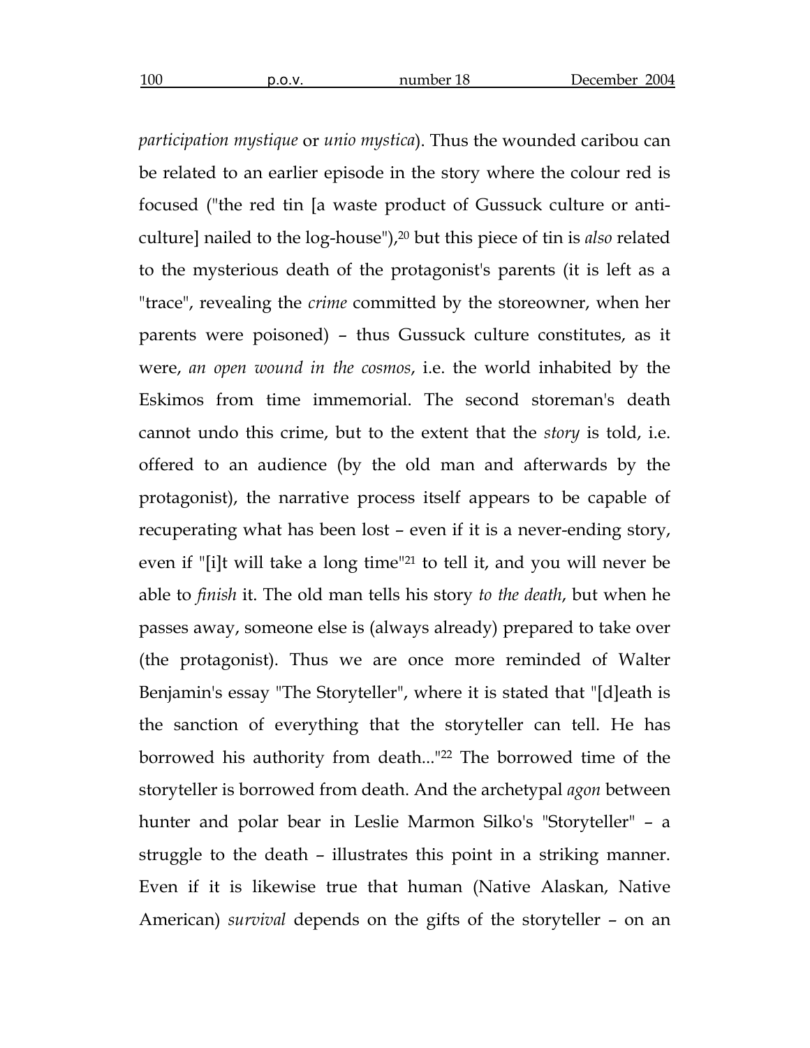*participation mystique* or *unio mystica*). Thus the wounded caribou can be related to an earlier episode in the story where the colour red is focused ("the red tin [a waste product of Gussuck culture or anti-culture] nailed to the log-house"),[20] but this piece of tin is *also* related to the mysterious death of the protagonist's parents (it is left as a "trace", revealing the *crime* committed by the storeowner, when her parents were poisoned) – thus Gussuck culture constitutes, as it were, *an open wound in the cosmos*, i.e. the world inhabited by the Eskimos from time immemorial. The second storeman's death cannot undo this crime, but to the extent that the *story* is told, i.e. offered to an audience (by the old man and afterwards by the protagonist), the narrative process itself appears to be capable of recuperating what has been lost – even if it is a never-ending story, even if "[i]t will take a long time"[21] to tell it, and you will never be able to *finish* it. The old man tells his story *to the death*, but when he passes away, someone else is (always already) prepared to take over (the protagonist). Thus we are once more reminded of Walter Benjamin's essay "The Storyteller", where it is stated that "[d]eath is the sanction of everything that the storyteller can tell. He has borrowed his authority from death..."[22] The borrowed time of the storyteller is borrowed from death. And the archetypal *agon* between hunter and polar bear in Leslie Marmon Silko's "Storyteller" – a struggle to the death – illustrates this point in a striking manner. Even if it is likewise true that human (Native Alaskan, Native American) *survival* depends on the gifts of the storyteller – on an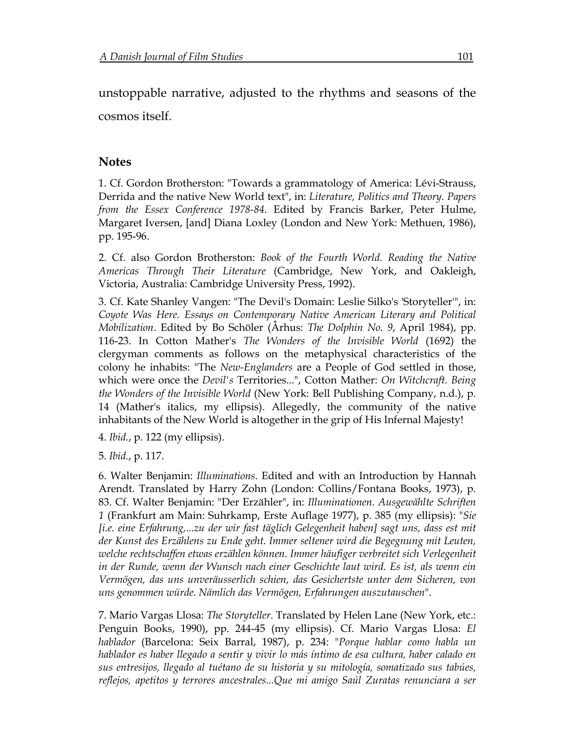unstoppable narrative, adjusted to the rhythms and seasons of the cosmos itself.

## Notes

1. Cf. Gordon Brotherston: "Towards a grammatology of America: Lévi-Strauss, Derrida and the native New World text", in: *Literature, Politics and Theory. Papers from the Essex Conference 1978-84*. Edited by Francis Barker, Peter Hulme, Margaret Iversen, [and] Diana Loxley (London and New York: Methuen, 1986), pp. 195-96.

2. Cf. also Gordon Brotherston: *Book of the Fourth World. Reading the Native Americas Through Their Literature* (Cambridge, New York, and Oakleigh, Victoria, Australia: Cambridge University Press, 1992).

3. Cf. Kate Shanley Vangen: "The Devil's Domain: Leslie Silko's 'Storyteller'", in: *Coyote Was Here. Essays on Contemporary Native American Literary and Political Mobilization*. Edited by Bo Schöler (Århus: *The Dolphin No. 9*, April 1984), pp. 116-23. In Cotton Mather's *The Wonders of the Invisible World* (1692) the clergyman comments as follows on the metaphysical characteristics of the colony he inhabits: "The *New-Englanders* are a People of God settled in those, which were once the *Devil's* Territories...", Cotton Mather: *On Witchcraft. Being the Wonders of the Invisible World* (New York: Bell Publishing Company, n.d.), p. 14 (Mather's italics, my ellipsis). Allegedly, the community of the native inhabitants of the New World is altogether in the grip of His Infernal Majesty!

4. *Ibid.*, p. 122 (my ellipsis).

5. *Ibid.*, p. 117.

6. Walter Benjamin: *Illuminations*. Edited and with an Introduction by Hannah Arendt. Translated by Harry Zohn (London: Collins/Fontana Books, 1973), p. 83. Cf. Walter Benjamin: "Der Erzähler", in: *Illuminationen. Ausgewählte Schriften 1* (Frankfurt am Main: Suhrkamp, Erste Auflage 1977), p. 385 (my ellipsis): "*Sie [i.e. eine Erfahrung,...zu der wir fast täglich Gelegenheit haben] sagt uns, dass est mit der Kunst des Erzählens zu Ende geht. Immer seltener wird die Begegnung mit Leuten, welche rechtschaffen etwas erzählen können. Immer häufiger verbreitet sich Verlegenheit in der Runde, wenn der Wunsch nach einer Geschichte laut wird. Es ist, als wenn ein Vermögen, das uns unveräusserlich schien, das Gesichertste unter dem Sicheren, von uns genommen würde. Nämlich das Vermögen, Erfahrungen auszutauschen*".

7. Mario Vargas Llosa: *The Storyteller*. Translated by Helen Lane (New York, etc.: Penguin Books, 1990), pp. 244-45 (my ellipsis). Cf. Mario Vargas Llosa: *El hablador* (Barcelona: Seix Barral, 1987), p. 234: "*Porque hablar como habla un hablador es haber llegado a sentir y vivir lo más íntimo de esa cultura, haber calado en sus entresijos, llegado al tuétano de su historia y su mitología, somatizado sus tabúes, reflejos, apetitos y terrores ancestrales...Que mi amigo Saúl Zuratas renunciara a ser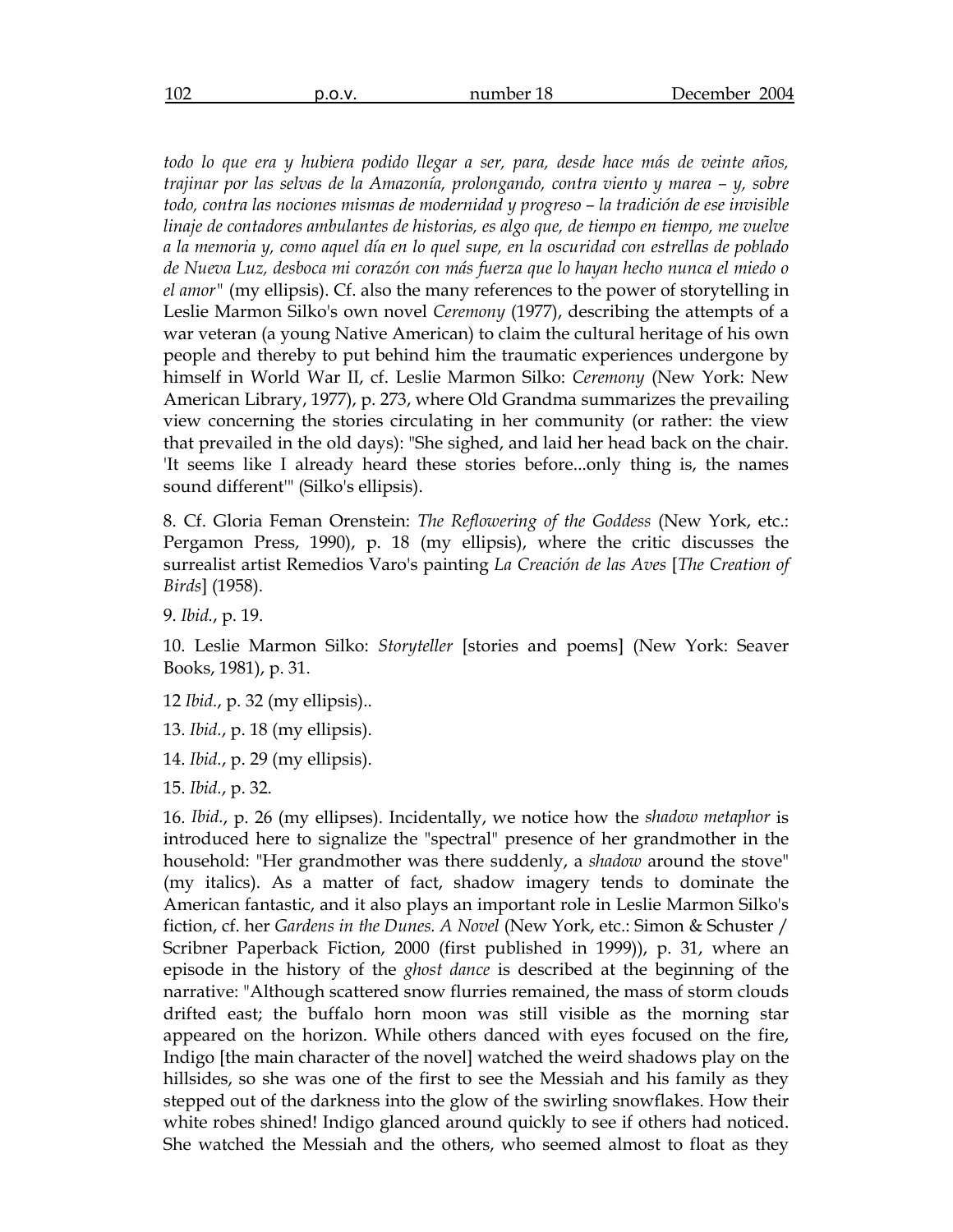*todo lo que era y hubiera podido llegar a ser, para, desde hace más de veinte años, trajinar por las selvas de la Amazonía, prolongando, contra viento y marea – y, sobre todo, contra las nociones mismas de modernidad y progreso – la tradición de ese invisible linaje de contadores ambulantes de historias, es algo que, de tiempo en tiempo, me vuelve a la memoria y, como aquel día en lo quel supe, en la oscuridad con estrellas de poblado de Nueva Luz, desboca mi corazón con más fuerza que lo hayan hecho nunca el miedo o el amor"* (my ellipsis). Cf. also the many references to the power of storytelling in Leslie Marmon Silko's own novel *Ceremony* (1977), describing the attempts of a war veteran (a young Native American) to claim the cultural heritage of his own people and thereby to put behind him the traumatic experiences undergone by himself in World War II, cf. Leslie Marmon Silko: *Ceremony* (New York: New American Library, 1977), p. 273, where Old Grandma summarizes the prevailing view concerning the stories circulating in her community (or rather: the view that prevailed in the old days): "She sighed, and laid her head back on the chair. 'It seems like I already heard these stories before...only thing is, the names sound different'" (Silko's ellipsis).

8. Cf. Gloria Feman Orenstein: *The Reflowering of the Goddess* (New York, etc.: Pergamon Press, 1990), p. 18 (my ellipsis), where the critic discusses the surrealist artist Remedios Varo's painting *La Creación de las Aves* [*The Creation of Birds*] (1958).

9. *Ibid.*, p. 19.

10. Leslie Marmon Silko: *Storyteller* [stories and poems] (New York: Seaver Books, 1981), p. 31.

12 *Ibid.*, p. 32 (my ellipsis)..

13. *Ibid.*, p. 18 (my ellipsis).

14. *Ibid.*, p. 29 (my ellipsis).

15. *Ibid.*, p. 32.

16. *Ibid.*, p. 26 (my ellipses). Incidentally, we notice how the *shadow metaphor* is introduced here to signalize the "spectral" presence of her grandmother in the household: "Her grandmother was there suddenly, a *shadow* around the stove" (my italics). As a matter of fact, shadow imagery tends to dominate the American fantastic, and it also plays an important role in Leslie Marmon Silko's fiction, cf. her *Gardens in the Dunes. A Novel* (New York, etc.: Simon & Schuster / Scribner Paperback Fiction, 2000 (first published in 1999)), p. 31, where an episode in the history of the *ghost dance* is described at the beginning of the narrative: "Although scattered snow flurries remained, the mass of storm clouds drifted east; the buffalo horn moon was still visible as the morning star appeared on the horizon. While others danced with eyes focused on the fire, Indigo [the main character of the novel] watched the weird shadows play on the hillsides, so she was one of the first to see the Messiah and his family as they stepped out of the darkness into the glow of the swirling snowflakes. How their white robes shined! Indigo glanced around quickly to see if others had noticed. She watched the Messiah and the others, who seemed almost to float as they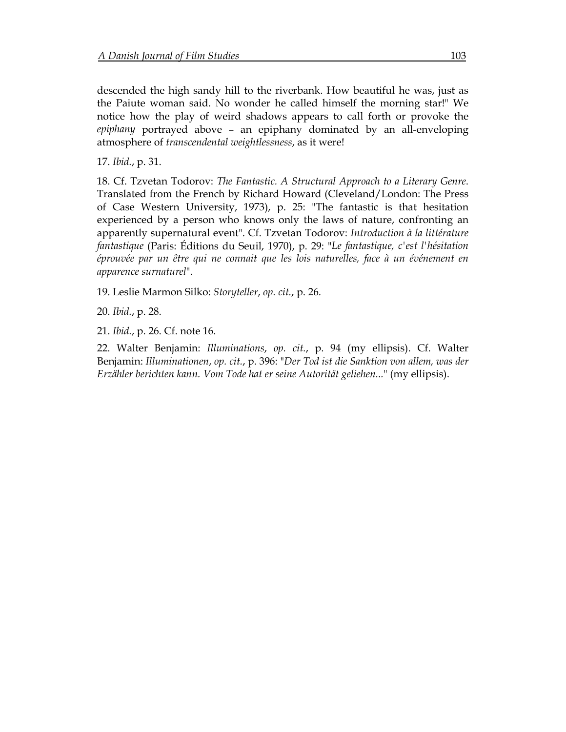descended the high sandy hill to the riverbank. How beautiful he was, just as the Paiute woman said. No wonder he called himself the morning star!" We notice how the play of weird shadows appears to call forth or provoke the *epiphany* portrayed above – an epiphany dominated by an all-enveloping atmosphere of *transcendental weightlessness*, as it were!

17. *Ibid.*, p. 31.

18. Cf. Tzvetan Todorov: *The Fantastic. A Structural Approach to a Literary Genre*. Translated from the French by Richard Howard (Cleveland/London: The Press of Case Western University, 1973), p. 25: "The fantastic is that hesitation experienced by a person who knows only the laws of nature, confronting an apparently supernatural event". Cf. Tzvetan Todorov: *Introduction à la littérature fantastique* (Paris: Éditions du Seuil, 1970), p. 29: "*Le fantastique, c'est l'hésitation éprouvée par un être qui ne connait que les lois naturelles, face à un événement en apparence surnaturel*".

19. Leslie Marmon Silko: *Storyteller*, *op. cit.*, p. 26.

20. *Ibid.*, p. 28.

21. *Ibid.*, p. 26. Cf. note 16.

22. Walter Benjamin: *Illuminations*, *op. cit.*, p. 94 (my ellipsis). Cf. Walter Benjamin: *Illuminationen*, *op. cit.*, p. 396: "*Der Tod ist die Sanktion von allem, was der Erzähler berichten kann. Vom Tode hat er seine Autorität geliehen...*" (my ellipsis).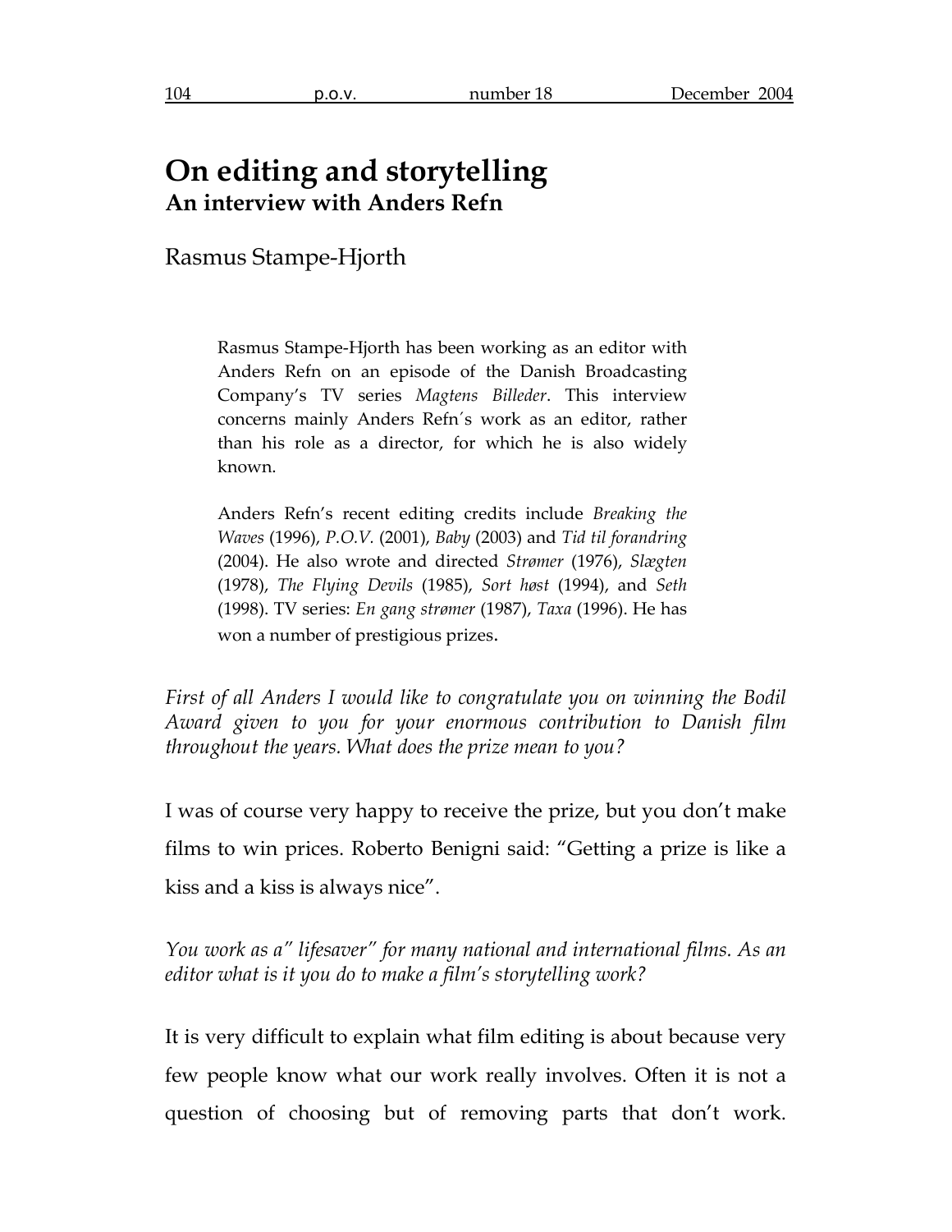# On editing and storytelling

## An interview with Anders Refn

Rasmus Stampe-Hjorth

> Rasmus Stampe-Hjorth has been working as an editor with Anders Refn on an episode of the Danish Broadcasting Company's TV series *Magtens Billeder*. This interview concerns mainly Anders Refn´s work as an editor, rather than his role as a director, for which he is also widely known.
>
> Anders Refn's recent editing credits include *Breaking the Waves* (1996), *P.O.V.* (2001), *Baby* (2003) and *Tid til forandring* (2004). He also wrote and directed *Strømer* (1976), *Slægten* (1978), *The Flying Devils* (1985), *Sort høst* (1994), and *Seth* (1998). TV series: *En gang strømer* (1987), *Taxa* (1996). He has won a number of prestigious prizes.

*First of all Anders I would like to congratulate you on winning the Bodil Award given to you for your enormous contribution to Danish film throughout the years. What does the prize mean to you?*

I was of course very happy to receive the prize, but you don't make films to win prices. Roberto Benigni said: "Getting a prize is like a kiss and a kiss is always nice".

*You work as a" lifesaver" for many national and international films. As an editor what is it you do to make a film's storytelling work?*

It is very difficult to explain what film editing is about because very few people know what our work really involves. Often it is not a question of choosing but of removing parts that don't work.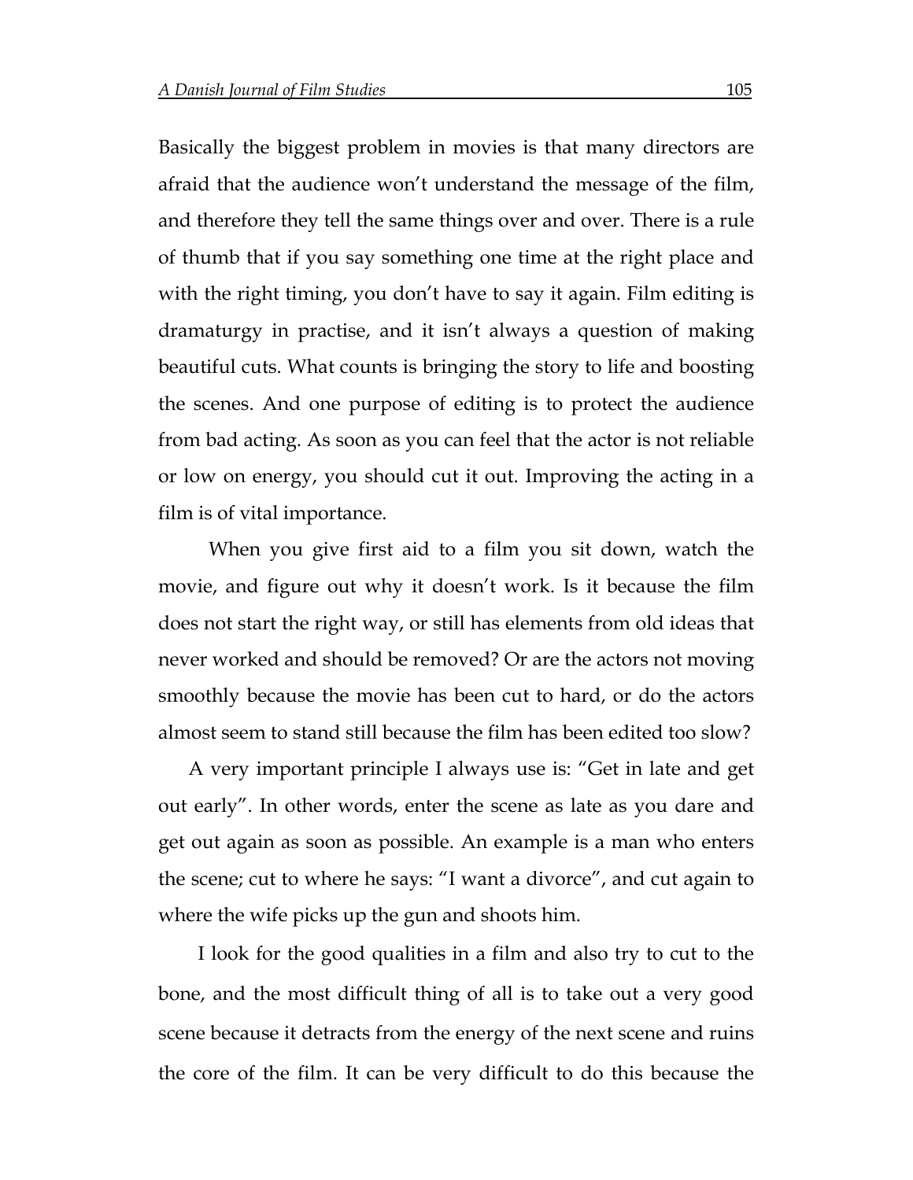Basically the biggest problem in movies is that many directors are afraid that the audience won't understand the message of the film, and therefore they tell the same things over and over. There is a rule of thumb that if you say something one time at the right place and with the right timing, you don't have to say it again. Film editing is dramaturgy in practise, and it isn't always a question of making beautiful cuts. What counts is bringing the story to life and boosting the scenes. And one purpose of editing is to protect the audience from bad acting. As soon as you can feel that the actor is not reliable or low on energy, you should cut it out. Improving the acting in a film is of vital importance.

When you give first aid to a film you sit down, watch the movie, and figure out why it doesn't work. Is it because the film does not start the right way, or still has elements from old ideas that never worked and should be removed? Or are the actors not moving smoothly because the movie has been cut to hard, or do the actors almost seem to stand still because the film has been edited too slow?

A very important principle I always use is: "Get in late and get out early". In other words, enter the scene as late as you dare and get out again as soon as possible. An example is a man who enters the scene; cut to where he says: "I want a divorce", and cut again to where the wife picks up the gun and shoots him.

I look for the good qualities in a film and also try to cut to the bone, and the most difficult thing of all is to take out a very good scene because it detracts from the energy of the next scene and ruins the core of the film. It can be very difficult to do this because the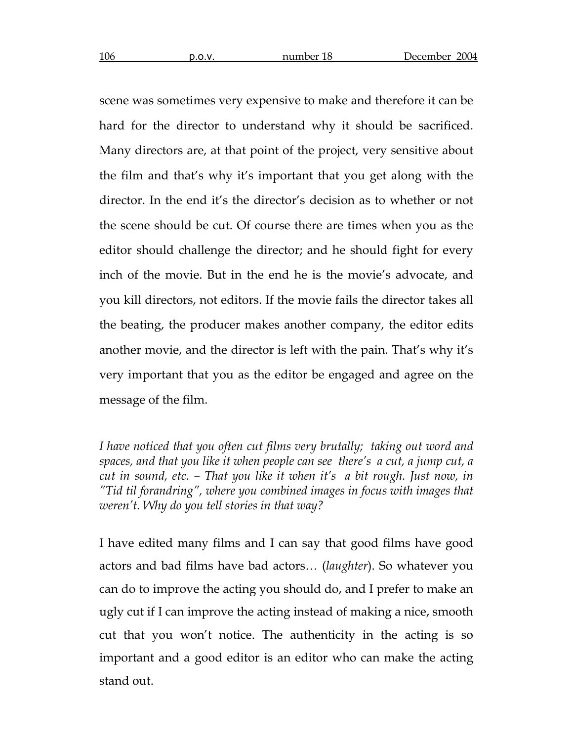scene was sometimes very expensive to make and therefore it can be hard for the director to understand why it should be sacrificed. Many directors are, at that point of the project, very sensitive about the film and that's why it's important that you get along with the director. In the end it's the director's decision as to whether or not the scene should be cut. Of course there are times when you as the editor should challenge the director; and he should fight for every inch of the movie. But in the end he is the movie's advocate, and you kill directors, not editors. If the movie fails the director takes all the beating, the producer makes another company, the editor edits another movie, and the director is left with the pain. That's why it's very important that you as the editor be engaged and agree on the message of the film.

*I have noticed that you often cut films very brutally; taking out word and spaces, and that you like it when people can see there's a cut, a jump cut, a cut in sound, etc. – That you like it when it's a bit rough. Just now, in "Tid til forandring", where you combined images in focus with images that weren't. Why do you tell stories in that way?*

I have edited many films and I can say that good films have good actors and bad films have bad actors… (*laughter*). So whatever you can do to improve the acting you should do, and I prefer to make an ugly cut if I can improve the acting instead of making a nice, smooth cut that you won't notice. The authenticity in the acting is so important and a good editor is an editor who can make the acting stand out.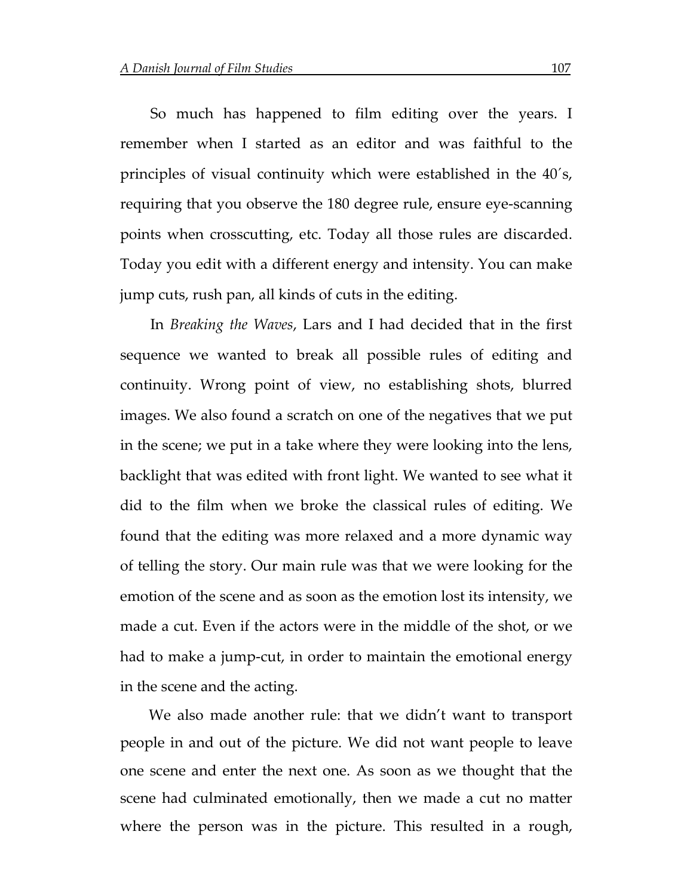So much has happened to film editing over the years. I remember when I started as an editor and was faithful to the principles of visual continuity which were established in the 40´s, requiring that you observe the 180 degree rule, ensure eye-scanning points when crosscutting, etc. Today all those rules are discarded. Today you edit with a different energy and intensity. You can make jump cuts, rush pan, all kinds of cuts in the editing.

In *Breaking the Waves*, Lars and I had decided that in the first sequence we wanted to break all possible rules of editing and continuity. Wrong point of view, no establishing shots, blurred images. We also found a scratch on one of the negatives that we put in the scene; we put in a take where they were looking into the lens, backlight that was edited with front light. We wanted to see what it did to the film when we broke the classical rules of editing. We found that the editing was more relaxed and a more dynamic way of telling the story. Our main rule was that we were looking for the emotion of the scene and as soon as the emotion lost its intensity, we made a cut. Even if the actors were in the middle of the shot, or we had to make a jump-cut, in order to maintain the emotional energy in the scene and the acting.

We also made another rule: that we didn't want to transport people in and out of the picture. We did not want people to leave one scene and enter the next one. As soon as we thought that the scene had culminated emotionally, then we made a cut no matter where the person was in the picture. This resulted in a rough,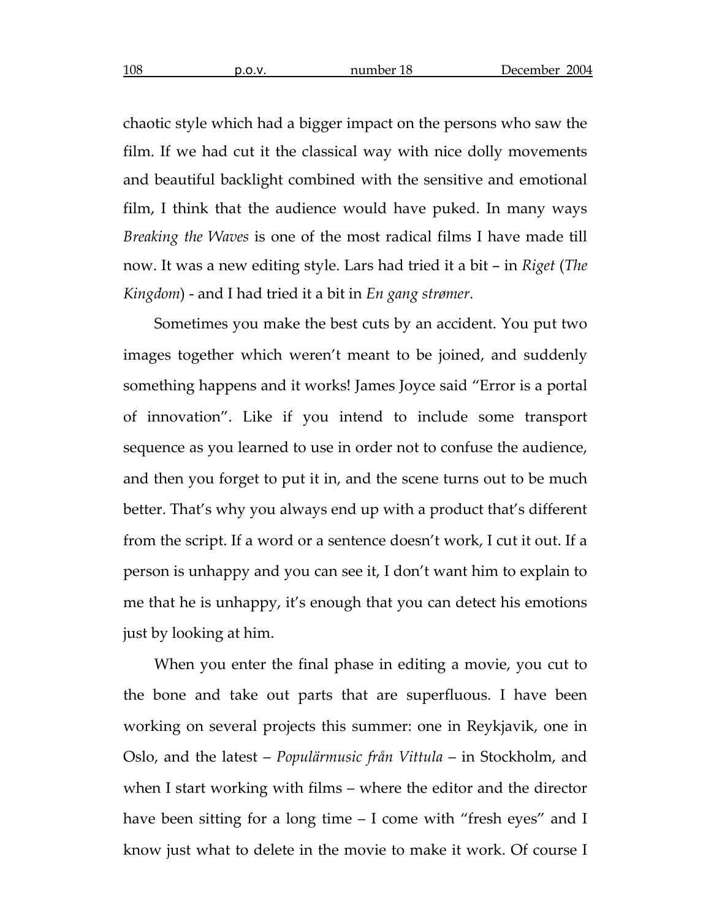chaotic style which had a bigger impact on the persons who saw the film. If we had cut it the classical way with nice dolly movements and beautiful backlight combined with the sensitive and emotional film, I think that the audience would have puked. In many ways *Breaking the Waves* is one of the most radical films I have made till now. It was a new editing style. Lars had tried it a bit – in *Riget* (*The Kingdom*) - and I had tried it a bit in *En gang strømer*.

Sometimes you make the best cuts by an accident. You put two images together which weren't meant to be joined, and suddenly something happens and it works! James Joyce said "Error is a portal of innovation". Like if you intend to include some transport sequence as you learned to use in order not to confuse the audience, and then you forget to put it in, and the scene turns out to be much better. That's why you always end up with a product that's different from the script. If a word or a sentence doesn't work, I cut it out. If a person is unhappy and you can see it, I don't want him to explain to me that he is unhappy, it's enough that you can detect his emotions just by looking at him.

When you enter the final phase in editing a movie, you cut to the bone and take out parts that are superfluous. I have been working on several projects this summer: one in Reykjavik, one in Oslo, and the latest – *Populärmusic från Vittula* – in Stockholm, and when I start working with films – where the editor and the director have been sitting for a long time – I come with "fresh eyes" and I know just what to delete in the movie to make it work. Of course I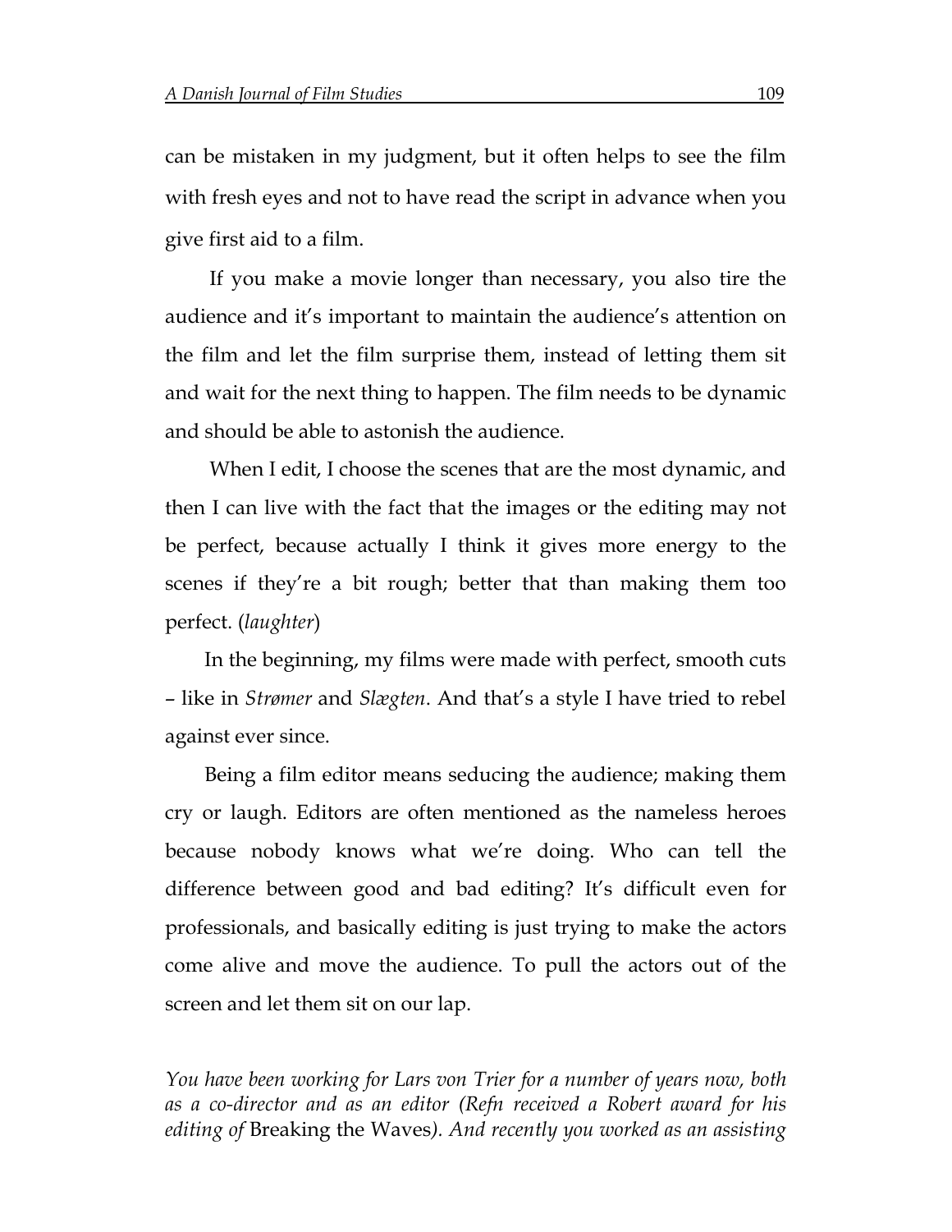can be mistaken in my judgment, but it often helps to see the film with fresh eyes and not to have read the script in advance when you give first aid to a film.

If you make a movie longer than necessary, you also tire the audience and it's important to maintain the audience's attention on the film and let the film surprise them, instead of letting them sit and wait for the next thing to happen. The film needs to be dynamic and should be able to astonish the audience.

When I edit, I choose the scenes that are the most dynamic, and then I can live with the fact that the images or the editing may not be perfect, because actually I think it gives more energy to the scenes if they're a bit rough; better that than making them too perfect. (*laughter*)

In the beginning, my films were made with perfect, smooth cuts – like in *Strømer* and *Slægten*. And that's a style I have tried to rebel against ever since.

Being a film editor means seducing the audience; making them cry or laugh. Editors are often mentioned as the nameless heroes because nobody knows what we're doing. Who can tell the difference between good and bad editing? It's difficult even for professionals, and basically editing is just trying to make the actors come alive and move the audience. To pull the actors out of the screen and let them sit on our lap.

*You have been working for Lars von Trier for a number of years now, both as a co-director and as an editor (Refn received a Robert award for his editing of* Breaking the Waves*). And recently you worked as an assisting*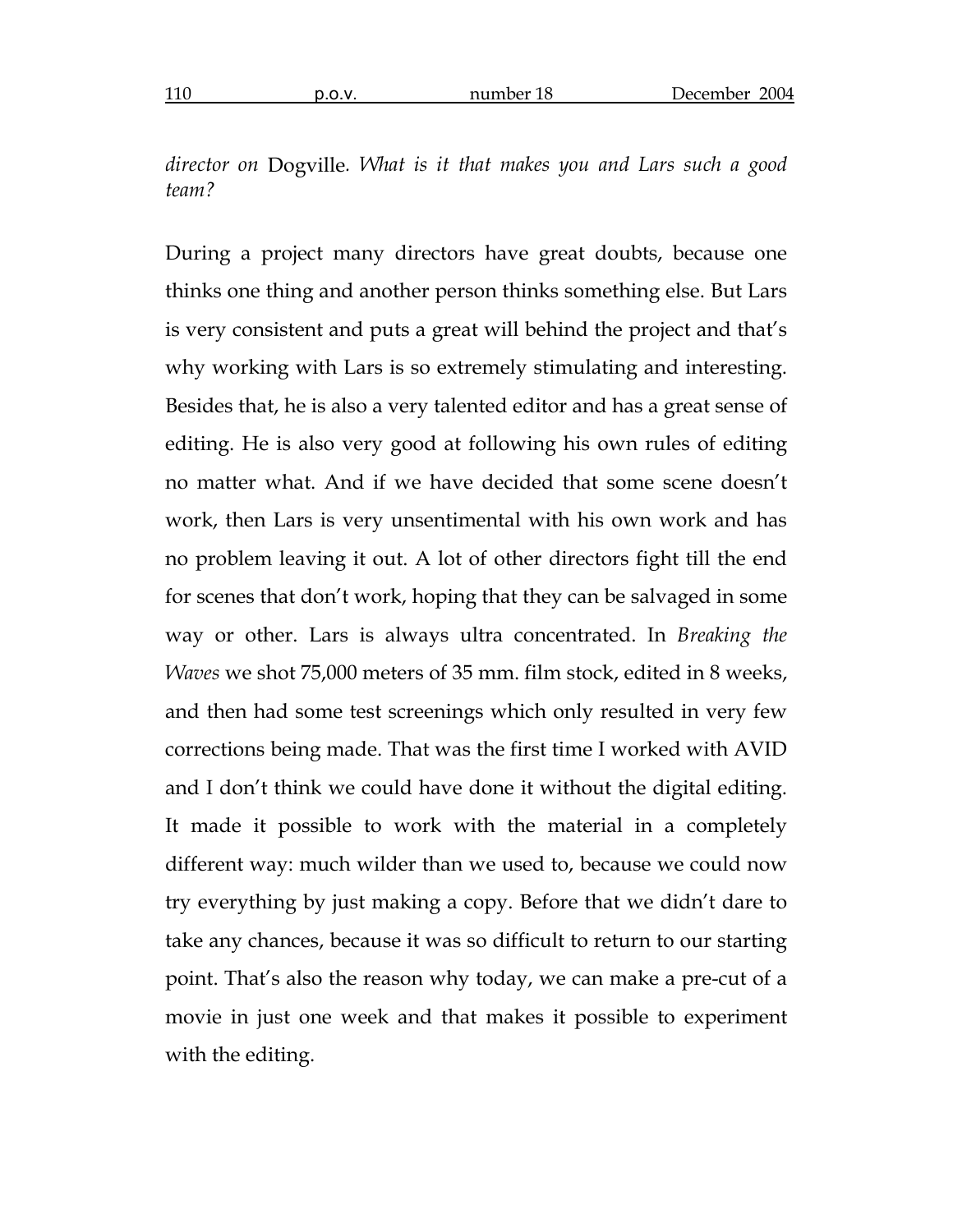*director on* Dogville*. What is it that makes you and Lars such a good team?*

During a project many directors have great doubts, because one thinks one thing and another person thinks something else. But Lars is very consistent and puts a great will behind the project and that's why working with Lars is so extremely stimulating and interesting. Besides that, he is also a very talented editor and has a great sense of editing. He is also very good at following his own rules of editing no matter what. And if we have decided that some scene doesn't work, then Lars is very unsentimental with his own work and has no problem leaving it out. A lot of other directors fight till the end for scenes that don't work, hoping that they can be salvaged in some way or other. Lars is always ultra concentrated. In *Breaking the Waves* we shot 75,000 meters of 35 mm. film stock, edited in 8 weeks, and then had some test screenings which only resulted in very few corrections being made. That was the first time I worked with AVID and I don't think we could have done it without the digital editing. It made it possible to work with the material in a completely different way: much wilder than we used to, because we could now try everything by just making a copy. Before that we didn't dare to take any chances, because it was so difficult to return to our starting point. That's also the reason why today, we can make a pre-cut of a movie in just one week and that makes it possible to experiment with the editing.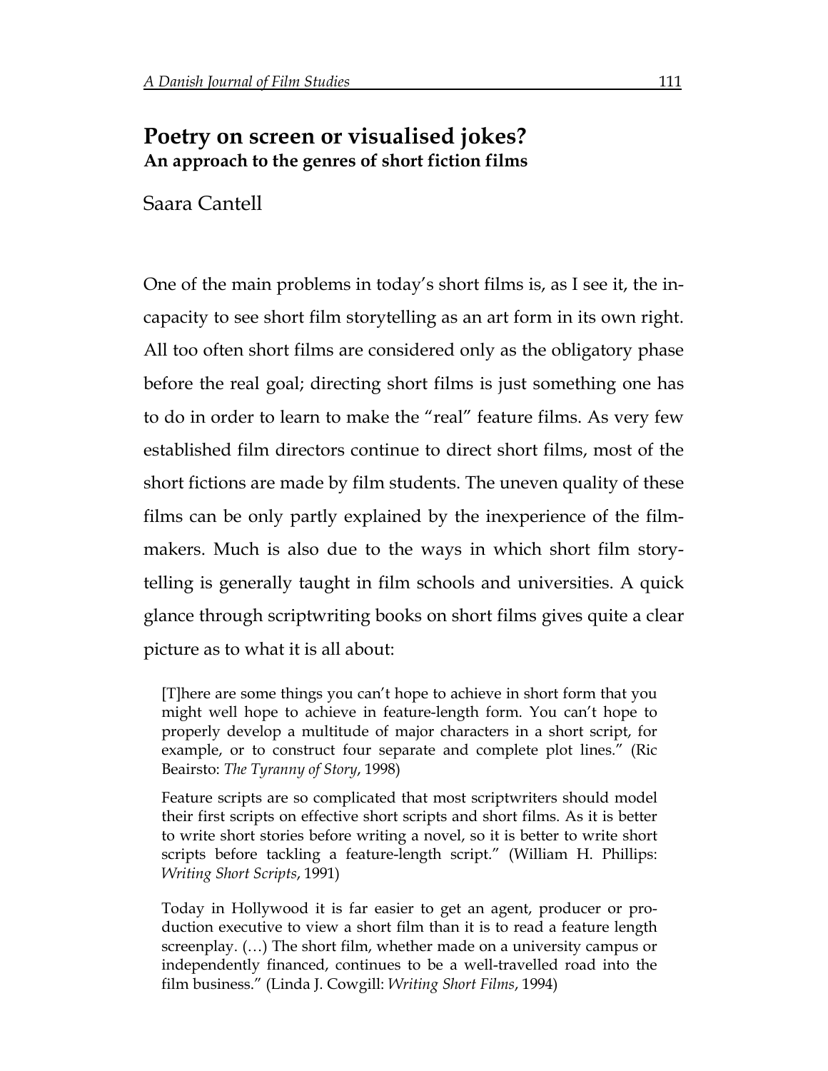# Poetry on screen or visualised jokes?
## An approach to the genres of short fiction films

Saara Cantell

One of the main problems in today's short films is, as I see it, the incapacity to see short film storytelling as an art form in its own right. All too often short films are considered only as the obligatory phase before the real goal; directing short films is just something one has to do in order to learn to make the "real" feature films. As very few established film directors continue to direct short films, most of the short fictions are made by film students. The uneven quality of these films can be only partly explained by the inexperience of the film-makers. Much is also due to the ways in which short film storytelling is generally taught in film schools and universities. A quick glance through scriptwriting books on short films gives quite a clear picture as to what it is all about:

> [T]here are some things you can't hope to achieve in short form that you might well hope to achieve in feature-length form. You can't hope to properly develop a multitude of major characters in a short script, for example, or to construct four separate and complete plot lines." (Ric Beairsto: *The Tyranny of Story*, 1998)

> Feature scripts are so complicated that most scriptwriters should model their first scripts on effective short scripts and short films. As it is better to write short stories before writing a novel, so it is better to write short scripts before tackling a feature-length script." (William H. Phillips: *Writing Short Scripts*, 1991)

> Today in Hollywood it is far easier to get an agent, producer or production executive to view a short film than it is to read a feature length screenplay. (…) The short film, whether made on a university campus or independently financed, continues to be a well-travelled road into the film business." (Linda J. Cowgill: *Writing Short Films*, 1994)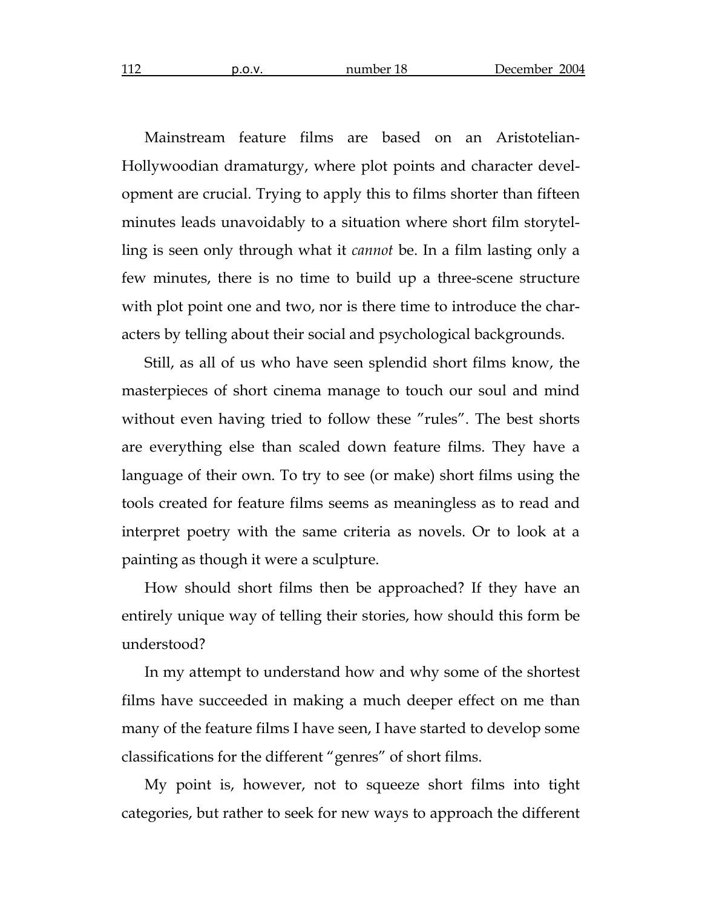Mainstream feature films are based on an Aristotelian-Hollywoodian dramaturgy, where plot points and character development are crucial. Trying to apply this to films shorter than fifteen minutes leads unavoidably to a situation where short film storytelling is seen only through what it *cannot* be. In a film lasting only a few minutes, there is no time to build up a three-scene structure with plot point one and two, nor is there time to introduce the characters by telling about their social and psychological backgrounds.

Still, as all of us who have seen splendid short films know, the masterpieces of short cinema manage to touch our soul and mind without even having tried to follow these ”rules”. The best shorts are everything else than scaled down feature films. They have a language of their own. To try to see (or make) short films using the tools created for feature films seems as meaningless as to read and interpret poetry with the same criteria as novels. Or to look at a painting as though it were a sculpture.

How should short films then be approached? If they have an entirely unique way of telling their stories, how should this form be understood?

In my attempt to understand how and why some of the shortest films have succeeded in making a much deeper effect on me than many of the feature films I have seen, I have started to develop some classifications for the different “genres” of short films.

My point is, however, not to squeeze short films into tight categories, but rather to seek for new ways to approach the different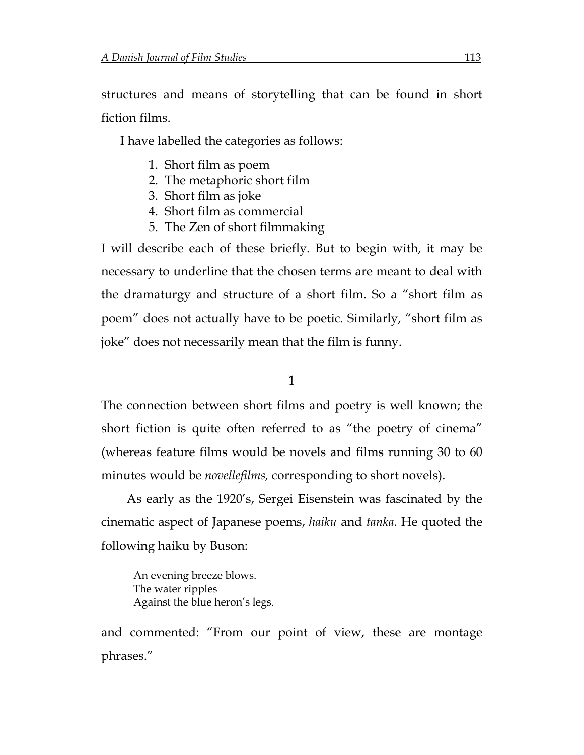structures and means of storytelling that can be found in short fiction films.

I have labelled the categories as follows:

1. Short film as poem
2. The metaphoric short film
3. Short film as joke
4. Short film as commercial
5. The Zen of short filmmaking

I will describe each of these briefly. But to begin with, it may be necessary to underline that the chosen terms are meant to deal with the dramaturgy and structure of a short film. So a "short film as poem" does not actually have to be poetic. Similarly, "short film as joke" does not necessarily mean that the film is funny.

## 1

The connection between short films and poetry is well known; the short fiction is quite often referred to as "the poetry of cinema" (whereas feature films would be novels and films running 30 to 60 minutes would be *novellefilms,* corresponding to short novels).

As early as the 1920's, Sergei Eisenstein was fascinated by the cinematic aspect of Japanese poems, *haiku* and *tanka*. He quoted the following haiku by Buson:

> An evening breeze blows.
> The water ripples
> Against the blue heron's legs.

and commented: "From our point of view, these are montage phrases."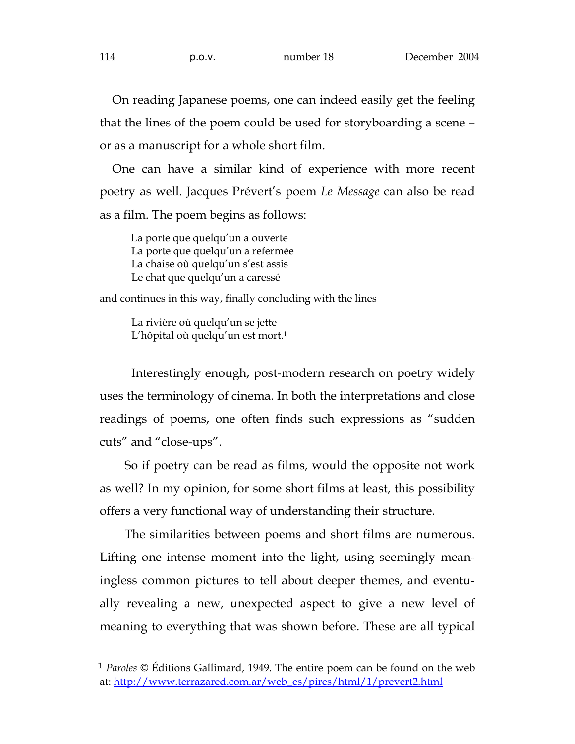On reading Japanese poems, one can indeed easily get the feeling that the lines of the poem could be used for storyboarding a scene – or as a manuscript for a whole short film.

One can have a similar kind of experience with more recent poetry as well. Jacques Prévert's poem *Le Message* can also be read as a film. The poem begins as follows:

> La porte que quelqu'un a ouverte
> La porte que quelqu'un a refermée
> La chaise où quelqu'un s'est assis
> Le chat que quelqu'un a caressé

and continues in this way, finally concluding with the lines

> La rivière où quelqu'un se jette
> L'hôpital où quelqu'un est mort.[1]

Interestingly enough, post-modern research on poetry widely uses the terminology of cinema. In both the interpretations and close readings of poems, one often finds such expressions as "sudden cuts" and "close-ups".

So if poetry can be read as films, would the opposite not work as well? In my opinion, for some short films at least, this possibility offers a very functional way of understanding their structure.

The similarities between poems and short films are numerous. Lifting one intense moment into the light, using seemingly meaningless common pictures to tell about deeper themes, and eventually revealing a new, unexpected aspect to give a new level of meaning to everything that was shown before. These are all typical

---

[1] *Paroles* © Éditions Gallimard, 1949. The entire poem can be found on the web at: http://www.terrazared.com.ar/web_es/pires/html/1/prevert2.html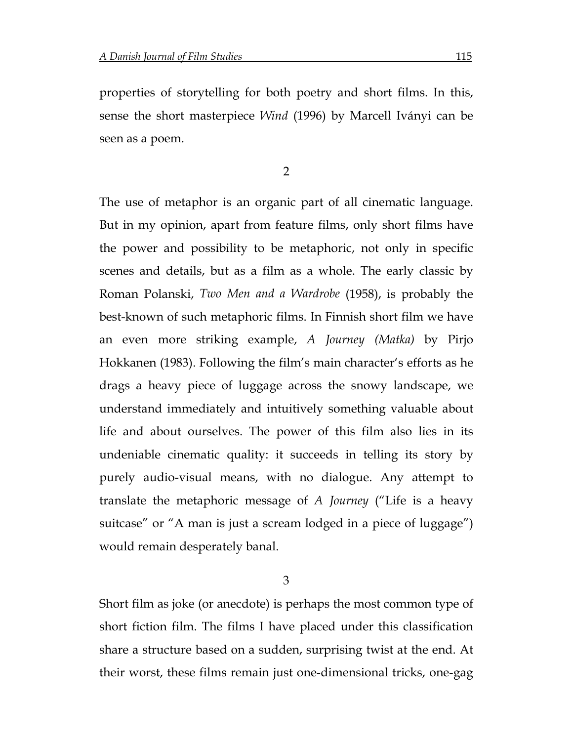properties of storytelling for both poetry and short films. In this, sense the short masterpiece *Wind* (1996) by Marcell Iványi can be seen as a poem.

2

The use of metaphor is an organic part of all cinematic language. But in my opinion, apart from feature films, only short films have the power and possibility to be metaphoric, not only in specific scenes and details, but as a film as a whole. The early classic by Roman Polanski, *Two Men and a Wardrobe* (1958), is probably the best-known of such metaphoric films. In Finnish short film we have an even more striking example, *A Journey (Matka)* by Pirjo Hokkanen (1983). Following the film's main character's efforts as he drags a heavy piece of luggage across the snowy landscape, we understand immediately and intuitively something valuable about life and about ourselves. The power of this film also lies in its undeniable cinematic quality: it succeeds in telling its story by purely audio-visual means, with no dialogue. Any attempt to translate the metaphoric message of *A Journey* ("Life is a heavy suitcase" or "A man is just a scream lodged in a piece of luggage") would remain desperately banal.

3

Short film as joke (or anecdote) is perhaps the most common type of short fiction film. The films I have placed under this classification share a structure based on a sudden, surprising twist at the end. At their worst, these films remain just one-dimensional tricks, one-gag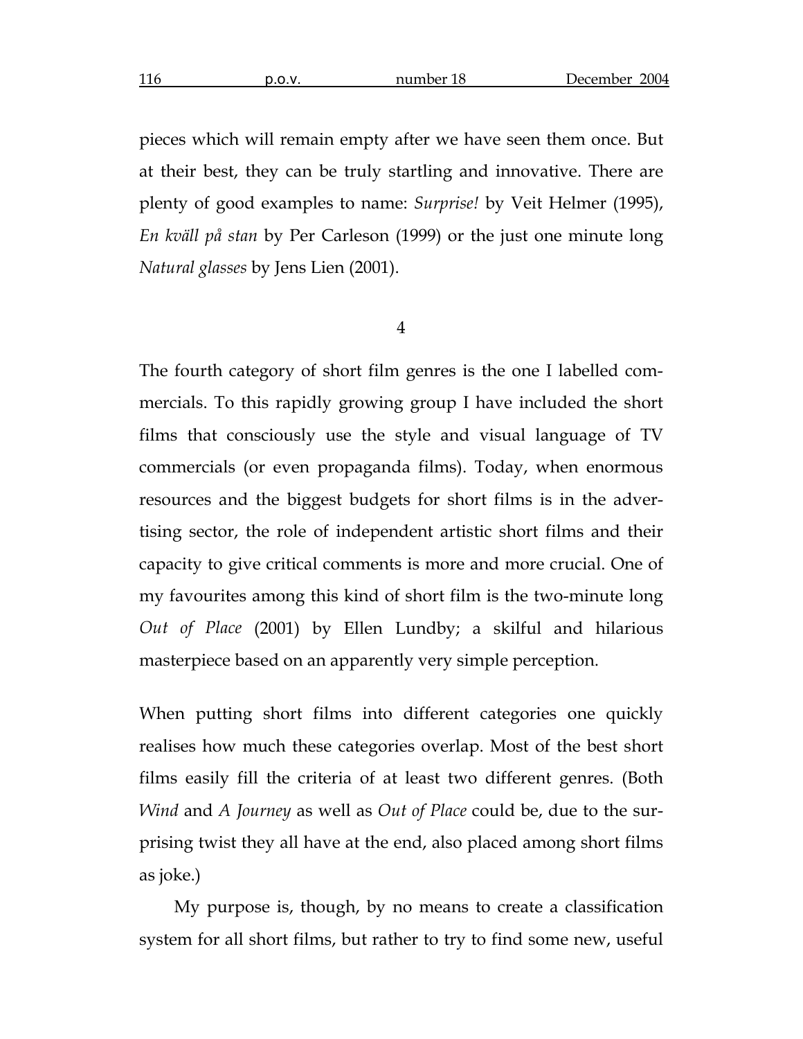pieces which will remain empty after we have seen them once. But at their best, they can be truly startling and innovative. There are plenty of good examples to name: *Surprise!* by Veit Helmer (1995), *En kväll på stan* by Per Carleson (1999) or the just one minute long *Natural glasses* by Jens Lien (2001).

4

The fourth category of short film genres is the one I labelled commercials. To this rapidly growing group I have included the short films that consciously use the style and visual language of TV commercials (or even propaganda films). Today, when enormous resources and the biggest budgets for short films is in the advertising sector, the role of independent artistic short films and their capacity to give critical comments is more and more crucial. One of my favourites among this kind of short film is the two-minute long *Out of Place* (2001) by Ellen Lundby; a skilful and hilarious masterpiece based on an apparently very simple perception.

When putting short films into different categories one quickly realises how much these categories overlap. Most of the best short films easily fill the criteria of at least two different genres. (Both *Wind* and *A Journey* as well as *Out of Place* could be, due to the surprising twist they all have at the end, also placed among short films as joke.)

My purpose is, though, by no means to create a classification system for all short films, but rather to try to find some new, useful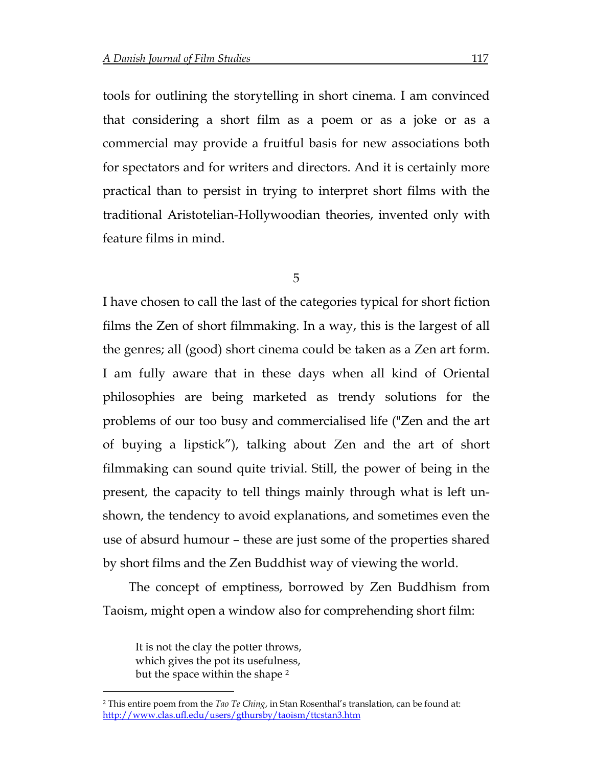tools for outlining the storytelling in short cinema. I am convinced that considering a short film as a poem or as a joke or as a commercial may provide a fruitful basis for new associations both for spectators and for writers and directors. And it is certainly more practical than to persist in trying to interpret short films with the traditional Aristotelian-Hollywoodian theories, invented only with feature films in mind.

## 5

I have chosen to call the last of the categories typical for short fiction films the Zen of short filmmaking. In a way, this is the largest of all the genres; all (good) short cinema could be taken as a Zen art form. I am fully aware that in these days when all kind of Oriental philosophies are being marketed as trendy solutions for the problems of our too busy and commercialised life ("Zen and the art of buying a lipstick"), talking about Zen and the art of short filmmaking can sound quite trivial. Still, the power of being in the present, the capacity to tell things mainly through what is left un-shown, the tendency to avoid explanations, and sometimes even the use of absurd humour – these are just some of the properties shared by short films and the Zen Buddhist way of viewing the world.

The concept of emptiness, borrowed by Zen Buddhism from Taoism, might open a window also for comprehending short film:

> It is not the clay the potter throws,
> which gives the pot its usefulness,
> but the space within the shape [2]

[2] This entire poem from the *Tao Te Ching*, in Stan Rosenthal's translation, can be found at: http://www.clas.ufl.edu/users/gthursby/taoism/ttcstan3.htm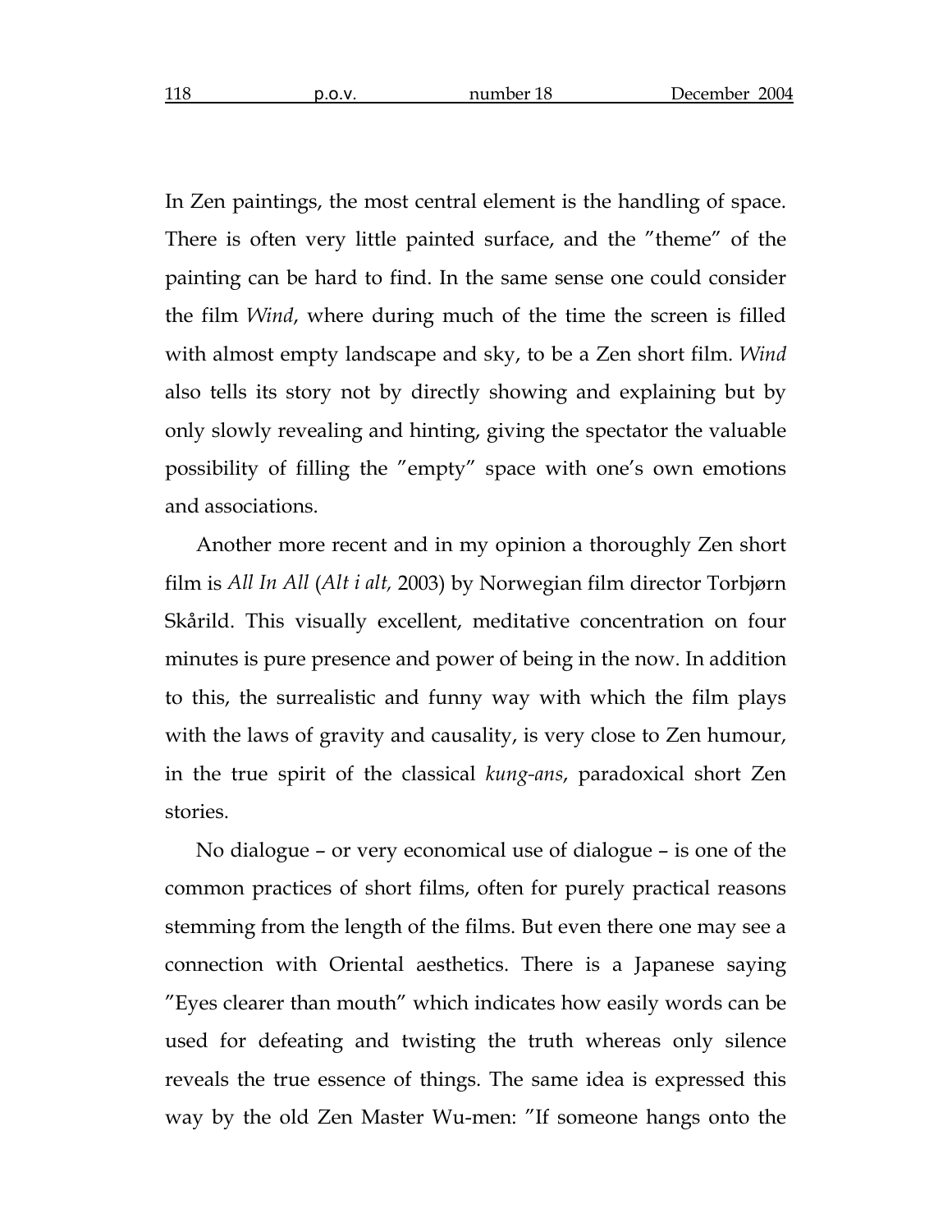In Zen paintings, the most central element is the handling of space. There is often very little painted surface, and the ”theme” of the painting can be hard to find. In the same sense one could consider the film *Wind*, where during much of the time the screen is filled with almost empty landscape and sky, to be a Zen short film. *Wind* also tells its story not by directly showing and explaining but by only slowly revealing and hinting, giving the spectator the valuable possibility of filling the ”empty” space with one’s own emotions and associations.

Another more recent and in my opinion a thoroughly Zen short film is *All In All* (*Alt i alt,* 2003) by Norwegian film director Torbjørn Skårild. This visually excellent, meditative concentration on four minutes is pure presence and power of being in the now. In addition to this, the surrealistic and funny way with which the film plays with the laws of gravity and causality, is very close to Zen humour, in the true spirit of the classical *kung-ans*, paradoxical short Zen stories.

No dialogue – or very economical use of dialogue – is one of the common practices of short films, often for purely practical reasons stemming from the length of the films. But even there one may see a connection with Oriental aesthetics. There is a Japanese saying ”Eyes clearer than mouth” which indicates how easily words can be used for defeating and twisting the truth whereas only silence reveals the true essence of things. The same idea is expressed this way by the old Zen Master Wu-men: ”If someone hangs onto the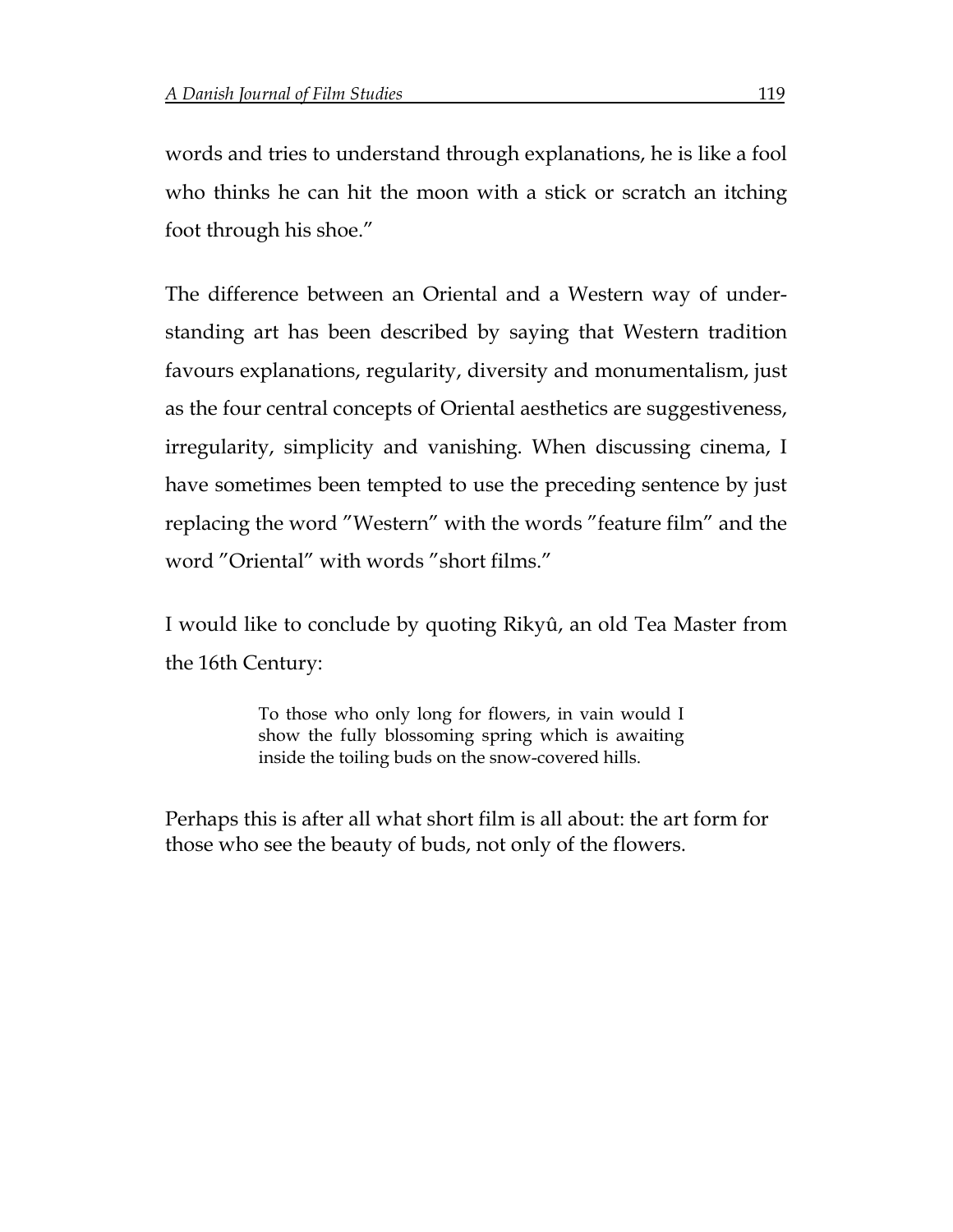words and tries to understand through explanations, he is like a fool who thinks he can hit the moon with a stick or scratch an itching foot through his shoe.”

The difference between an Oriental and a Western way of understanding art has been described by saying that Western tradition favours explanations, regularity, diversity and monumentalism, just as the four central concepts of Oriental aesthetics are suggestiveness, irregularity, simplicity and vanishing. When discussing cinema, I have sometimes been tempted to use the preceding sentence by just replacing the word ”Western” with the words ”feature film” and the word ”Oriental” with words ”short films.”

I would like to conclude by quoting Rikyû, an old Tea Master from the 16th Century:

> To those who only long for flowers, in vain would I show the fully blossoming spring which is awaiting inside the toiling buds on the snow-covered hills.

Perhaps this is after all what short film is all about: the art form for those who see the beauty of buds, not only of the flowers.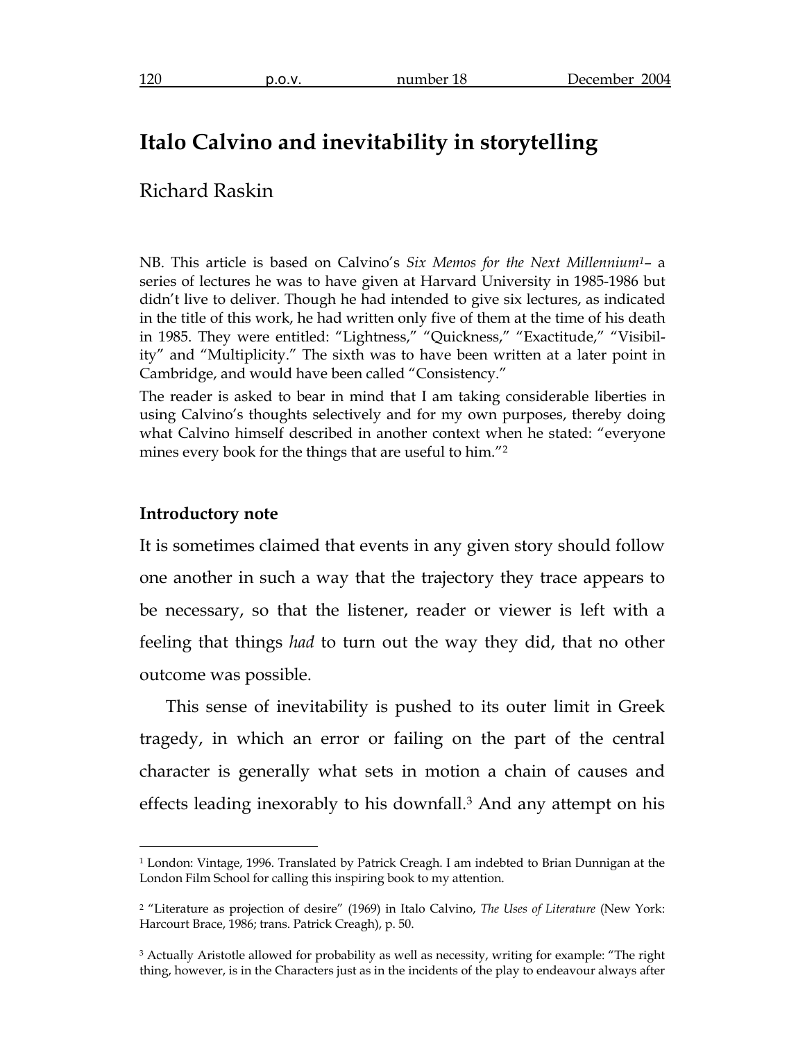# Italo Calvino and inevitability in storytelling

Richard Raskin

NB. This article is based on Calvino's *Six Memos for the Next Millennium*[1]– a series of lectures he was to have given at Harvard University in 1985-1986 but didn't live to deliver. Though he had intended to give six lectures, as indicated in the title of this work, he had written only five of them at the time of his death in 1985. They were entitled: "Lightness," "Quickness," "Exactitude," "Visibility" and "Multiplicity." The sixth was to have been written at a later point in Cambridge, and would have been called "Consistency."

The reader is asked to bear in mind that I am taking considerable liberties in using Calvino's thoughts selectively and for my own purposes, thereby doing what Calvino himself described in another context when he stated: "everyone mines every book for the things that are useful to him."[2]

### Introductory note

It is sometimes claimed that events in any given story should follow one another in such a way that the trajectory they trace appears to be necessary, so that the listener, reader or viewer is left with a feeling that things *had* to turn out the way they did, that no other outcome was possible.

This sense of inevitability is pushed to its outer limit in Greek tragedy, in which an error or failing on the part of the central character is generally what sets in motion a chain of causes and effects leading inexorably to his downfall.[3] And any attempt on his

---

[1] London: Vintage, 1996. Translated by Patrick Creagh. I am indebted to Brian Dunnigan at the London Film School for calling this inspiring book to my attention.

[2] "Literature as projection of desire" (1969) in Italo Calvino, *The Uses of Literature* (New York: Harcourt Brace, 1986; trans. Patrick Creagh), p. 50.

[3] Actually Aristotle allowed for probability as well as necessity, writing for example: "The right thing, however, is in the Characters just as in the incidents of the play to endeavour always after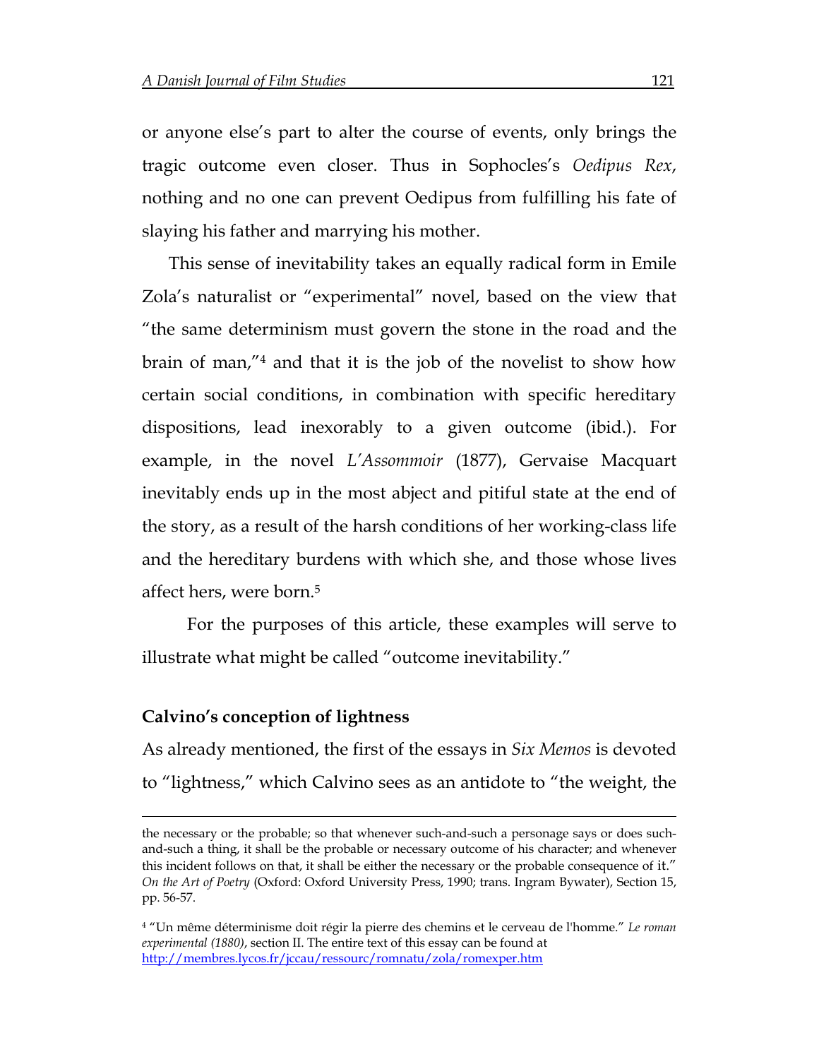or anyone else's part to alter the course of events, only brings the tragic outcome even closer. Thus in Sophocles's *Oedipus Rex*, nothing and no one can prevent Oedipus from fulfilling his fate of slaying his father and marrying his mother.

This sense of inevitability takes an equally radical form in Emile Zola's naturalist or "experimental" novel, based on the view that "the same determinism must govern the stone in the road and the brain of man,"[4] and that it is the job of the novelist to show how certain social conditions, in combination with specific hereditary dispositions, lead inexorably to a given outcome (ibid.). For example, in the novel *L'Assommoir* (1877), Gervaise Macquart inevitably ends up in the most abject and pitiful state at the end of the story, as a result of the harsh conditions of her working-class life and the hereditary burdens with which she, and those whose lives affect hers, were born.[5]

For the purposes of this article, these examples will serve to illustrate what might be called "outcome inevitability."

## Calvino's conception of lightness

As already mentioned, the first of the essays in *Six Memos* is devoted to "lightness," which Calvino sees as an antidote to "the weight, the

---

the necessary or the probable; so that whenever such-and-such a personage says or does such-and-such a thing, it shall be the probable or necessary outcome of his character; and whenever this incident follows on that, it shall be either the necessary or the probable consequence of it." *On the Art of Poetry* (Oxford: Oxford University Press, 1990; trans. Ingram Bywater), Section 15, pp. 56-57.

[4] "Un même déterminisme doit régir la pierre des chemins et le cerveau de l'homme." *Le roman experimental (1880)*, section II. The entire text of this essay can be found at http://membres.lycos.fr/jccau/ressourc/romnatu/zola/romexper.htm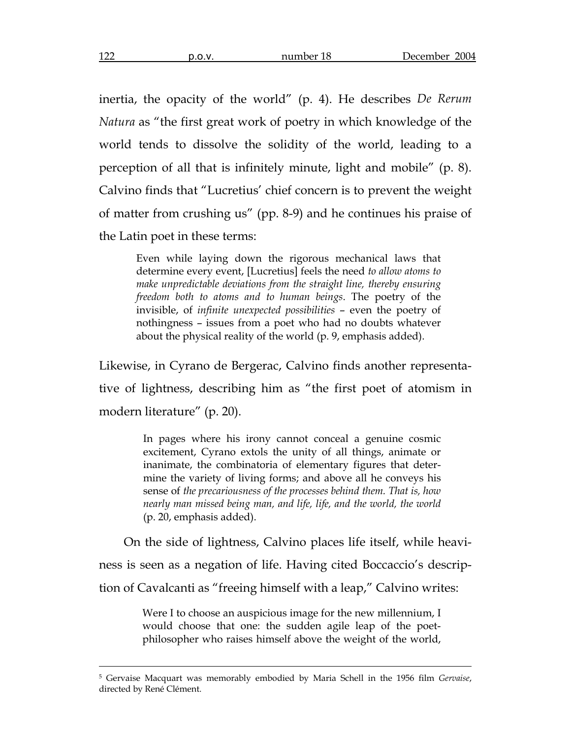inertia, the opacity of the world" (p. 4). He describes *De Rerum Natura* as "the first great work of poetry in which knowledge of the world tends to dissolve the solidity of the world, leading to a perception of all that is infinitely minute, light and mobile" (p. 8). Calvino finds that "Lucretius' chief concern is to prevent the weight of matter from crushing us" (pp. 8-9) and he continues his praise of the Latin poet in these terms:

> Even while laying down the rigorous mechanical laws that determine every event, [Lucretius] feels the need *to allow atoms to make unpredictable deviations from the straight line, thereby ensuring freedom both to atoms and to human beings*. The poetry of the invisible, of *infinite unexpected possibilities* – even the poetry of nothingness – issues from a poet who had no doubts whatever about the physical reality of the world (p. 9, emphasis added).

Likewise, in Cyrano de Bergerac, Calvino finds another representative of lightness, describing him as "the first poet of atomism in modern literature" (p. 20).

> In pages where his irony cannot conceal a genuine cosmic excitement, Cyrano extols the unity of all things, animate or inanimate, the combinatoria of elementary figures that determine the variety of living forms; and above all he conveys his sense of *the precariousness of the processes behind them. That is, how nearly man missed being man, and life, life, and the world, the world* (p. 20, emphasis added).

On the side of lightness, Calvino places life itself, while heaviness is seen as a negation of life. Having cited Boccaccio's description of Cavalcanti as "freeing himself with a leap," Calvino writes:

> Were I to choose an auspicious image for the new millennium, I would choose that one: the sudden agile leap of the poet-philosopher who raises himself above the weight of the world,

---

[5] Gervaise Macquart was memorably embodied by Maria Schell in the 1956 film *Gervaise*, directed by René Clément.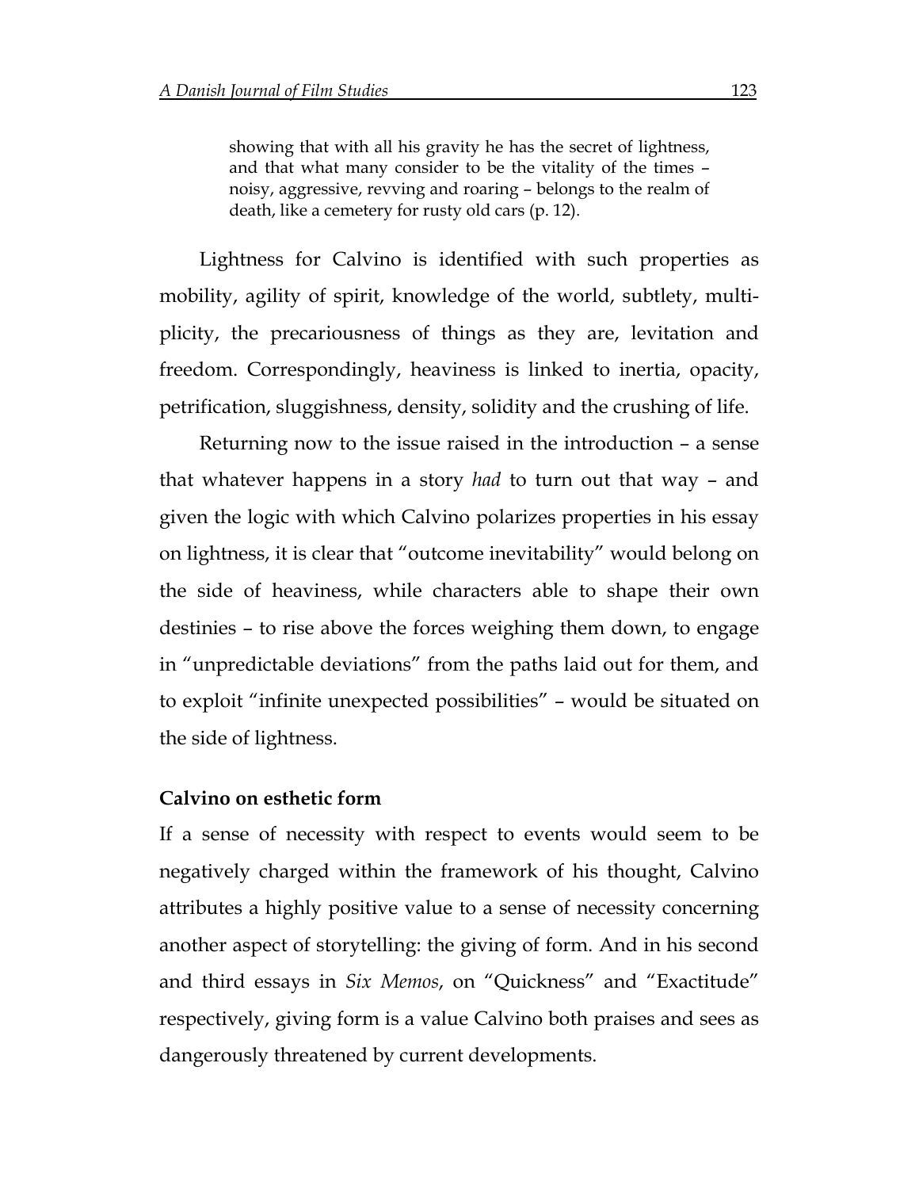> showing that with all his gravity he has the secret of lightness, and that what many consider to be the vitality of the times – noisy, aggressive, revving and roaring – belongs to the realm of death, like a cemetery for rusty old cars (p. 12).

Lightness for Calvino is identified with such properties as mobility, agility of spirit, knowledge of the world, subtlety, multiplicity, the precariousness of things as they are, levitation and freedom. Correspondingly, heaviness is linked to inertia, opacity, petrification, sluggishness, density, solidity and the crushing of life.

Returning now to the issue raised in the introduction – a sense that whatever happens in a story *had* to turn out that way – and given the logic with which Calvino polarizes properties in his essay on lightness, it is clear that "outcome inevitability" would belong on the side of heaviness, while characters able to shape their own destinies – to rise above the forces weighing them down, to engage in "unpredictable deviations" from the paths laid out for them, and to exploit "infinite unexpected possibilities" – would be situated on the side of lightness.

**Calvino on esthetic form**

If a sense of necessity with respect to events would seem to be negatively charged within the framework of his thought, Calvino attributes a highly positive value to a sense of necessity concerning another aspect of storytelling: the giving of form. And in his second and third essays in *Six Memos*, on "Quickness" and "Exactitude" respectively, giving form is a value Calvino both praises and sees as dangerously threatened by current developments.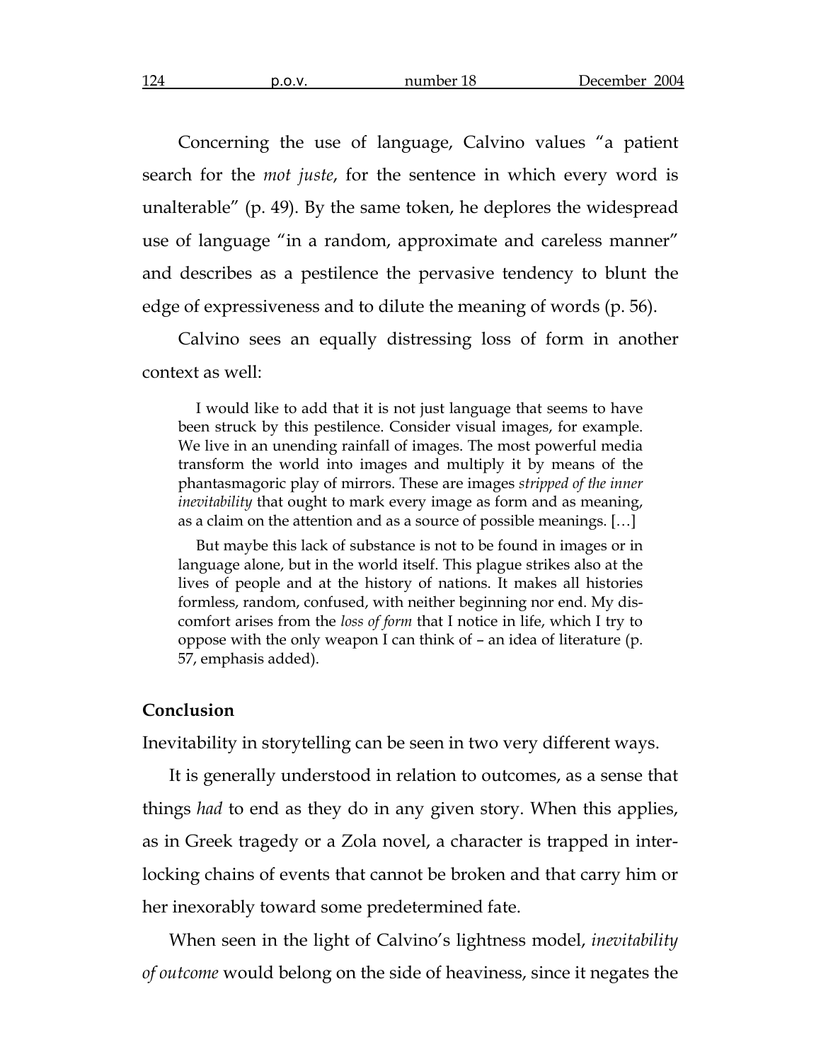Concerning the use of language, Calvino values "a patient search for the *mot juste*, for the sentence in which every word is unalterable" (p. 49). By the same token, he deplores the widespread use of language "in a random, approximate and careless manner" and describes as a pestilence the pervasive tendency to blunt the edge of expressiveness and to dilute the meaning of words (p. 56).

Calvino sees an equally distressing loss of form in another context as well:

> I would like to add that it is not just language that seems to have been struck by this pestilence. Consider visual images, for example. We live in an unending rainfall of images. The most powerful media transform the world into images and multiply it by means of the phantasmagoric play of mirrors. These are images *stripped of the inner inevitability* that ought to mark every image as form and as meaning, as a claim on the attention and as a source of possible meanings. […]
>
> But maybe this lack of substance is not to be found in images or in language alone, but in the world itself. This plague strikes also at the lives of people and at the history of nations. It makes all histories formless, random, confused, with neither beginning nor end. My discomfort arises from the *loss of form* that I notice in life, which I try to oppose with the only weapon I can think of – an idea of literature (p. 57, emphasis added).

**Conclusion**

Inevitability in storytelling can be seen in two very different ways.

It is generally understood in relation to outcomes, as a sense that things *had* to end as they do in any given story. When this applies, as in Greek tragedy or a Zola novel, a character is trapped in interlocking chains of events that cannot be broken and that carry him or her inexorably toward some predetermined fate.

When seen in the light of Calvino's lightness model, *inevitability of outcome* would belong on the side of heaviness, since it negates the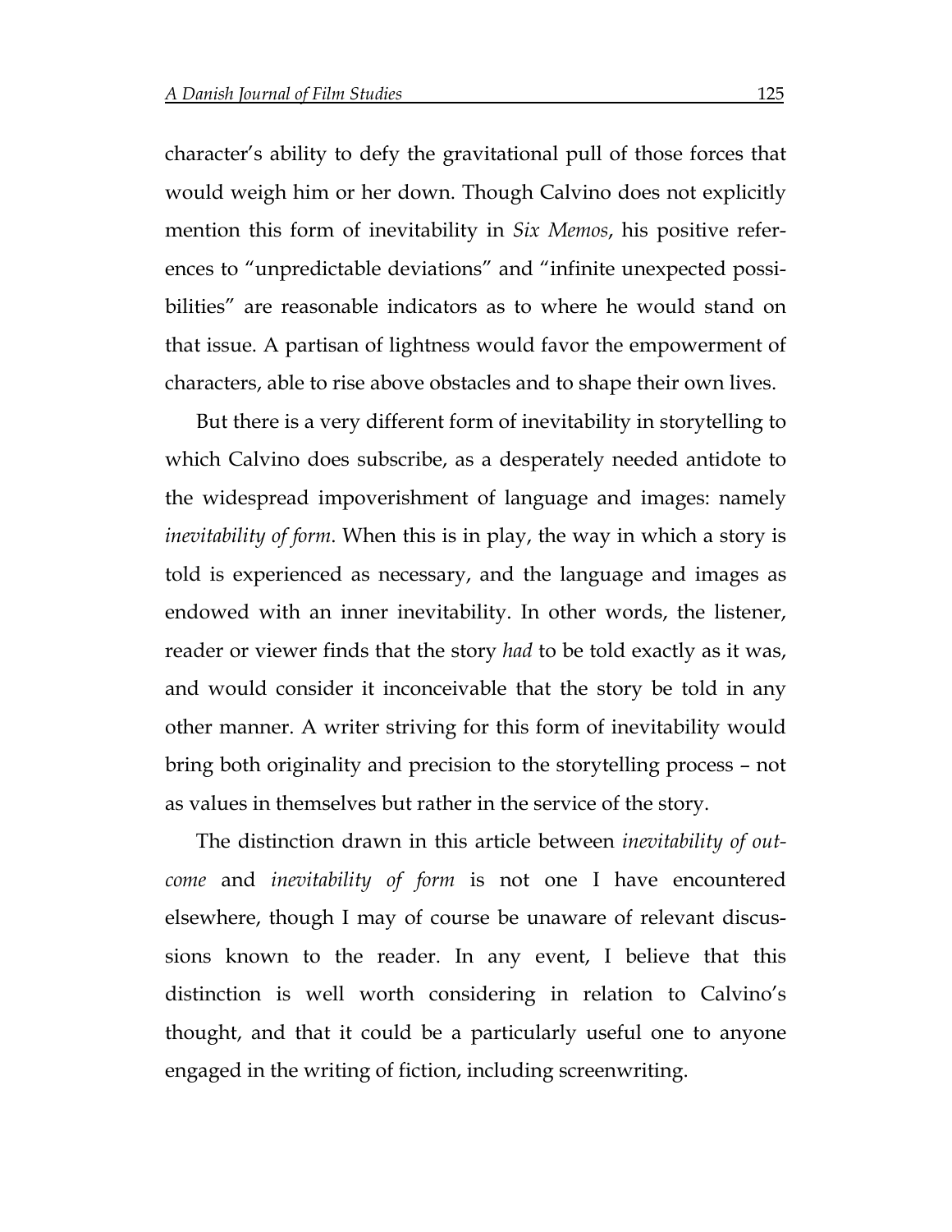character's ability to defy the gravitational pull of those forces that would weigh him or her down. Though Calvino does not explicitly mention this form of inevitability in *Six Memos*, his positive references to "unpredictable deviations" and "infinite unexpected possibilities" are reasonable indicators as to where he would stand on that issue. A partisan of lightness would favor the empowerment of characters, able to rise above obstacles and to shape their own lives.

But there is a very different form of inevitability in storytelling to which Calvino does subscribe, as a desperately needed antidote to the widespread impoverishment of language and images: namely *inevitability of form*. When this is in play, the way in which a story is told is experienced as necessary, and the language and images as endowed with an inner inevitability. In other words, the listener, reader or viewer finds that the story *had* to be told exactly as it was, and would consider it inconceivable that the story be told in any other manner. A writer striving for this form of inevitability would bring both originality and precision to the storytelling process – not as values in themselves but rather in the service of the story.

The distinction drawn in this article between *inevitability of outcome* and *inevitability of form* is not one I have encountered elsewhere, though I may of course be unaware of relevant discussions known to the reader. In any event, I believe that this distinction is well worth considering in relation to Calvino's thought, and that it could be a particularly useful one to anyone engaged in the writing of fiction, including screenwriting.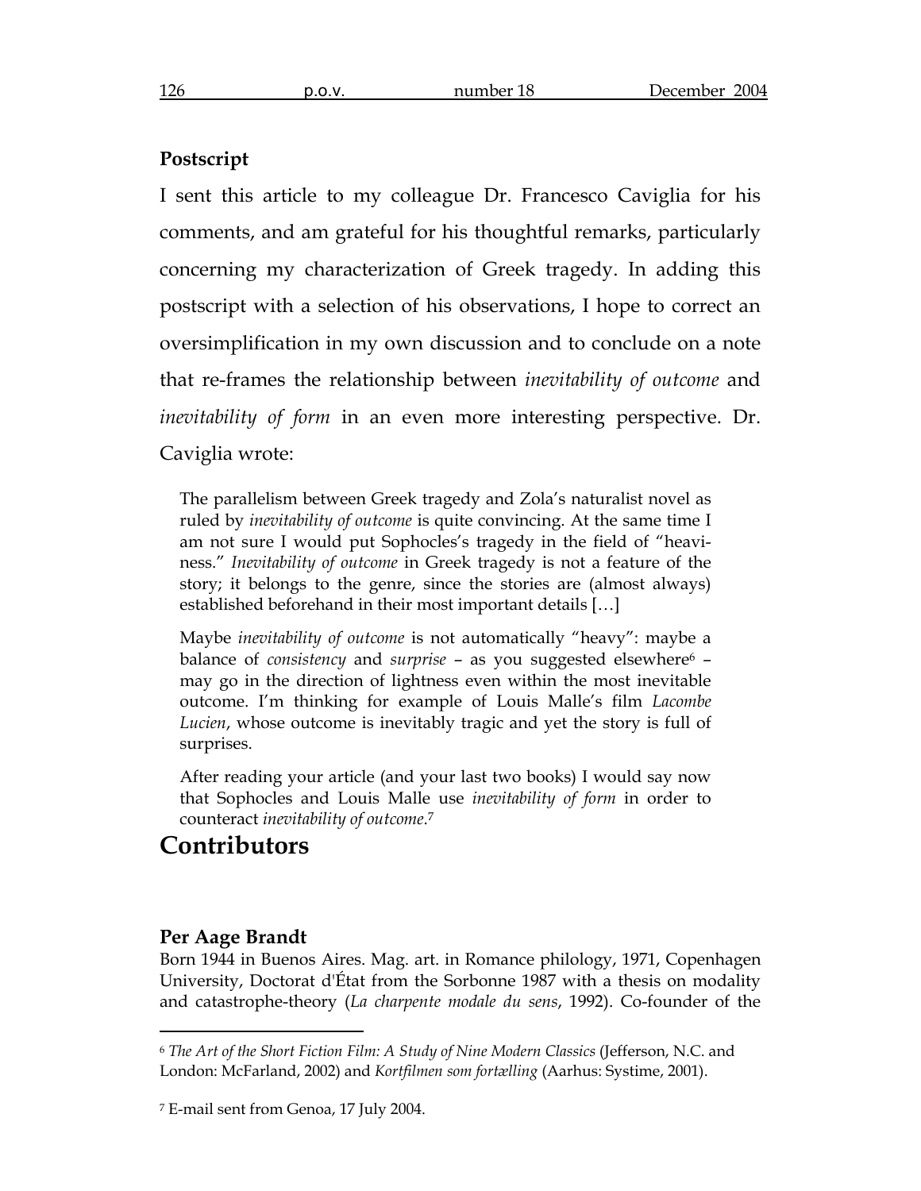**Postscript**

I sent this article to my colleague Dr. Francesco Caviglia for his comments, and am grateful for his thoughtful remarks, particularly concerning my characterization of Greek tragedy. In adding this postscript with a selection of his observations, I hope to correct an oversimplification in my own discussion and to conclude on a note that re-frames the relationship between *inevitability of outcome* and *inevitability of form* in an even more interesting perspective. Dr. Caviglia wrote:

> The parallelism between Greek tragedy and Zola's naturalist novel as ruled by *inevitability of outcome* is quite convincing. At the same time I am not sure I would put Sophocles's tragedy in the field of "heaviness." *Inevitability of outcome* in Greek tragedy is not a feature of the story; it belongs to the genre, since the stories are (almost always) established beforehand in their most important details […]
>
> Maybe *inevitability of outcome* is not automatically "heavy": maybe a balance of *consistency* and *surprise* – as you suggested elsewhere[6] – may go in the direction of lightness even within the most inevitable outcome. I'm thinking for example of Louis Malle's film *Lacombe Lucien*, whose outcome is inevitably tragic and yet the story is full of surprises.
>
> After reading your article (and your last two books) I would say now that Sophocles and Louis Malle use *inevitability of form* in order to counteract *inevitability of outcome*.[7]

# Contributors

**Per Aage Brandt**

Born 1944 in Buenos Aires. Mag. art. in Romance philology, 1971, Copenhagen University, Doctorat d'État from the Sorbonne 1987 with a thesis on modality and catastrophe-theory (*La charpente modale du sens*, 1992). Co-founder of the

---

[6] *The Art of the Short Fiction Film: A Study of Nine Modern Classics* (Jefferson, N.C. and London: McFarland, 2002) and *Kortfilmen som fortælling* (Aarhus: Systime, 2001).

[7] E-mail sent from Genoa, 17 July 2004.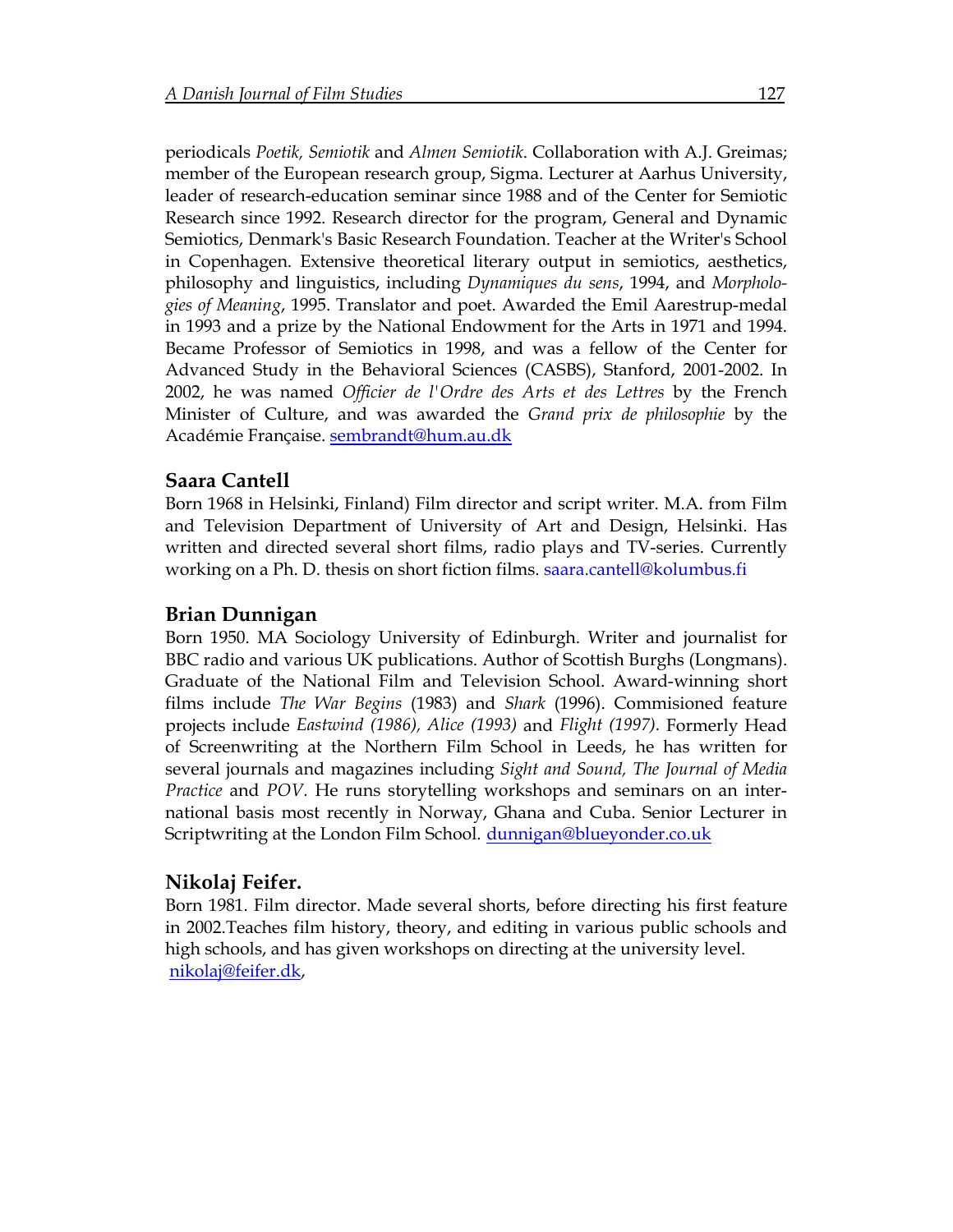periodicals *Poetik, Semiotik* and *Almen Semiotik*. Collaboration with A.J. Greimas; member of the European research group, Sigma. Lecturer at Aarhus University, leader of research-education seminar since 1988 and of the Center for Semiotic Research since 1992. Research director for the program, General and Dynamic Semiotics, Denmark's Basic Research Foundation. Teacher at the Writer's School in Copenhagen. Extensive theoretical literary output in semiotics, aesthetics, philosophy and linguistics, including *Dynamiques du sens*, 1994, and *Morphologies of Meaning*, 1995. Translator and poet. Awarded the Emil Aarestrup-medal in 1993 and a prize by the National Endowment for the Arts in 1971 and 1994. Became Professor of Semiotics in 1998, and was a fellow of the Center for Advanced Study in the Behavioral Sciences (CASBS), Stanford, 2001-2002. In 2002, he was named *Officier de l'Ordre des Arts et des Lettres* by the French Minister of Culture, and was awarded the *Grand prix de philosophie* by the Académie Française. sembrandt@hum.au.dk

### Saara Cantell

Born 1968 in Helsinki, Finland) Film director and script writer. M.A. from Film and Television Department of University of Art and Design, Helsinki. Has written and directed several short films, radio plays and TV-series. Currently working on a Ph. D. thesis on short fiction films. saara.cantell@kolumbus.fi

### Brian Dunnigan

Born 1950. MA Sociology University of Edinburgh. Writer and journalist for BBC radio and various UK publications. Author of Scottish Burghs (Longmans). Graduate of the National Film and Television School. Award-winning short films include *The War Begins* (1983) and *Shark* (1996). Commisioned feature projects include *Eastwind (1986), Alice (1993)* and *Flight (1997).* Formerly Head of Screenwriting at the Northern Film School in Leeds, he has written for several journals and magazines including *Sight and Sound, The Journal of Media Practice* and *POV*. He runs storytelling workshops and seminars on an international basis most recently in Norway, Ghana and Cuba. Senior Lecturer in Scriptwriting at the London Film School. dunnigan@blueyonder.co.uk

### Nikolaj Feifer.

Born 1981. Film director. Made several shorts, before directing his first feature in 2002.Teaches film history, theory, and editing in various public schools and high schools, and has given workshops on directing at the university level. nikolaj@feifer.dk,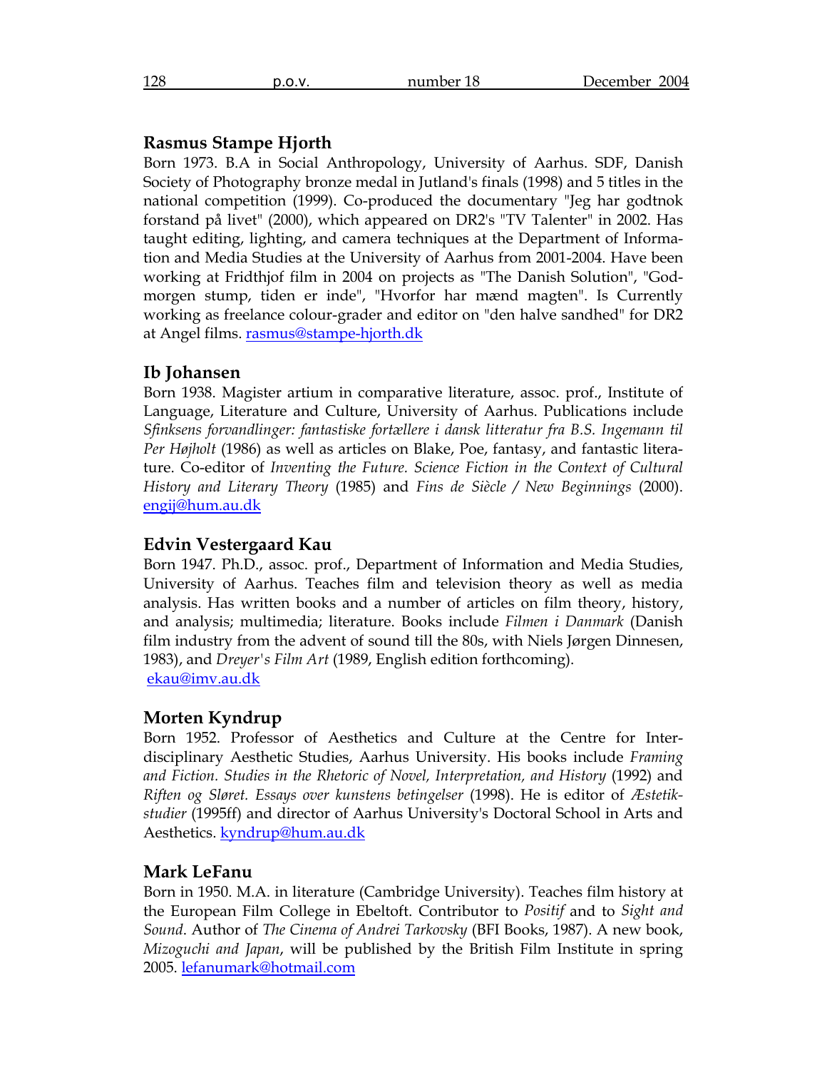### Rasmus Stampe Hjorth

Born 1973. B.A in Social Anthropology, University of Aarhus. SDF, Danish Society of Photography bronze medal in Jutland's finals (1998) and 5 titles in the national competition (1999). Co-produced the documentary "Jeg har godtnok forstand på livet" (2000), which appeared on DR2's "TV Talenter" in 2002. Has taught editing, lighting, and camera techniques at the Department of Information and Media Studies at the University of Aarhus from 2001-2004. Have been working at Fridthjof film in 2004 on projects as "The Danish Solution", "Godmorgen stump, tiden er inde", "Hvorfor har mænd magten". Is Currently working as freelance colour-grader and editor on "den halve sandhed" for DR2 at Angel films. rasmus@stampe-hjorth.dk

### Ib Johansen

Born 1938. Magister artium in comparative literature, assoc. prof., Institute of Language, Literature and Culture, University of Aarhus. Publications include *Sfinksens forvandlinger: fantastiske fortællere i dansk litteratur fra B.S. Ingemann til Per Højholt* (1986) as well as articles on Blake, Poe, fantasy, and fantastic literature. Co-editor of *Inventing the Future. Science Fiction in the Context of Cultural History and Literary Theory* (1985) and *Fins de Siècle / New Beginnings* (2000). engij@hum.au.dk

### Edvin Vestergaard Kau

Born 1947. Ph.D., assoc. prof., Department of Information and Media Studies, University of Aarhus. Teaches film and television theory as well as media analysis. Has written books and a number of articles on film theory, history, and analysis; multimedia; literature. Books include *Filmen i Danmark* (Danish film industry from the advent of sound till the 80s, with Niels Jørgen Dinnesen, 1983), and *Dreyer's Film Art* (1989, English edition forthcoming). ekau@imv.au.dk

### Morten Kyndrup

Born 1952. Professor of Aesthetics and Culture at the Centre for Interdisciplinary Aesthetic Studies, Aarhus University. His books include *Framing and Fiction. Studies in the Rhetoric of Novel, Interpretation, and History* (1992) and *Riften og Sløret. Essays over kunstens betingelser* (1998). He is editor of *Æstetikstudier* (1995ff) and director of Aarhus University's Doctoral School in Arts and Aesthetics. kyndrup@hum.au.dk

### Mark LeFanu

Born in 1950. M.A. in literature (Cambridge University). Teaches film history at the European Film College in Ebeltoft. Contributor to *Positif* and to *Sight and Sound*. Author of *The Cinema of Andrei Tarkovsky* (BFI Books, 1987). A new book, *Mizoguchi and Japan*, will be published by the British Film Institute in spring 2005. lefanumark@hotmail.com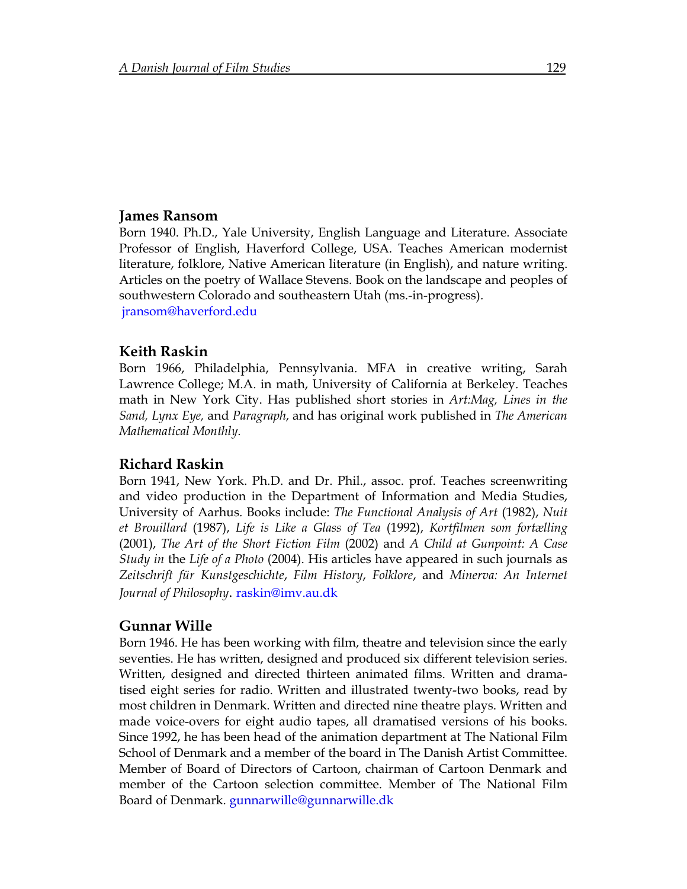## James Ransom

Born 1940. Ph.D., Yale University, English Language and Literature. Associate Professor of English, Haverford College, USA. Teaches American modernist literature, folklore, Native American literature (in English), and nature writing. Articles on the poetry of Wallace Stevens. Book on the landscape and peoples of southwestern Colorado and southeastern Utah (ms.-in-progress).
jransom@haverford.edu

## Keith Raskin

Born 1966, Philadelphia, Pennsylvania. MFA in creative writing, Sarah Lawrence College; M.A. in math, University of California at Berkeley. Teaches math in New York City. Has published short stories in *Art:Mag, Lines in the Sand, Lynx Eye,* and *Paragraph*, and has original work published in *The American Mathematical Monthly*.

## Richard Raskin

Born 1941, New York. Ph.D. and Dr. Phil., assoc. prof. Teaches screenwriting and video production in the Department of Information and Media Studies, University of Aarhus. Books include: *The Functional Analysis of Art* (1982), *Nuit et Brouillard* (1987), *Life is Like a Glass of Tea* (1992), *Kortfilmen som fortælling* (2001), *The Art of the Short Fiction Film* (2002) and *A Child at Gunpoint: A Case Study in* the *Life of a Photo* (2004). His articles have appeared in such journals as *Zeitschrift für Kunstgeschichte*, *Film History*, *Folklore*, and *Minerva: An Internet Journal of Philosophy*. raskin@imv.au.dk

## Gunnar Wille

Born 1946. He has been working with film, theatre and television since the early seventies. He has written, designed and produced six different television series. Written, designed and directed thirteen animated films. Written and dramatised eight series for radio. Written and illustrated twenty-two books, read by most children in Denmark. Written and directed nine theatre plays. Written and made voice-overs for eight audio tapes, all dramatised versions of his books. Since 1992, he has been head of the animation department at The National Film School of Denmark and a member of the board in The Danish Artist Committee. Member of Board of Directors of Cartoon, chairman of Cartoon Denmark and member of the Cartoon selection committee. Member of The National Film Board of Denmark. gunnarwille@gunnarwille.dk